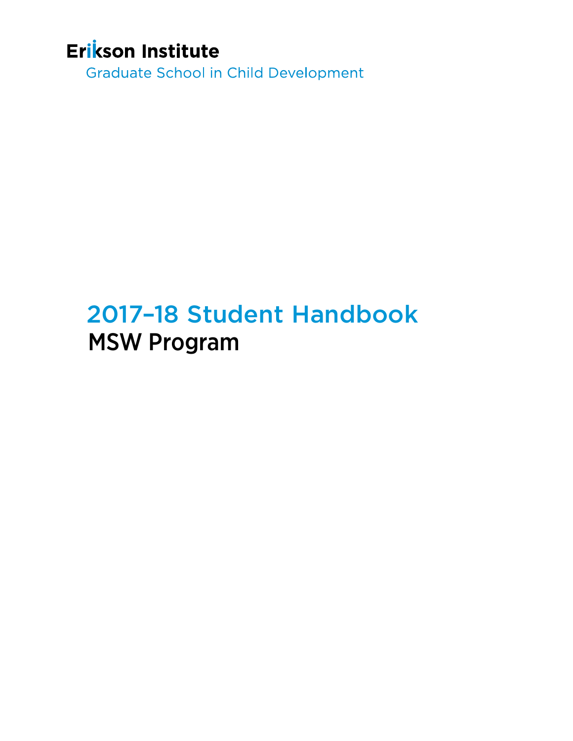Erikson Institute

Graduate School in Child Development

# 2017–18 Student Handbook

## MSW Program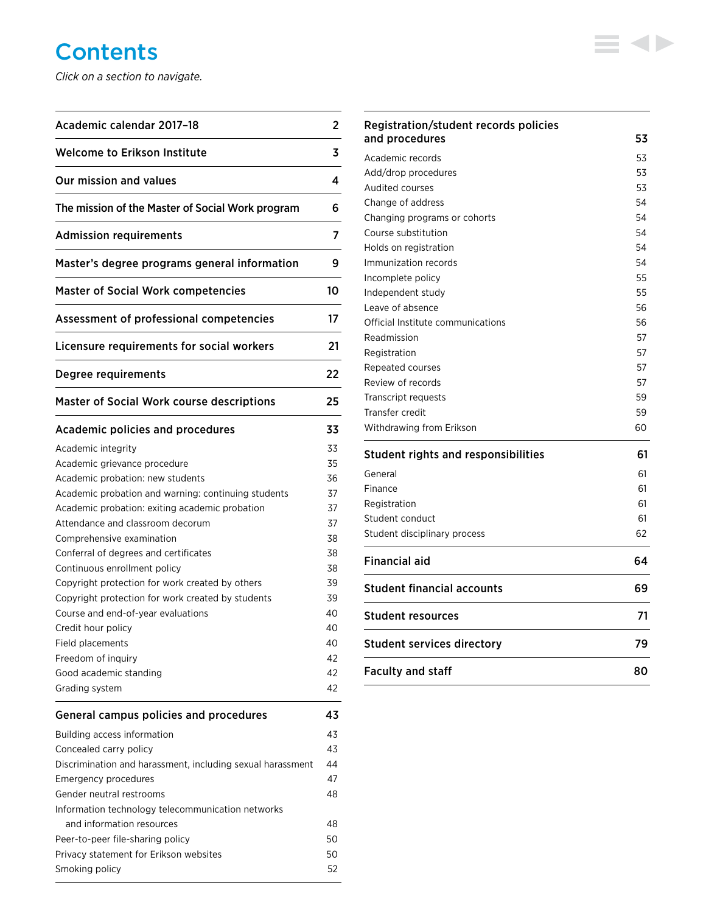# Contents

*Click on a section to navigate.*

| Section | Page |
|---|---|
| **Academic calendar 2017–18** | **2** |
| **Welcome to Erikson Institute** | **3** |
| **Our mission and values** | **4** |
| **The mission of the Master of Social Work program** | **6** |
| **Admission requirements** | **7** |
| **Master's degree programs general information** | **9** |
| **Master of Social Work competencies** | **10** |
| **Assessment of professional competencies** | **17** |
| **Licensure requirements for social workers** | **21** |
| **Degree requirements** | **22** |
| **Master of Social Work course descriptions** | **25** |
| **Academic policies and procedures** | **33** |
| Academic integrity | 33 |
| Academic grievance procedure | 35 |
| Academic probation: new students | 36 |
| Academic probation and warning: continuing students | 37 |
| Academic probation: exiting academic probation | 37 |
| Attendance and classroom decorum | 37 |
| Comprehensive examination | 38 |
| Conferral of degrees and certificates | 38 |
| Continuous enrollment policy | 38 |
| Copyright protection for work created by others | 39 |
| Copyright protection for work created by students | 39 |
| Course and end-of-year evaluations | 40 |
| Credit hour policy | 40 |
| Field placements | 40 |
| Freedom of inquiry | 42 |
| Good academic standing | 42 |
| Grading system | 42 |
| **General campus policies and procedures** | **43** |
| Building access information | 43 |
| Concealed carry policy | 43 |
| Discrimination and harassment, including sexual harassment | 44 |
| Emergency procedures | 47 |
| Gender neutral restrooms | 48 |
| Information technology telecommunication networks and information resources | 48 |
| Peer-to-peer file-sharing policy | 50 |
| Privacy statement for Erikson websites | 50 |
| Smoking policy | 52 |
| **Registration/student records policies and procedures** | **53** |
| Academic records | 53 |
| Add/drop procedures | 53 |
| Audited courses | 53 |
| Change of address | 54 |
| Changing programs or cohorts | 54 |
| Course substitution | 54 |
| Holds on registration | 54 |
| Immunization records | 54 |
| Incomplete policy | 55 |
| Independent study | 55 |
| Leave of absence | 56 |
| Official Institute communications | 56 |
| Readmission | 57 |
| Registration | 57 |
| Repeated courses | 57 |
| Review of records | 57 |
| Transcript requests | 59 |
| Transfer credit | 59 |
| Withdrawing from Erikson | 60 |
| **Student rights and responsibilities** | **61** |
| General | 61 |
| Finance | 61 |
| Registration | 61 |
| Student conduct | 61 |
| Student disciplinary process | 62 |
| **Financial aid** | **64** |
| **Student financial accounts** | **69** |
| **Student resources** | **71** |
| **Student services directory** | **79** |
| **Faculty and staff** | **80** |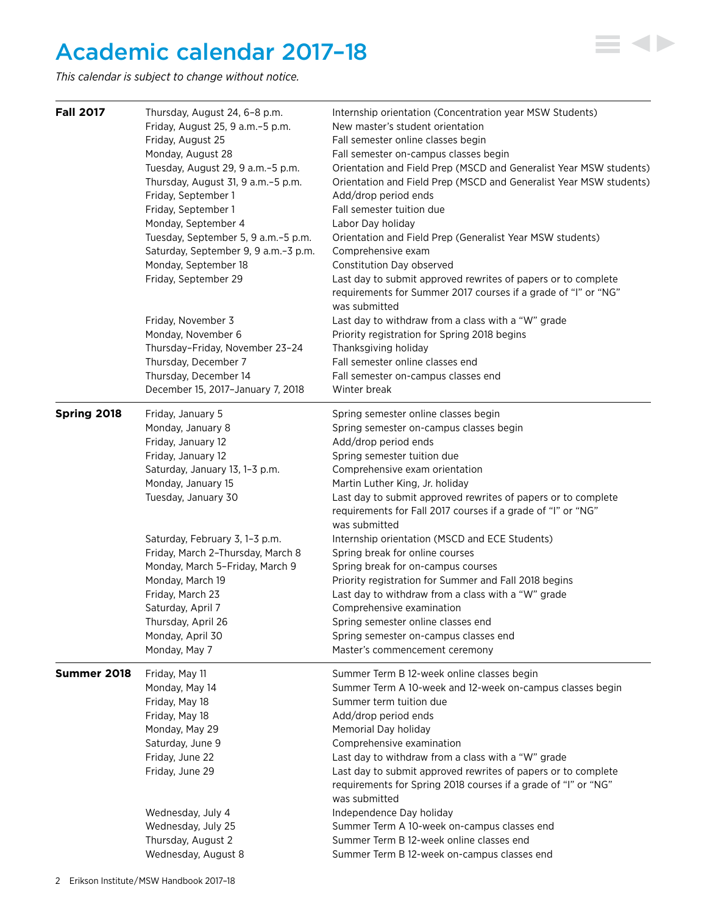# Academic calendar 2017–18

*This calendar is subject to change without notice.*

| Term | Date | Event |
|---|---|---|
| **Fall 2017** | Thursday, August 24, 6–8 p.m. | Internship orientation (Concentration year MSW Students) |
| | Friday, August 25, 9 a.m.–5 p.m. | New master's student orientation |
| | Friday, August 25 | Fall semester online classes begin |
| | Monday, August 28 | Fall semester on-campus classes begin |
| | Tuesday, August 29, 9 a.m.–5 p.m. | Orientation and Field Prep (MSCD and Generalist Year MSW students) |
| | Thursday, August 31, 9 a.m.–5 p.m. | Orientation and Field Prep (MSCD and Generalist Year MSW students) |
| | Friday, September 1 | Add/drop period ends |
| | Friday, September 1 | Fall semester tuition due |
| | Monday, September 4 | Labor Day holiday |
| | Tuesday, September 5, 9 a.m.–5 p.m. | Orientation and Field Prep (Generalist Year MSW students) |
| | Saturday, September 9, 9 a.m.–3 p.m. | Comprehensive exam |
| | Monday, September 18 | Constitution Day observed |
| | Friday, September 29 | Last day to submit approved rewrites of papers or to complete requirements for Summer 2017 courses if a grade of "I" or "NG" was submitted |
| | Friday, November 3 | Last day to withdraw from a class with a "W" grade |
| | Monday, November 6 | Priority registration for Spring 2018 begins |
| | Thursday–Friday, November 23–24 | Thanksgiving holiday |
| | Thursday, December 7 | Fall semester online classes end |
| | Thursday, December 14 | Fall semester on-campus classes end |
| | December 15, 2017–January 7, 2018 | Winter break |
| **Spring 2018** | Friday, January 5 | Spring semester online classes begin |
| | Monday, January 8 | Spring semester on-campus classes begin |
| | Friday, January 12 | Add/drop period ends |
| | Friday, January 12 | Spring semester tuition due |
| | Saturday, January 13, 1–3 p.m. | Comprehensive exam orientation |
| | Monday, January 15 | Martin Luther King, Jr. holiday |
| | Tuesday, January 30 | Last day to submit approved rewrites of papers or to complete requirements for Fall 2017 courses if a grade of "I" or "NG" was submitted |
| | Saturday, February 3, 1–3 p.m. | Internship orientation (MSCD and ECE Students) |
| | Friday, March 2–Thursday, March 8 | Spring break for online courses |
| | Monday, March 5–Friday, March 9 | Spring break for on-campus courses |
| | Monday, March 19 | Priority registration for Summer and Fall 2018 begins |
| | Friday, March 23 | Last day to withdraw from a class with a "W" grade |
| | Saturday, April 7 | Comprehensive examination |
| | Thursday, April 26 | Spring semester online classes end |
| | Monday, April 30 | Spring semester on-campus classes end |
| | Monday, May 7 | Master's commencement ceremony |
| **Summer 2018** | Friday, May 11 | Summer Term B 12-week online classes begin |
| | Monday, May 14 | Summer Term A 10-week and 12-week on-campus classes begin |
| | Friday, May 18 | Summer term tuition due |
| | Friday, May 18 | Add/drop period ends |
| | Monday, May 29 | Memorial Day holiday |
| | Saturday, June 9 | Comprehensive examination |
| | Friday, June 22 | Last day to withdraw from a class with a "W" grade |
| | Friday, June 29 | Last day to submit approved rewrites of papers or to complete requirements for Spring 2018 courses if a grade of "I" or "NG" was submitted |
| | Wednesday, July 4 | Independence Day holiday |
| | Wednesday, July 25 | Summer Term A 10-week on-campus classes end |
| | Thursday, August 2 | Summer Term B 12-week online classes end |
| | Wednesday, August 8 | Summer Term B 12-week on-campus classes end |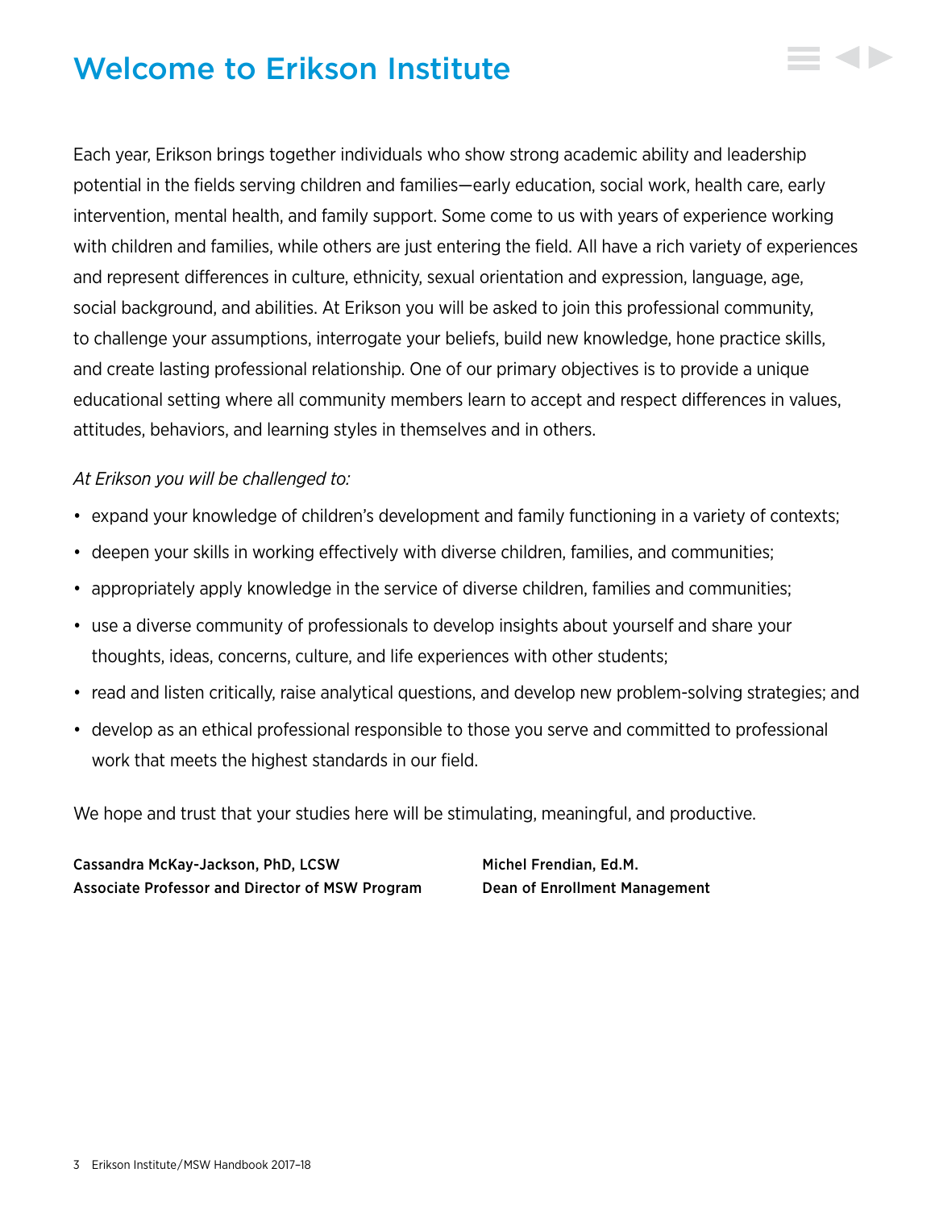# Welcome to Erikson Institute

Each year, Erikson brings together individuals who show strong academic ability and leadership potential in the fields serving children and families—early education, social work, health care, early intervention, mental health, and family support. Some come to us with years of experience working with children and families, while others are just entering the field. All have a rich variety of experiences and represent differences in culture, ethnicity, sexual orientation and expression, language, age, social background, and abilities. At Erikson you will be asked to join this professional community, to challenge your assumptions, interrogate your beliefs, build new knowledge, hone practice skills, and create lasting professional relationship. One of our primary objectives is to provide a unique educational setting where all community members learn to accept and respect differences in values, attitudes, behaviors, and learning styles in themselves and in others.

*At Erikson you will be challenged to:*

- expand your knowledge of children's development and family functioning in a variety of contexts;
- deepen your skills in working effectively with diverse children, families, and communities;
- appropriately apply knowledge in the service of diverse children, families and communities;
- use a diverse community of professionals to develop insights about yourself and share your thoughts, ideas, concerns, culture, and life experiences with other students;
- read and listen critically, raise analytical questions, and develop new problem-solving strategies; and
- develop as an ethical professional responsible to those you serve and committed to professional work that meets the highest standards in our field.

We hope and trust that your studies here will be stimulating, meaningful, and productive.

**Cassandra McKay-Jackson, PhD, LCSW**
**Associate Professor and Director of MSW Program**

**Michel Frendian, Ed.M.**
**Dean of Enrollment Management**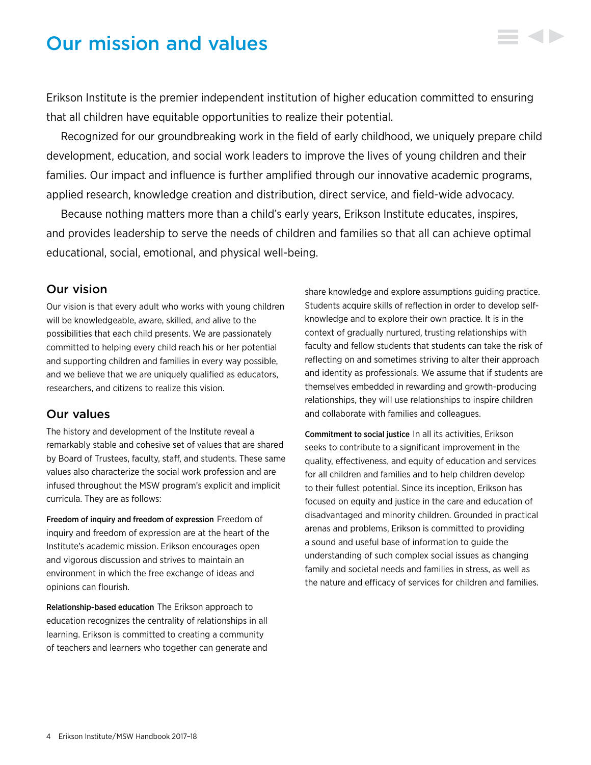# Our mission and values

Erikson Institute is the premier independent institution of higher education committed to ensuring that all children have equitable opportunities to realize their potential.

Recognized for our groundbreaking work in the field of early childhood, we uniquely prepare child development, education, and social work leaders to improve the lives of young children and their families. Our impact and influence is further amplified through our innovative academic programs, applied research, knowledge creation and distribution, direct service, and field-wide advocacy.

Because nothing matters more than a child's early years, Erikson Institute educates, inspires, and provides leadership to serve the needs of children and families so that all can achieve optimal educational, social, emotional, and physical well-being.

## Our vision

Our vision is that every adult who works with young children will be knowledgeable, aware, skilled, and alive to the possibilities that each child presents. We are passionately committed to helping every child reach his or her potential and supporting children and families in every way possible, and we believe that we are uniquely qualified as educators, researchers, and citizens to realize this vision.

## Our values

The history and development of the Institute reveal a remarkably stable and cohesive set of values that are shared by Board of Trustees, faculty, staff, and students. These same values also characterize the social work profession and are infused throughout the MSW program's explicit and implicit curricula. They are as follows:

**Freedom of inquiry and freedom of expression** Freedom of inquiry and freedom of expression are at the heart of the Institute's academic mission. Erikson encourages open and vigorous discussion and strives to maintain an environment in which the free exchange of ideas and opinions can flourish.

**Relationship-based education** The Erikson approach to education recognizes the centrality of relationships in all learning. Erikson is committed to creating a community of teachers and learners who together can generate and share knowledge and explore assumptions guiding practice. Students acquire skills of reflection in order to develop self-knowledge and to explore their own practice. It is in the context of gradually nurtured, trusting relationships with faculty and fellow students that students can take the risk of reflecting on and sometimes striving to alter their approach and identity as professionals. We assume that if students are themselves embedded in rewarding and growth-producing relationships, they will use relationships to inspire children and collaborate with families and colleagues.

**Commitment to social justice** In all its activities, Erikson seeks to contribute to a significant improvement in the quality, effectiveness, and equity of education and services for all children and families and to help children develop to their fullest potential. Since its inception, Erikson has focused on equity and justice in the care and education of disadvantaged and minority children. Grounded in practical arenas and problems, Erikson is committed to providing a sound and useful base of information to guide the understanding of such complex social issues as changing family and societal needs and families in stress, as well as the nature and efficacy of services for children and families.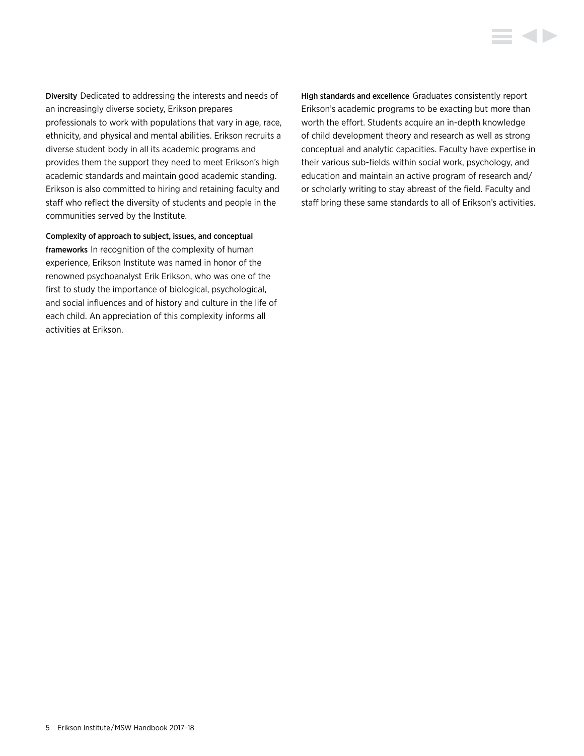**Diversity** Dedicated to addressing the interests and needs of an increasingly diverse society, Erikson prepares professionals to work with populations that vary in age, race, ethnicity, and physical and mental abilities. Erikson recruits a diverse student body in all its academic programs and provides them the support they need to meet Erikson's high academic standards and maintain good academic standing. Erikson is also committed to hiring and retaining faculty and staff who reflect the diversity of students and people in the communities served by the Institute.

**Complexity of approach to subject, issues, and conceptual frameworks** In recognition of the complexity of human experience, Erikson Institute was named in honor of the renowned psychoanalyst Erik Erikson, who was one of the first to study the importance of biological, psychological, and social influences and of history and culture in the life of each child. An appreciation of this complexity informs all activities at Erikson.

**High standards and excellence** Graduates consistently report Erikson's academic programs to be exacting but more than worth the effort. Students acquire an in-depth knowledge of child development theory and research as well as strong conceptual and analytic capacities. Faculty have expertise in their various sub-fields within social work, psychology, and education and maintain an active program of research and/or scholarly writing to stay abreast of the field. Faculty and staff bring these same standards to all of Erikson's activities.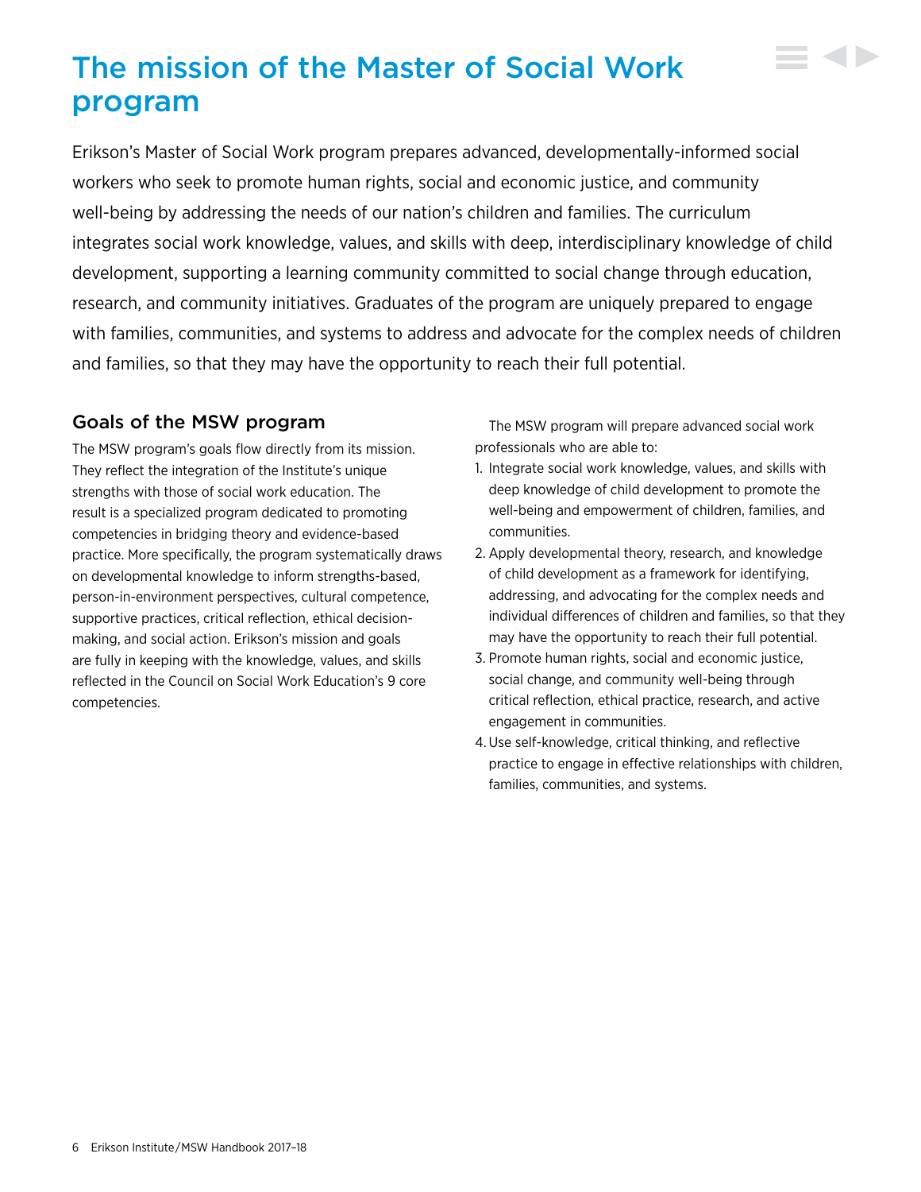# The mission of the Master of Social Work program

Erikson's Master of Social Work program prepares advanced, developmentally-informed social workers who seek to promote human rights, social and economic justice, and community well-being by addressing the needs of our nation's children and families. The curriculum integrates social work knowledge, values, and skills with deep, interdisciplinary knowledge of child development, supporting a learning community committed to social change through education, research, and community initiatives. Graduates of the program are uniquely prepared to engage with families, communities, and systems to address and advocate for the complex needs of children and families, so that they may have the opportunity to reach their full potential.

## Goals of the MSW program

The MSW program's goals flow directly from its mission. They reflect the integration of the Institute's unique strengths with those of social work education. The result is a specialized program dedicated to promoting competencies in bridging theory and evidence-based practice. More specifically, the program systematically draws on developmental knowledge to inform strengths-based, person-in-environment perspectives, cultural competence, supportive practices, critical reflection, ethical decision-making, and social action. Erikson's mission and goals are fully in keeping with the knowledge, values, and skills reflected in the Council on Social Work Education's 9 core competencies.

The MSW program will prepare advanced social work professionals who are able to:

1. Integrate social work knowledge, values, and skills with deep knowledge of child development to promote the well-being and empowerment of children, families, and communities.
2. Apply developmental theory, research, and knowledge of child development as a framework for identifying, addressing, and advocating for the complex needs and individual differences of children and families, so that they may have the opportunity to reach their full potential.
3. Promote human rights, social and economic justice, social change, and community well-being through critical reflection, ethical practice, research, and active engagement in communities.
4. Use self-knowledge, critical thinking, and reflective practice to engage in effective relationships with children, families, communities, and systems.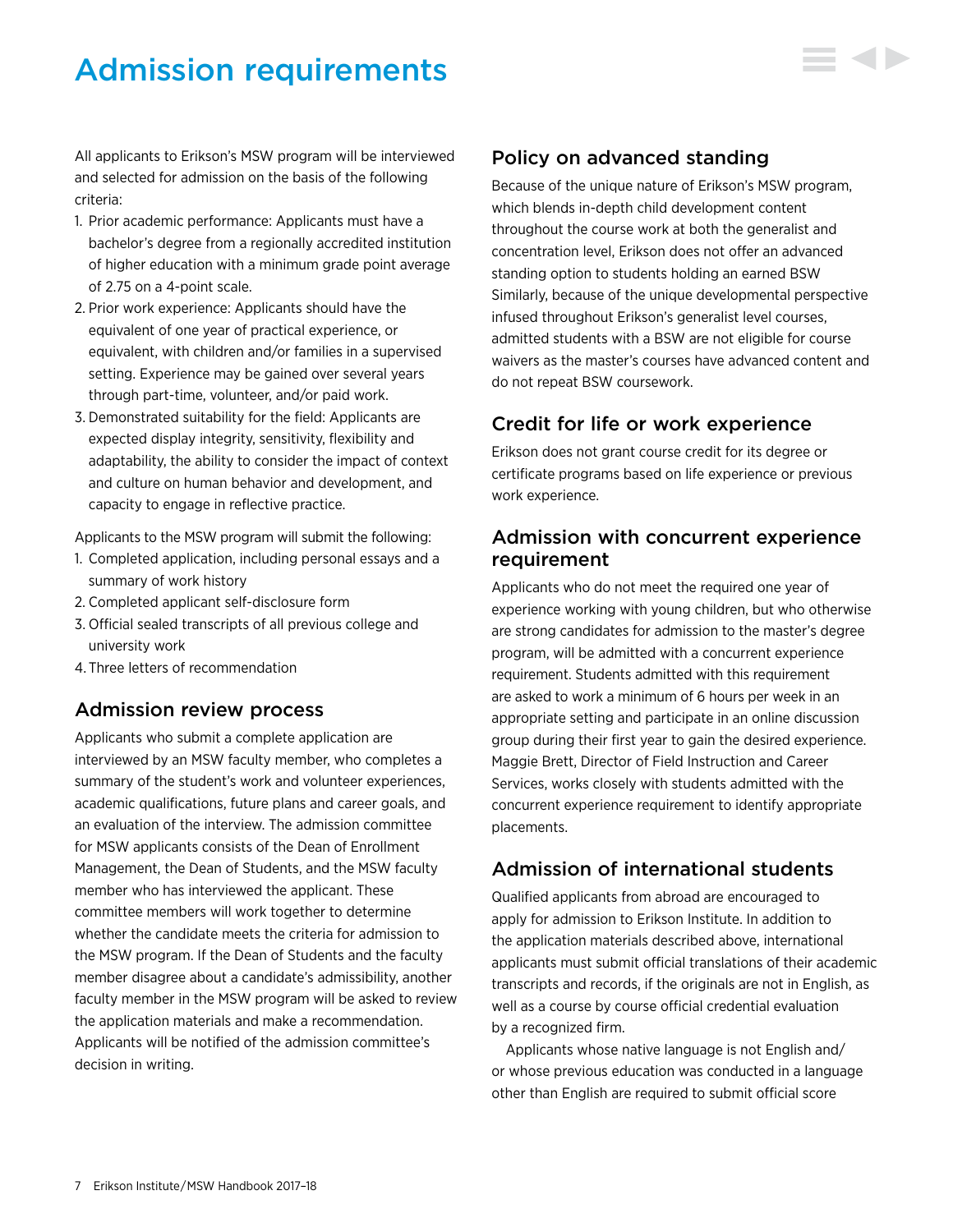# Admission requirements

All applicants to Erikson's MSW program will be interviewed and selected for admission on the basis of the following criteria:

1. Prior academic performance: Applicants must have a bachelor's degree from a regionally accredited institution of higher education with a minimum grade point average of 2.75 on a 4-point scale.
2. Prior work experience: Applicants should have the equivalent of one year of practical experience, or equivalent, with children and/or families in a supervised setting. Experience may be gained over several years through part-time, volunteer, and/or paid work.
3. Demonstrated suitability for the field: Applicants are expected display integrity, sensitivity, flexibility and adaptability, the ability to consider the impact of context and culture on human behavior and development, and capacity to engage in reflective practice.

Applicants to the MSW program will submit the following:

1. Completed application, including personal essays and a summary of work history
2. Completed applicant self-disclosure form
3. Official sealed transcripts of all previous college and university work
4. Three letters of recommendation

## Admission review process

Applicants who submit a complete application are interviewed by an MSW faculty member, who completes a summary of the student's work and volunteer experiences, academic qualifications, future plans and career goals, and an evaluation of the interview. The admission committee for MSW applicants consists of the Dean of Enrollment Management, the Dean of Students, and the MSW faculty member who has interviewed the applicant. These committee members will work together to determine whether the candidate meets the criteria for admission to the MSW program. If the Dean of Students and the faculty member disagree about a candidate's admissibility, another faculty member in the MSW program will be asked to review the application materials and make a recommendation. Applicants will be notified of the admission committee's decision in writing.

## Policy on advanced standing

Because of the unique nature of Erikson's MSW program, which blends in-depth child development content throughout the course work at both the generalist and concentration level, Erikson does not offer an advanced standing option to students holding an earned BSW Similarly, because of the unique developmental perspective infused throughout Erikson's generalist level courses, admitted students with a BSW are not eligible for course waivers as the master's courses have advanced content and do not repeat BSW coursework.

## Credit for life or work experience

Erikson does not grant course credit for its degree or certificate programs based on life experience or previous work experience.

## Admission with concurrent experience requirement

Applicants who do not meet the required one year of experience working with young children, but who otherwise are strong candidates for admission to the master's degree program, will be admitted with a concurrent experience requirement. Students admitted with this requirement are asked to work a minimum of 6 hours per week in an appropriate setting and participate in an online discussion group during their first year to gain the desired experience. Maggie Brett, Director of Field Instruction and Career Services, works closely with students admitted with the concurrent experience requirement to identify appropriate placements.

## Admission of international students

Qualified applicants from abroad are encouraged to apply for admission to Erikson Institute. In addition to the application materials described above, international applicants must submit official translations of their academic transcripts and records, if the originals are not in English, as well as a course by course official credential evaluation by a recognized firm.

Applicants whose native language is not English and/or whose previous education was conducted in a language other than English are required to submit official score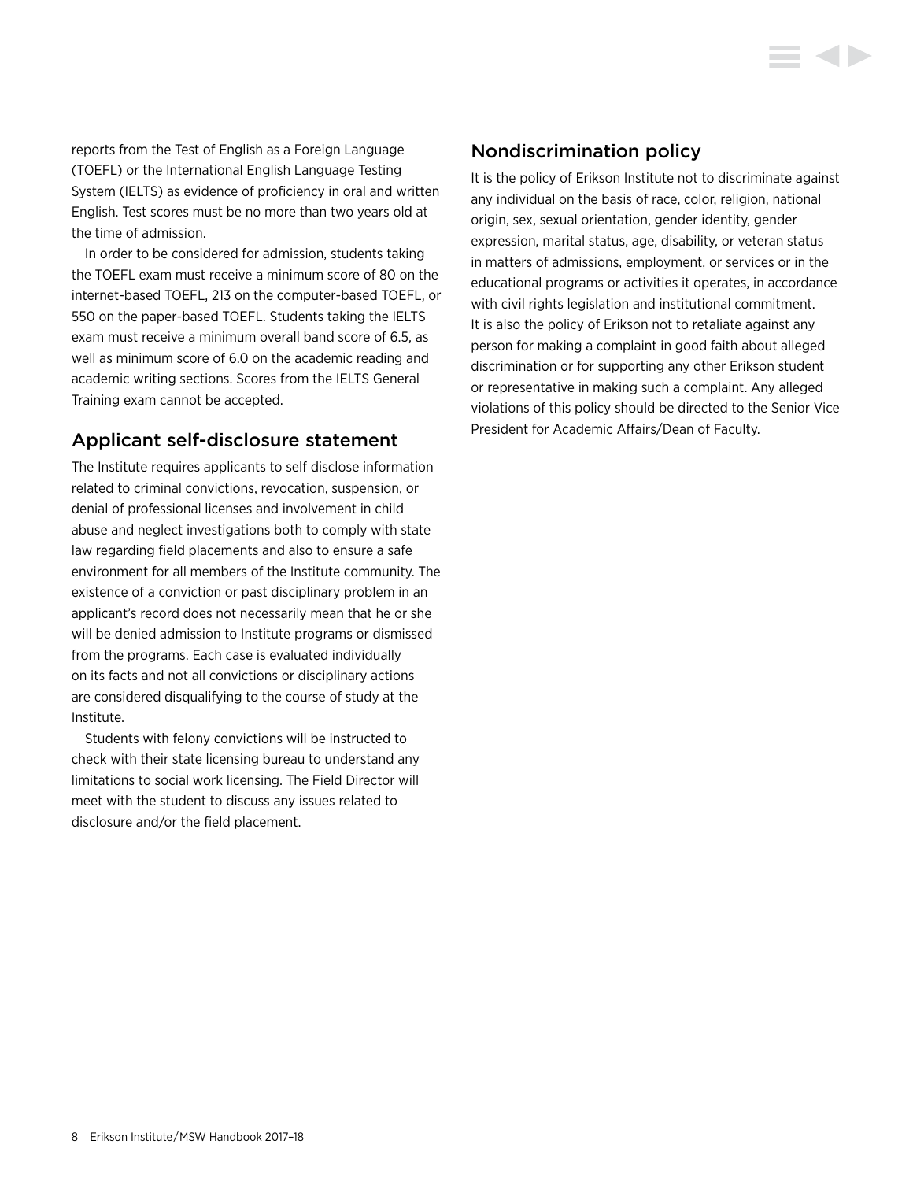reports from the Test of English as a Foreign Language (TOEFL) or the International English Language Testing System (IELTS) as evidence of proficiency in oral and written English. Test scores must be no more than two years old at the time of admission.

In order to be considered for admission, students taking the TOEFL exam must receive a minimum score of 80 on the internet-based TOEFL, 213 on the computer-based TOEFL, or 550 on the paper-based TOEFL. Students taking the IELTS exam must receive a minimum overall band score of 6.5, as well as minimum score of 6.0 on the academic reading and academic writing sections. Scores from the IELTS General Training exam cannot be accepted.

## Applicant self-disclosure statement

The Institute requires applicants to self disclose information related to criminal convictions, revocation, suspension, or denial of professional licenses and involvement in child abuse and neglect investigations both to comply with state law regarding field placements and also to ensure a safe environment for all members of the Institute community. The existence of a conviction or past disciplinary problem in an applicant's record does not necessarily mean that he or she will be denied admission to Institute programs or dismissed from the programs. Each case is evaluated individually on its facts and not all convictions or disciplinary actions are considered disqualifying to the course of study at the Institute.

Students with felony convictions will be instructed to check with their state licensing bureau to understand any limitations to social work licensing. The Field Director will meet with the student to discuss any issues related to disclosure and/or the field placement.

## Nondiscrimination policy

It is the policy of Erikson Institute not to discriminate against any individual on the basis of race, color, religion, national origin, sex, sexual orientation, gender identity, gender expression, marital status, age, disability, or veteran status in matters of admissions, employment, or services or in the educational programs or activities it operates, in accordance with civil rights legislation and institutional commitment. It is also the policy of Erikson not to retaliate against any person for making a complaint in good faith about alleged discrimination or for supporting any other Erikson student or representative in making such a complaint. Any alleged violations of this policy should be directed to the Senior Vice President for Academic Affairs/Dean of Faculty.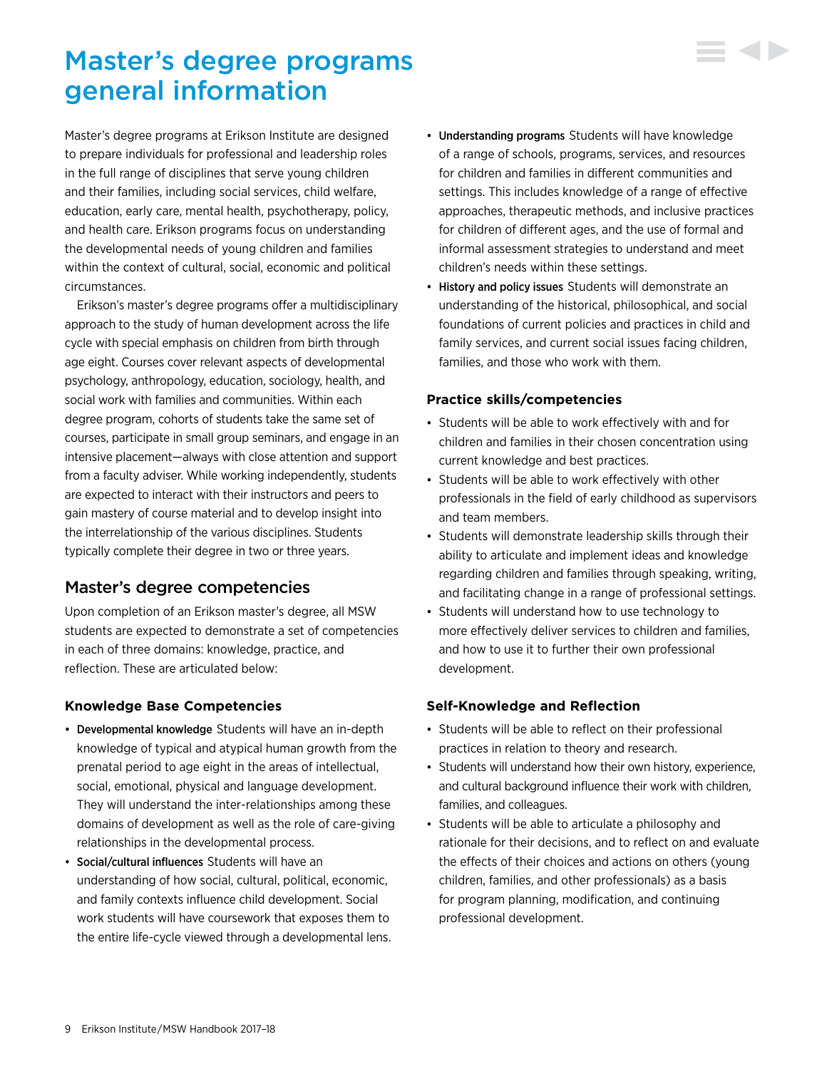# Master's degree programs general information

Master's degree programs at Erikson Institute are designed to prepare individuals for professional and leadership roles in the full range of disciplines that serve young children and their families, including social services, child welfare, education, early care, mental health, psychotherapy, policy, and health care. Erikson programs focus on understanding the developmental needs of young children and families within the context of cultural, social, economic and political circumstances.

Erikson's master's degree programs offer a multidisciplinary approach to the study of human development across the life cycle with special emphasis on children from birth through age eight. Courses cover relevant aspects of developmental psychology, anthropology, education, sociology, health, and social work with families and communities. Within each degree program, cohorts of students take the same set of courses, participate in small group seminars, and engage in an intensive placement—always with close attention and support from a faculty adviser. While working independently, students are expected to interact with their instructors and peers to gain mastery of course material and to develop insight into the interrelationship of the various disciplines. Students typically complete their degree in two or three years.

## Master's degree competencies

Upon completion of an Erikson master's degree, all MSW students are expected to demonstrate a set of competencies in each of three domains: knowledge, practice, and reflection. These are articulated below:

### Knowledge Base Competencies

- **Developmental knowledge** Students will have an in-depth knowledge of typical and atypical human growth from the prenatal period to age eight in the areas of intellectual, social, emotional, physical and language development. They will understand the inter-relationships among these domains of development as well as the role of care-giving relationships in the developmental process.
- **Social/cultural influences** Students will have an understanding of how social, cultural, political, economic, and family contexts influence child development. Social work students will have coursework that exposes them to the entire life-cycle viewed through a developmental lens.
- **Understanding programs** Students will have knowledge of a range of schools, programs, services, and resources for children and families in different communities and settings. This includes knowledge of a range of effective approaches, therapeutic methods, and inclusive practices for children of different ages, and the use of formal and informal assessment strategies to understand and meet children's needs within these settings.
- **History and policy issues** Students will demonstrate an understanding of the historical, philosophical, and social foundations of current policies and practices in child and family services, and current social issues facing children, families, and those who work with them.

### Practice skills/competencies

- Students will be able to work effectively with and for children and families in their chosen concentration using current knowledge and best practices.
- Students will be able to work effectively with other professionals in the field of early childhood as supervisors and team members.
- Students will demonstrate leadership skills through their ability to articulate and implement ideas and knowledge regarding children and families through speaking, writing, and facilitating change in a range of professional settings.
- Students will understand how to use technology to more effectively deliver services to children and families, and how to use it to further their own professional development.

### Self-Knowledge and Reflection

- Students will be able to reflect on their professional practices in relation to theory and research.
- Students will understand how their own history, experience, and cultural background influence their work with children, families, and colleagues.
- Students will be able to articulate a philosophy and rationale for their decisions, and to reflect on and evaluate the effects of their choices and actions on others (young children, families, and other professionals) as a basis for program planning, modification, and continuing professional development.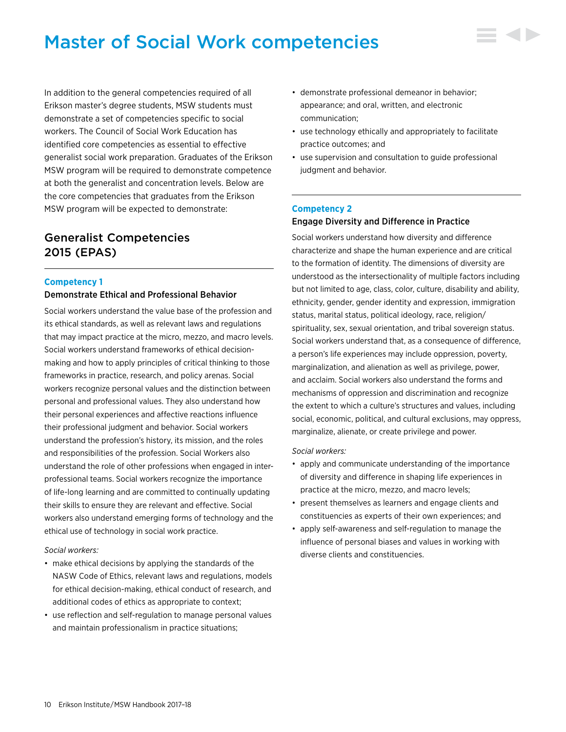# Master of Social Work competencies

In addition to the general competencies required of all Erikson master's degree students, MSW students must demonstrate a set of competencies specific to social workers. The Council of Social Work Education has identified core competencies as essential to effective generalist social work preparation. Graduates of the Erikson MSW program will be required to demonstrate competence at both the generalist and concentration levels. Below are the core competencies that graduates from the Erikson MSW program will be expected to demonstrate:

## Generalist Competencies 2015 (EPAS)

### Competency 1

**Demonstrate Ethical and Professional Behavior**

Social workers understand the value base of the profession and its ethical standards, as well as relevant laws and regulations that may impact practice at the micro, mezzo, and macro levels. Social workers understand frameworks of ethical decision-making and how to apply principles of critical thinking to those frameworks in practice, research, and policy arenas. Social workers recognize personal values and the distinction between personal and professional values. They also understand how their personal experiences and affective reactions influence their professional judgment and behavior. Social workers understand the profession's history, its mission, and the roles and responsibilities of the profession. Social Workers also understand the role of other professions when engaged in inter-professional teams. Social workers recognize the importance of life-long learning and are committed to continually updating their skills to ensure they are relevant and effective. Social workers also understand emerging forms of technology and the ethical use of technology in social work practice.

*Social workers:*

- make ethical decisions by applying the standards of the NASW Code of Ethics, relevant laws and regulations, models for ethical decision-making, ethical conduct of research, and additional codes of ethics as appropriate to context;
- use reflection and self-regulation to manage personal values and maintain professionalism in practice situations;
- demonstrate professional demeanor in behavior; appearance; and oral, written, and electronic communication;
- use technology ethically and appropriately to facilitate practice outcomes; and
- use supervision and consultation to guide professional judgment and behavior.

### Competency 2

**Engage Diversity and Difference in Practice**

Social workers understand how diversity and difference characterize and shape the human experience and are critical to the formation of identity. The dimensions of diversity are understood as the intersectionality of multiple factors including but not limited to age, class, color, culture, disability and ability, ethnicity, gender, gender identity and expression, immigration status, marital status, political ideology, race, religion/spirituality, sex, sexual orientation, and tribal sovereign status. Social workers understand that, as a consequence of difference, a person's life experiences may include oppression, poverty, marginalization, and alienation as well as privilege, power, and acclaim. Social workers also understand the forms and mechanisms of oppression and discrimination and recognize the extent to which a culture's structures and values, including social, economic, political, and cultural exclusions, may oppress, marginalize, alienate, or create privilege and power.

*Social workers:*

- apply and communicate understanding of the importance of diversity and difference in shaping life experiences in practice at the micro, mezzo, and macro levels;
- present themselves as learners and engage clients and constituencies as experts of their own experiences; and
- apply self-awareness and self-regulation to manage the influence of personal biases and values in working with diverse clients and constituencies.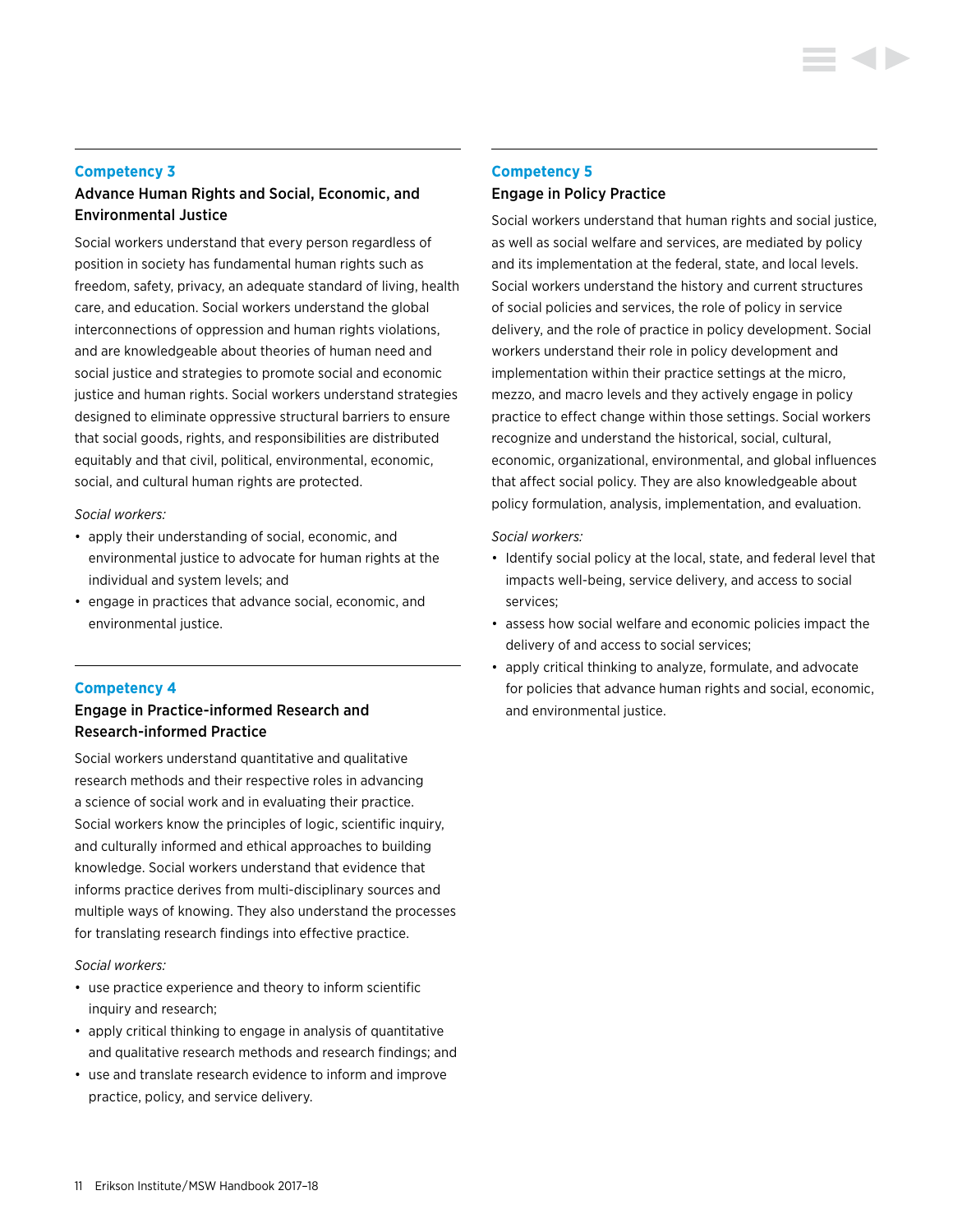## Competency 3

### Advance Human Rights and Social, Economic, and Environmental Justice

Social workers understand that every person regardless of position in society has fundamental human rights such as freedom, safety, privacy, an adequate standard of living, health care, and education. Social workers understand the global interconnections of oppression and human rights violations, and are knowledgeable about theories of human need and social justice and strategies to promote social and economic justice and human rights. Social workers understand strategies designed to eliminate oppressive structural barriers to ensure that social goods, rights, and responsibilities are distributed equitably and that civil, political, environmental, economic, social, and cultural human rights are protected.

*Social workers:*

- apply their understanding of social, economic, and environmental justice to advocate for human rights at the individual and system levels; and
- engage in practices that advance social, economic, and environmental justice.

## Competency 4

### Engage in Practice-informed Research and Research-informed Practice

Social workers understand quantitative and qualitative research methods and their respective roles in advancing a science of social work and in evaluating their practice. Social workers know the principles of logic, scientific inquiry, and culturally informed and ethical approaches to building knowledge. Social workers understand that evidence that informs practice derives from multi-disciplinary sources and multiple ways of knowing. They also understand the processes for translating research findings into effective practice.

*Social workers:*

- use practice experience and theory to inform scientific inquiry and research;
- apply critical thinking to engage in analysis of quantitative and qualitative research methods and research findings; and
- use and translate research evidence to inform and improve practice, policy, and service delivery.

## Competency 5

### Engage in Policy Practice

Social workers understand that human rights and social justice, as well as social welfare and services, are mediated by policy and its implementation at the federal, state, and local levels. Social workers understand the history and current structures of social policies and services, the role of policy in service delivery, and the role of practice in policy development. Social workers understand their role in policy development and implementation within their practice settings at the micro, mezzo, and macro levels and they actively engage in policy practice to effect change within those settings. Social workers recognize and understand the historical, social, cultural, economic, organizational, environmental, and global influences that affect social policy. They are also knowledgeable about policy formulation, analysis, implementation, and evaluation.

*Social workers:*

- Identify social policy at the local, state, and federal level that impacts well-being, service delivery, and access to social services;
- assess how social welfare and economic policies impact the delivery of and access to social services;
- apply critical thinking to analyze, formulate, and advocate for policies that advance human rights and social, economic, and environmental justice.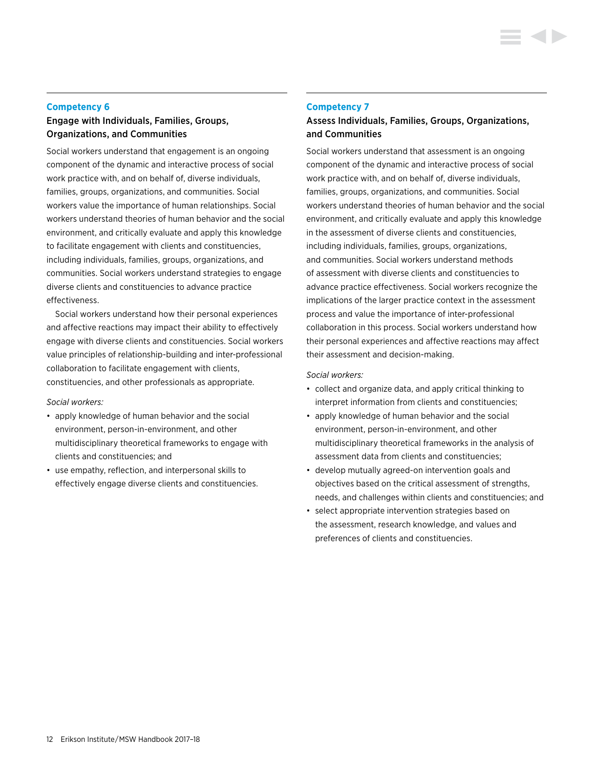## Competency 6

### Engage with Individuals, Families, Groups, Organizations, and Communities

Social workers understand that engagement is an ongoing component of the dynamic and interactive process of social work practice with, and on behalf of, diverse individuals, families, groups, organizations, and communities. Social workers value the importance of human relationships. Social workers understand theories of human behavior and the social environment, and critically evaluate and apply this knowledge to facilitate engagement with clients and constituencies, including individuals, families, groups, organizations, and communities. Social workers understand strategies to engage diverse clients and constituencies to advance practice effectiveness.

Social workers understand how their personal experiences and affective reactions may impact their ability to effectively engage with diverse clients and constituencies. Social workers value principles of relationship-building and inter-professional collaboration to facilitate engagement with clients, constituencies, and other professionals as appropriate.

*Social workers:*

- apply knowledge of human behavior and the social environment, person-in-environment, and other multidisciplinary theoretical frameworks to engage with clients and constituencies; and
- use empathy, reflection, and interpersonal skills to effectively engage diverse clients and constituencies.

## Competency 7

### Assess Individuals, Families, Groups, Organizations, and Communities

Social workers understand that assessment is an ongoing component of the dynamic and interactive process of social work practice with, and on behalf of, diverse individuals, families, groups, organizations, and communities. Social workers understand theories of human behavior and the social environment, and critically evaluate and apply this knowledge in the assessment of diverse clients and constituencies, including individuals, families, groups, organizations, and communities. Social workers understand methods of assessment with diverse clients and constituencies to advance practice effectiveness. Social workers recognize the implications of the larger practice context in the assessment process and value the importance of inter-professional collaboration in this process. Social workers understand how their personal experiences and affective reactions may affect their assessment and decision-making.

*Social workers:*

- collect and organize data, and apply critical thinking to interpret information from clients and constituencies;
- apply knowledge of human behavior and the social environment, person-in-environment, and other multidisciplinary theoretical frameworks in the analysis of assessment data from clients and constituencies;
- develop mutually agreed-on intervention goals and objectives based on the critical assessment of strengths, needs, and challenges within clients and constituencies; and
- select appropriate intervention strategies based on the assessment, research knowledge, and values and preferences of clients and constituencies.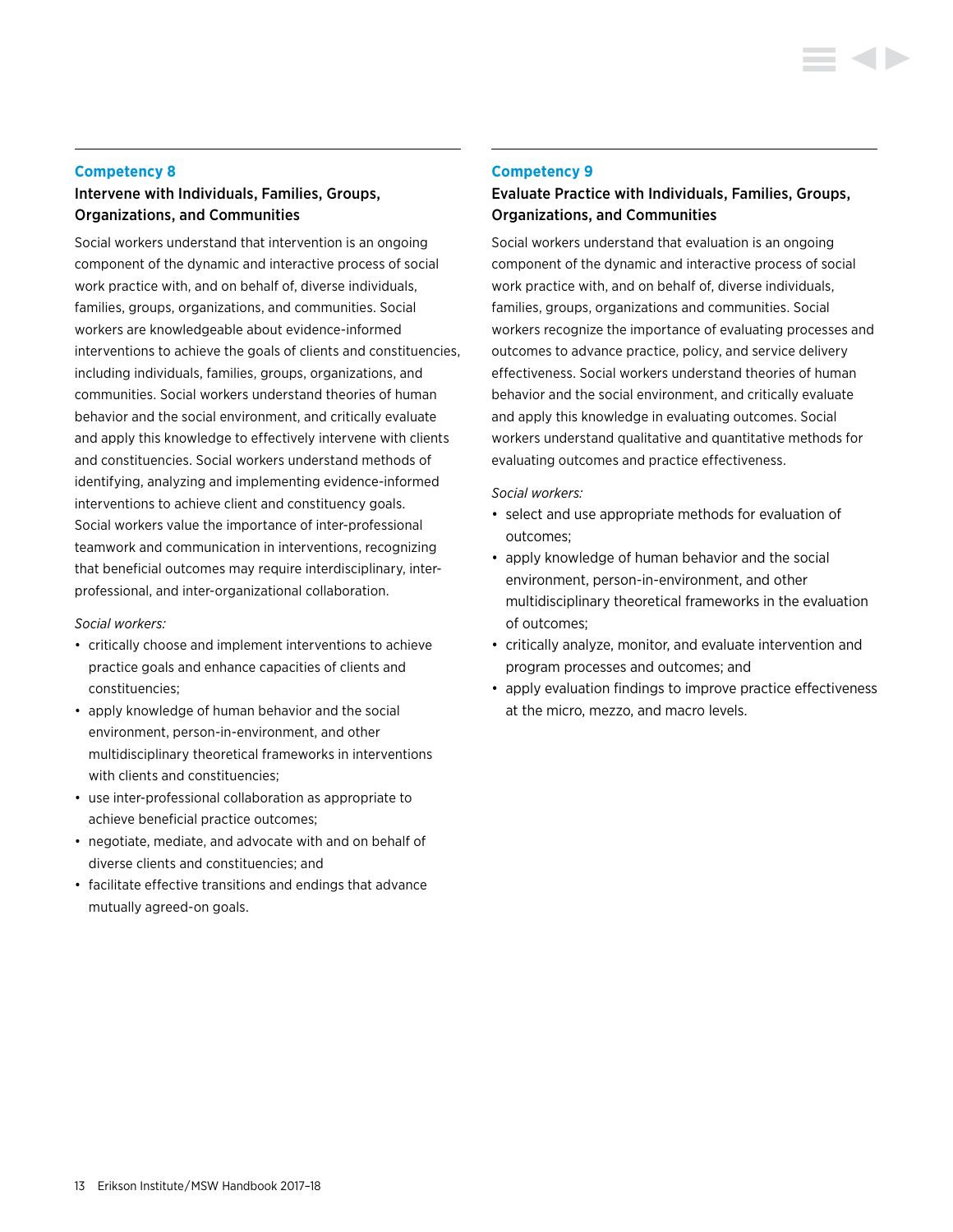## Competency 8

### Intervene with Individuals, Families, Groups, Organizations, and Communities

Social workers understand that intervention is an ongoing component of the dynamic and interactive process of social work practice with, and on behalf of, diverse individuals, families, groups, organizations, and communities. Social workers are knowledgeable about evidence-informed interventions to achieve the goals of clients and constituencies, including individuals, families, groups, organizations, and communities. Social workers understand theories of human behavior and the social environment, and critically evaluate and apply this knowledge to effectively intervene with clients and constituencies. Social workers understand methods of identifying, analyzing and implementing evidence-informed interventions to achieve client and constituency goals. Social workers value the importance of inter-professional teamwork and communication in interventions, recognizing that beneficial outcomes may require interdisciplinary, inter-professional, and inter-organizational collaboration.

*Social workers:*

- critically choose and implement interventions to achieve practice goals and enhance capacities of clients and constituencies;
- apply knowledge of human behavior and the social environment, person-in-environment, and other multidisciplinary theoretical frameworks in interventions with clients and constituencies;
- use inter-professional collaboration as appropriate to achieve beneficial practice outcomes;
- negotiate, mediate, and advocate with and on behalf of diverse clients and constituencies; and
- facilitate effective transitions and endings that advance mutually agreed-on goals.

## Competency 9

### Evaluate Practice with Individuals, Families, Groups, Organizations, and Communities

Social workers understand that evaluation is an ongoing component of the dynamic and interactive process of social work practice with, and on behalf of, diverse individuals, families, groups, organizations and communities. Social workers recognize the importance of evaluating processes and outcomes to advance practice, policy, and service delivery effectiveness. Social workers understand theories of human behavior and the social environment, and critically evaluate and apply this knowledge in evaluating outcomes. Social workers understand qualitative and quantitative methods for evaluating outcomes and practice effectiveness.

*Social workers:*

- select and use appropriate methods for evaluation of outcomes;
- apply knowledge of human behavior and the social environment, person-in-environment, and other multidisciplinary theoretical frameworks in the evaluation of outcomes;
- critically analyze, monitor, and evaluate intervention and program processes and outcomes; and
- apply evaluation findings to improve practice effectiveness at the micro, mezzo, and macro levels.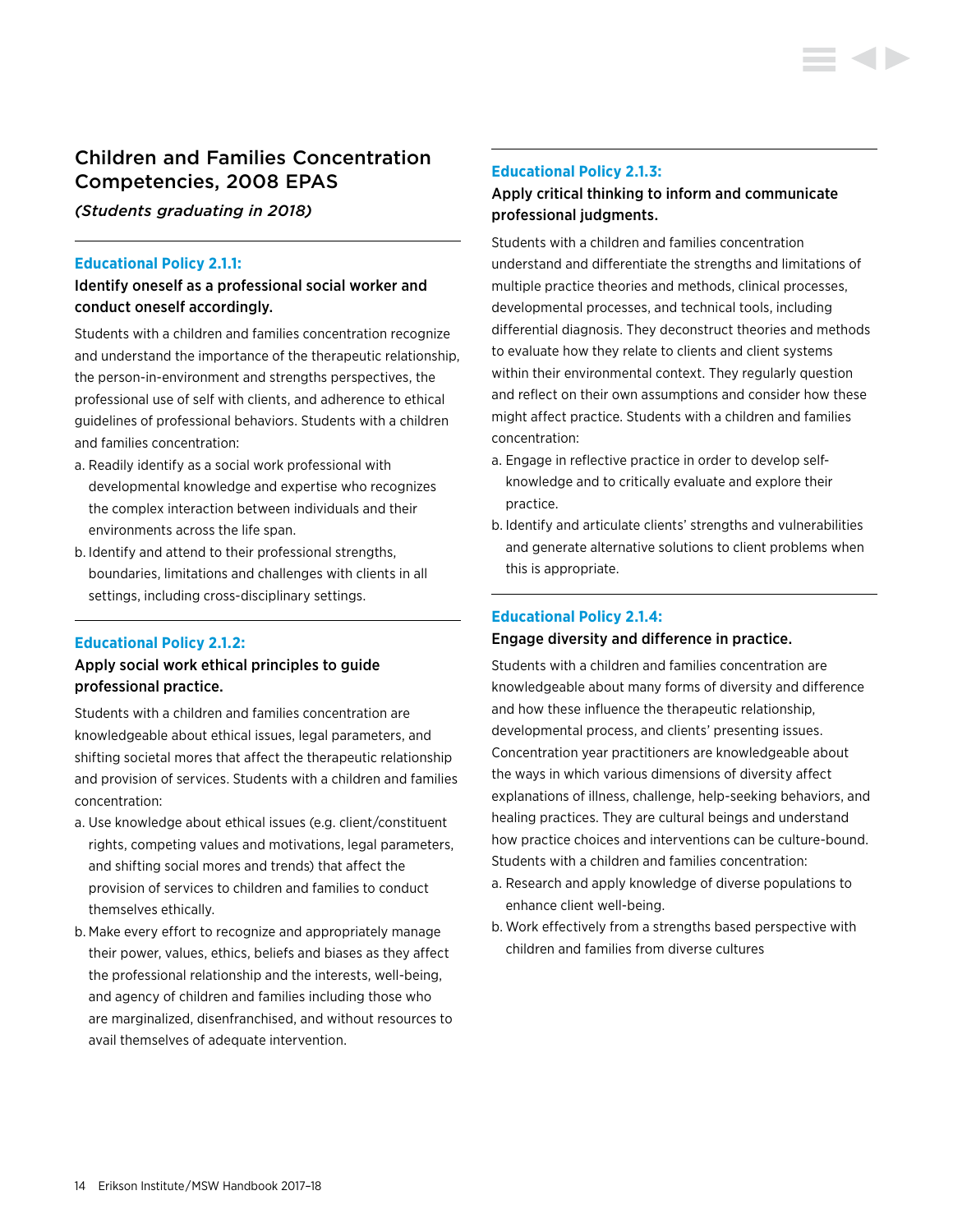## Children and Families Concentration Competencies, 2008 EPAS

*(Students graduating in 2018)*

### Educational Policy 2.1.1:

**Identify oneself as a professional social worker and conduct oneself accordingly.**

Students with a children and families concentration recognize and understand the importance of the therapeutic relationship, the person-in-environment and strengths perspectives, the professional use of self with clients, and adherence to ethical guidelines of professional behaviors. Students with a children and families concentration:

a. Readily identify as a social work professional with developmental knowledge and expertise who recognizes the complex interaction between individuals and their environments across the life span.

b. Identify and attend to their professional strengths, boundaries, limitations and challenges with clients in all settings, including cross-disciplinary settings.

### Educational Policy 2.1.2:

**Apply social work ethical principles to guide professional practice.**

Students with a children and families concentration are knowledgeable about ethical issues, legal parameters, and shifting societal mores that affect the therapeutic relationship and provision of services. Students with a children and families concentration:

a. Use knowledge about ethical issues (e.g. client/constituent rights, competing values and motivations, legal parameters, and shifting social mores and trends) that affect the provision of services to children and families to conduct themselves ethically.

b. Make every effort to recognize and appropriately manage their power, values, ethics, beliefs and biases as they affect the professional relationship and the interests, well-being, and agency of children and families including those who are marginalized, disenfranchised, and without resources to avail themselves of adequate intervention.

### Educational Policy 2.1.3:

**Apply critical thinking to inform and communicate professional judgments.**

Students with a children and families concentration understand and differentiate the strengths and limitations of multiple practice theories and methods, clinical processes, developmental processes, and technical tools, including differential diagnosis. They deconstruct theories and methods to evaluate how they relate to clients and client systems within their environmental context. They regularly question and reflect on their own assumptions and consider how these might affect practice. Students with a children and families concentration:

a. Engage in reflective practice in order to develop self-knowledge and to critically evaluate and explore their practice.

b. Identify and articulate clients' strengths and vulnerabilities and generate alternative solutions to client problems when this is appropriate.

### Educational Policy 2.1.4:

**Engage diversity and difference in practice.**

Students with a children and families concentration are knowledgeable about many forms of diversity and difference and how these influence the therapeutic relationship, developmental process, and clients' presenting issues. Concentration year practitioners are knowledgeable about the ways in which various dimensions of diversity affect explanations of illness, challenge, help-seeking behaviors, and healing practices. They are cultural beings and understand how practice choices and interventions can be culture-bound. Students with a children and families concentration:

a. Research and apply knowledge of diverse populations to enhance client well-being.

b. Work effectively from a strengths based perspective with children and families from diverse cultures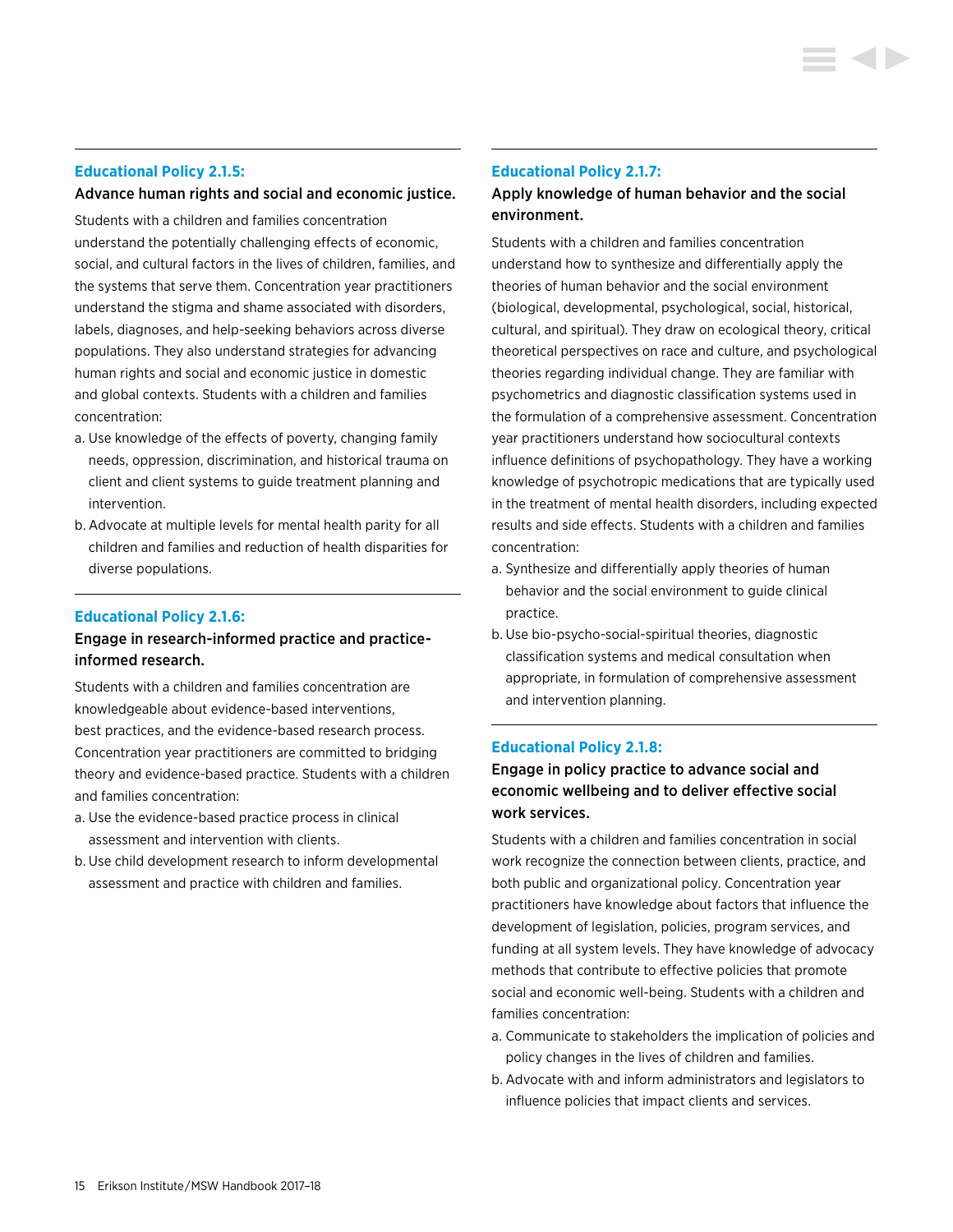### Educational Policy 2.1.5:

**Advance human rights and social and economic justice.**

Students with a children and families concentration understand the potentially challenging effects of economic, social, and cultural factors in the lives of children, families, and the systems that serve them. Concentration year practitioners understand the stigma and shame associated with disorders, labels, diagnoses, and help-seeking behaviors across diverse populations. They also understand strategies for advancing human rights and social and economic justice in domestic and global contexts. Students with a children and families concentration:

a. Use knowledge of the effects of poverty, changing family needs, oppression, discrimination, and historical trauma on client and client systems to guide treatment planning and intervention.
b. Advocate at multiple levels for mental health parity for all children and families and reduction of health disparities for diverse populations.

### Educational Policy 2.1.6:

**Engage in research-informed practice and practice-informed research.**

Students with a children and families concentration are knowledgeable about evidence-based interventions, best practices, and the evidence-based research process. Concentration year practitioners are committed to bridging theory and evidence-based practice. Students with a children and families concentration:

a. Use the evidence-based practice process in clinical assessment and intervention with clients.
b. Use child development research to inform developmental assessment and practice with children and families.

### Educational Policy 2.1.7:

**Apply knowledge of human behavior and the social environment.**

Students with a children and families concentration understand how to synthesize and differentially apply the theories of human behavior and the social environment (biological, developmental, psychological, social, historical, cultural, and spiritual). They draw on ecological theory, critical theoretical perspectives on race and culture, and psychological theories regarding individual change. They are familiar with psychometrics and diagnostic classification systems used in the formulation of a comprehensive assessment. Concentration year practitioners understand how sociocultural contexts influence definitions of psychopathology. They have a working knowledge of psychotropic medications that are typically used in the treatment of mental health disorders, including expected results and side effects. Students with a children and families concentration:

a. Synthesize and differentially apply theories of human behavior and the social environment to guide clinical practice.
b. Use bio-psycho-social-spiritual theories, diagnostic classification systems and medical consultation when appropriate, in formulation of comprehensive assessment and intervention planning.

### Educational Policy 2.1.8:

**Engage in policy practice to advance social and economic wellbeing and to deliver effective social work services.**

Students with a children and families concentration in social work recognize the connection between clients, practice, and both public and organizational policy. Concentration year practitioners have knowledge about factors that influence the development of legislation, policies, program services, and funding at all system levels. They have knowledge of advocacy methods that contribute to effective policies that promote social and economic well-being. Students with a children and families concentration:

a. Communicate to stakeholders the implication of policies and policy changes in the lives of children and families.
b. Advocate with and inform administrators and legislators to influence policies that impact clients and services.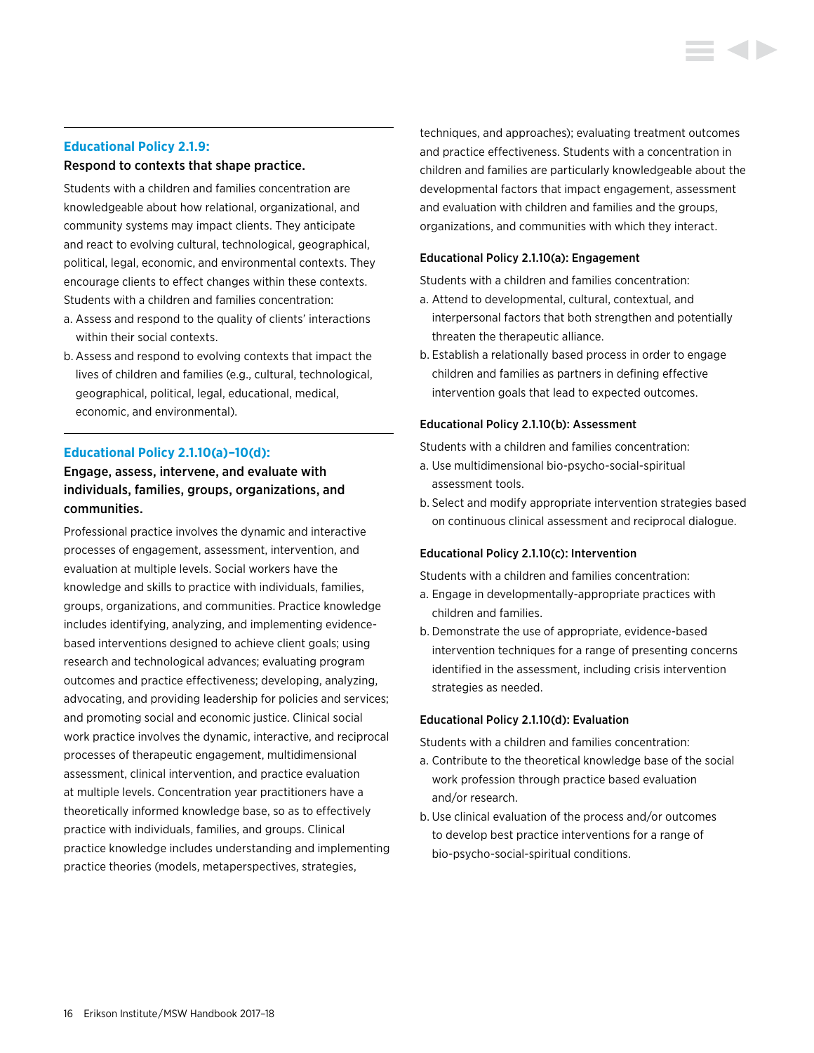## Educational Policy 2.1.9:

**Respond to contexts that shape practice.**

Students with a children and families concentration are knowledgeable about how relational, organizational, and community systems may impact clients. They anticipate and react to evolving cultural, technological, geographical, political, legal, economic, and environmental contexts. They encourage clients to effect changes within these contexts. Students with a children and families concentration:

a. Assess and respond to the quality of clients' interactions within their social contexts.
b. Assess and respond to evolving contexts that impact the lives of children and families (e.g., cultural, technological, geographical, political, legal, educational, medical, economic, and environmental).

## Educational Policy 2.1.10(a)–10(d):

**Engage, assess, intervene, and evaluate with individuals, families, groups, organizations, and communities.**

Professional practice involves the dynamic and interactive processes of engagement, assessment, intervention, and evaluation at multiple levels. Social workers have the knowledge and skills to practice with individuals, families, groups, organizations, and communities. Practice knowledge includes identifying, analyzing, and implementing evidence-based interventions designed to achieve client goals; using research and technological advances; evaluating program outcomes and practice effectiveness; developing, analyzing, advocating, and providing leadership for policies and services; and promoting social and economic justice. Clinical social work practice involves the dynamic, interactive, and reciprocal processes of therapeutic engagement, multidimensional assessment, clinical intervention, and practice evaluation at multiple levels. Concentration year practitioners have a theoretically informed knowledge base, so as to effectively practice with individuals, families, and groups. Clinical practice knowledge includes understanding and implementing practice theories (models, metaperspectives, strategies, techniques, and approaches); evaluating treatment outcomes and practice effectiveness. Students with a concentration in children and families are particularly knowledgeable about the developmental factors that impact engagement, assessment and evaluation with children and families and the groups, organizations, and communities with which they interact.

### Educational Policy 2.1.10(a): Engagement

Students with a children and families concentration:

a. Attend to developmental, cultural, contextual, and interpersonal factors that both strengthen and potentially threaten the therapeutic alliance.
b. Establish a relationally based process in order to engage children and families as partners in defining effective intervention goals that lead to expected outcomes.

### Educational Policy 2.1.10(b): Assessment

Students with a children and families concentration:

a. Use multidimensional bio-psycho-social-spiritual assessment tools.
b. Select and modify appropriate intervention strategies based on continuous clinical assessment and reciprocal dialogue.

### Educational Policy 2.1.10(c): Intervention

Students with a children and families concentration:

a. Engage in developmentally-appropriate practices with children and families.
b. Demonstrate the use of appropriate, evidence-based intervention techniques for a range of presenting concerns identified in the assessment, including crisis intervention strategies as needed.

### Educational Policy 2.1.10(d): Evaluation

Students with a children and families concentration:

a. Contribute to the theoretical knowledge base of the social work profession through practice based evaluation and/or research.
b. Use clinical evaluation of the process and/or outcomes to develop best practice interventions for a range of bio-psycho-social-spiritual conditions.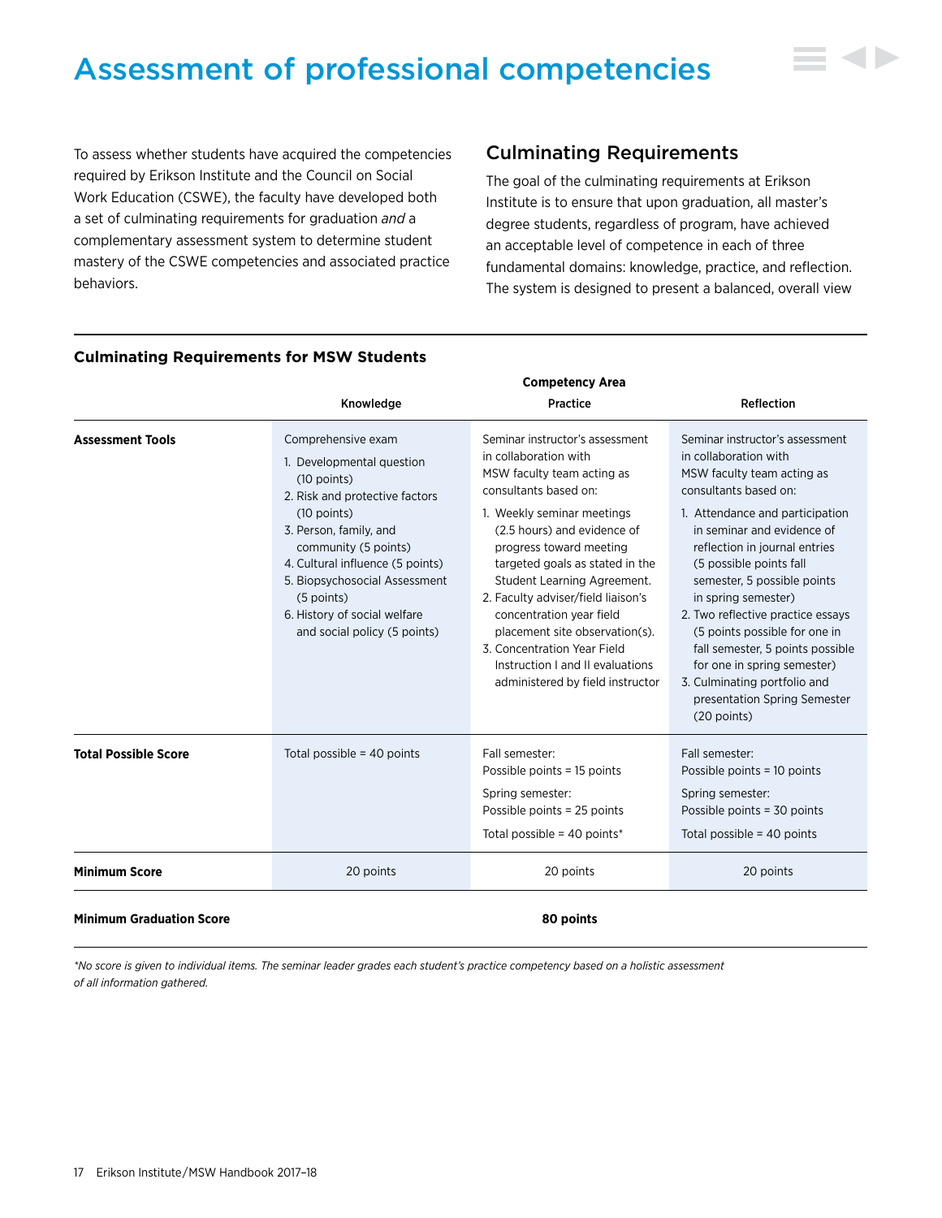# Assessment of professional competencies

To assess whether students have acquired the competencies required by Erikson Institute and the Council on Social Work Education (CSWE), the faculty have developed both a set of culminating requirements for graduation *and* a complementary assessment system to determine student mastery of the CSWE competencies and associated practice behaviors.

## Culminating Requirements

The goal of the culminating requirements at Erikson Institute is to ensure that upon graduation, all master's degree students, regardless of program, have achieved an acceptable level of competence in each of three fundamental domains: knowledge, practice, and reflection. The system is designed to present a balanced, overall view

**Culminating Requirements for MSW Students**

| | Competency Area | | |
|---|---|---|---|
| | **Knowledge** | **Practice** | **Reflection** |
| **Assessment Tools** | Comprehensive exam<br>1. Developmental question (10 points)<br>2. Risk and protective factors (10 points)<br>3. Person, family, and community (5 points)<br>4. Cultural influence (5 points)<br>5. Biopsychosocial Assessment (5 points)<br>6. History of social welfare and social policy (5 points) | Seminar instructor's assessment in collaboration with MSW faculty team acting as consultants based on:<br>1. Weekly seminar meetings (2.5 hours) and evidence of progress toward meeting targeted goals as stated in the Student Learning Agreement.<br>2. Faculty adviser/field liaison's concentration year field placement site observation(s).<br>3. Concentration Year Field Instruction I and II evaluations administered by field instructor | Seminar instructor's assessment in collaboration with MSW faculty team acting as consultants based on:<br>1. Attendance and participation in seminar and evidence of reflection in journal entries (5 possible points fall semester, 5 possible points in spring semester)<br>2. Two reflective practice essays (5 points possible for one in fall semester, 5 points possible for one in spring semester)<br>3. Culminating portfolio and presentation Spring Semester (20 points) |
| **Total Possible Score** | Total possible = 40 points | Fall semester:<br>Possible points = 15 points<br>Spring semester:<br>Possible points = 25 points<br>Total possible = 40 points* | Fall semester:<br>Possible points = 10 points<br>Spring semester:<br>Possible points = 30 points<br>Total possible = 40 points |
| **Minimum Score** | 20 points | 20 points | 20 points |
| **Minimum Graduation Score** | | **80 points** | |

*\*No score is given to individual items. The seminar leader grades each student's practice competency based on a holistic assessment of all information gathered.*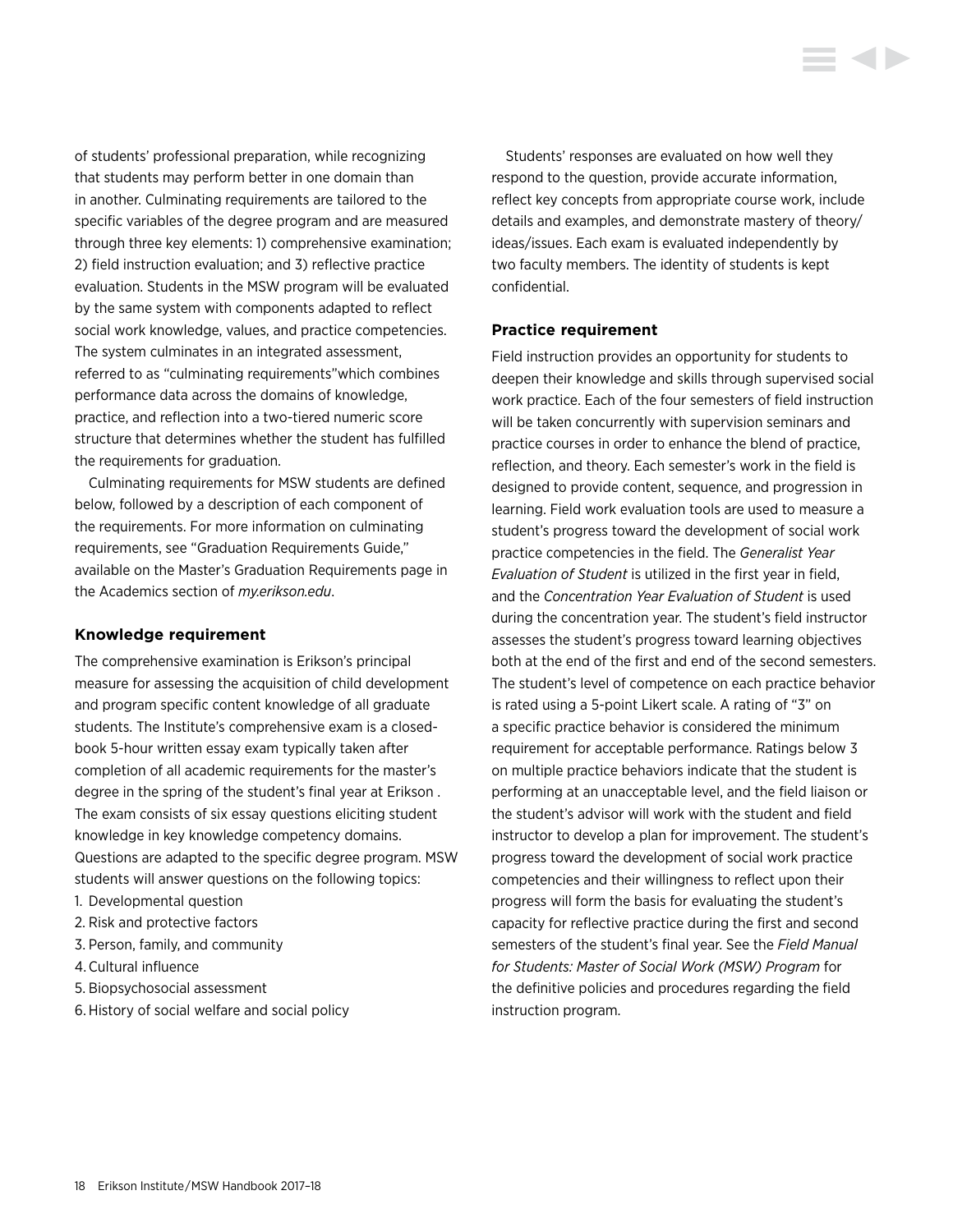of students' professional preparation, while recognizing that students may perform better in one domain than in another. Culminating requirements are tailored to the specific variables of the degree program and are measured through three key elements: 1) comprehensive examination; 2) field instruction evaluation; and 3) reflective practice evaluation. Students in the MSW program will be evaluated by the same system with components adapted to reflect social work knowledge, values, and practice competencies. The system culminates in an integrated assessment, referred to as "culminating requirements"which combines performance data across the domains of knowledge, practice, and reflection into a two-tiered numeric score structure that determines whether the student has fulfilled the requirements for graduation.

Culminating requirements for MSW students are defined below, followed by a description of each component of the requirements. For more information on culminating requirements, see "Graduation Requirements Guide," available on the Master's Graduation Requirements page in the Academics section of *my.erikson.edu*.

### Knowledge requirement

The comprehensive examination is Erikson's principal measure for assessing the acquisition of child development and program specific content knowledge of all graduate students. The Institute's comprehensive exam is a closed-book 5-hour written essay exam typically taken after completion of all academic requirements for the master's degree in the spring of the student's final year at Erikson . The exam consists of six essay questions eliciting student knowledge in key knowledge competency domains. Questions are adapted to the specific degree program. MSW students will answer questions on the following topics:

1. Developmental question
2. Risk and protective factors
3. Person, family, and community
4. Cultural influence
5. Biopsychosocial assessment
6. History of social welfare and social policy

Students' responses are evaluated on how well they respond to the question, provide accurate information, reflect key concepts from appropriate course work, include details and examples, and demonstrate mastery of theory/ideas/issues. Each exam is evaluated independently by two faculty members. The identity of students is kept confidential.

### Practice requirement

Field instruction provides an opportunity for students to deepen their knowledge and skills through supervised social work practice. Each of the four semesters of field instruction will be taken concurrently with supervision seminars and practice courses in order to enhance the blend of practice, reflection, and theory. Each semester's work in the field is designed to provide content, sequence, and progression in learning. Field work evaluation tools are used to measure a student's progress toward the development of social work practice competencies in the field. The *Generalist Year Evaluation of Student* is utilized in the first year in field, and the *Concentration Year Evaluation of Student* is used during the concentration year. The student's field instructor assesses the student's progress toward learning objectives both at the end of the first and end of the second semesters. The student's level of competence on each practice behavior is rated using a 5-point Likert scale. A rating of "3" on a specific practice behavior is considered the minimum requirement for acceptable performance. Ratings below 3 on multiple practice behaviors indicate that the student is performing at an unacceptable level, and the field liaison or the student's advisor will work with the student and field instructor to develop a plan for improvement. The student's progress toward the development of social work practice competencies and their willingness to reflect upon their progress will form the basis for evaluating the student's capacity for reflective practice during the first and second semesters of the student's final year. See the *Field Manual for Students: Master of Social Work (MSW) Program* for the definitive policies and procedures regarding the field instruction program.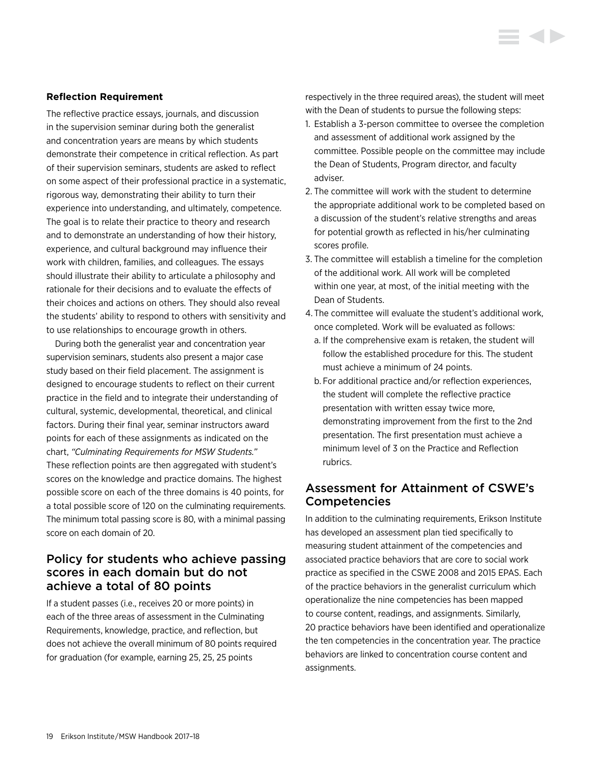### Reflection Requirement

The reflective practice essays, journals, and discussion in the supervision seminar during both the generalist and concentration years are means by which students demonstrate their competence in critical reflection. As part of their supervision seminars, students are asked to reflect on some aspect of their professional practice in a systematic, rigorous way, demonstrating their ability to turn their experience into understanding, and ultimately, competence. The goal is to relate their practice to theory and research and to demonstrate an understanding of how their history, experience, and cultural background may influence their work with children, families, and colleagues. The essays should illustrate their ability to articulate a philosophy and rationale for their decisions and to evaluate the effects of their choices and actions on others. They should also reveal the students' ability to respond to others with sensitivity and to use relationships to encourage growth in others.

During both the generalist year and concentration year supervision seminars, students also present a major case study based on their field placement. The assignment is designed to encourage students to reflect on their current practice in the field and to integrate their understanding of cultural, systemic, developmental, theoretical, and clinical factors. During their final year, seminar instructors award points for each of these assignments as indicated on the chart, *"Culminating Requirements for MSW Students."* These reflection points are then aggregated with student's scores on the knowledge and practice domains. The highest possible score on each of the three domains is 40 points, for a total possible score of 120 on the culminating requirements. The minimum total passing score is 80, with a minimal passing score on each domain of 20.

## Policy for students who achieve passing scores in each domain but do not achieve a total of 80 points

If a student passes (i.e., receives 20 or more points) in each of the three areas of assessment in the Culminating Requirements, knowledge, practice, and reflection, but does not achieve the overall minimum of 80 points required for graduation (for example, earning 25, 25, 25 points respectively in the three required areas), the student will meet with the Dean of students to pursue the following steps:

1. Establish a 3-person committee to oversee the completion and assessment of additional work assigned by the committee. Possible people on the committee may include the Dean of Students, Program director, and faculty adviser.
2. The committee will work with the student to determine the appropriate additional work to be completed based on a discussion of the student's relative strengths and areas for potential growth as reflected in his/her culminating scores profile.
3. The committee will establish a timeline for the completion of the additional work. All work will be completed within one year, at most, of the initial meeting with the Dean of Students.
4. The committee will evaluate the student's additional work, once completed. Work will be evaluated as follows:
   a. If the comprehensive exam is retaken, the student will follow the established procedure for this. The student must achieve a minimum of 24 points.
   b. For additional practice and/or reflection experiences, the student will complete the reflective practice presentation with written essay twice more, demonstrating improvement from the first to the 2nd presentation. The first presentation must achieve a minimum level of 3 on the Practice and Reflection rubrics.

## Assessment for Attainment of CSWE's Competencies

In addition to the culminating requirements, Erikson Institute has developed an assessment plan tied specifically to measuring student attainment of the competencies and associated practice behaviors that are core to social work practice as specified in the CSWE 2008 and 2015 EPAS. Each of the practice behaviors in the generalist curriculum which operationalize the nine competencies has been mapped to course content, readings, and assignments. Similarly, 20 practice behaviors have been identified and operationalize the ten competencies in the concentration year. The practice behaviors are linked to concentration course content and assignments.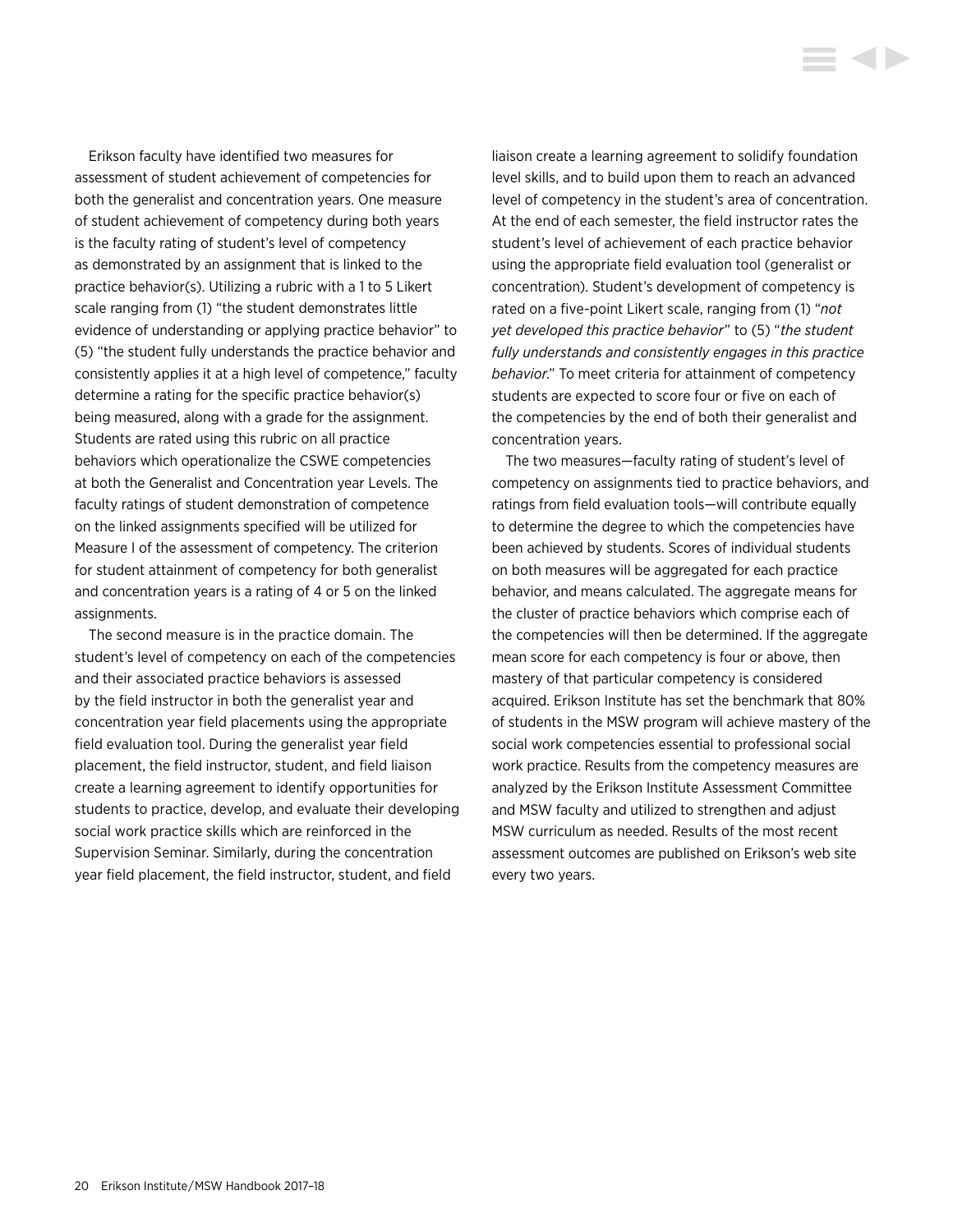Erikson faculty have identified two measures for assessment of student achievement of competencies for both the generalist and concentration years. One measure of student achievement of competency during both years is the faculty rating of student's level of competency as demonstrated by an assignment that is linked to the practice behavior(s). Utilizing a rubric with a 1 to 5 Likert scale ranging from (1) "the student demonstrates little evidence of understanding or applying practice behavior" to (5) "the student fully understands the practice behavior and consistently applies it at a high level of competence," faculty determine a rating for the specific practice behavior(s) being measured, along with a grade for the assignment. Students are rated using this rubric on all practice behaviors which operationalize the CSWE competencies at both the Generalist and Concentration year Levels. The faculty ratings of student demonstration of competence on the linked assignments specified will be utilized for Measure I of the assessment of competency. The criterion for student attainment of competency for both generalist and concentration years is a rating of 4 or 5 on the linked assignments.

The second measure is in the practice domain. The student's level of competency on each of the competencies and their associated practice behaviors is assessed by the field instructor in both the generalist year and concentration year field placements using the appropriate field evaluation tool. During the generalist year field placement, the field instructor, student, and field liaison create a learning agreement to identify opportunities for students to practice, develop, and evaluate their developing social work practice skills which are reinforced in the Supervision Seminar. Similarly, during the concentration year field placement, the field instructor, student, and field liaison create a learning agreement to solidify foundation level skills, and to build upon them to reach an advanced level of competency in the student's area of concentration. At the end of each semester, the field instructor rates the student's level of achievement of each practice behavior using the appropriate field evaluation tool (generalist or concentration). Student's development of competency is rated on a five-point Likert scale, ranging from (1) "*not yet developed this practice behavior*" to (5) "*the student fully understands and consistently engages in this practice behavior.*" To meet criteria for attainment of competency students are expected to score four or five on each of the competencies by the end of both their generalist and concentration years.

The two measures—faculty rating of student's level of competency on assignments tied to practice behaviors, and ratings from field evaluation tools—will contribute equally to determine the degree to which the competencies have been achieved by students. Scores of individual students on both measures will be aggregated for each practice behavior, and means calculated. The aggregate means for the cluster of practice behaviors which comprise each of the competencies will then be determined. If the aggregate mean score for each competency is four or above, then mastery of that particular competency is considered acquired. Erikson Institute has set the benchmark that 80% of students in the MSW program will achieve mastery of the social work competencies essential to professional social work practice. Results from the competency measures are analyzed by the Erikson Institute Assessment Committee and MSW faculty and utilized to strengthen and adjust MSW curriculum as needed. Results of the most recent assessment outcomes are published on Erikson's web site every two years.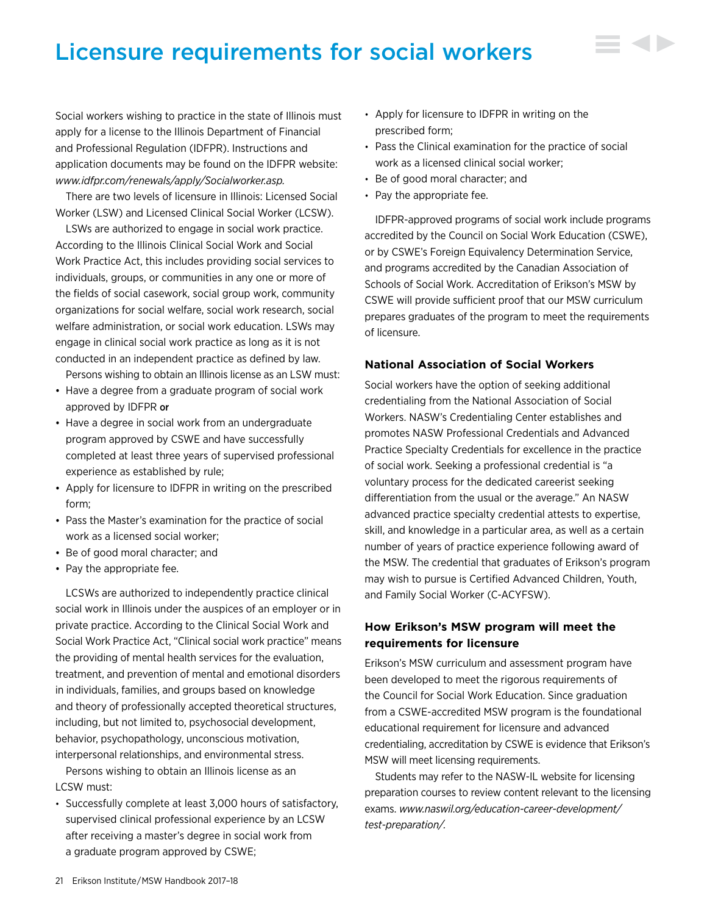# Licensure requirements for social workers

Social workers wishing to practice in the state of Illinois must apply for a license to the Illinois Department of Financial and Professional Regulation (IDFPR). Instructions and application documents may be found on the IDFPR website: *www.idfpr.com/renewals/apply/Socialworker.asp.*

There are two levels of licensure in Illinois: Licensed Social Worker (LSW) and Licensed Clinical Social Worker (LCSW).

LSWs are authorized to engage in social work practice. According to the Illinois Clinical Social Work and Social Work Practice Act, this includes providing social services to individuals, groups, or communities in any one or more of the fields of social casework, social group work, community organizations for social welfare, social work research, social welfare administration, or social work education. LSWs may engage in clinical social work practice as long as it is not conducted in an independent practice as defined by law.

Persons wishing to obtain an Illinois license as an LSW must:

- Have a degree from a graduate program of social work approved by IDFPR **or**
- Have a degree in social work from an undergraduate program approved by CSWE and have successfully completed at least three years of supervised professional experience as established by rule;
- Apply for licensure to IDFPR in writing on the prescribed form;
- Pass the Master's examination for the practice of social work as a licensed social worker;
- Be of good moral character; and
- Pay the appropriate fee.

LCSWs are authorized to independently practice clinical social work in Illinois under the auspices of an employer or in private practice. According to the Clinical Social Work and Social Work Practice Act, "Clinical social work practice" means the providing of mental health services for the evaluation, treatment, and prevention of mental and emotional disorders in individuals, families, and groups based on knowledge and theory of professionally accepted theoretical structures, including, but not limited to, psychosocial development, behavior, psychopathology, unconscious motivation, interpersonal relationships, and environmental stress.

Persons wishing to obtain an Illinois license as an LCSW must:

- Successfully complete at least 3,000 hours of satisfactory, supervised clinical professional experience by an LCSW after receiving a master's degree in social work from a graduate program approved by CSWE;
- Apply for licensure to IDFPR in writing on the prescribed form;
- Pass the Clinical examination for the practice of social work as a licensed clinical social worker;
- Be of good moral character; and
- Pay the appropriate fee.

IDFPR-approved programs of social work include programs accredited by the Council on Social Work Education (CSWE), or by CSWE's Foreign Equivalency Determination Service, and programs accredited by the Canadian Association of Schools of Social Work. Accreditation of Erikson's MSW by CSWE will provide sufficient proof that our MSW curriculum prepares graduates of the program to meet the requirements of licensure.

### National Association of Social Workers

Social workers have the option of seeking additional credentialing from the National Association of Social Workers. NASW's Credentialing Center establishes and promotes NASW Professional Credentials and Advanced Practice Specialty Credentials for excellence in the practice of social work. Seeking a professional credential is "a voluntary process for the dedicated careerist seeking differentiation from the usual or the average." An NASW advanced practice specialty credential attests to expertise, skill, and knowledge in a particular area, as well as a certain number of years of practice experience following award of the MSW. The credential that graduates of Erikson's program may wish to pursue is Certified Advanced Children, Youth, and Family Social Worker (C-ACYFSW).

### How Erikson's MSW program will meet the requirements for licensure

Erikson's MSW curriculum and assessment program have been developed to meet the rigorous requirements of the Council for Social Work Education. Since graduation from a CSWE-accredited MSW program is the foundational educational requirement for licensure and advanced credentialing, accreditation by CSWE is evidence that Erikson's MSW will meet licensing requirements.

Students may refer to the NASW-IL website for licensing preparation courses to review content relevant to the licensing exams. *www.naswil.org/education-career-development/test-preparation/.*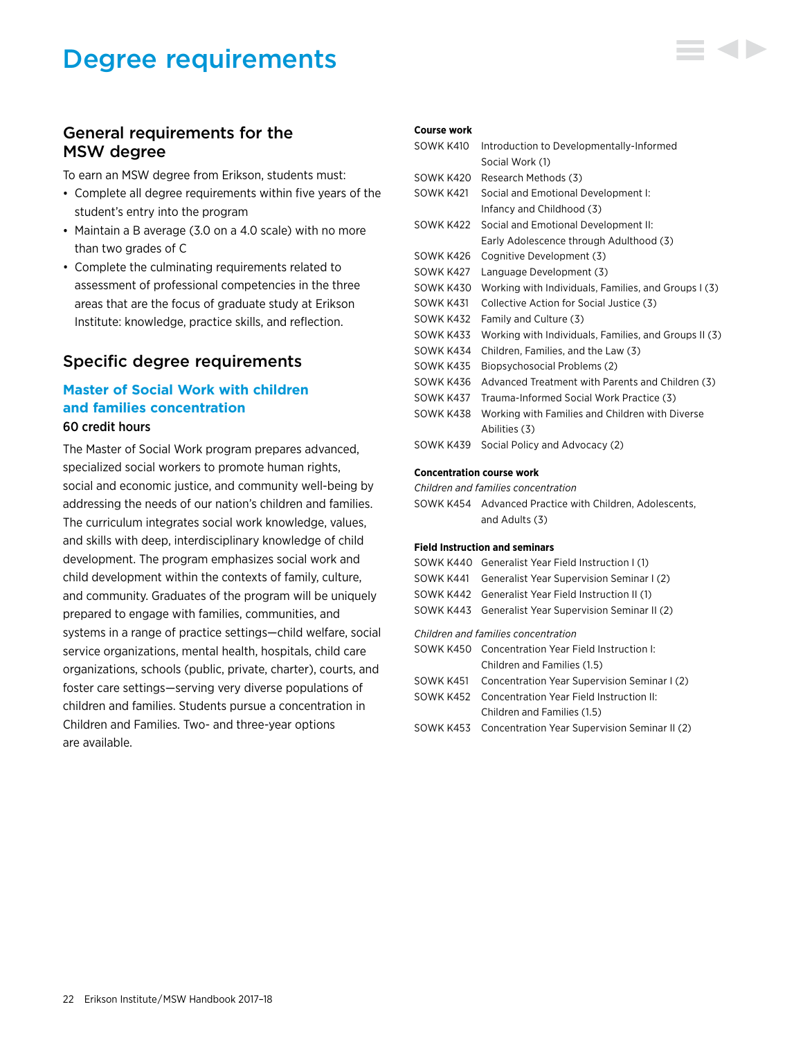# Degree requirements

## General requirements for the MSW degree

To earn an MSW degree from Erikson, students must:

- Complete all degree requirements within five years of the student's entry into the program
- Maintain a B average (3.0 on a 4.0 scale) with no more than two grades of C
- Complete the culminating requirements related to assessment of professional competencies in the three areas that are the focus of graduate study at Erikson Institute: knowledge, practice skills, and reflection.

## Specific degree requirements

### Master of Social Work with children and families concentration

**60 credit hours**

The Master of Social Work program prepares advanced, specialized social workers to promote human rights, social and economic justice, and community well-being by addressing the needs of our nation's children and families. The curriculum integrates social work knowledge, values, and skills with deep, interdisciplinary knowledge of child development. The program emphasizes social work and child development within the contexts of family, culture, and community. Graduates of the program will be uniquely prepared to engage with families, communities, and systems in a range of practice settings—child welfare, social service organizations, mental health, hospitals, child care organizations, schools (public, private, charter), courts, and foster care settings—serving very diverse populations of children and families. Students pursue a concentration in Children and Families. Two- and three-year options are available.

**Course work**

| | |
|---|---|
| SOWK K410 | Introduction to Developmentally-Informed Social Work (1) |
| SOWK K420 | Research Methods (3) |
| SOWK K421 | Social and Emotional Development I: Infancy and Childhood (3) |
| SOWK K422 | Social and Emotional Development II: Early Adolescence through Adulthood (3) |
| SOWK K426 | Cognitive Development (3) |
| SOWK K427 | Language Development (3) |
| SOWK K430 | Working with Individuals, Families, and Groups I (3) |
| SOWK K431 | Collective Action for Social Justice (3) |
| SOWK K432 | Family and Culture (3) |
| SOWK K433 | Working with Individuals, Families, and Groups II (3) |
| SOWK K434 | Children, Families, and the Law (3) |
| SOWK K435 | Biopsychosocial Problems (2) |
| SOWK K436 | Advanced Treatment with Parents and Children (3) |
| SOWK K437 | Trauma-Informed Social Work Practice (3) |
| SOWK K438 | Working with Families and Children with Diverse Abilities (3) |
| SOWK K439 | Social Policy and Advocacy (2) |

**Concentration course work**

*Children and families concentration*

| | |
|---|---|
| SOWK K454 | Advanced Practice with Children, Adolescents, and Adults (3) |

**Field Instruction and seminars**

| | |
|---|---|
| SOWK K440 | Generalist Year Field Instruction I (1) |
| SOWK K441 | Generalist Year Supervision Seminar I (2) |
| SOWK K442 | Generalist Year Field Instruction II (1) |
| SOWK K443 | Generalist Year Supervision Seminar II (2) |

*Children and families concentration*

| | |
|---|---|
| SOWK K450 | Concentration Year Field Instruction I: Children and Families (1.5) |
| SOWK K451 | Concentration Year Supervision Seminar I (2) |
| SOWK K452 | Concentration Year Field Instruction II: Children and Families (1.5) |
| SOWK K453 | Concentration Year Supervision Seminar II (2) |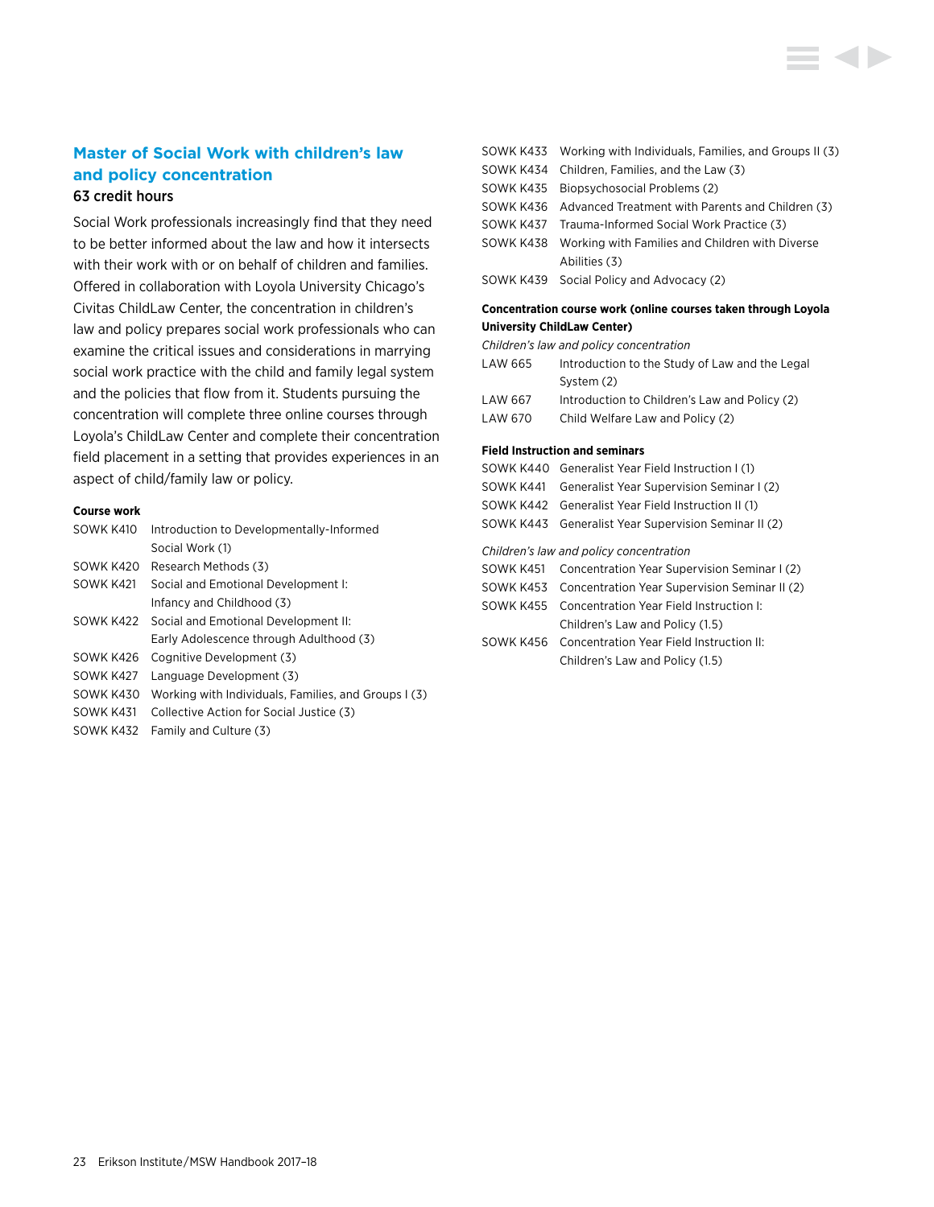## Master of Social Work with children's law and policy concentration

**63 credit hours**

Social Work professionals increasingly find that they need to be better informed about the law and how it intersects with their work with or on behalf of children and families. Offered in collaboration with Loyola University Chicago's Civitas ChildLaw Center, the concentration in children's law and policy prepares social work professionals who can examine the critical issues and considerations in marrying social work practice with the child and family legal system and the policies that flow from it. Students pursuing the concentration will complete three online courses through Loyola's ChildLaw Center and complete their concentration field placement in a setting that provides experiences in an aspect of child/family law or policy.

#### Course work

| | |
|---|---|
| SOWK K410 | Introduction to Developmentally-Informed Social Work (1) |
| SOWK K420 | Research Methods (3) |
| SOWK K421 | Social and Emotional Development I: Infancy and Childhood (3) |
| SOWK K422 | Social and Emotional Development II: Early Adolescence through Adulthood (3) |
| SOWK K426 | Cognitive Development (3) |
| SOWK K427 | Language Development (3) |
| SOWK K430 | Working with Individuals, Families, and Groups I (3) |
| SOWK K431 | Collective Action for Social Justice (3) |
| SOWK K432 | Family and Culture (3) |
| SOWK K433 | Working with Individuals, Families, and Groups II (3) |
| SOWK K434 | Children, Families, and the Law (3) |
| SOWK K435 | Biopsychosocial Problems (2) |
| SOWK K436 | Advanced Treatment with Parents and Children (3) |
| SOWK K437 | Trauma-Informed Social Work Practice (3) |
| SOWK K438 | Working with Families and Children with Diverse Abilities (3) |
| SOWK K439 | Social Policy and Advocacy (2) |

#### Concentration course work (online courses taken through Loyola University ChildLaw Center)

*Children's law and policy concentration*

| | |
|---|---|
| LAW 665 | Introduction to the Study of Law and the Legal System (2) |
| LAW 667 | Introduction to Children's Law and Policy (2) |
| LAW 670 | Child Welfare Law and Policy (2) |

#### Field Instruction and seminars

| | |
|---|---|
| SOWK K440 | Generalist Year Field Instruction I (1) |
| SOWK K441 | Generalist Year Supervision Seminar I (2) |
| SOWK K442 | Generalist Year Field Instruction II (1) |
| SOWK K443 | Generalist Year Supervision Seminar II (2) |

*Children's law and policy concentration*

| | |
|---|---|
| SOWK K451 | Concentration Year Supervision Seminar I (2) |
| SOWK K453 | Concentration Year Supervision Seminar II (2) |
| SOWK K455 | Concentration Year Field Instruction I: Children's Law and Policy (1.5) |
| SOWK K456 | Concentration Year Field Instruction II: Children's Law and Policy (1.5) |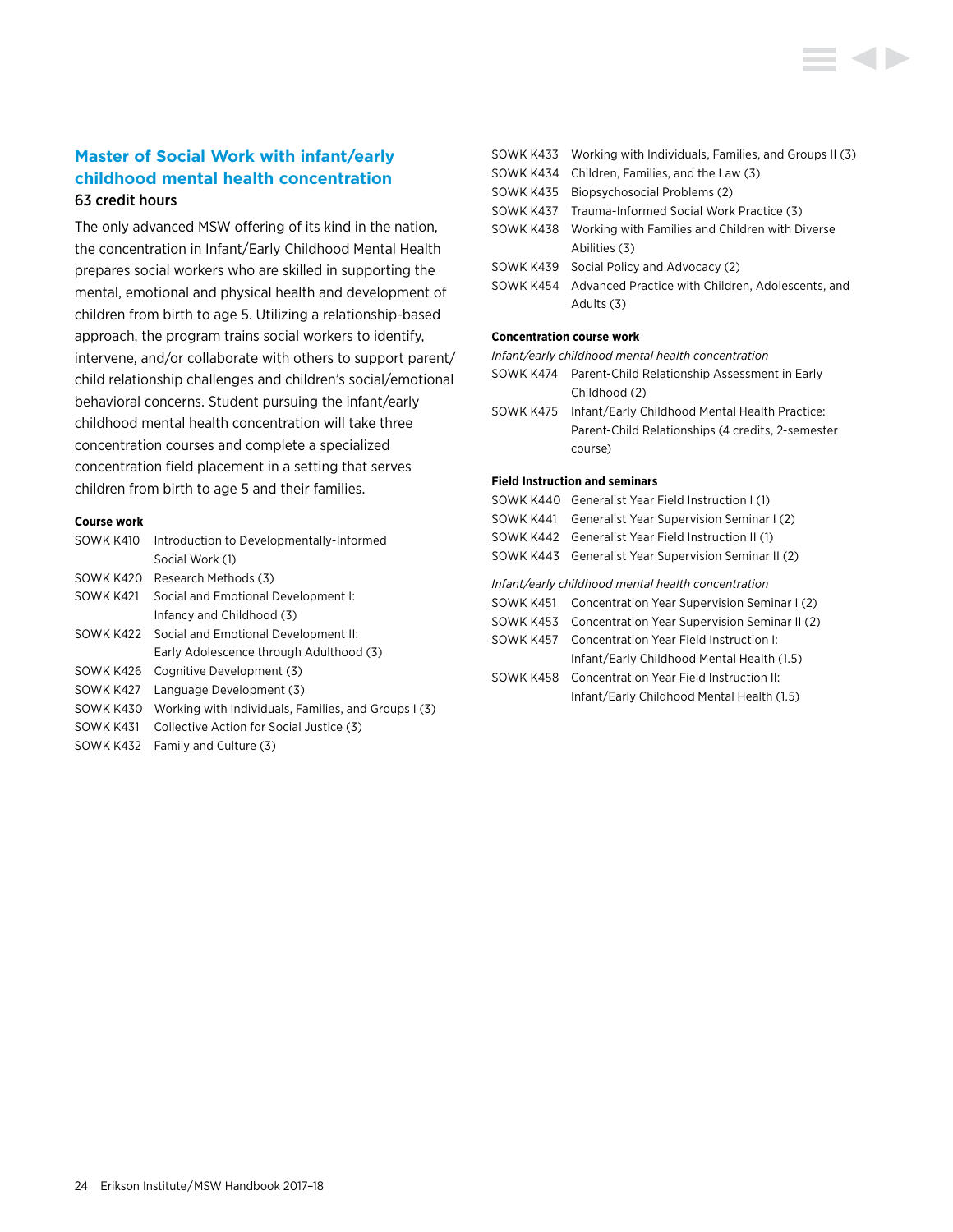## Master of Social Work with infant/early childhood mental health concentration

**63 credit hours**

The only advanced MSW offering of its kind in the nation, the concentration in Infant/Early Childhood Mental Health prepares social workers who are skilled in supporting the mental, emotional and physical health and development of children from birth to age 5. Utilizing a relationship-based approach, the program trains social workers to identify, intervene, and/or collaborate with others to support parent/child relationship challenges and children's social/emotional behavioral concerns. Student pursuing the infant/early childhood mental health concentration will take three concentration courses and complete a specialized concentration field placement in a setting that serves children from birth to age 5 and their families.

#### Course work

- SOWK K410 Introduction to Developmentally-Informed Social Work (1)
- SOWK K420 Research Methods (3)
- SOWK K421 Social and Emotional Development I: Infancy and Childhood (3)
- SOWK K422 Social and Emotional Development II: Early Adolescence through Adulthood (3)
- SOWK K426 Cognitive Development (3)
- SOWK K427 Language Development (3)
- SOWK K430 Working with Individuals, Families, and Groups I (3)
- SOWK K431 Collective Action for Social Justice (3)
- SOWK K432 Family and Culture (3)
- SOWK K433 Working with Individuals, Families, and Groups II (3)
- SOWK K434 Children, Families, and the Law (3)
- SOWK K435 Biopsychosocial Problems (2)
- SOWK K437 Trauma-Informed Social Work Practice (3)
- SOWK K438 Working with Families and Children with Diverse Abilities (3)
- SOWK K439 Social Policy and Advocacy (2)
- SOWK K454 Advanced Practice with Children, Adolescents, and Adults (3)

#### Concentration course work

*Infant/early childhood mental health concentration*

- SOWK K474 Parent-Child Relationship Assessment in Early Childhood (2)
- SOWK K475 Infant/Early Childhood Mental Health Practice: Parent-Child Relationships (4 credits, 2-semester course)

#### Field Instruction and seminars

- SOWK K440 Generalist Year Field Instruction I (1)
- SOWK K441 Generalist Year Supervision Seminar I (2)
- SOWK K442 Generalist Year Field Instruction II (1)
- SOWK K443 Generalist Year Supervision Seminar II (2)

*Infant/early childhood mental health concentration*

- SOWK K451 Concentration Year Supervision Seminar I (2)
- SOWK K453 Concentration Year Supervision Seminar II (2)
- SOWK K457 Concentration Year Field Instruction I: Infant/Early Childhood Mental Health (1.5)
- SOWK K458 Concentration Year Field Instruction II: Infant/Early Childhood Mental Health (1.5)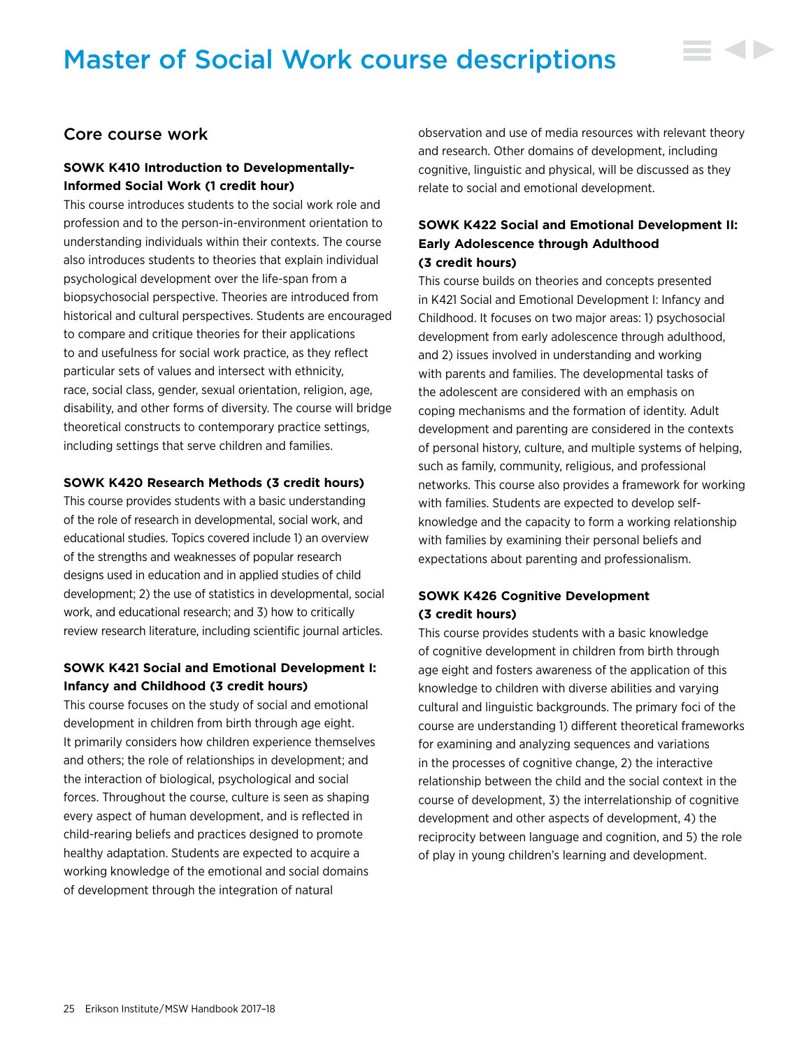# Master of Social Work course descriptions

## Core course work

### SOWK K410 Introduction to Developmentally-Informed Social Work (1 credit hour)

This course introduces students to the social work role and profession and to the person-in-environment orientation to understanding individuals within their contexts. The course also introduces students to theories that explain individual psychological development over the life-span from a biopsychosocial perspective. Theories are introduced from historical and cultural perspectives. Students are encouraged to compare and critique theories for their applications to and usefulness for social work practice, as they reflect particular sets of values and intersect with ethnicity, race, social class, gender, sexual orientation, religion, age, disability, and other forms of diversity. The course will bridge theoretical constructs to contemporary practice settings, including settings that serve children and families.

### SOWK K420 Research Methods (3 credit hours)

This course provides students with a basic understanding of the role of research in developmental, social work, and educational studies. Topics covered include 1) an overview of the strengths and weaknesses of popular research designs used in education and in applied studies of child development; 2) the use of statistics in developmental, social work, and educational research; and 3) how to critically review research literature, including scientific journal articles.

### SOWK K421 Social and Emotional Development I: Infancy and Childhood (3 credit hours)

This course focuses on the study of social and emotional development in children from birth through age eight. It primarily considers how children experience themselves and others; the role of relationships in development; and the interaction of biological, psychological and social forces. Throughout the course, culture is seen as shaping every aspect of human development, and is reflected in child-rearing beliefs and practices designed to promote healthy adaptation. Students are expected to acquire a working knowledge of the emotional and social domains of development through the integration of natural observation and use of media resources with relevant theory and research. Other domains of development, including cognitive, linguistic and physical, will be discussed as they relate to social and emotional development.

### SOWK K422 Social and Emotional Development II: Early Adolescence through Adulthood (3 credit hours)

This course builds on theories and concepts presented in K421 Social and Emotional Development I: Infancy and Childhood. It focuses on two major areas: 1) psychosocial development from early adolescence through adulthood, and 2) issues involved in understanding and working with parents and families. The developmental tasks of the adolescent are considered with an emphasis on coping mechanisms and the formation of identity. Adult development and parenting are considered in the contexts of personal history, culture, and multiple systems of helping, such as family, community, religious, and professional networks. This course also provides a framework for working with families. Students are expected to develop self-knowledge and the capacity to form a working relationship with families by examining their personal beliefs and expectations about parenting and professionalism.

### SOWK K426 Cognitive Development (3 credit hours)

This course provides students with a basic knowledge of cognitive development in children from birth through age eight and fosters awareness of the application of this knowledge to children with diverse abilities and varying cultural and linguistic backgrounds. The primary foci of the course are understanding 1) different theoretical frameworks for examining and analyzing sequences and variations in the processes of cognitive change, 2) the interactive relationship between the child and the social context in the course of development, 3) the interrelationship of cognitive development and other aspects of development, 4) the reciprocity between language and cognition, and 5) the role of play in young children's learning and development.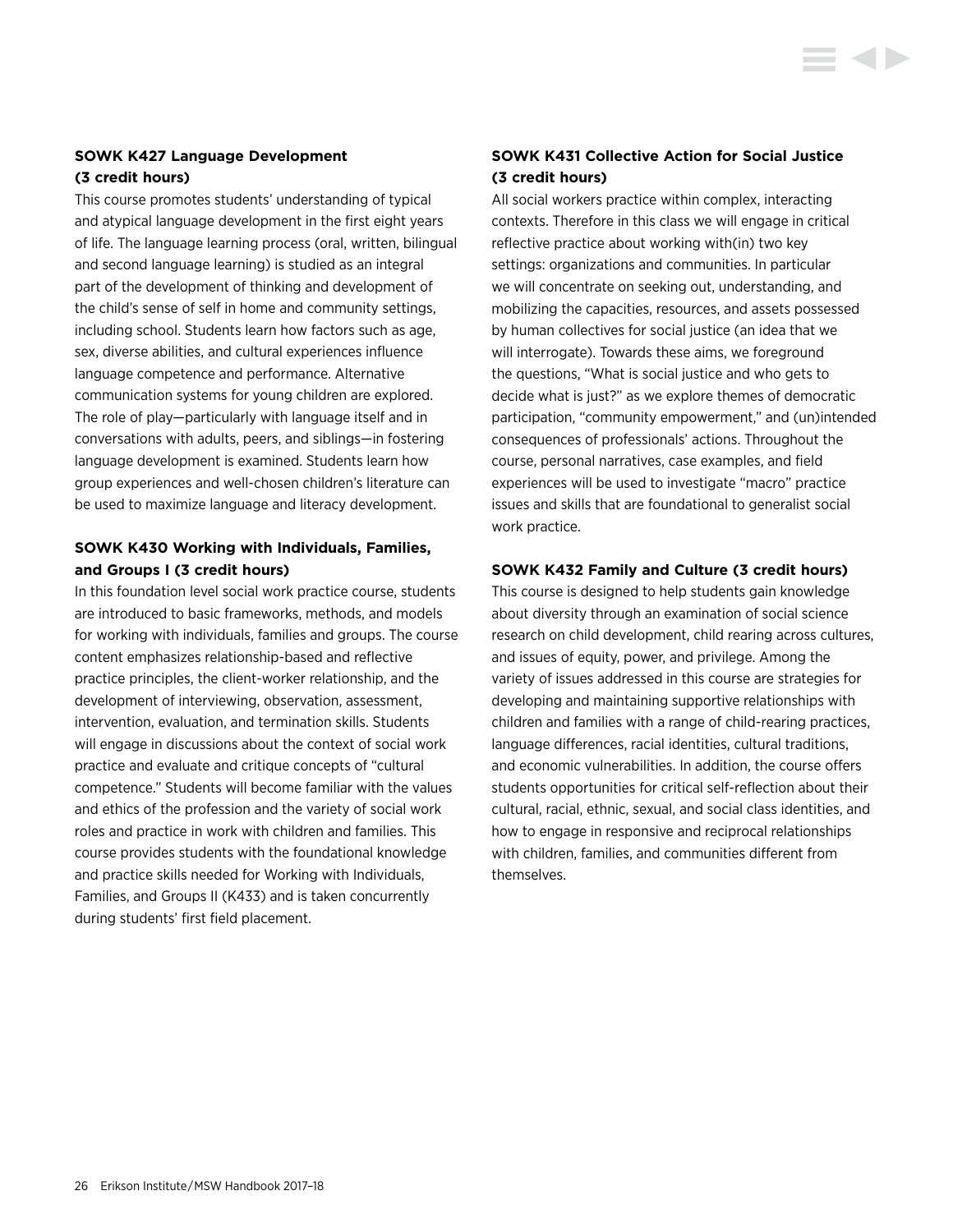### SOWK K427 Language Development (3 credit hours)

This course promotes students' understanding of typical and atypical language development in the first eight years of life. The language learning process (oral, written, bilingual and second language learning) is studied as an integral part of the development of thinking and development of the child's sense of self in home and community settings, including school. Students learn how factors such as age, sex, diverse abilities, and cultural experiences influence language competence and performance. Alternative communication systems for young children are explored. The role of play—particularly with language itself and in conversations with adults, peers, and siblings—in fostering language development is examined. Students learn how group experiences and well-chosen children's literature can be used to maximize language and literacy development.

### SOWK K430 Working with Individuals, Families, and Groups I (3 credit hours)

In this foundation level social work practice course, students are introduced to basic frameworks, methods, and models for working with individuals, families and groups. The course content emphasizes relationship-based and reflective practice principles, the client-worker relationship, and the development of interviewing, observation, assessment, intervention, evaluation, and termination skills. Students will engage in discussions about the context of social work practice and evaluate and critique concepts of "cultural competence." Students will become familiar with the values and ethics of the profession and the variety of social work roles and practice in work with children and families. This course provides students with the foundational knowledge and practice skills needed for Working with Individuals, Families, and Groups II (K433) and is taken concurrently during students' first field placement.

### SOWK K431 Collective Action for Social Justice (3 credit hours)

All social workers practice within complex, interacting contexts. Therefore in this class we will engage in critical reflective practice about working with(in) two key settings: organizations and communities. In particular we will concentrate on seeking out, understanding, and mobilizing the capacities, resources, and assets possessed by human collectives for social justice (an idea that we will interrogate). Towards these aims, we foreground the questions, "What is social justice and who gets to decide what is just?" as we explore themes of democratic participation, "community empowerment," and (un)intended consequences of professionals' actions. Throughout the course, personal narratives, case examples, and field experiences will be used to investigate "macro" practice issues and skills that are foundational to generalist social work practice.

### SOWK K432 Family and Culture (3 credit hours)

This course is designed to help students gain knowledge about diversity through an examination of social science research on child development, child rearing across cultures, and issues of equity, power, and privilege. Among the variety of issues addressed in this course are strategies for developing and maintaining supportive relationships with children and families with a range of child-rearing practices, language differences, racial identities, cultural traditions, and economic vulnerabilities. In addition, the course offers students opportunities for critical self-reflection about their cultural, racial, ethnic, sexual, and social class identities, and how to engage in responsive and reciprocal relationships with children, families, and communities different from themselves.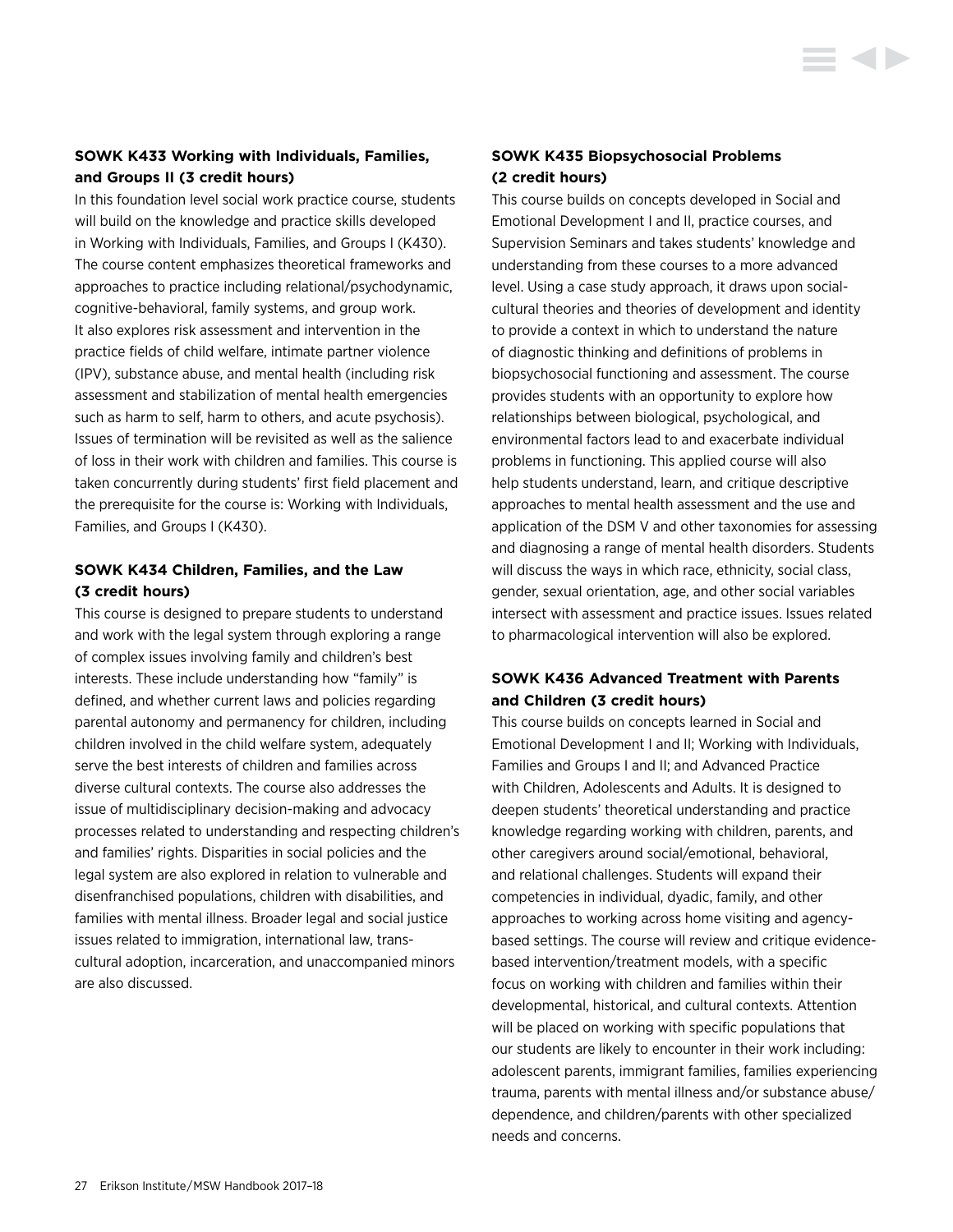### SOWK K433 Working with Individuals, Families, and Groups II (3 credit hours)

In this foundation level social work practice course, students will build on the knowledge and practice skills developed in Working with Individuals, Families, and Groups I (K430). The course content emphasizes theoretical frameworks and approaches to practice including relational/psychodynamic, cognitive-behavioral, family systems, and group work. It also explores risk assessment and intervention in the practice fields of child welfare, intimate partner violence (IPV), substance abuse, and mental health (including risk assessment and stabilization of mental health emergencies such as harm to self, harm to others, and acute psychosis). Issues of termination will be revisited as well as the salience of loss in their work with children and families. This course is taken concurrently during students' first field placement and the prerequisite for the course is: Working with Individuals, Families, and Groups I (K430).

### SOWK K434 Children, Families, and the Law (3 credit hours)

This course is designed to prepare students to understand and work with the legal system through exploring a range of complex issues involving family and children's best interests. These include understanding how "family" is defined, and whether current laws and policies regarding parental autonomy and permanency for children, including children involved in the child welfare system, adequately serve the best interests of children and families across diverse cultural contexts. The course also addresses the issue of multidisciplinary decision-making and advocacy processes related to understanding and respecting children's and families' rights. Disparities in social policies and the legal system are also explored in relation to vulnerable and disenfranchised populations, children with disabilities, and families with mental illness. Broader legal and social justice issues related to immigration, international law, trans-cultural adoption, incarceration, and unaccompanied minors are also discussed.

### SOWK K435 Biopsychosocial Problems (2 credit hours)

This course builds on concepts developed in Social and Emotional Development I and II, practice courses, and Supervision Seminars and takes students' knowledge and understanding from these courses to a more advanced level. Using a case study approach, it draws upon social-cultural theories and theories of development and identity to provide a context in which to understand the nature of diagnostic thinking and definitions of problems in biopsychosocial functioning and assessment. The course provides students with an opportunity to explore how relationships between biological, psychological, and environmental factors lead to and exacerbate individual problems in functioning. This applied course will also help students understand, learn, and critique descriptive approaches to mental health assessment and the use and application of the DSM V and other taxonomies for assessing and diagnosing a range of mental health disorders. Students will discuss the ways in which race, ethnicity, social class, gender, sexual orientation, age, and other social variables intersect with assessment and practice issues. Issues related to pharmacological intervention will also be explored.

### SOWK K436 Advanced Treatment with Parents and Children (3 credit hours)

This course builds on concepts learned in Social and Emotional Development I and II; Working with Individuals, Families and Groups I and II; and Advanced Practice with Children, Adolescents and Adults. It is designed to deepen students' theoretical understanding and practice knowledge regarding working with children, parents, and other caregivers around social/emotional, behavioral, and relational challenges. Students will expand their competencies in individual, dyadic, family, and other approaches to working across home visiting and agency-based settings. The course will review and critique evidence-based intervention/treatment models, with a specific focus on working with children and families within their developmental, historical, and cultural contexts. Attention will be placed on working with specific populations that our students are likely to encounter in their work including: adolescent parents, immigrant families, families experiencing trauma, parents with mental illness and/or substance abuse/dependence, and children/parents with other specialized needs and concerns.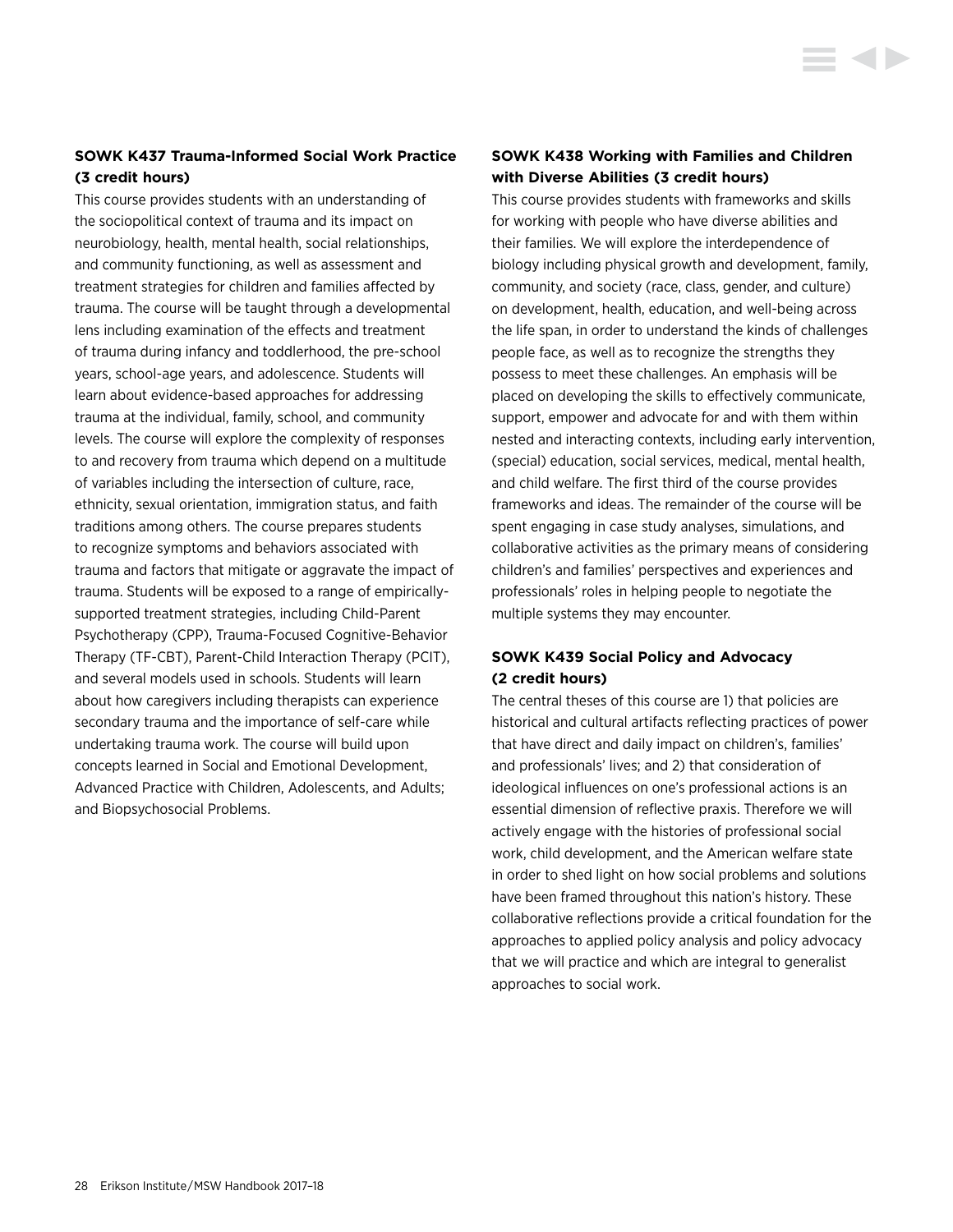**SOWK K437 Trauma-Informed Social Work Practice (3 credit hours)**

This course provides students with an understanding of the sociopolitical context of trauma and its impact on neurobiology, health, mental health, social relationships, and community functioning, as well as assessment and treatment strategies for children and families affected by trauma. The course will be taught through a developmental lens including examination of the effects and treatment of trauma during infancy and toddlerhood, the pre-school years, school-age years, and adolescence. Students will learn about evidence-based approaches for addressing trauma at the individual, family, school, and community levels. The course will explore the complexity of responses to and recovery from trauma which depend on a multitude of variables including the intersection of culture, race, ethnicity, sexual orientation, immigration status, and faith traditions among others. The course prepares students to recognize symptoms and behaviors associated with trauma and factors that mitigate or aggravate the impact of trauma. Students will be exposed to a range of empirically-supported treatment strategies, including Child-Parent Psychotherapy (CPP), Trauma-Focused Cognitive-Behavior Therapy (TF-CBT), Parent-Child Interaction Therapy (PCIT), and several models used in schools. Students will learn about how caregivers including therapists can experience secondary trauma and the importance of self-care while undertaking trauma work. The course will build upon concepts learned in Social and Emotional Development, Advanced Practice with Children, Adolescents, and Adults; and Biopsychosocial Problems.

**SOWK K438 Working with Families and Children with Diverse Abilities (3 credit hours)**

This course provides students with frameworks and skills for working with people who have diverse abilities and their families. We will explore the interdependence of biology including physical growth and development, family, community, and society (race, class, gender, and culture) on development, health, education, and well-being across the life span, in order to understand the kinds of challenges people face, as well as to recognize the strengths they possess to meet these challenges. An emphasis will be placed on developing the skills to effectively communicate, support, empower and advocate for and with them within nested and interacting contexts, including early intervention, (special) education, social services, medical, mental health, and child welfare. The first third of the course provides frameworks and ideas. The remainder of the course will be spent engaging in case study analyses, simulations, and collaborative activities as the primary means of considering children's and families' perspectives and experiences and professionals' roles in helping people to negotiate the multiple systems they may encounter.

**SOWK K439 Social Policy and Advocacy (2 credit hours)**

The central theses of this course are 1) that policies are historical and cultural artifacts reflecting practices of power that have direct and daily impact on children's, families' and professionals' lives; and 2) that consideration of ideological influences on one's professional actions is an essential dimension of reflective praxis. Therefore we will actively engage with the histories of professional social work, child development, and the American welfare state in order to shed light on how social problems and solutions have been framed throughout this nation's history. These collaborative reflections provide a critical foundation for the approaches to applied policy analysis and policy advocacy that we will practice and which are integral to generalist approaches to social work.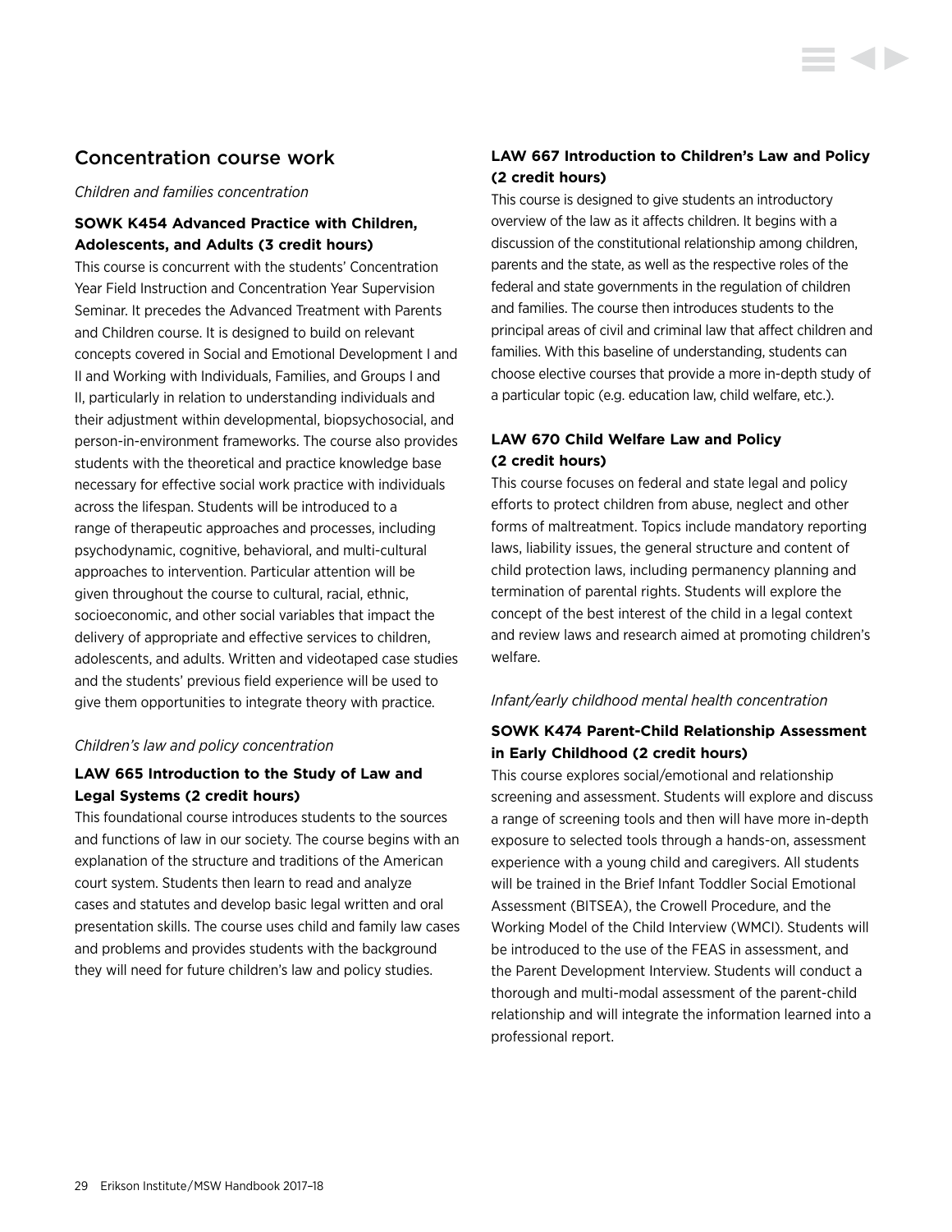## Concentration course work

*Children and families concentration*

### SOWK K454 Advanced Practice with Children, Adolescents, and Adults (3 credit hours)

This course is concurrent with the students' Concentration Year Field Instruction and Concentration Year Supervision Seminar. It precedes the Advanced Treatment with Parents and Children course. It is designed to build on relevant concepts covered in Social and Emotional Development I and II and Working with Individuals, Families, and Groups I and II, particularly in relation to understanding individuals and their adjustment within developmental, biopsychosocial, and person-in-environment frameworks. The course also provides students with the theoretical and practice knowledge base necessary for effective social work practice with individuals across the lifespan. Students will be introduced to a range of therapeutic approaches and processes, including psychodynamic, cognitive, behavioral, and multi-cultural approaches to intervention. Particular attention will be given throughout the course to cultural, racial, ethnic, socioeconomic, and other social variables that impact the delivery of appropriate and effective services to children, adolescents, and adults. Written and videotaped case studies and the students' previous field experience will be used to give them opportunities to integrate theory with practice.

*Children's law and policy concentration*

### LAW 665 Introduction to the Study of Law and Legal Systems (2 credit hours)

This foundational course introduces students to the sources and functions of law in our society. The course begins with an explanation of the structure and traditions of the American court system. Students then learn to read and analyze cases and statutes and develop basic legal written and oral presentation skills. The course uses child and family law cases and problems and provides students with the background they will need for future children's law and policy studies.

### LAW 667 Introduction to Children's Law and Policy (2 credit hours)

This course is designed to give students an introductory overview of the law as it affects children. It begins with a discussion of the constitutional relationship among children, parents and the state, as well as the respective roles of the federal and state governments in the regulation of children and families. The course then introduces students to the principal areas of civil and criminal law that affect children and families. With this baseline of understanding, students can choose elective courses that provide a more in-depth study of a particular topic (e.g. education law, child welfare, etc.).

### LAW 670 Child Welfare Law and Policy (2 credit hours)

This course focuses on federal and state legal and policy efforts to protect children from abuse, neglect and other forms of maltreatment. Topics include mandatory reporting laws, liability issues, the general structure and content of child protection laws, including permanency planning and termination of parental rights. Students will explore the concept of the best interest of the child in a legal context and review laws and research aimed at promoting children's welfare.

*Infant/early childhood mental health concentration*

### SOWK K474 Parent-Child Relationship Assessment in Early Childhood (2 credit hours)

This course explores social/emotional and relationship screening and assessment. Students will explore and discuss a range of screening tools and then will have more in-depth exposure to selected tools through a hands-on, assessment experience with a young child and caregivers. All students will be trained in the Brief Infant Toddler Social Emotional Assessment (BITSEA), the Crowell Procedure, and the Working Model of the Child Interview (WMCI). Students will be introduced to the use of the FEAS in assessment, and the Parent Development Interview. Students will conduct a thorough and multi-modal assessment of the parent-child relationship and will integrate the information learned into a professional report.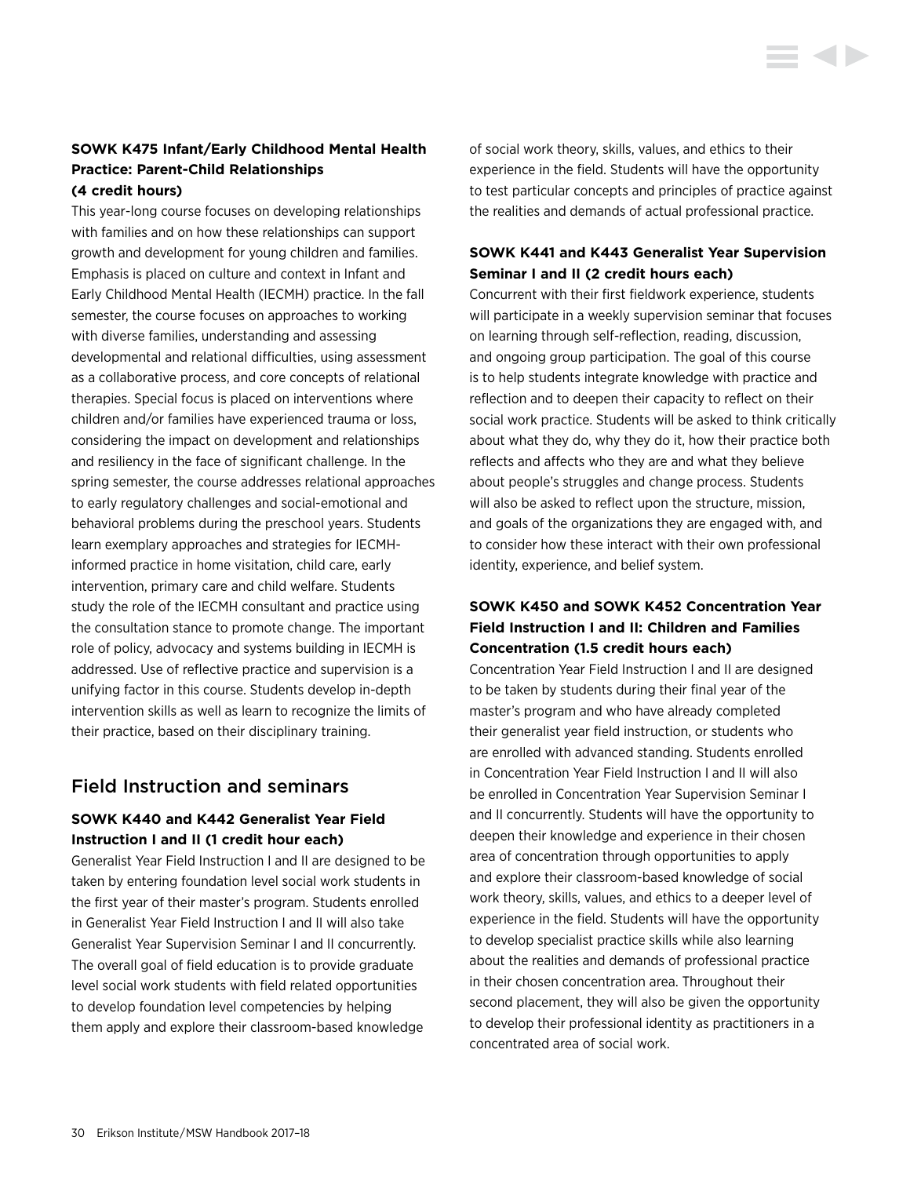### SOWK K475 Infant/Early Childhood Mental Health Practice: Parent-Child Relationships (4 credit hours)

This year-long course focuses on developing relationships with families and on how these relationships can support growth and development for young children and families. Emphasis is placed on culture and context in Infant and Early Childhood Mental Health (IECMH) practice. In the fall semester, the course focuses on approaches to working with diverse families, understanding and assessing developmental and relational difficulties, using assessment as a collaborative process, and core concepts of relational therapies. Special focus is placed on interventions where children and/or families have experienced trauma or loss, considering the impact on development and relationships and resiliency in the face of significant challenge. In the spring semester, the course addresses relational approaches to early regulatory challenges and social-emotional and behavioral problems during the preschool years. Students learn exemplary approaches and strategies for IECMH-informed practice in home visitation, child care, early intervention, primary care and child welfare. Students study the role of the IECMH consultant and practice using the consultation stance to promote change. The important role of policy, advocacy and systems building in IECMH is addressed. Use of reflective practice and supervision is a unifying factor in this course. Students develop in-depth intervention skills as well as learn to recognize the limits of their practice, based on their disciplinary training.

## Field Instruction and seminars

### SOWK K440 and K442 Generalist Year Field Instruction I and II (1 credit hour each)

Generalist Year Field Instruction I and II are designed to be taken by entering foundation level social work students in the first year of their master's program. Students enrolled in Generalist Year Field Instruction I and II will also take Generalist Year Supervision Seminar I and II concurrently. The overall goal of field education is to provide graduate level social work students with field related opportunities to develop foundation level competencies by helping them apply and explore their classroom-based knowledge of social work theory, skills, values, and ethics to their experience in the field. Students will have the opportunity to test particular concepts and principles of practice against the realities and demands of actual professional practice.

### SOWK K441 and K443 Generalist Year Supervision Seminar I and II (2 credit hours each)

Concurrent with their first fieldwork experience, students will participate in a weekly supervision seminar that focuses on learning through self-reflection, reading, discussion, and ongoing group participation. The goal of this course is to help students integrate knowledge with practice and reflection and to deepen their capacity to reflect on their social work practice. Students will be asked to think critically about what they do, why they do it, how their practice both reflects and affects who they are and what they believe about people's struggles and change process. Students will also be asked to reflect upon the structure, mission, and goals of the organizations they are engaged with, and to consider how these interact with their own professional identity, experience, and belief system.

### SOWK K450 and SOWK K452 Concentration Year Field Instruction I and II: Children and Families Concentration (1.5 credit hours each)

Concentration Year Field Instruction I and II are designed to be taken by students during their final year of the master's program and who have already completed their generalist year field instruction, or students who are enrolled with advanced standing. Students enrolled in Concentration Year Field Instruction I and II will also be enrolled in Concentration Year Supervision Seminar I and II concurrently. Students will have the opportunity to deepen their knowledge and experience in their chosen area of concentration through opportunities to apply and explore their classroom-based knowledge of social work theory, skills, values, and ethics to a deeper level of experience in the field. Students will have the opportunity to develop specialist practice skills while also learning about the realities and demands of professional practice in their chosen concentration area. Throughout their second placement, they will also be given the opportunity to develop their professional identity as practitioners in a concentrated area of social work.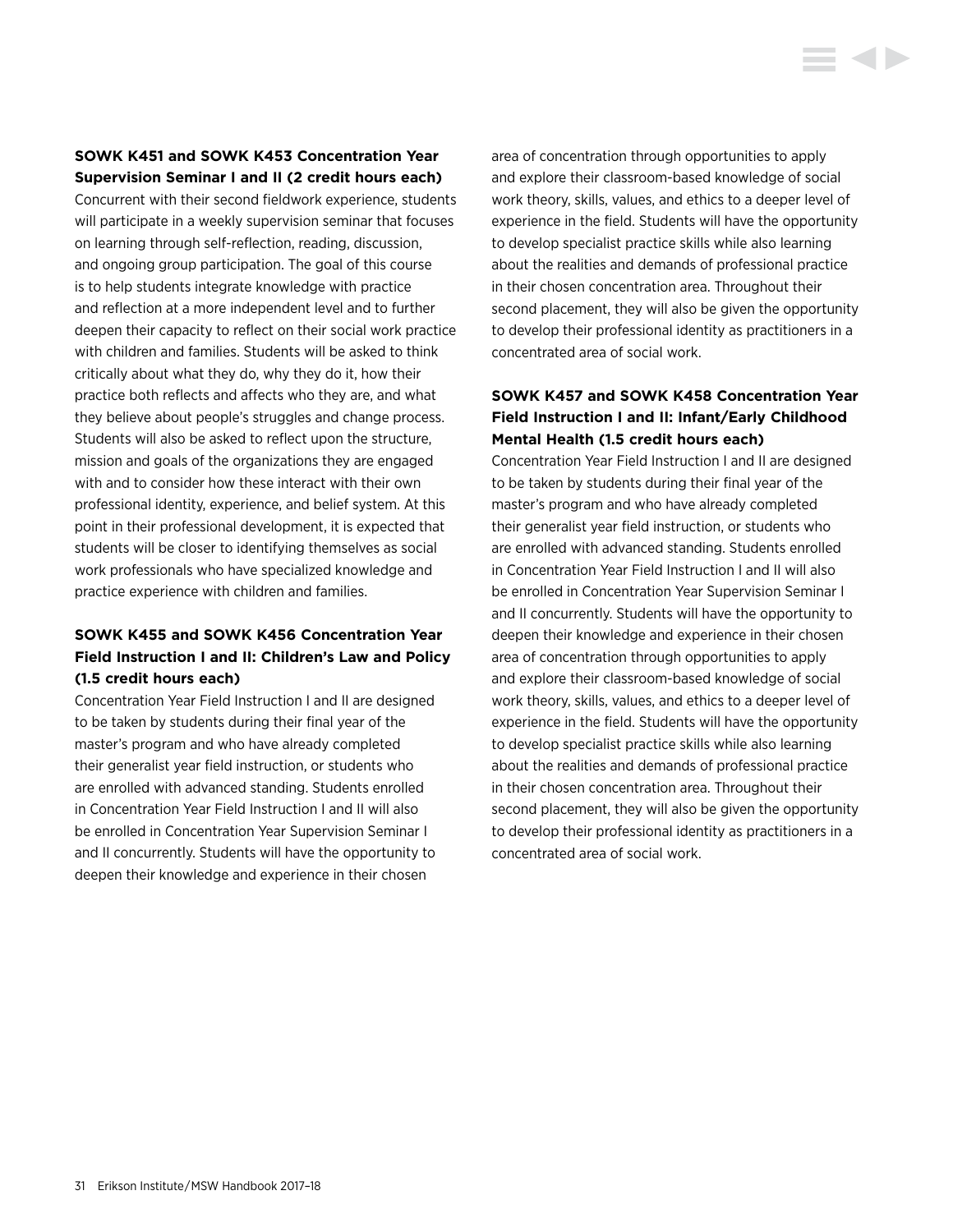**SOWK K451 and SOWK K453 Concentration Year Supervision Seminar I and II (2 credit hours each)**

Concurrent with their second fieldwork experience, students will participate in a weekly supervision seminar that focuses on learning through self-reflection, reading, discussion, and ongoing group participation. The goal of this course is to help students integrate knowledge with practice and reflection at a more independent level and to further deepen their capacity to reflect on their social work practice with children and families. Students will be asked to think critically about what they do, why they do it, how their practice both reflects and affects who they are, and what they believe about people's struggles and change process. Students will also be asked to reflect upon the structure, mission and goals of the organizations they are engaged with and to consider how these interact with their own professional identity, experience, and belief system. At this point in their professional development, it is expected that students will be closer to identifying themselves as social work professionals who have specialized knowledge and practice experience with children and families.

**SOWK K455 and SOWK K456 Concentration Year Field Instruction I and II: Children's Law and Policy (1.5 credit hours each)**

Concentration Year Field Instruction I and II are designed to be taken by students during their final year of the master's program and who have already completed their generalist year field instruction, or students who are enrolled with advanced standing. Students enrolled in Concentration Year Field Instruction I and II will also be enrolled in Concentration Year Supervision Seminar I and II concurrently. Students will have the opportunity to deepen their knowledge and experience in their chosen area of concentration through opportunities to apply and explore their classroom-based knowledge of social work theory, skills, values, and ethics to a deeper level of experience in the field. Students will have the opportunity to develop specialist practice skills while also learning about the realities and demands of professional practice in their chosen concentration area. Throughout their second placement, they will also be given the opportunity to develop their professional identity as practitioners in a concentrated area of social work.

**SOWK K457 and SOWK K458 Concentration Year Field Instruction I and II: Infant/Early Childhood Mental Health (1.5 credit hours each)**

Concentration Year Field Instruction I and II are designed to be taken by students during their final year of the master's program and who have already completed their generalist year field instruction, or students who are enrolled with advanced standing. Students enrolled in Concentration Year Field Instruction I and II will also be enrolled in Concentration Year Supervision Seminar I and II concurrently. Students will have the opportunity to deepen their knowledge and experience in their chosen area of concentration through opportunities to apply and explore their classroom-based knowledge of social work theory, skills, values, and ethics to a deeper level of experience in the field. Students will have the opportunity to develop specialist practice skills while also learning about the realities and demands of professional practice in their chosen concentration area. Throughout their second placement, they will also be given the opportunity to develop their professional identity as practitioners in a concentrated area of social work.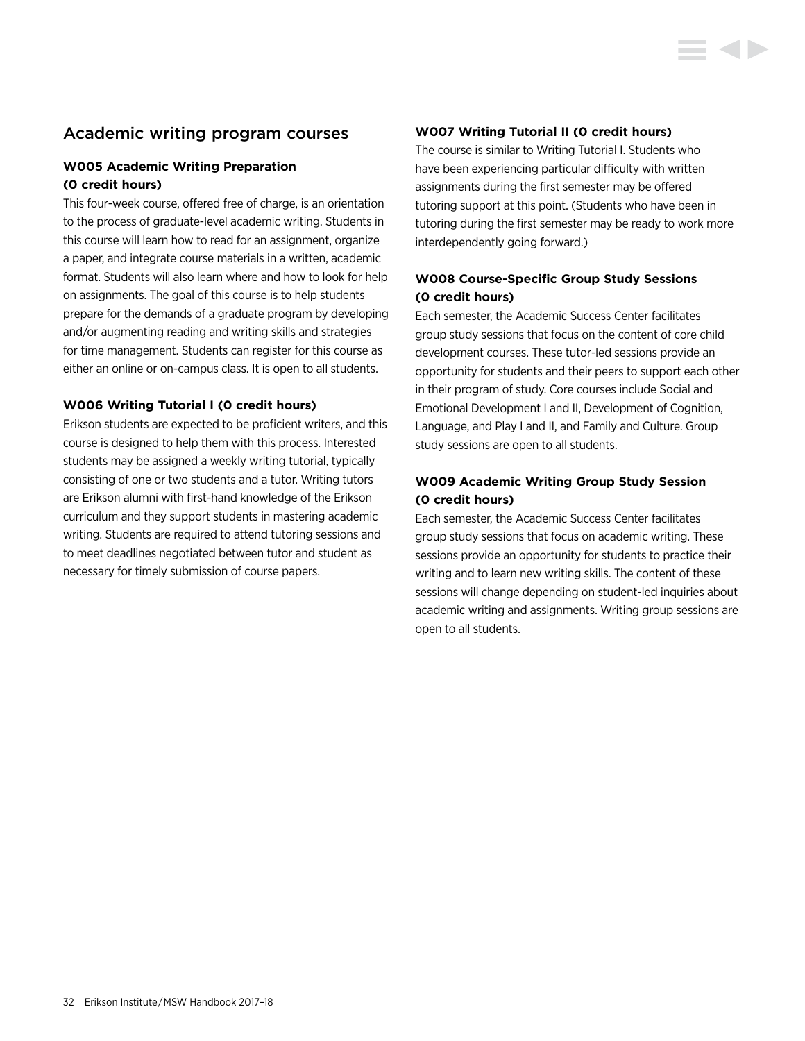## Academic writing program courses

### W005 Academic Writing Preparation (0 credit hours)

This four-week course, offered free of charge, is an orientation to the process of graduate-level academic writing. Students in this course will learn how to read for an assignment, organize a paper, and integrate course materials in a written, academic format. Students will also learn where and how to look for help on assignments. The goal of this course is to help students prepare for the demands of a graduate program by developing and/or augmenting reading and writing skills and strategies for time management. Students can register for this course as either an online or on-campus class. It is open to all students.

### W006 Writing Tutorial I (0 credit hours)

Erikson students are expected to be proficient writers, and this course is designed to help them with this process. Interested students may be assigned a weekly writing tutorial, typically consisting of one or two students and a tutor. Writing tutors are Erikson alumni with first-hand knowledge of the Erikson curriculum and they support students in mastering academic writing. Students are required to attend tutoring sessions and to meet deadlines negotiated between tutor and student as necessary for timely submission of course papers.

### W007 Writing Tutorial II (0 credit hours)

The course is similar to Writing Tutorial I. Students who have been experiencing particular difficulty with written assignments during the first semester may be offered tutoring support at this point. (Students who have been in tutoring during the first semester may be ready to work more interdependently going forward.)

### W008 Course-Specific Group Study Sessions (0 credit hours)

Each semester, the Academic Success Center facilitates group study sessions that focus on the content of core child development courses. These tutor-led sessions provide an opportunity for students and their peers to support each other in their program of study. Core courses include Social and Emotional Development I and II, Development of Cognition, Language, and Play I and II, and Family and Culture. Group study sessions are open to all students.

### W009 Academic Writing Group Study Session (0 credit hours)

Each semester, the Academic Success Center facilitates group study sessions that focus on academic writing. These sessions provide an opportunity for students to practice their writing and to learn new writing skills. The content of these sessions will change depending on student-led inquiries about academic writing and assignments. Writing group sessions are open to all students.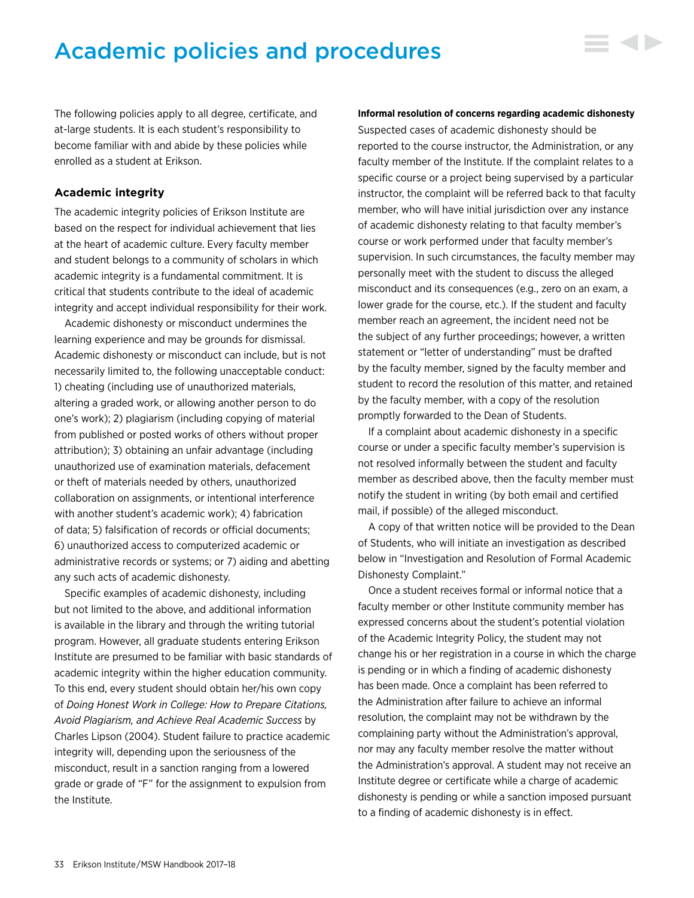# Academic policies and procedures

The following policies apply to all degree, certificate, and at-large students. It is each student's responsibility to become familiar with and abide by these policies while enrolled as a student at Erikson.

### Academic integrity

The academic integrity policies of Erikson Institute are based on the respect for individual achievement that lies at the heart of academic culture. Every faculty member and student belongs to a community of scholars in which academic integrity is a fundamental commitment. It is critical that students contribute to the ideal of academic integrity and accept individual responsibility for their work.

Academic dishonesty or misconduct undermines the learning experience and may be grounds for dismissal. Academic dishonesty or misconduct can include, but is not necessarily limited to, the following unacceptable conduct: 1) cheating (including use of unauthorized materials, altering a graded work, or allowing another person to do one's work); 2) plagiarism (including copying of material from published or posted works of others without proper attribution); 3) obtaining an unfair advantage (including unauthorized use of examination materials, defacement or theft of materials needed by others, unauthorized collaboration on assignments, or intentional interference with another student's academic work); 4) fabrication of data; 5) falsification of records or official documents; 6) unauthorized access to computerized academic or administrative records or systems; or 7) aiding and abetting any such acts of academic dishonesty.

Specific examples of academic dishonesty, including but not limited to the above, and additional information is available in the library and through the writing tutorial program. However, all graduate students entering Erikson Institute are presumed to be familiar with basic standards of academic integrity within the higher education community. To this end, every student should obtain her/his own copy of *Doing Honest Work in College: How to Prepare Citations, Avoid Plagiarism, and Achieve Real Academic Success* by Charles Lipson (2004). Student failure to practice academic integrity will, depending upon the seriousness of the misconduct, result in a sanction ranging from a lowered grade or grade of "F" for the assignment to expulsion from the Institute.

**Informal resolution of concerns regarding academic dishonesty**

Suspected cases of academic dishonesty should be reported to the course instructor, the Administration, or any faculty member of the Institute. If the complaint relates to a specific course or a project being supervised by a particular instructor, the complaint will be referred back to that faculty member, who will have initial jurisdiction over any instance of academic dishonesty relating to that faculty member's course or work performed under that faculty member's supervision. In such circumstances, the faculty member may personally meet with the student to discuss the alleged misconduct and its consequences (e.g., zero on an exam, a lower grade for the course, etc.). If the student and faculty member reach an agreement, the incident need not be the subject of any further proceedings; however, a written statement or "letter of understanding" must be drafted by the faculty member, signed by the faculty member and student to record the resolution of this matter, and retained by the faculty member, with a copy of the resolution promptly forwarded to the Dean of Students.

If a complaint about academic dishonesty in a specific course or under a specific faculty member's supervision is not resolved informally between the student and faculty member as described above, then the faculty member must notify the student in writing (by both email and certified mail, if possible) of the alleged misconduct.

A copy of that written notice will be provided to the Dean of Students, who will initiate an investigation as described below in "Investigation and Resolution of Formal Academic Dishonesty Complaint."

Once a student receives formal or informal notice that a faculty member or other Institute community member has expressed concerns about the student's potential violation of the Academic Integrity Policy, the student may not change his or her registration in a course in which the charge is pending or in which a finding of academic dishonesty has been made. Once a complaint has been referred to the Administration after failure to achieve an informal resolution, the complaint may not be withdrawn by the complaining party without the Administration's approval, nor may any faculty member resolve the matter without the Administration's approval. A student may not receive an Institute degree or certificate while a charge of academic dishonesty is pending or while a sanction imposed pursuant to a finding of academic dishonesty is in effect.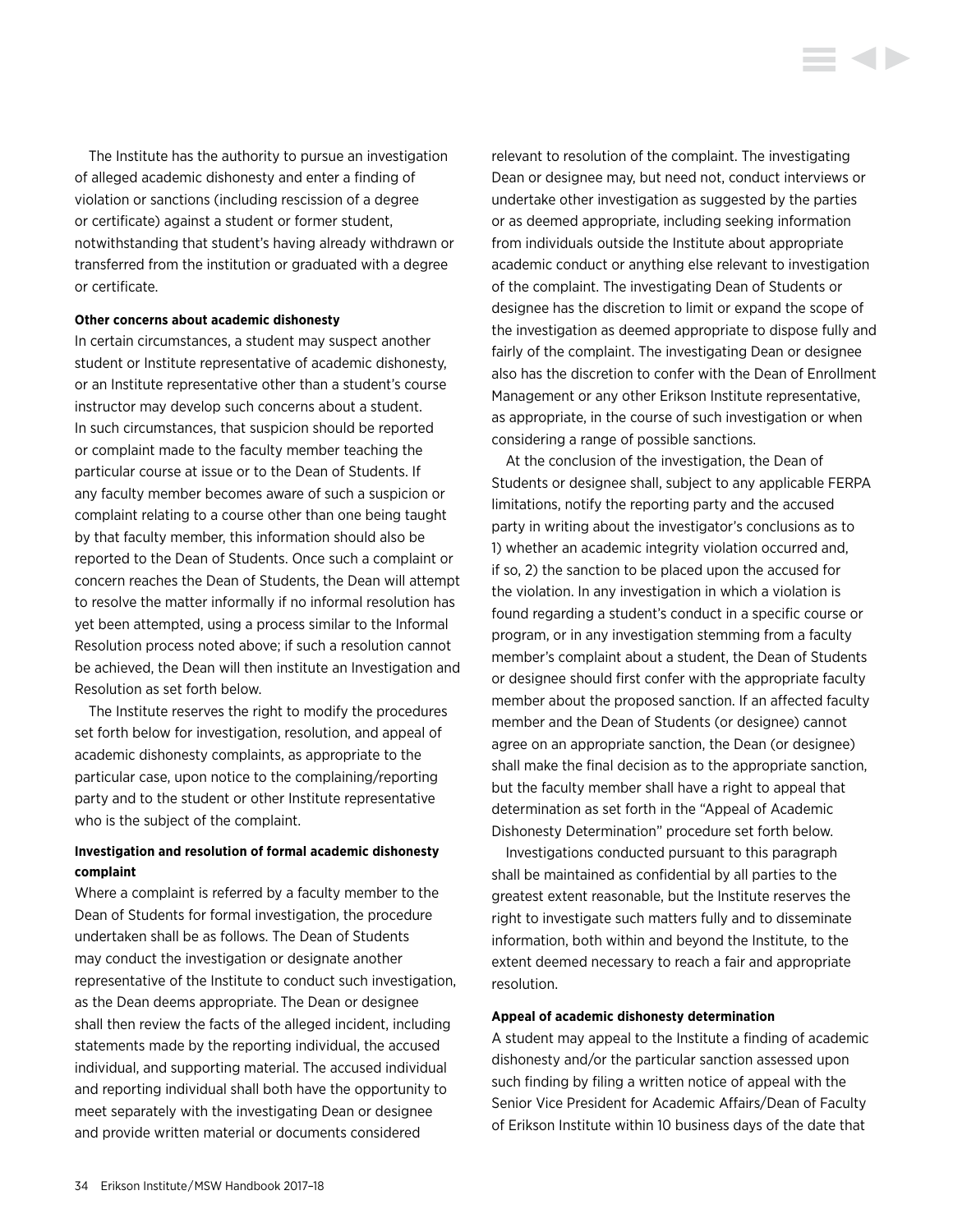The Institute has the authority to pursue an investigation of alleged academic dishonesty and enter a finding of violation or sanctions (including rescission of a degree or certificate) against a student or former student, notwithstanding that student's having already withdrawn or transferred from the institution or graduated with a degree or certificate.

**Other concerns about academic dishonesty**

In certain circumstances, a student may suspect another student or Institute representative of academic dishonesty, or an Institute representative other than a student's course instructor may develop such concerns about a student. In such circumstances, that suspicion should be reported or complaint made to the faculty member teaching the particular course at issue or to the Dean of Students. If any faculty member becomes aware of such a suspicion or complaint relating to a course other than one being taught by that faculty member, this information should also be reported to the Dean of Students. Once such a complaint or concern reaches the Dean of Students, the Dean will attempt to resolve the matter informally if no informal resolution has yet been attempted, using a process similar to the Informal Resolution process noted above; if such a resolution cannot be achieved, the Dean will then institute an Investigation and Resolution as set forth below.

The Institute reserves the right to modify the procedures set forth below for investigation, resolution, and appeal of academic dishonesty complaints, as appropriate to the particular case, upon notice to the complaining/reporting party and to the student or other Institute representative who is the subject of the complaint.

**Investigation and resolution of formal academic dishonesty complaint**

Where a complaint is referred by a faculty member to the Dean of Students for formal investigation, the procedure undertaken shall be as follows. The Dean of Students may conduct the investigation or designate another representative of the Institute to conduct such investigation, as the Dean deems appropriate. The Dean or designee shall then review the facts of the alleged incident, including statements made by the reporting individual, the accused individual, and supporting material. The accused individual and reporting individual shall both have the opportunity to meet separately with the investigating Dean or designee and provide written material or documents considered relevant to resolution of the complaint. The investigating Dean or designee may, but need not, conduct interviews or undertake other investigation as suggested by the parties or as deemed appropriate, including seeking information from individuals outside the Institute about appropriate academic conduct or anything else relevant to investigation of the complaint. The investigating Dean of Students or designee has the discretion to limit or expand the scope of the investigation as deemed appropriate to dispose fully and fairly of the complaint. The investigating Dean or designee also has the discretion to confer with the Dean of Enrollment Management or any other Erikson Institute representative, as appropriate, in the course of such investigation or when considering a range of possible sanctions.

At the conclusion of the investigation, the Dean of Students or designee shall, subject to any applicable FERPA limitations, notify the reporting party and the accused party in writing about the investigator's conclusions as to 1) whether an academic integrity violation occurred and, if so, 2) the sanction to be placed upon the accused for the violation. In any investigation in which a violation is found regarding a student's conduct in a specific course or program, or in any investigation stemming from a faculty member's complaint about a student, the Dean of Students or designee should first confer with the appropriate faculty member about the proposed sanction. If an affected faculty member and the Dean of Students (or designee) cannot agree on an appropriate sanction, the Dean (or designee) shall make the final decision as to the appropriate sanction, but the faculty member shall have a right to appeal that determination as set forth in the "Appeal of Academic Dishonesty Determination" procedure set forth below.

Investigations conducted pursuant to this paragraph shall be maintained as confidential by all parties to the greatest extent reasonable, but the Institute reserves the right to investigate such matters fully and to disseminate information, both within and beyond the Institute, to the extent deemed necessary to reach a fair and appropriate resolution.

**Appeal of academic dishonesty determination**

A student may appeal to the Institute a finding of academic dishonesty and/or the particular sanction assessed upon such finding by filing a written notice of appeal with the Senior Vice President for Academic Affairs/Dean of Faculty of Erikson Institute within 10 business days of the date that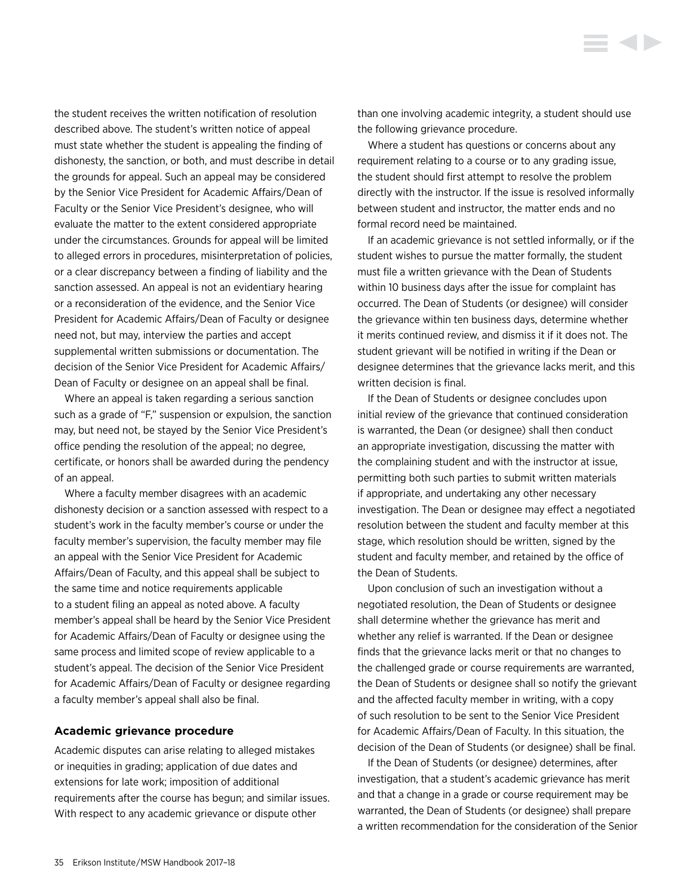the student receives the written notification of resolution described above. The student's written notice of appeal must state whether the student is appealing the finding of dishonesty, the sanction, or both, and must describe in detail the grounds for appeal. Such an appeal may be considered by the Senior Vice President for Academic Affairs/Dean of Faculty or the Senior Vice President's designee, who will evaluate the matter to the extent considered appropriate under the circumstances. Grounds for appeal will be limited to alleged errors in procedures, misinterpretation of policies, or a clear discrepancy between a finding of liability and the sanction assessed. An appeal is not an evidentiary hearing or a reconsideration of the evidence, and the Senior Vice President for Academic Affairs/Dean of Faculty or designee need not, but may, interview the parties and accept supplemental written submissions or documentation. The decision of the Senior Vice President for Academic Affairs/ Dean of Faculty or designee on an appeal shall be final.

Where an appeal is taken regarding a serious sanction such as a grade of "F," suspension or expulsion, the sanction may, but need not, be stayed by the Senior Vice President's office pending the resolution of the appeal; no degree, certificate, or honors shall be awarded during the pendency of an appeal.

Where a faculty member disagrees with an academic dishonesty decision or a sanction assessed with respect to a student's work in the faculty member's course or under the faculty member's supervision, the faculty member may file an appeal with the Senior Vice President for Academic Affairs/Dean of Faculty, and this appeal shall be subject to the same time and notice requirements applicable to a student filing an appeal as noted above. A faculty member's appeal shall be heard by the Senior Vice President for Academic Affairs/Dean of Faculty or designee using the same process and limited scope of review applicable to a student's appeal. The decision of the Senior Vice President for Academic Affairs/Dean of Faculty or designee regarding a faculty member's appeal shall also be final.

**Academic grievance procedure**

Academic disputes can arise relating to alleged mistakes or inequities in grading; application of due dates and extensions for late work; imposition of additional requirements after the course has begun; and similar issues. With respect to any academic grievance or dispute other than one involving academic integrity, a student should use the following grievance procedure.

Where a student has questions or concerns about any requirement relating to a course or to any grading issue, the student should first attempt to resolve the problem directly with the instructor. If the issue is resolved informally between student and instructor, the matter ends and no formal record need be maintained.

If an academic grievance is not settled informally, or if the student wishes to pursue the matter formally, the student must file a written grievance with the Dean of Students within 10 business days after the issue for complaint has occurred. The Dean of Students (or designee) will consider the grievance within ten business days, determine whether it merits continued review, and dismiss it if it does not. The student grievant will be notified in writing if the Dean or designee determines that the grievance lacks merit, and this written decision is final.

If the Dean of Students or designee concludes upon initial review of the grievance that continued consideration is warranted, the Dean (or designee) shall then conduct an appropriate investigation, discussing the matter with the complaining student and with the instructor at issue, permitting both such parties to submit written materials if appropriate, and undertaking any other necessary investigation. The Dean or designee may effect a negotiated resolution between the student and faculty member at this stage, which resolution should be written, signed by the student and faculty member, and retained by the office of the Dean of Students.

Upon conclusion of such an investigation without a negotiated resolution, the Dean of Students or designee shall determine whether the grievance has merit and whether any relief is warranted. If the Dean or designee finds that the grievance lacks merit or that no changes to the challenged grade or course requirements are warranted, the Dean of Students or designee shall so notify the grievant and the affected faculty member in writing, with a copy of such resolution to be sent to the Senior Vice President for Academic Affairs/Dean of Faculty. In this situation, the decision of the Dean of Students (or designee) shall be final.

If the Dean of Students (or designee) determines, after investigation, that a student's academic grievance has merit and that a change in a grade or course requirement may be warranted, the Dean of Students (or designee) shall prepare a written recommendation for the consideration of the Senior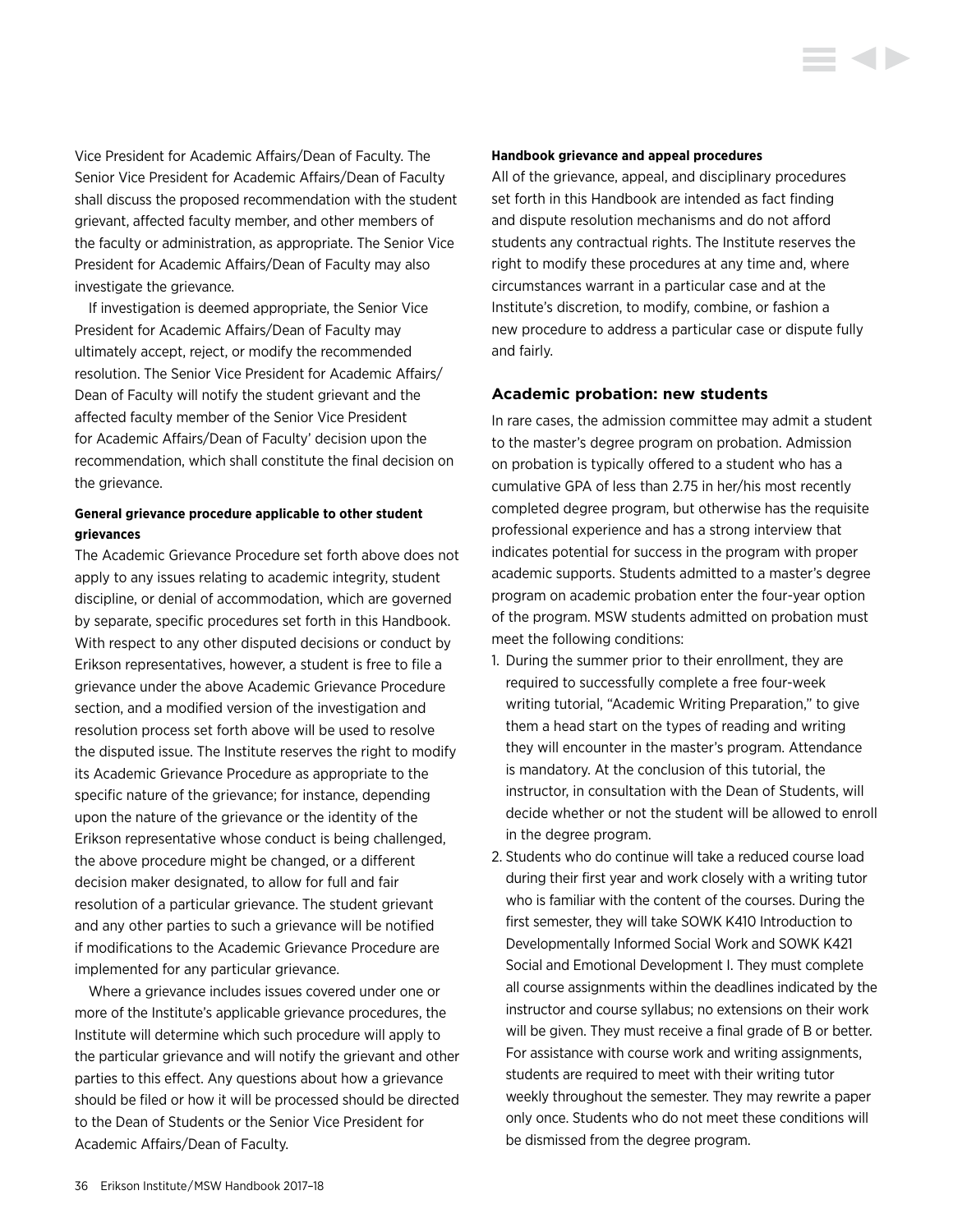Vice President for Academic Affairs/Dean of Faculty. The Senior Vice President for Academic Affairs/Dean of Faculty shall discuss the proposed recommendation with the student grievant, affected faculty member, and other members of the faculty or administration, as appropriate. The Senior Vice President for Academic Affairs/Dean of Faculty may also investigate the grievance.

If investigation is deemed appropriate, the Senior Vice President for Academic Affairs/Dean of Faculty may ultimately accept, reject, or modify the recommended resolution. The Senior Vice President for Academic Affairs/Dean of Faculty will notify the student grievant and the affected faculty member of the Senior Vice President for Academic Affairs/Dean of Faculty' decision upon the recommendation, which shall constitute the final decision on the grievance.

**General grievance procedure applicable to other student grievances**

The Academic Grievance Procedure set forth above does not apply to any issues relating to academic integrity, student discipline, or denial of accommodation, which are governed by separate, specific procedures set forth in this Handbook. With respect to any other disputed decisions or conduct by Erikson representatives, however, a student is free to file a grievance under the above Academic Grievance Procedure section, and a modified version of the investigation and resolution process set forth above will be used to resolve the disputed issue. The Institute reserves the right to modify its Academic Grievance Procedure as appropriate to the specific nature of the grievance; for instance, depending upon the nature of the grievance or the identity of the Erikson representative whose conduct is being challenged, the above procedure might be changed, or a different decision maker designated, to allow for full and fair resolution of a particular grievance. The student grievant and any other parties to such a grievance will be notified if modifications to the Academic Grievance Procedure are implemented for any particular grievance.

Where a grievance includes issues covered under one or more of the Institute's applicable grievance procedures, the Institute will determine which such procedure will apply to the particular grievance and will notify the grievant and other parties to this effect. Any questions about how a grievance should be filed or how it will be processed should be directed to the Dean of Students or the Senior Vice President for Academic Affairs/Dean of Faculty.

**Handbook grievance and appeal procedures**

All of the grievance, appeal, and disciplinary procedures set forth in this Handbook are intended as fact finding and dispute resolution mechanisms and do not afford students any contractual rights. The Institute reserves the right to modify these procedures at any time and, where circumstances warrant in a particular case and at the Institute's discretion, to modify, combine, or fashion a new procedure to address a particular case or dispute fully and fairly.

### Academic probation: new students

In rare cases, the admission committee may admit a student to the master's degree program on probation. Admission on probation is typically offered to a student who has a cumulative GPA of less than 2.75 in her/his most recently completed degree program, but otherwise has the requisite professional experience and has a strong interview that indicates potential for success in the program with proper academic supports. Students admitted to a master's degree program on academic probation enter the four-year option of the program. MSW students admitted on probation must meet the following conditions:

1. During the summer prior to their enrollment, they are required to successfully complete a free four-week writing tutorial, "Academic Writing Preparation," to give them a head start on the types of reading and writing they will encounter in the master's program. Attendance is mandatory. At the conclusion of this tutorial, the instructor, in consultation with the Dean of Students, will decide whether or not the student will be allowed to enroll in the degree program.
2. Students who do continue will take a reduced course load during their first year and work closely with a writing tutor who is familiar with the content of the courses. During the first semester, they will take SOWK K410 Introduction to Developmentally Informed Social Work and SOWK K421 Social and Emotional Development I. They must complete all course assignments within the deadlines indicated by the instructor and course syllabus; no extensions on their work will be given. They must receive a final grade of B or better. For assistance with course work and writing assignments, students are required to meet with their writing tutor weekly throughout the semester. They may rewrite a paper only once. Students who do not meet these conditions will be dismissed from the degree program.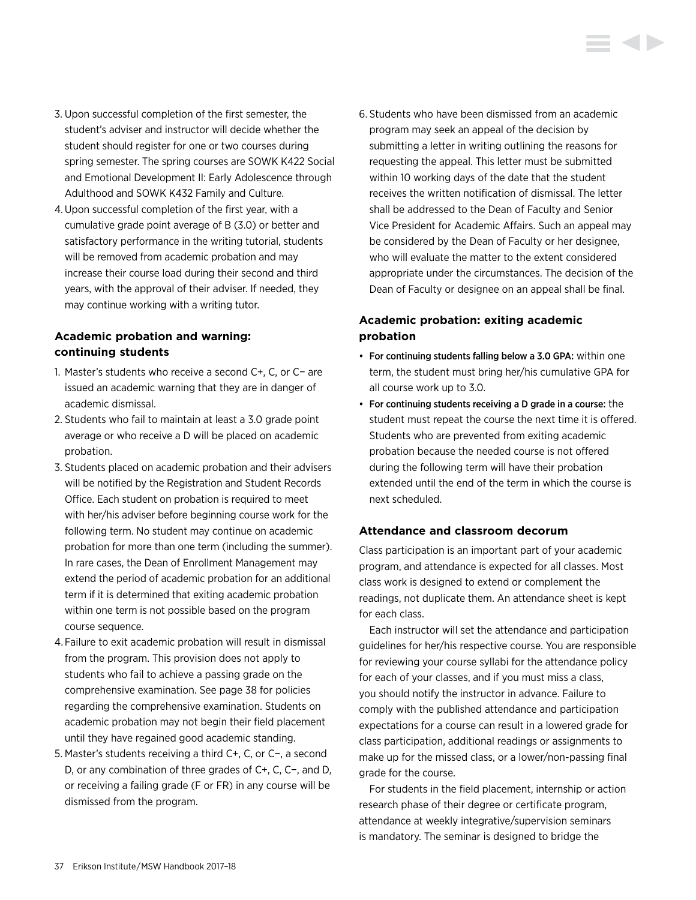3. Upon successful completion of the first semester, the student's adviser and instructor will decide whether the student should register for one or two courses during spring semester. The spring courses are SOWK K422 Social and Emotional Development II: Early Adolescence through Adulthood and SOWK K432 Family and Culture.
4. Upon successful completion of the first year, with a cumulative grade point average of B (3.0) or better and satisfactory performance in the writing tutorial, students will be removed from academic probation and may increase their course load during their second and third years, with the approval of their adviser. If needed, they may continue working with a writing tutor.

### Academic probation and warning: continuing students

1. Master's students who receive a second C+, C, or C− are issued an academic warning that they are in danger of academic dismissal.
2. Students who fail to maintain at least a 3.0 grade point average or who receive a D will be placed on academic probation.
3. Students placed on academic probation and their advisers will be notified by the Registration and Student Records Office. Each student on probation is required to meet with her/his adviser before beginning course work for the following term. No student may continue on academic probation for more than one term (including the summer). In rare cases, the Dean of Enrollment Management may extend the period of academic probation for an additional term if it is determined that exiting academic probation within one term is not possible based on the program course sequence.
4. Failure to exit academic probation will result in dismissal from the program. This provision does not apply to students who fail to achieve a passing grade on the comprehensive examination. See page 38 for policies regarding the comprehensive examination. Students on academic probation may not begin their field placement until they have regained good academic standing.
5. Master's students receiving a third C+, C, or C−, a second D, or any combination of three grades of C+, C, C−, and D, or receiving a failing grade (F or FR) in any course will be dismissed from the program.
6. Students who have been dismissed from an academic program may seek an appeal of the decision by submitting a letter in writing outlining the reasons for requesting the appeal. This letter must be submitted within 10 working days of the date that the student receives the written notification of dismissal. The letter shall be addressed to the Dean of Faculty and Senior Vice President for Academic Affairs. Such an appeal may be considered by the Dean of Faculty or her designee, who will evaluate the matter to the extent considered appropriate under the circumstances. The decision of the Dean of Faculty or designee on an appeal shall be final.

### Academic probation: exiting academic probation

- **For continuing students falling below a 3.0 GPA:** within one term, the student must bring her/his cumulative GPA for all course work up to 3.0.
- **For continuing students receiving a D grade in a course:** the student must repeat the course the next time it is offered. Students who are prevented from exiting academic probation because the needed course is not offered during the following term will have their probation extended until the end of the term in which the course is next scheduled.

### Attendance and classroom decorum

Class participation is an important part of your academic program, and attendance is expected for all classes. Most class work is designed to extend or complement the readings, not duplicate them. An attendance sheet is kept for each class.

Each instructor will set the attendance and participation guidelines for her/his respective course. You are responsible for reviewing your course syllabi for the attendance policy for each of your classes, and if you must miss a class, you should notify the instructor in advance. Failure to comply with the published attendance and participation expectations for a course can result in a lowered grade for class participation, additional readings or assignments to make up for the missed class, or a lower/non-passing final grade for the course.

For students in the field placement, internship or action research phase of their degree or certificate program, attendance at weekly integrative/supervision seminars is mandatory. The seminar is designed to bridge the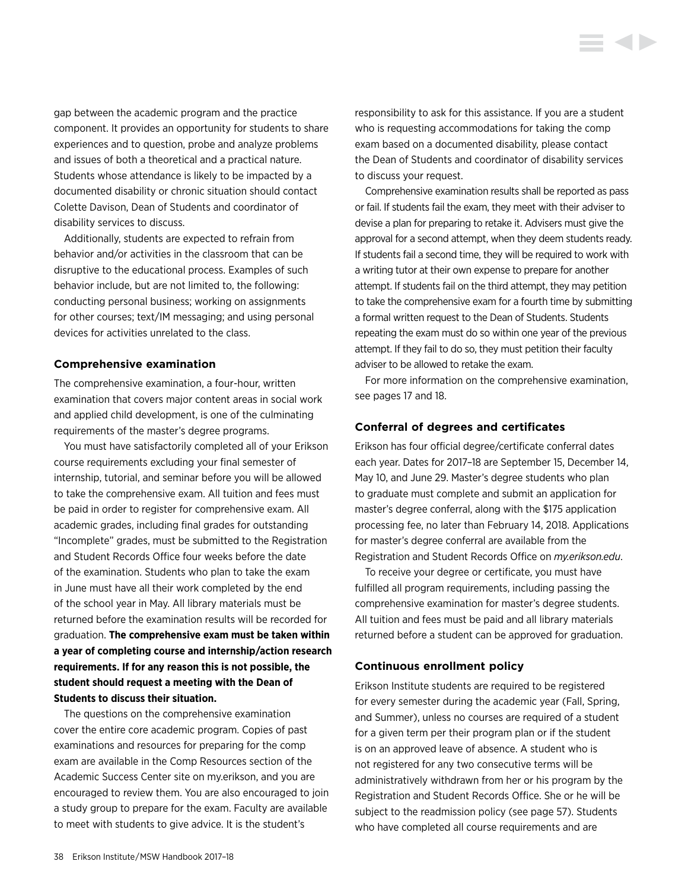gap between the academic program and the practice component. It provides an opportunity for students to share experiences and to question, probe and analyze problems and issues of both a theoretical and a practical nature. Students whose attendance is likely to be impacted by a documented disability or chronic situation should contact Colette Davison, Dean of Students and coordinator of disability services to discuss.

Additionally, students are expected to refrain from behavior and/or activities in the classroom that can be disruptive to the educational process. Examples of such behavior include, but are not limited to, the following: conducting personal business; working on assignments for other courses; text/IM messaging; and using personal devices for activities unrelated to the class.

### Comprehensive examination

The comprehensive examination, a four-hour, written examination that covers major content areas in social work and applied child development, is one of the culminating requirements of the master's degree programs.

You must have satisfactorily completed all of your Erikson course requirements excluding your final semester of internship, tutorial, and seminar before you will be allowed to take the comprehensive exam. All tuition and fees must be paid in order to register for comprehensive exam. All academic grades, including final grades for outstanding "Incomplete" grades, must be submitted to the Registration and Student Records Office four weeks before the date of the examination. Students who plan to take the exam in June must have all their work completed by the end of the school year in May. All library materials must be returned before the examination results will be recorded for graduation. **The comprehensive exam must be taken within a year of completing course and internship/action research requirements. If for any reason this is not possible, the student should request a meeting with the Dean of Students to discuss their situation.**

The questions on the comprehensive examination cover the entire core academic program. Copies of past examinations and resources for preparing for the comp exam are available in the Comp Resources section of the Academic Success Center site on my.erikson, and you are encouraged to review them. You are also encouraged to join a study group to prepare for the exam. Faculty are available to meet with students to give advice. It is the student's responsibility to ask for this assistance. If you are a student who is requesting accommodations for taking the comp exam based on a documented disability, please contact the Dean of Students and coordinator of disability services to discuss your request.

Comprehensive examination results shall be reported as pass or fail. If students fail the exam, they meet with their adviser to devise a plan for preparing to retake it. Advisers must give the approval for a second attempt, when they deem students ready. If students fail a second time, they will be required to work with a writing tutor at their own expense to prepare for another attempt. If students fail on the third attempt, they may petition to take the comprehensive exam for a fourth time by submitting a formal written request to the Dean of Students. Students repeating the exam must do so within one year of the previous attempt. If they fail to do so, they must petition their faculty adviser to be allowed to retake the exam.

For more information on the comprehensive examination, see pages 17 and 18.

### Conferral of degrees and certificates

Erikson has four official degree/certificate conferral dates each year. Dates for 2017–18 are September 15, December 14, May 10, and June 29. Master's degree students who plan to graduate must complete and submit an application for master's degree conferral, along with the $175 application processing fee, no later than February 14, 2018. Applications for master's degree conferral are available from the Registration and Student Records Office on *my.erikson.edu*.

To receive your degree or certificate, you must have fulfilled all program requirements, including passing the comprehensive examination for master's degree students. All tuition and fees must be paid and all library materials returned before a student can be approved for graduation.

### Continuous enrollment policy

Erikson Institute students are required to be registered for every semester during the academic year (Fall, Spring, and Summer), unless no courses are required of a student for a given term per their program plan or if the student is on an approved leave of absence. A student who is not registered for any two consecutive terms will be administratively withdrawn from her or his program by the Registration and Student Records Office. She or he will be subject to the readmission policy (see page 57). Students who have completed all course requirements and are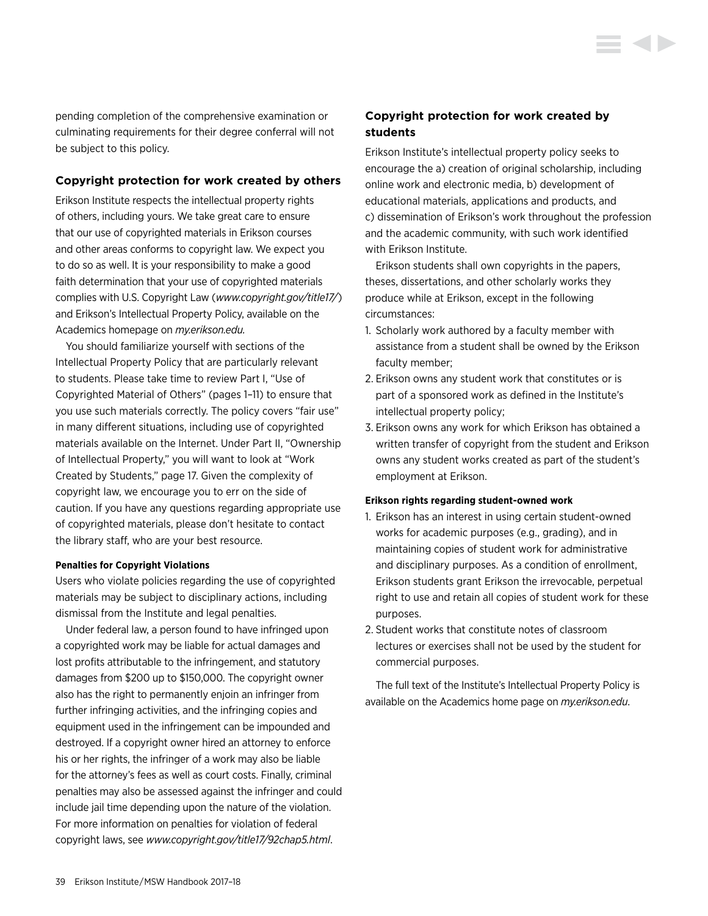pending completion of the comprehensive examination or culminating requirements for their degree conferral will not be subject to this policy.

### Copyright protection for work created by others

Erikson Institute respects the intellectual property rights of others, including yours. We take great care to ensure that our use of copyrighted materials in Erikson courses and other areas conforms to copyright law. We expect you to do so as well. It is your responsibility to make a good faith determination that your use of copyrighted materials complies with U.S. Copyright Law (*www.copyright.gov/title17/*) and Erikson's Intellectual Property Policy, available on the Academics homepage on *my.erikson.edu.*

You should familiarize yourself with sections of the Intellectual Property Policy that are particularly relevant to students. Please take time to review Part I, "Use of Copyrighted Material of Others" (pages 1–11) to ensure that you use such materials correctly. The policy covers "fair use" in many different situations, including use of copyrighted materials available on the Internet. Under Part II, "Ownership of Intellectual Property," you will want to look at "Work Created by Students," page 17. Given the complexity of copyright law, we encourage you to err on the side of caution. If you have any questions regarding appropriate use of copyrighted materials, please don't hesitate to contact the library staff, who are your best resource.

#### Penalties for Copyright Violations

Users who violate policies regarding the use of copyrighted materials may be subject to disciplinary actions, including dismissal from the Institute and legal penalties.

Under federal law, a person found to have infringed upon a copyrighted work may be liable for actual damages and lost profits attributable to the infringement, and statutory damages from $200 up to $150,000. The copyright owner also has the right to permanently enjoin an infringer from further infringing activities, and the infringing copies and equipment used in the infringement can be impounded and destroyed. If a copyright owner hired an attorney to enforce his or her rights, the infringer of a work may also be liable for the attorney's fees as well as court costs. Finally, criminal penalties may also be assessed against the infringer and could include jail time depending upon the nature of the violation. For more information on penalties for violation of federal copyright laws, see *www.copyright.gov/title17/92chap5.html*.

### Copyright protection for work created by students

Erikson Institute's intellectual property policy seeks to encourage the a) creation of original scholarship, including online work and electronic media, b) development of educational materials, applications and products, and c) dissemination of Erikson's work throughout the profession and the academic community, with such work identified with Erikson Institute.

Erikson students shall own copyrights in the papers, theses, dissertations, and other scholarly works they produce while at Erikson, except in the following circumstances:

1. Scholarly work authored by a faculty member with assistance from a student shall be owned by the Erikson faculty member;
2. Erikson owns any student work that constitutes or is part of a sponsored work as defined in the Institute's intellectual property policy;
3. Erikson owns any work for which Erikson has obtained a written transfer of copyright from the student and Erikson owns any student works created as part of the student's employment at Erikson.

#### Erikson rights regarding student-owned work

1. Erikson has an interest in using certain student-owned works for academic purposes (e.g., grading), and in maintaining copies of student work for administrative and disciplinary purposes. As a condition of enrollment, Erikson students grant Erikson the irrevocable, perpetual right to use and retain all copies of student work for these purposes.
2. Student works that constitute notes of classroom lectures or exercises shall not be used by the student for commercial purposes.

The full text of the Institute's Intellectual Property Policy is available on the Academics home page on *my.erikson.edu*.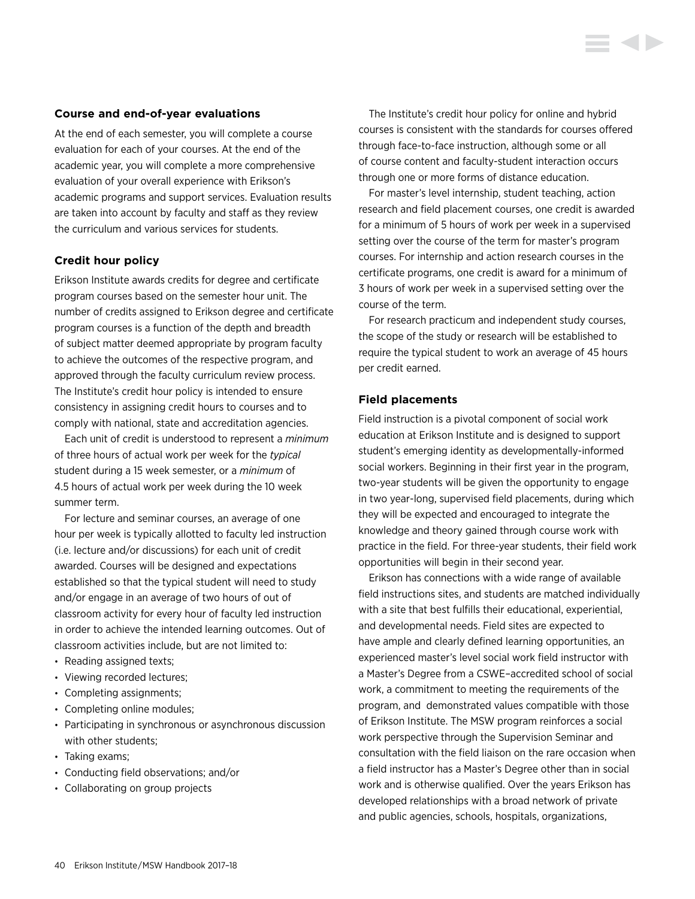### Course and end-of-year evaluations

At the end of each semester, you will complete a course evaluation for each of your courses. At the end of the academic year, you will complete a more comprehensive evaluation of your overall experience with Erikson's academic programs and support services. Evaluation results are taken into account by faculty and staff as they review the curriculum and various services for students.

### Credit hour policy

Erikson Institute awards credits for degree and certificate program courses based on the semester hour unit. The number of credits assigned to Erikson degree and certificate program courses is a function of the depth and breadth of subject matter deemed appropriate by program faculty to achieve the outcomes of the respective program, and approved through the faculty curriculum review process. The Institute's credit hour policy is intended to ensure consistency in assigning credit hours to courses and to comply with national, state and accreditation agencies.

Each unit of credit is understood to represent a *minimum* of three hours of actual work per week for the *typical* student during a 15 week semester, or a *minimum* of 4.5 hours of actual work per week during the 10 week summer term.

For lecture and seminar courses, an average of one hour per week is typically allotted to faculty led instruction (i.e. lecture and/or discussions) for each unit of credit awarded. Courses will be designed and expectations established so that the typical student will need to study and/or engage in an average of two hours of out of classroom activity for every hour of faculty led instruction in order to achieve the intended learning outcomes. Out of classroom activities include, but are not limited to:

- Reading assigned texts;
- Viewing recorded lectures;
- Completing assignments;
- Completing online modules;
- Participating in synchronous or asynchronous discussion with other students;
- Taking exams;
- Conducting field observations; and/or
- Collaborating on group projects

The Institute's credit hour policy for online and hybrid courses is consistent with the standards for courses offered through face-to-face instruction, although some or all of course content and faculty-student interaction occurs through one or more forms of distance education.

For master's level internship, student teaching, action research and field placement courses, one credit is awarded for a minimum of 5 hours of work per week in a supervised setting over the course of the term for master's program courses. For internship and action research courses in the certificate programs, one credit is award for a minimum of 3 hours of work per week in a supervised setting over the course of the term.

For research practicum and independent study courses, the scope of the study or research will be established to require the typical student to work an average of 45 hours per credit earned.

### Field placements

Field instruction is a pivotal component of social work education at Erikson Institute and is designed to support student's emerging identity as developmentally-informed social workers. Beginning in their first year in the program, two-year students will be given the opportunity to engage in two year-long, supervised field placements, during which they will be expected and encouraged to integrate the knowledge and theory gained through course work with practice in the field. For three-year students, their field work opportunities will begin in their second year.

Erikson has connections with a wide range of available field instructions sites, and students are matched individually with a site that best fulfills their educational, experiential, and developmental needs. Field sites are expected to have ample and clearly defined learning opportunities, an experienced master's level social work field instructor with a Master's Degree from a CSWE–accredited school of social work, a commitment to meeting the requirements of the program, and demonstrated values compatible with those of Erikson Institute. The MSW program reinforces a social work perspective through the Supervision Seminar and consultation with the field liaison on the rare occasion when a field instructor has a Master's Degree other than in social work and is otherwise qualified. Over the years Erikson has developed relationships with a broad network of private and public agencies, schools, hospitals, organizations,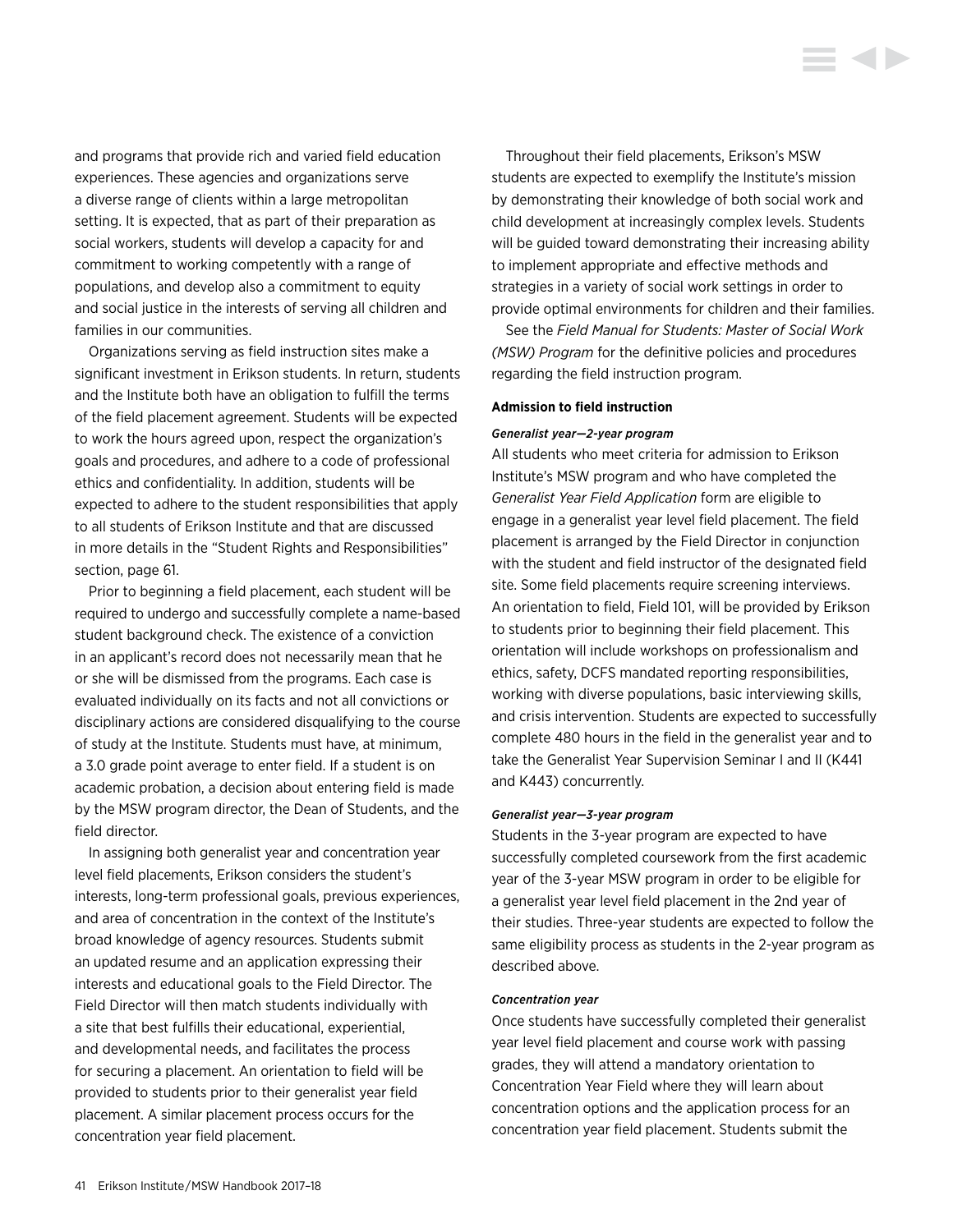and programs that provide rich and varied field education experiences. These agencies and organizations serve a diverse range of clients within a large metropolitan setting. It is expected, that as part of their preparation as social workers, students will develop a capacity for and commitment to working competently with a range of populations, and develop also a commitment to equity and social justice in the interests of serving all children and families in our communities.

Organizations serving as field instruction sites make a significant investment in Erikson students. In return, students and the Institute both have an obligation to fulfill the terms of the field placement agreement. Students will be expected to work the hours agreed upon, respect the organization's goals and procedures, and adhere to a code of professional ethics and confidentiality. In addition, students will be expected to adhere to the student responsibilities that apply to all students of Erikson Institute and that are discussed in more details in the "Student Rights and Responsibilities" section, page 61.

Prior to beginning a field placement, each student will be required to undergo and successfully complete a name-based student background check. The existence of a conviction in an applicant's record does not necessarily mean that he or she will be dismissed from the programs. Each case is evaluated individually on its facts and not all convictions or disciplinary actions are considered disqualifying to the course of study at the Institute. Students must have, at minimum, a 3.0 grade point average to enter field. If a student is on academic probation, a decision about entering field is made by the MSW program director, the Dean of Students, and the field director.

In assigning both generalist year and concentration year level field placements, Erikson considers the student's interests, long-term professional goals, previous experiences, and area of concentration in the context of the Institute's broad knowledge of agency resources. Students submit an updated resume and an application expressing their interests and educational goals to the Field Director. The Field Director will then match students individually with a site that best fulfills their educational, experiential, and developmental needs, and facilitates the process for securing a placement. An orientation to field will be provided to students prior to their generalist year field placement. A similar placement process occurs for the concentration year field placement.

Throughout their field placements, Erikson's MSW students are expected to exemplify the Institute's mission by demonstrating their knowledge of both social work and child development at increasingly complex levels. Students will be guided toward demonstrating their increasing ability to implement appropriate and effective methods and strategies in a variety of social work settings in order to provide optimal environments for children and their families.

See the *Field Manual for Students: Master of Social Work (MSW) Program* for the definitive policies and procedures regarding the field instruction program.

**Admission to field instruction**

***Generalist year—2-year program***

All students who meet criteria for admission to Erikson Institute's MSW program and who have completed the *Generalist Year Field Application* form are eligible to engage in a generalist year level field placement. The field placement is arranged by the Field Director in conjunction with the student and field instructor of the designated field site. Some field placements require screening interviews. An orientation to field, Field 101, will be provided by Erikson to students prior to beginning their field placement. This orientation will include workshops on professionalism and ethics, safety, DCFS mandated reporting responsibilities, working with diverse populations, basic interviewing skills, and crisis intervention. Students are expected to successfully complete 480 hours in the field in the generalist year and to take the Generalist Year Supervision Seminar I and II (K441 and K443) concurrently.

***Generalist year—3-year program***

Students in the 3-year program are expected to have successfully completed coursework from the first academic year of the 3-year MSW program in order to be eligible for a generalist year level field placement in the 2nd year of their studies. Three-year students are expected to follow the same eligibility process as students in the 2-year program as described above.

***Concentration year***

Once students have successfully completed their generalist year level field placement and course work with passing grades, they will attend a mandatory orientation to Concentration Year Field where they will learn about concentration options and the application process for an concentration year field placement. Students submit the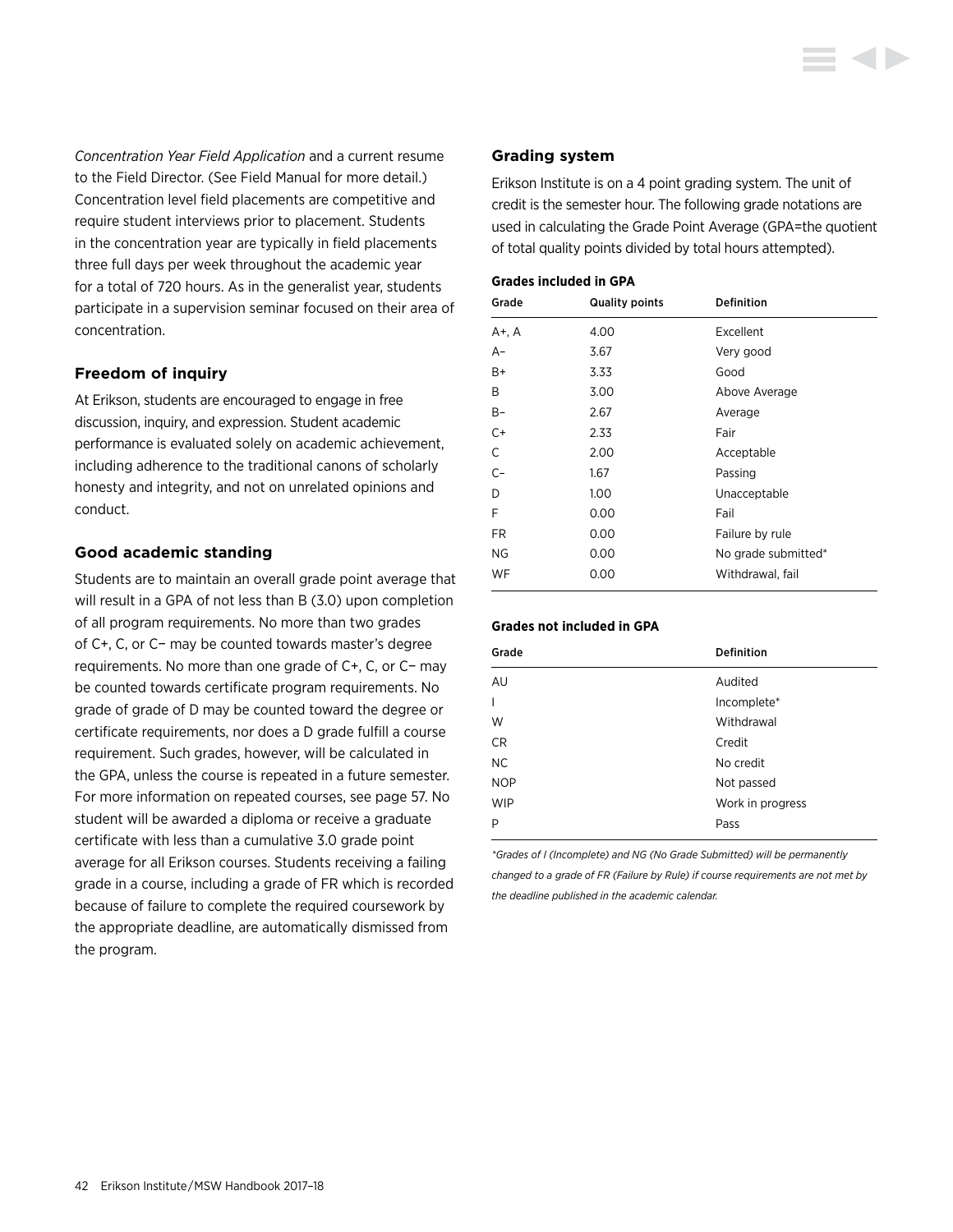*Concentration Year Field Application* and a current resume to the Field Director. (See Field Manual for more detail.) Concentration level field placements are competitive and require student interviews prior to placement. Students in the concentration year are typically in field placements three full days per week throughout the academic year for a total of 720 hours. As in the generalist year, students participate in a supervision seminar focused on their area of concentration.

### Freedom of inquiry

At Erikson, students are encouraged to engage in free discussion, inquiry, and expression. Student academic performance is evaluated solely on academic achievement, including adherence to the traditional canons of scholarly honesty and integrity, and not on unrelated opinions and conduct.

### Good academic standing

Students are to maintain an overall grade point average that will result in a GPA of not less than B (3.0) upon completion of all program requirements. No more than two grades of C+, C, or C− may be counted towards master's degree requirements. No more than one grade of C+, C, or C− may be counted towards certificate program requirements. No grade of grade of D may be counted toward the degree or certificate requirements, nor does a D grade fulfill a course requirement. Such grades, however, will be calculated in the GPA, unless the course is repeated in a future semester. For more information on repeated courses, see page 57. No student will be awarded a diploma or receive a graduate certificate with less than a cumulative 3.0 grade point average for all Erikson courses. Students receiving a failing grade in a course, including a grade of FR which is recorded because of failure to complete the required coursework by the appropriate deadline, are automatically dismissed from the program.

### Grading system

Erikson Institute is on a 4 point grading system. The unit of credit is the semester hour. The following grade notations are used in calculating the Grade Point Average (GPA=the quotient of total quality points divided by total hours attempted).

**Grades included in GPA**

| Grade | Quality points | Definition |
|---|---|---|
| A+, A | 4.00 | Excellent |
| A− | 3.67 | Very good |
| B+ | 3.33 | Good |
| B | 3.00 | Above Average |
| B− | 2.67 | Average |
| C+ | 2.33 | Fair |
| C | 2.00 | Acceptable |
| C− | 1.67 | Passing |
| D | 1.00 | Unacceptable |
| F | 0.00 | Fail |
| FR | 0.00 | Failure by rule |
| NG | 0.00 | No grade submitted* |
| WF | 0.00 | Withdrawal, fail |

**Grades not included in GPA**

| Grade | Definition |
|---|---|
| AU | Audited |
| I | Incomplete* |
| W | Withdrawal |
| CR | Credit |
| NC | No credit |
| NOP | Not passed |
| WIP | Work in progress |
| P | Pass |

*\*Grades of I (Incomplete) and NG (No Grade Submitted) will be permanently changed to a grade of FR (Failure by Rule) if course requirements are not met by the deadline published in the academic calendar.*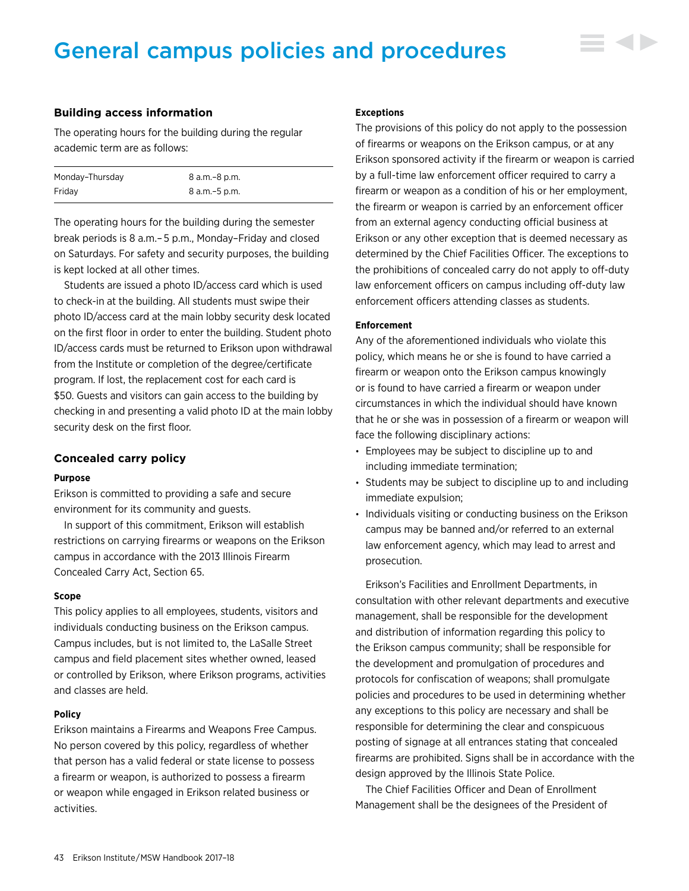# General campus policies and procedures

## Building access information

The operating hours for the building during the regular academic term are as follows:

| | |
|---|---|
| Monday–Thursday | 8 a.m.–8 p.m. |
| Friday | 8 a.m.–5 p.m. |

The operating hours for the building during the semester break periods is 8 a.m.– 5 p.m., Monday–Friday and closed on Saturdays. For safety and security purposes, the building is kept locked at all other times.

Students are issued a photo ID/access card which is used to check-in at the building. All students must swipe their photo ID/access card at the main lobby security desk located on the first floor in order to enter the building. Student photo ID/access cards must be returned to Erikson upon withdrawal from the Institute or completion of the degree/certificate program. If lost, the replacement cost for each card is $50. Guests and visitors can gain access to the building by checking in and presenting a valid photo ID at the main lobby security desk on the first floor.

## Concealed carry policy

**Purpose**

Erikson is committed to providing a safe and secure environment for its community and guests.

In support of this commitment, Erikson will establish restrictions on carrying firearms or weapons on the Erikson campus in accordance with the 2013 Illinois Firearm Concealed Carry Act, Section 65.

**Scope**

This policy applies to all employees, students, visitors and individuals conducting business on the Erikson campus. Campus includes, but is not limited to, the LaSalle Street campus and field placement sites whether owned, leased or controlled by Erikson, where Erikson programs, activities and classes are held.

**Policy**

Erikson maintains a Firearms and Weapons Free Campus. No person covered by this policy, regardless of whether that person has a valid federal or state license to possess a firearm or weapon, is authorized to possess a firearm or weapon while engaged in Erikson related business or activities.

**Exceptions**

The provisions of this policy do not apply to the possession of firearms or weapons on the Erikson campus, or at any Erikson sponsored activity if the firearm or weapon is carried by a full-time law enforcement officer required to carry a firearm or weapon as a condition of his or her employment, the firearm or weapon is carried by an enforcement officer from an external agency conducting official business at Erikson or any other exception that is deemed necessary as determined by the Chief Facilities Officer. The exceptions to the prohibitions of concealed carry do not apply to off-duty law enforcement officers on campus including off-duty law enforcement officers attending classes as students.

**Enforcement**

Any of the aforementioned individuals who violate this policy, which means he or she is found to have carried a firearm or weapon onto the Erikson campus knowingly or is found to have carried a firearm or weapon under circumstances in which the individual should have known that he or she was in possession of a firearm or weapon will face the following disciplinary actions:

- Employees may be subject to discipline up to and including immediate termination;
- Students may be subject to discipline up to and including immediate expulsion;
- Individuals visiting or conducting business on the Erikson campus may be banned and/or referred to an external law enforcement agency, which may lead to arrest and prosecution.

Erikson's Facilities and Enrollment Departments, in consultation with other relevant departments and executive management, shall be responsible for the development and distribution of information regarding this policy to the Erikson campus community; shall be responsible for the development and promulgation of procedures and protocols for confiscation of weapons; shall promulgate policies and procedures to be used in determining whether any exceptions to this policy are necessary and shall be responsible for determining the clear and conspicuous posting of signage at all entrances stating that concealed firearms are prohibited. Signs shall be in accordance with the design approved by the Illinois State Police.

The Chief Facilities Officer and Dean of Enrollment Management shall be the designees of the President of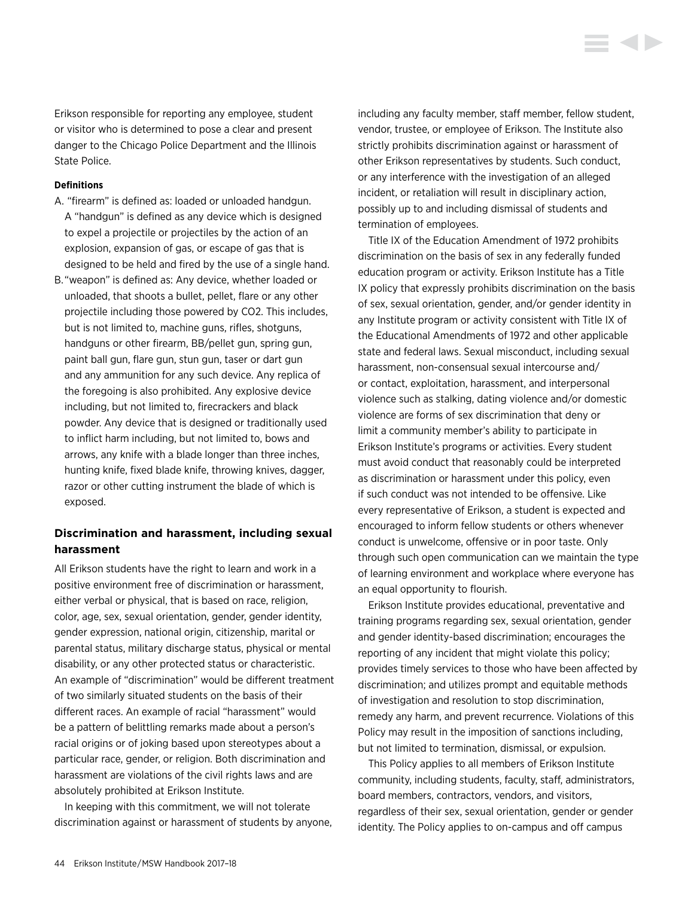Erikson responsible for reporting any employee, student or visitor who is determined to pose a clear and present danger to the Chicago Police Department and the Illinois State Police.

**Definitions**

A. "firearm" is defined as: loaded or unloaded handgun. A "handgun" is defined as any device which is designed to expel a projectile or projectiles by the action of an explosion, expansion of gas, or escape of gas that is designed to be held and fired by the use of a single hand.

B. "weapon" is defined as: Any device, whether loaded or unloaded, that shoots a bullet, pellet, flare or any other projectile including those powered by CO2. This includes, but is not limited to, machine guns, rifles, shotguns, handguns or other firearm, BB/pellet gun, spring gun, paint ball gun, flare gun, stun gun, taser or dart gun and any ammunition for any such device. Any replica of the foregoing is also prohibited. Any explosive device including, but not limited to, firecrackers and black powder. Any device that is designed or traditionally used to inflict harm including, but not limited to, bows and arrows, any knife with a blade longer than three inches, hunting knife, fixed blade knife, throwing knives, dagger, razor or other cutting instrument the blade of which is exposed.

### Discrimination and harassment, including sexual harassment

All Erikson students have the right to learn and work in a positive environment free of discrimination or harassment, either verbal or physical, that is based on race, religion, color, age, sex, sexual orientation, gender, gender identity, gender expression, national origin, citizenship, marital or parental status, military discharge status, physical or mental disability, or any other protected status or characteristic. An example of "discrimination" would be different treatment of two similarly situated students on the basis of their different races. An example of racial "harassment" would be a pattern of belittling remarks made about a person's racial origins or of joking based upon stereotypes about a particular race, gender, or religion. Both discrimination and harassment are violations of the civil rights laws and are absolutely prohibited at Erikson Institute.

In keeping with this commitment, we will not tolerate discrimination against or harassment of students by anyone, including any faculty member, staff member, fellow student, vendor, trustee, or employee of Erikson. The Institute also strictly prohibits discrimination against or harassment of other Erikson representatives by students. Such conduct, or any interference with the investigation of an alleged incident, or retaliation will result in disciplinary action, possibly up to and including dismissal of students and termination of employees.

Title IX of the Education Amendment of 1972 prohibits discrimination on the basis of sex in any federally funded education program or activity. Erikson Institute has a Title IX policy that expressly prohibits discrimination on the basis of sex, sexual orientation, gender, and/or gender identity in any Institute program or activity consistent with Title IX of the Educational Amendments of 1972 and other applicable state and federal laws. Sexual misconduct, including sexual harassment, non-consensual sexual intercourse and/or contact, exploitation, harassment, and interpersonal violence such as stalking, dating violence and/or domestic violence are forms of sex discrimination that deny or limit a community member's ability to participate in Erikson Institute's programs or activities. Every student must avoid conduct that reasonably could be interpreted as discrimination or harassment under this policy, even if such conduct was not intended to be offensive. Like every representative of Erikson, a student is expected and encouraged to inform fellow students or others whenever conduct is unwelcome, offensive or in poor taste. Only through such open communication can we maintain the type of learning environment and workplace where everyone has an equal opportunity to flourish.

Erikson Institute provides educational, preventative and training programs regarding sex, sexual orientation, gender and gender identity-based discrimination; encourages the reporting of any incident that might violate this policy; provides timely services to those who have been affected by discrimination; and utilizes prompt and equitable methods of investigation and resolution to stop discrimination, remedy any harm, and prevent recurrence. Violations of this Policy may result in the imposition of sanctions including, but not limited to termination, dismissal, or expulsion.

This Policy applies to all members of Erikson Institute community, including students, faculty, staff, administrators, board members, contractors, vendors, and visitors, regardless of their sex, sexual orientation, gender or gender identity. The Policy applies to on-campus and off campus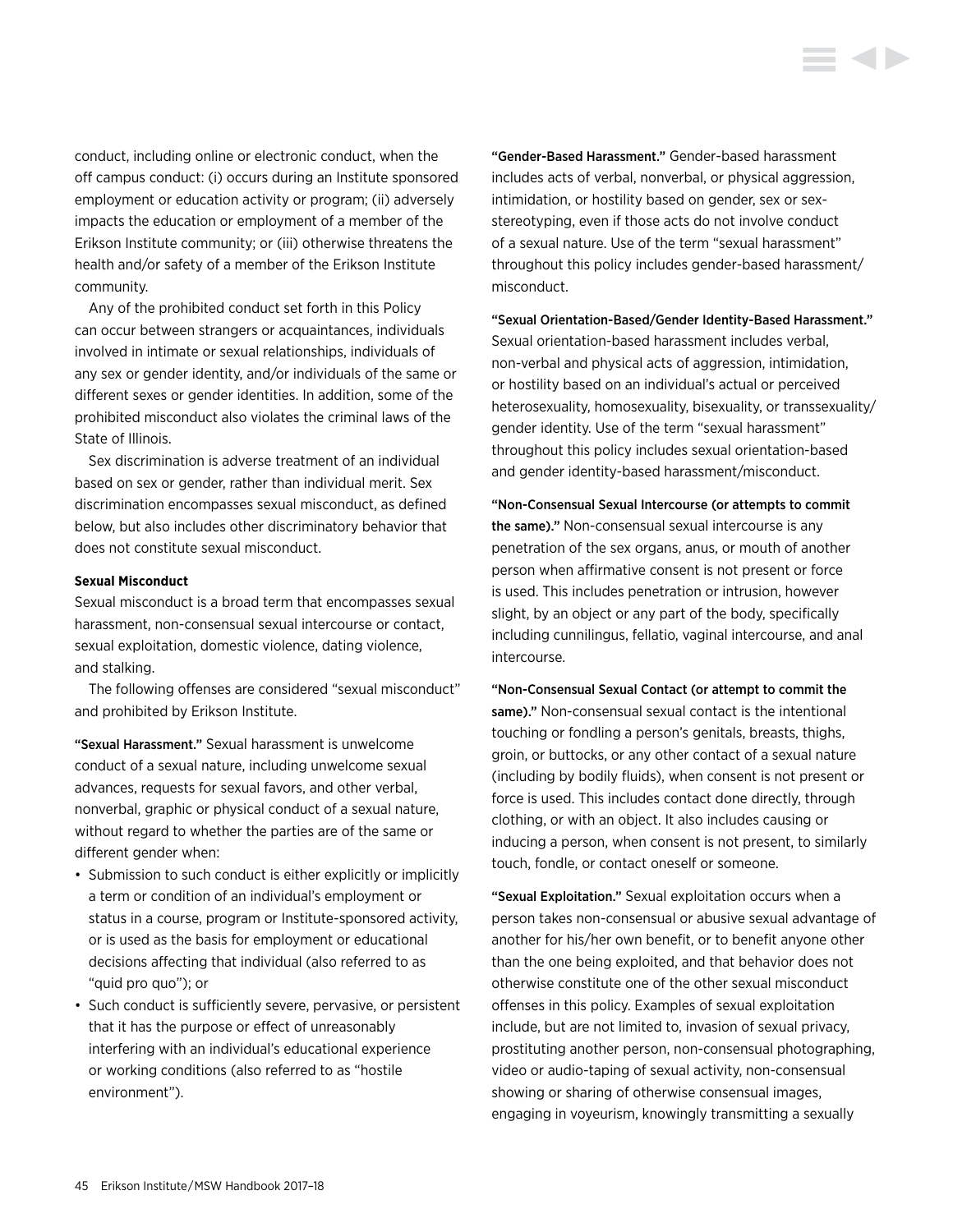conduct, including online or electronic conduct, when the off campus conduct: (i) occurs during an Institute sponsored employment or education activity or program; (ii) adversely impacts the education or employment of a member of the Erikson Institute community; or (iii) otherwise threatens the health and/or safety of a member of the Erikson Institute community.

Any of the prohibited conduct set forth in this Policy can occur between strangers or acquaintances, individuals involved in intimate or sexual relationships, individuals of any sex or gender identity, and/or individuals of the same or different sexes or gender identities. In addition, some of the prohibited misconduct also violates the criminal laws of the State of Illinois.

Sex discrimination is adverse treatment of an individual based on sex or gender, rather than individual merit. Sex discrimination encompasses sexual misconduct, as defined below, but also includes other discriminatory behavior that does not constitute sexual misconduct.

**Sexual Misconduct**

Sexual misconduct is a broad term that encompasses sexual harassment, non-consensual sexual intercourse or contact, sexual exploitation, domestic violence, dating violence, and stalking.

The following offenses are considered "sexual misconduct" and prohibited by Erikson Institute.

**"Sexual Harassment."** Sexual harassment is unwelcome conduct of a sexual nature, including unwelcome sexual advances, requests for sexual favors, and other verbal, nonverbal, graphic or physical conduct of a sexual nature, without regard to whether the parties are of the same or different gender when:

- Submission to such conduct is either explicitly or implicitly a term or condition of an individual's employment or status in a course, program or Institute-sponsored activity, or is used as the basis for employment or educational decisions affecting that individual (also referred to as "quid pro quo"); or
- Such conduct is sufficiently severe, pervasive, or persistent that it has the purpose or effect of unreasonably interfering with an individual's educational experience or working conditions (also referred to as "hostile environment").

**"Gender-Based Harassment."** Gender-based harassment includes acts of verbal, nonverbal, or physical aggression, intimidation, or hostility based on gender, sex or sex-stereotyping, even if those acts do not involve conduct of a sexual nature. Use of the term "sexual harassment" throughout this policy includes gender-based harassment/misconduct.

**"Sexual Orientation-Based/Gender Identity-Based Harassment."** Sexual orientation-based harassment includes verbal, non-verbal and physical acts of aggression, intimidation, or hostility based on an individual's actual or perceived heterosexuality, homosexuality, bisexuality, or transsexuality/gender identity. Use of the term "sexual harassment" throughout this policy includes sexual orientation-based and gender identity-based harassment/misconduct.

**"Non-Consensual Sexual Intercourse (or attempts to commit the same)."** Non-consensual sexual intercourse is any penetration of the sex organs, anus, or mouth of another person when affirmative consent is not present or force is used. This includes penetration or intrusion, however slight, by an object or any part of the body, specifically including cunnilingus, fellatio, vaginal intercourse, and anal intercourse.

**"Non-Consensual Sexual Contact (or attempt to commit the same)."** Non-consensual sexual contact is the intentional touching or fondling a person's genitals, breasts, thighs, groin, or buttocks, or any other contact of a sexual nature (including by bodily fluids), when consent is not present or force is used. This includes contact done directly, through clothing, or with an object. It also includes causing or inducing a person, when consent is not present, to similarly touch, fondle, or contact oneself or someone.

**"Sexual Exploitation."** Sexual exploitation occurs when a person takes non-consensual or abusive sexual advantage of another for his/her own benefit, or to benefit anyone other than the one being exploited, and that behavior does not otherwise constitute one of the other sexual misconduct offenses in this policy. Examples of sexual exploitation include, but are not limited to, invasion of sexual privacy, prostituting another person, non-consensual photographing, video or audio-taping of sexual activity, non-consensual showing or sharing of otherwise consensual images, engaging in voyeurism, knowingly transmitting a sexually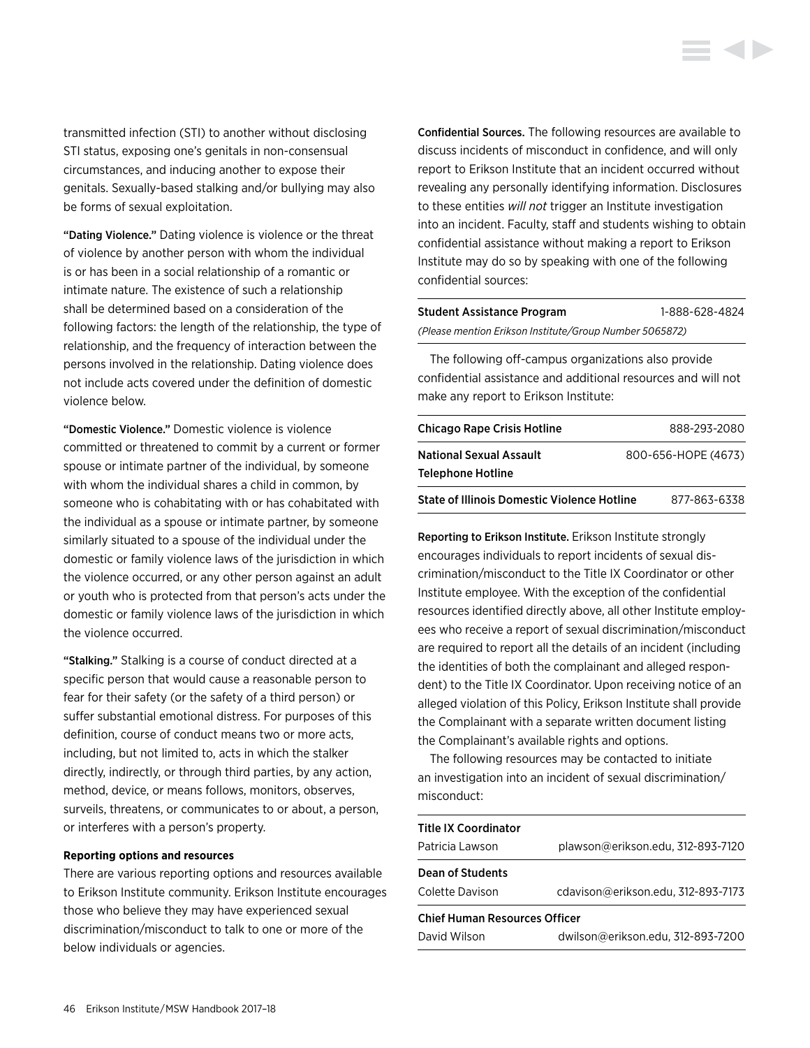transmitted infection (STI) to another without disclosing STI status, exposing one's genitals in non-consensual circumstances, and inducing another to expose their genitals. Sexually-based stalking and/or bullying may also be forms of sexual exploitation.

**"Dating Violence."** Dating violence is violence or the threat of violence by another person with whom the individual is or has been in a social relationship of a romantic or intimate nature. The existence of such a relationship shall be determined based on a consideration of the following factors: the length of the relationship, the type of relationship, and the frequency of interaction between the persons involved in the relationship. Dating violence does not include acts covered under the definition of domestic violence below.

**"Domestic Violence."** Domestic violence is violence committed or threatened to commit by a current or former spouse or intimate partner of the individual, by someone with whom the individual shares a child in common, by someone who is cohabitating with or has cohabitated with the individual as a spouse or intimate partner, by someone similarly situated to a spouse of the individual under the domestic or family violence laws of the jurisdiction in which the violence occurred, or any other person against an adult or youth who is protected from that person's acts under the domestic or family violence laws of the jurisdiction in which the violence occurred.

**"Stalking."** Stalking is a course of conduct directed at a specific person that would cause a reasonable person to fear for their safety (or the safety of a third person) or suffer substantial emotional distress. For purposes of this definition, course of conduct means two or more acts, including, but not limited to, acts in which the stalker directly, indirectly, or through third parties, by any action, method, device, or means follows, monitors, observes, surveils, threatens, or communicates to or about, a person, or interferes with a person's property.

#### Reporting options and resources

There are various reporting options and resources available to Erikson Institute community. Erikson Institute encourages those who believe they may have experienced sexual discrimination/misconduct to talk to one or more of the below individuals or agencies.

**Confidential Sources.** The following resources are available to discuss incidents of misconduct in confidence, and will only report to Erikson Institute that an incident occurred without revealing any personally identifying information. Disclosures to these entities *will not* trigger an Institute investigation into an incident. Faculty, staff and students wishing to obtain confidential assistance without making a report to Erikson Institute may do so by speaking with one of the following confidential sources:

| | |
|---|---|
| **Student Assistance Program** *(Please mention Erikson Institute/Group Number 5065872)* | 1-888-628-4824 |

The following off-campus organizations also provide confidential assistance and additional resources and will not make any report to Erikson Institute:

| | |
|---|---|
| **Chicago Rape Crisis Hotline** | 888-293-2080 |
| **National Sexual Assault Telephone Hotline** | 800-656-HOPE (4673) |
| **State of Illinois Domestic Violence Hotline** | 877-863-6338 |

**Reporting to Erikson Institute.** Erikson Institute strongly encourages individuals to report incidents of sexual discrimination/misconduct to the Title IX Coordinator or other Institute employee. With the exception of the confidential resources identified directly above, all other Institute employees who receive a report of sexual discrimination/misconduct are required to report all the details of an incident (including the identities of both the complainant and alleged respondent) to the Title IX Coordinator. Upon receiving notice of an alleged violation of this Policy, Erikson Institute shall provide the Complainant with a separate written document listing the Complainant's available rights and options.

The following resources may be contacted to initiate an investigation into an incident of sexual discrimination/misconduct:

| | |
|---|---|
| **Title IX Coordinator** Patricia Lawson | plawson@erikson.edu, 312-893-7120 |
| **Dean of Students** Colette Davison | cdavison@erikson.edu, 312-893-7173 |
| **Chief Human Resources Officer** David Wilson | dwilson@erikson.edu, 312-893-7200 |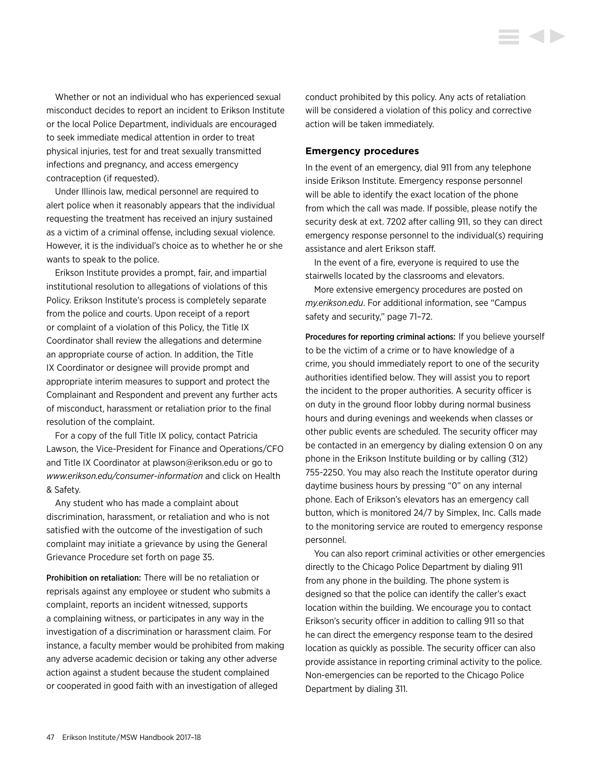Whether or not an individual who has experienced sexual misconduct decides to report an incident to Erikson Institute or the local Police Department, individuals are encouraged to seek immediate medical attention in order to treat physical injuries, test for and treat sexually transmitted infections and pregnancy, and access emergency contraception (if requested).

Under Illinois law, medical personnel are required to alert police when it reasonably appears that the individual requesting the treatment has received an injury sustained as a victim of a criminal offense, including sexual violence. However, it is the individual's choice as to whether he or she wants to speak to the police.

Erikson Institute provides a prompt, fair, and impartial institutional resolution to allegations of violations of this Policy. Erikson Institute's process is completely separate from the police and courts. Upon receipt of a report or complaint of a violation of this Policy, the Title IX Coordinator shall review the allegations and determine an appropriate course of action. In addition, the Title IX Coordinator or designee will provide prompt and appropriate interim measures to support and protect the Complainant and Respondent and prevent any further acts of misconduct, harassment or retaliation prior to the final resolution of the complaint.

For a copy of the full Title IX policy, contact Patricia Lawson, the Vice-President for Finance and Operations/CFO and Title IX Coordinator at plawson@erikson.edu or go to *www.erikson.edu/consumer-information* and click on Health & Safety.

Any student who has made a complaint about discrimination, harassment, or retaliation and who is not satisfied with the outcome of the investigation of such complaint may initiate a grievance by using the General Grievance Procedure set forth on page 35.

**Prohibition on retaliation:** There will be no retaliation or reprisals against any employee or student who submits a complaint, reports an incident witnessed, supports a complaining witness, or participates in any way in the investigation of a discrimination or harassment claim. For instance, a faculty member would be prohibited from making any adverse academic decision or taking any other adverse action against a student because the student complained or cooperated in good faith with an investigation of alleged conduct prohibited by this policy. Any acts of retaliation will be considered a violation of this policy and corrective action will be taken immediately.

### Emergency procedures

In the event of an emergency, dial 911 from any telephone inside Erikson Institute. Emergency response personnel will be able to identify the exact location of the phone from which the call was made. If possible, please notify the security desk at ext. 7202 after calling 911, so they can direct emergency response personnel to the individual(s) requiring assistance and alert Erikson staff.

In the event of a fire, everyone is required to use the stairwells located by the classrooms and elevators.

More extensive emergency procedures are posted on *my.erikson.edu*. For additional information, see "Campus safety and security," page 71–72.

**Procedures for reporting criminal actions:** If you believe yourself to be the victim of a crime or to have knowledge of a crime, you should immediately report to one of the security authorities identified below. They will assist you to report the incident to the proper authorities. A security officer is on duty in the ground floor lobby during normal business hours and during evenings and weekends when classes or other public events are scheduled. The security officer may be contacted in an emergency by dialing extension 0 on any phone in the Erikson Institute building or by calling (312) 755-2250. You may also reach the Institute operator during daytime business hours by pressing "0" on any internal phone. Each of Erikson's elevators has an emergency call button, which is monitored 24/7 by Simplex, Inc. Calls made to the monitoring service are routed to emergency response personnel.

You can also report criminal activities or other emergencies directly to the Chicago Police Department by dialing 911 from any phone in the building. The phone system is designed so that the police can identify the caller's exact location within the building. We encourage you to contact Erikson's security officer in addition to calling 911 so that he can direct the emergency response team to the desired location as quickly as possible. The security officer can also provide assistance in reporting criminal activity to the police. Non-emergencies can be reported to the Chicago Police Department by dialing 311.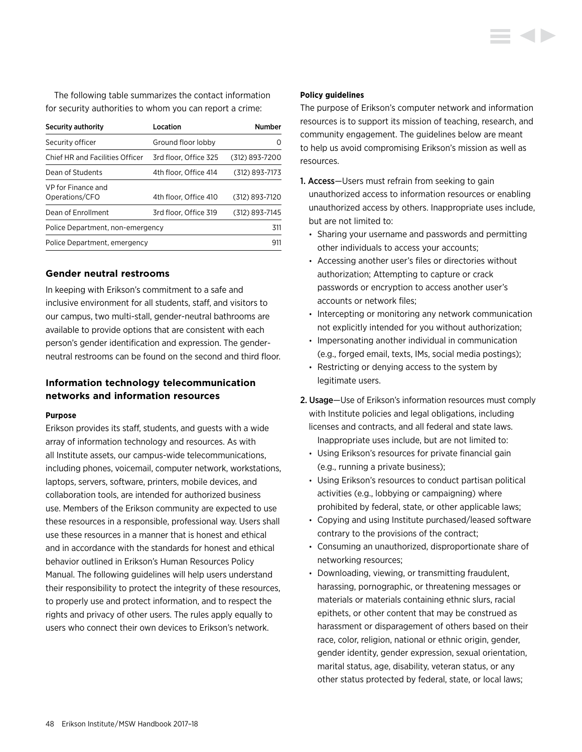The following table summarizes the contact information for security authorities to whom you can report a crime:

| Security authority | Location | Number |
|---|---|---|
| Security officer | Ground floor lobby | 0 |
| Chief HR and Facilities Officer | 3rd floor, Office 325 | (312) 893-7200 |
| Dean of Students | 4th floor, Office 414 | (312) 893-7173 |
| VP for Finance and Operations/CFO | 4th floor, Office 410 | (312) 893-7120 |
| Dean of Enrollment | 3rd floor, Office 319 | (312) 893-7145 |
| Police Department, non-emergency | | 311 |
| Police Department, emergency | | 911 |

## Gender neutral restrooms

In keeping with Erikson's commitment to a safe and inclusive environment for all students, staff, and visitors to our campus, two multi-stall, gender-neutral bathrooms are available to provide options that are consistent with each person's gender identification and expression. The gender-neutral restrooms can be found on the second and third floor.

## Information technology telecommunication networks and information resources

#### Purpose

Erikson provides its staff, students, and guests with a wide array of information technology and resources. As with all Institute assets, our campus-wide telecommunications, including phones, voicemail, computer network, workstations, laptops, servers, software, printers, mobile devices, and collaboration tools, are intended for authorized business use. Members of the Erikson community are expected to use these resources in a responsible, professional way. Users shall use these resources in a manner that is honest and ethical and in accordance with the standards for honest and ethical behavior outlined in Erikson's Human Resources Policy Manual. The following guidelines will help users understand their responsibility to protect the integrity of these resources, to properly use and protect information, and to respect the rights and privacy of other users. The rules apply equally to users who connect their own devices to Erikson's network.

#### Policy guidelines

The purpose of Erikson's computer network and information resources is to support its mission of teaching, research, and community engagement. The guidelines below are meant to help us avoid compromising Erikson's mission as well as resources.

1. **Access**—Users must refrain from seeking to gain unauthorized access to information resources or enabling unauthorized access by others. Inappropriate uses include, but are not limited to:
   - Sharing your username and passwords and permitting other individuals to access your accounts;
   - Accessing another user's files or directories without authorization; Attempting to capture or crack passwords or encryption to access another user's accounts or network files;
   - Intercepting or monitoring any network communication not explicitly intended for you without authorization;
   - Impersonating another individual in communication (e.g., forged email, texts, IMs, social media postings);
   - Restricting or denying access to the system by legitimate users.
2. **Usage**—Use of Erikson's information resources must comply with Institute policies and legal obligations, including licenses and contracts, and all federal and state laws. Inappropriate uses include, but are not limited to:
   - Using Erikson's resources for private financial gain (e.g., running a private business);
   - Using Erikson's resources to conduct partisan political activities (e.g., lobbying or campaigning) where prohibited by federal, state, or other applicable laws;
   - Copying and using Institute purchased/leased software contrary to the provisions of the contract;
   - Consuming an unauthorized, disproportionate share of networking resources;
   - Downloading, viewing, or transmitting fraudulent, harassing, pornographic, or threatening messages or materials or materials containing ethnic slurs, racial epithets, or other content that may be construed as harassment or disparagement of others based on their race, color, religion, national or ethnic origin, gender, gender identity, gender expression, sexual orientation, marital status, age, disability, veteran status, or any other status protected by federal, state, or local laws;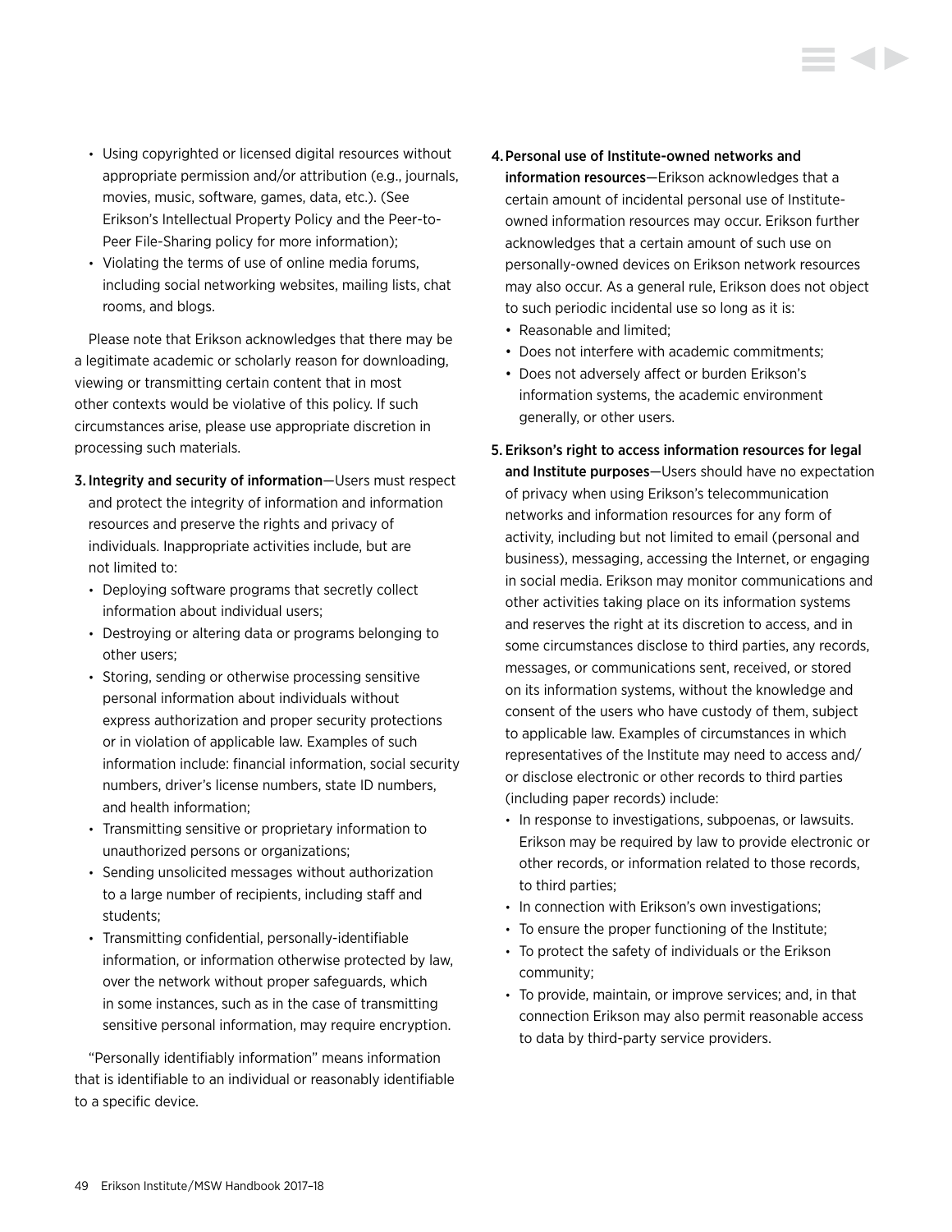- Using copyrighted or licensed digital resources without appropriate permission and/or attribution (e.g., journals, movies, music, software, games, data, etc.). (See Erikson's Intellectual Property Policy and the Peer-to-Peer File-Sharing policy for more information);
- Violating the terms of use of online media forums, including social networking websites, mailing lists, chat rooms, and blogs.

Please note that Erikson acknowledges that there may be a legitimate academic or scholarly reason for downloading, viewing or transmitting certain content that in most other contexts would be violative of this policy. If such circumstances arise, please use appropriate discretion in processing such materials.

3. **Integrity and security of information**—Users must respect and protect the integrity of information and information resources and preserve the rights and privacy of individuals. Inappropriate activities include, but are not limited to:
   - Deploying software programs that secretly collect information about individual users;
   - Destroying or altering data or programs belonging to other users;
   - Storing, sending or otherwise processing sensitive personal information about individuals without express authorization and proper security protections or in violation of applicable law. Examples of such information include: financial information, social security numbers, driver's license numbers, state ID numbers, and health information;
   - Transmitting sensitive or proprietary information to unauthorized persons or organizations;
   - Sending unsolicited messages without authorization to a large number of recipients, including staff and students;
   - Transmitting confidential, personally-identifiable information, or information otherwise protected by law, over the network without proper safeguards, which in some instances, such as in the case of transmitting sensitive personal information, may require encryption.

"Personally identifiably information" means information that is identifiable to an individual or reasonably identifiable to a specific device.

4. **Personal use of Institute-owned networks and information resources**—Erikson acknowledges that a certain amount of incidental personal use of Institute-owned information resources may occur. Erikson further acknowledges that a certain amount of such use on personally-owned devices on Erikson network resources may also occur. As a general rule, Erikson does not object to such periodic incidental use so long as it is:
   - Reasonable and limited;
   - Does not interfere with academic commitments;
   - Does not adversely affect or burden Erikson's information systems, the academic environment generally, or other users.

5. **Erikson's right to access information resources for legal and Institute purposes**—Users should have no expectation of privacy when using Erikson's telecommunication networks and information resources for any form of activity, including but not limited to email (personal and business), messaging, accessing the Internet, or engaging in social media. Erikson may monitor communications and other activities taking place on its information systems and reserves the right at its discretion to access, and in some circumstances disclose to third parties, any records, messages, or communications sent, received, or stored on its information systems, without the knowledge and consent of the users who have custody of them, subject to applicable law. Examples of circumstances in which representatives of the Institute may need to access and/or disclose electronic or other records to third parties (including paper records) include:
   - In response to investigations, subpoenas, or lawsuits. Erikson may be required by law to provide electronic or other records, or information related to those records, to third parties;
   - In connection with Erikson's own investigations;
   - To ensure the proper functioning of the Institute;
   - To protect the safety of individuals or the Erikson community;
   - To provide, maintain, or improve services; and, in that connection Erikson may also permit reasonable access to data by third-party service providers.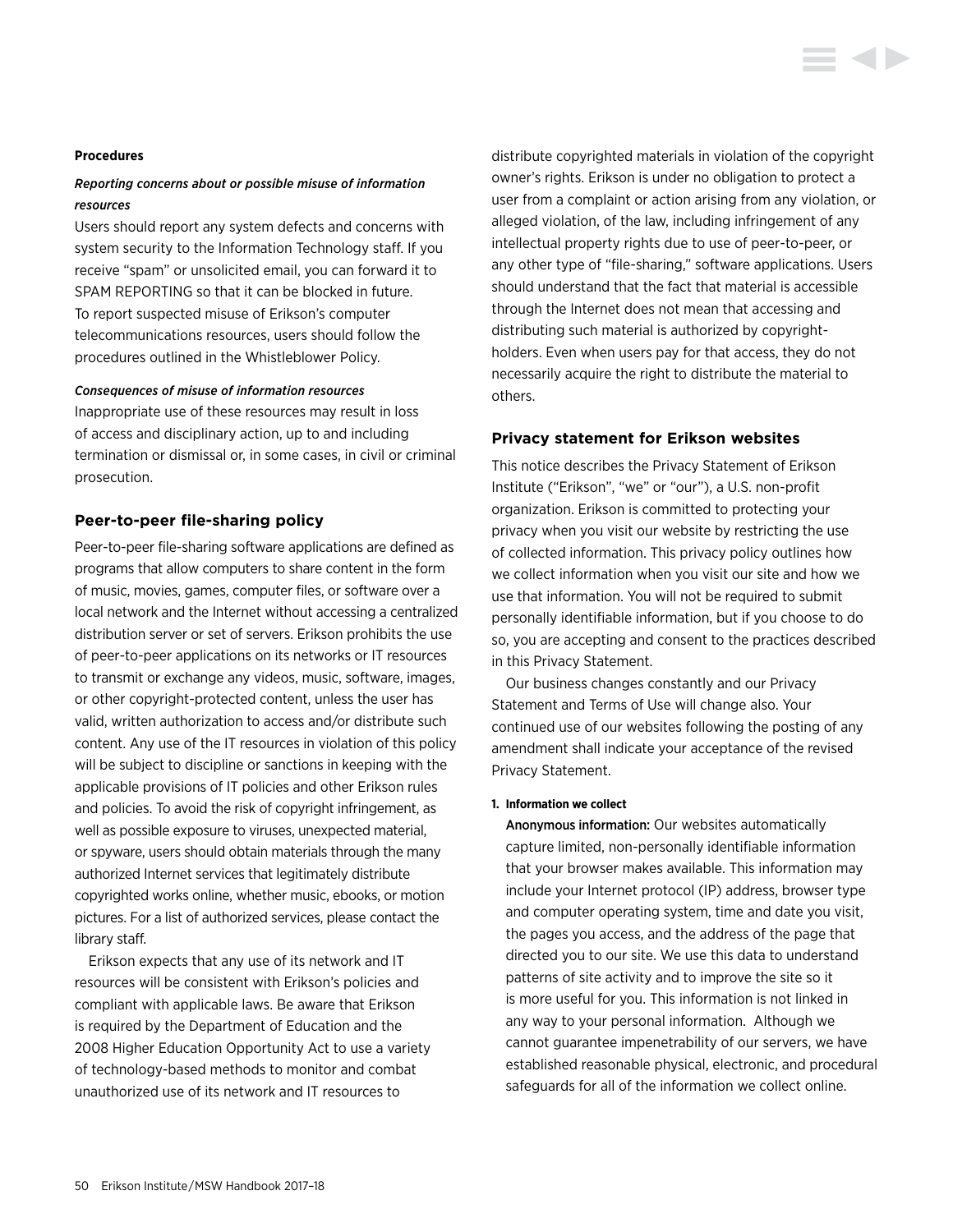**Procedures**

***Reporting concerns about or possible misuse of information resources***

Users should report any system defects and concerns with system security to the Information Technology staff. If you receive "spam" or unsolicited email, you can forward it to SPAM REPORTING so that it can be blocked in future. To report suspected misuse of Erikson's computer telecommunications resources, users should follow the procedures outlined in the Whistleblower Policy.

***Consequences of misuse of information resources***

Inappropriate use of these resources may result in loss of access and disciplinary action, up to and including termination or dismissal or, in some cases, in civil or criminal prosecution.

### Peer-to-peer file-sharing policy

Peer-to-peer file-sharing software applications are defined as programs that allow computers to share content in the form of music, movies, games, computer files, or software over a local network and the Internet without accessing a centralized distribution server or set of servers. Erikson prohibits the use of peer-to-peer applications on its networks or IT resources to transmit or exchange any videos, music, software, images, or other copyright-protected content, unless the user has valid, written authorization to access and/or distribute such content. Any use of the IT resources in violation of this policy will be subject to discipline or sanctions in keeping with the applicable provisions of IT policies and other Erikson rules and policies. To avoid the risk of copyright infringement, as well as possible exposure to viruses, unexpected material, or spyware, users should obtain materials through the many authorized Internet services that legitimately distribute copyrighted works online, whether music, ebooks, or motion pictures. For a list of authorized services, please contact the library staff.

Erikson expects that any use of its network and IT resources will be consistent with Erikson's policies and compliant with applicable laws. Be aware that Erikson is required by the Department of Education and the 2008 Higher Education Opportunity Act to use a variety of technology-based methods to monitor and combat unauthorized use of its network and IT resources to distribute copyrighted materials in violation of the copyright owner's rights. Erikson is under no obligation to protect a user from a complaint or action arising from any violation, or alleged violation, of the law, including infringement of any intellectual property rights due to use of peer-to-peer, or any other type of "file-sharing," software applications. Users should understand that the fact that material is accessible through the Internet does not mean that accessing and distributing such material is authorized by copyright-holders. Even when users pay for that access, they do not necessarily acquire the right to distribute the material to others.

### Privacy statement for Erikson websites

This notice describes the Privacy Statement of Erikson Institute ("Erikson", "we" or "our"), a U.S. non-profit organization. Erikson is committed to protecting your privacy when you visit our website by restricting the use of collected information. This privacy policy outlines how we collect information when you visit our site and how we use that information. You will not be required to submit personally identifiable information, but if you choose to do so, you are accepting and consent to the practices described in this Privacy Statement.

Our business changes constantly and our Privacy Statement and Terms of Use will change also. Your continued use of our websites following the posting of any amendment shall indicate your acceptance of the revised Privacy Statement.

1. **Information we collect**

   **Anonymous information:** Our websites automatically capture limited, non-personally identifiable information that your browser makes available. This information may include your Internet protocol (IP) address, browser type and computer operating system, time and date you visit, the pages you access, and the address of the page that directed you to our site. We use this data to understand patterns of site activity and to improve the site so it is more useful for you. This information is not linked in any way to your personal information. Although we cannot guarantee impenetrability of our servers, we have established reasonable physical, electronic, and procedural safeguards for all of the information we collect online.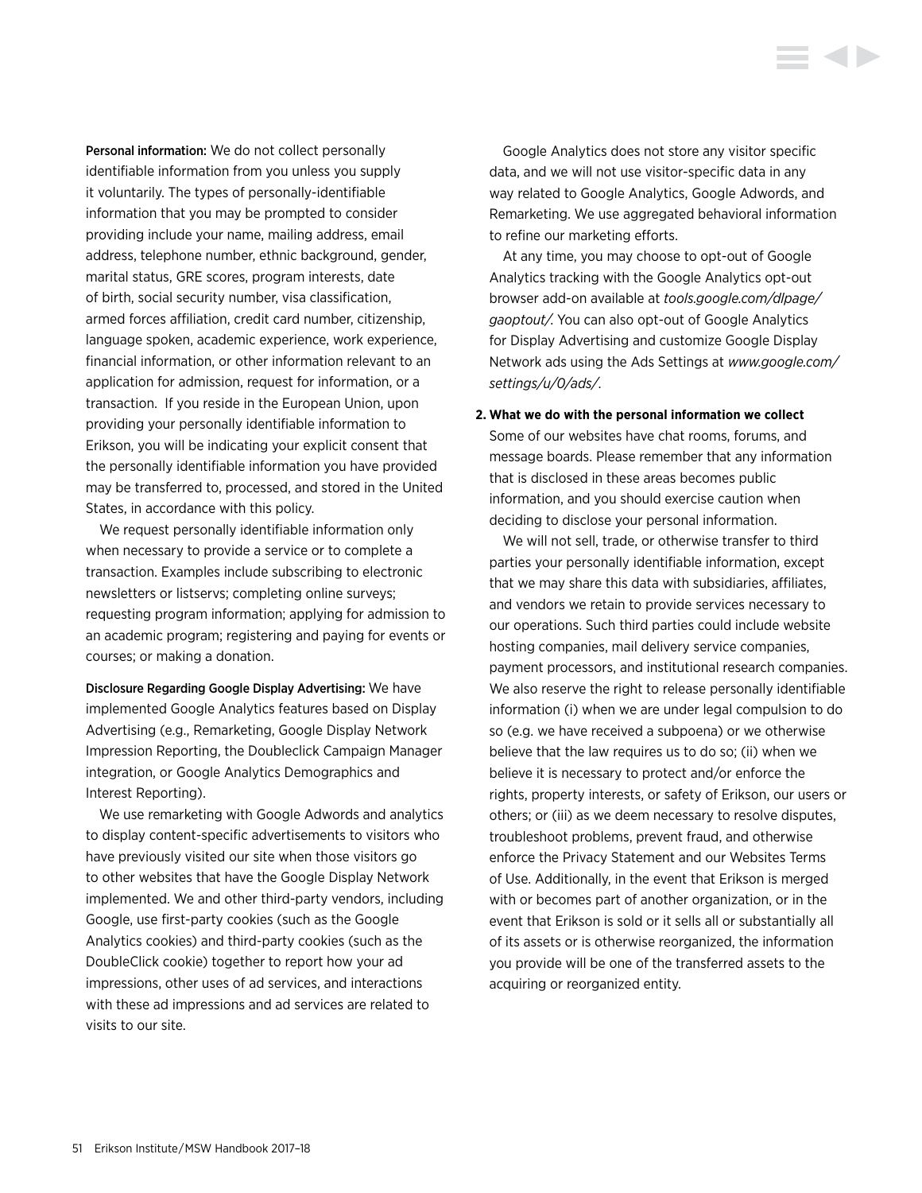**Personal information:** We do not collect personally identifiable information from you unless you supply it voluntarily. The types of personally-identifiable information that you may be prompted to consider providing include your name, mailing address, email address, telephone number, ethnic background, gender, marital status, GRE scores, program interests, date of birth, social security number, visa classification, armed forces affiliation, credit card number, citizenship, language spoken, academic experience, work experience, financial information, or other information relevant to an application for admission, request for information, or a transaction. If you reside in the European Union, upon providing your personally identifiable information to Erikson, you will be indicating your explicit consent that the personally identifiable information you have provided may be transferred to, processed, and stored in the United States, in accordance with this policy.

We request personally identifiable information only when necessary to provide a service or to complete a transaction. Examples include subscribing to electronic newsletters or listservs; completing online surveys; requesting program information; applying for admission to an academic program; registering and paying for events or courses; or making a donation.

**Disclosure Regarding Google Display Advertising:** We have implemented Google Analytics features based on Display Advertising (e.g., Remarketing, Google Display Network Impression Reporting, the Doubleclick Campaign Manager integration, or Google Analytics Demographics and Interest Reporting).

We use remarketing with Google Adwords and analytics to display content-specific advertisements to visitors who have previously visited our site when those visitors go to other websites that have the Google Display Network implemented. We and other third-party vendors, including Google, use first-party cookies (such as the Google Analytics cookies) and third-party cookies (such as the DoubleClick cookie) together to report how your ad impressions, other uses of ad services, and interactions with these ad impressions and ad services are related to visits to our site.

Google Analytics does not store any visitor specific data, and we will not use visitor-specific data in any way related to Google Analytics, Google Adwords, and Remarketing. We use aggregated behavioral information to refine our marketing efforts.

At any time, you may choose to opt-out of Google Analytics tracking with the Google Analytics opt-out browser add-on available at *tools.google.com/dlpage/gaoptout/*. You can also opt-out of Google Analytics for Display Advertising and customize Google Display Network ads using the Ads Settings at *www.google.com/settings/u/0/ads/*.

**2. What we do with the personal information we collect**

Some of our websites have chat rooms, forums, and message boards. Please remember that any information that is disclosed in these areas becomes public information, and you should exercise caution when deciding to disclose your personal information.

We will not sell, trade, or otherwise transfer to third parties your personally identifiable information, except that we may share this data with subsidiaries, affiliates, and vendors we retain to provide services necessary to our operations. Such third parties could include website hosting companies, mail delivery service companies, payment processors, and institutional research companies. We also reserve the right to release personally identifiable information (i) when we are under legal compulsion to do so (e.g. we have received a subpoena) or we otherwise believe that the law requires us to do so; (ii) when we believe it is necessary to protect and/or enforce the rights, property interests, or safety of Erikson, our users or others; or (iii) as we deem necessary to resolve disputes, troubleshoot problems, prevent fraud, and otherwise enforce the Privacy Statement and our Websites Terms of Use. Additionally, in the event that Erikson is merged with or becomes part of another organization, or in the event that Erikson is sold or it sells all or substantially all of its assets or is otherwise reorganized, the information you provide will be one of the transferred assets to the acquiring or reorganized entity.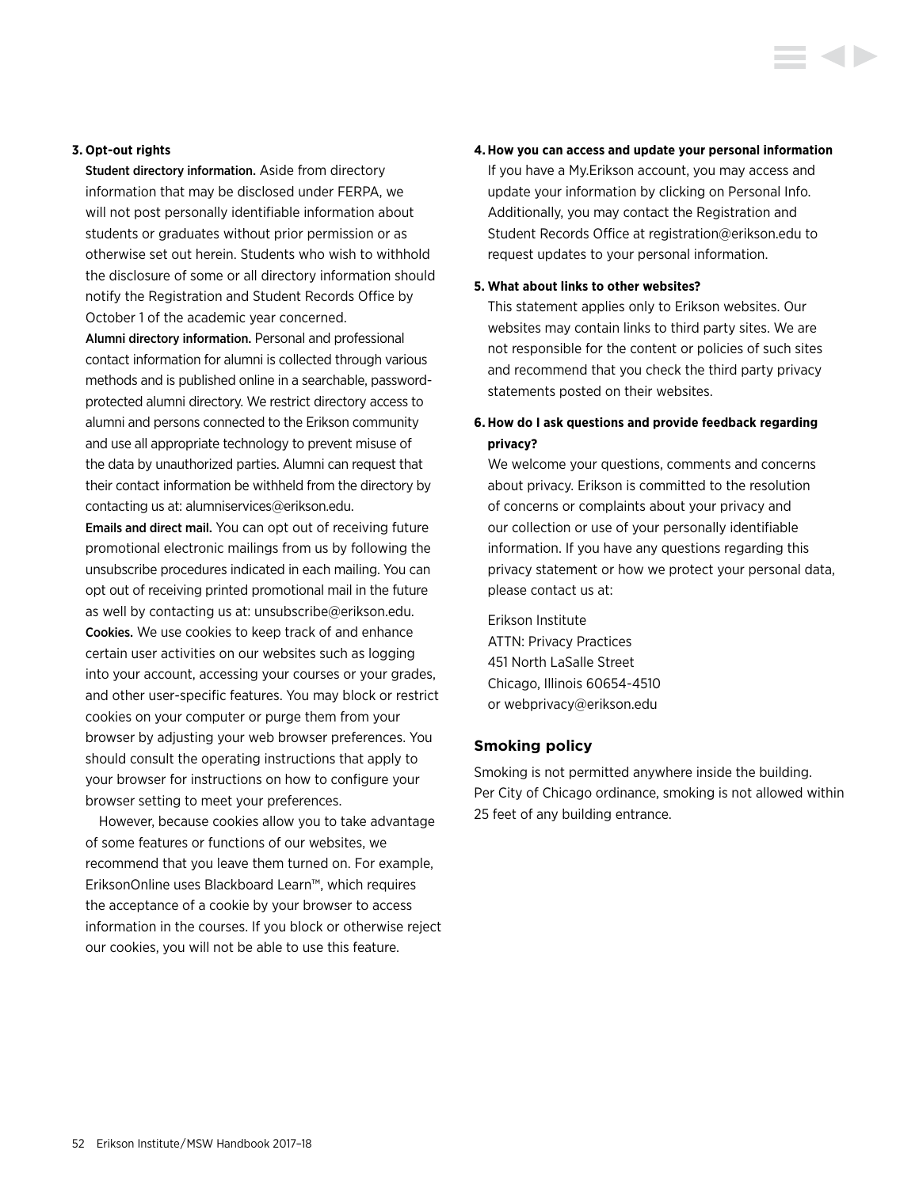**3. Opt-out rights**

**Student directory information.** Aside from directory information that may be disclosed under FERPA, we will not post personally identifiable information about students or graduates without prior permission or as otherwise set out herein. Students who wish to withhold the disclosure of some or all directory information should notify the Registration and Student Records Office by October 1 of the academic year concerned.

**Alumni directory information.** Personal and professional contact information for alumni is collected through various methods and is published online in a searchable, password-protected alumni directory. We restrict directory access to alumni and persons connected to the Erikson community and use all appropriate technology to prevent misuse of the data by unauthorized parties. Alumni can request that their contact information be withheld from the directory by contacting us at: alumniservices@erikson.edu.

**Emails and direct mail.** You can opt out of receiving future promotional electronic mailings from us by following the unsubscribe procedures indicated in each mailing. You can opt out of receiving printed promotional mail in the future as well by contacting us at: unsubscribe@erikson.edu.

**Cookies.** We use cookies to keep track of and enhance certain user activities on our websites such as logging into your account, accessing your courses or your grades, and other user-specific features. You may block or restrict cookies on your computer or purge them from your browser by adjusting your web browser preferences. You should consult the operating instructions that apply to your browser for instructions on how to configure your browser setting to meet your preferences.

However, because cookies allow you to take advantage of some features or functions of our websites, we recommend that you leave them turned on. For example, EriksonOnline uses Blackboard Learn™, which requires the acceptance of a cookie by your browser to access information in the courses. If you block or otherwise reject our cookies, you will not be able to use this feature.

**4. How you can access and update your personal information**

If you have a My.Erikson account, you may access and update your information by clicking on Personal Info. Additionally, you may contact the Registration and Student Records Office at registration@erikson.edu to request updates to your personal information.

**5. What about links to other websites?**

This statement applies only to Erikson websites. Our websites may contain links to third party sites. We are not responsible for the content or policies of such sites and recommend that you check the third party privacy statements posted on their websites.

**6. How do I ask questions and provide feedback regarding privacy?**

We welcome your questions, comments and concerns about privacy. Erikson is committed to the resolution of concerns or complaints about your privacy and our collection or use of your personally identifiable information. If you have any questions regarding this privacy statement or how we protect your personal data, please contact us at:

Erikson Institute
ATTN: Privacy Practices
451 North LaSalle Street
Chicago, Illinois 60654-4510
or webprivacy@erikson.edu

## Smoking policy

Smoking is not permitted anywhere inside the building. Per City of Chicago ordinance, smoking is not allowed within 25 feet of any building entrance.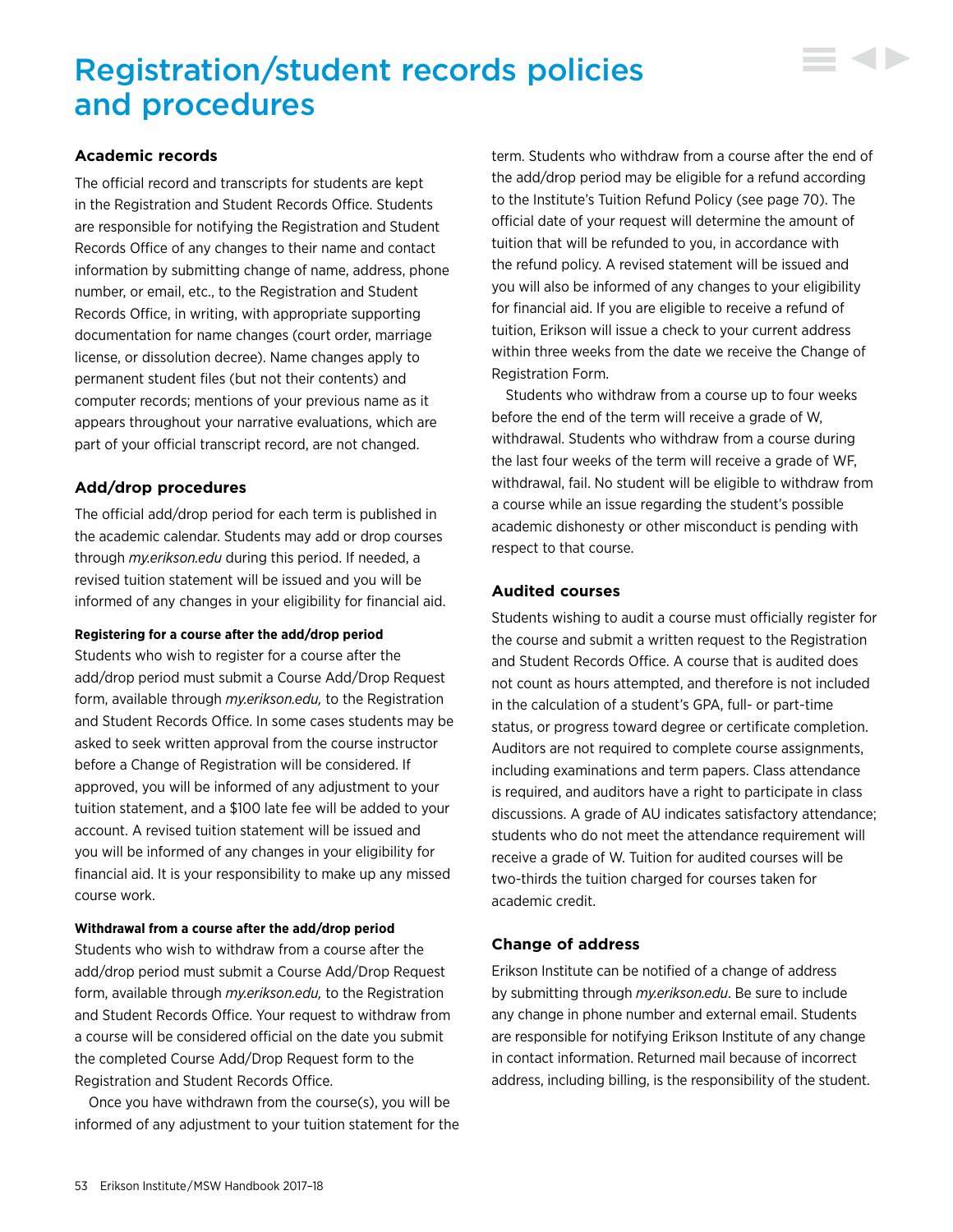# Registration/student records policies and procedures

### Academic records

The official record and transcripts for students are kept in the Registration and Student Records Office. Students are responsible for notifying the Registration and Student Records Office of any changes to their name and contact information by submitting change of name, address, phone number, or email, etc., to the Registration and Student Records Office, in writing, with appropriate supporting documentation for name changes (court order, marriage license, or dissolution decree). Name changes apply to permanent student files (but not their contents) and computer records; mentions of your previous name as it appears throughout your narrative evaluations, which are part of your official transcript record, are not changed.

### Add/drop procedures

The official add/drop period for each term is published in the academic calendar. Students may add or drop courses through *my.erikson.edu* during this period. If needed, a revised tuition statement will be issued and you will be informed of any changes in your eligibility for financial aid.

#### Registering for a course after the add/drop period

Students who wish to register for a course after the add/drop period must submit a Course Add/Drop Request form, available through *my.erikson.edu,* to the Registration and Student Records Office. In some cases students may be asked to seek written approval from the course instructor before a Change of Registration will be considered. If approved, you will be informed of any adjustment to your tuition statement, and a $100 late fee will be added to your account. A revised tuition statement will be issued and you will be informed of any changes in your eligibility for financial aid. It is your responsibility to make up any missed course work.

#### Withdrawal from a course after the add/drop period

Students who wish to withdraw from a course after the add/drop period must submit a Course Add/Drop Request form, available through *my.erikson.edu,* to the Registration and Student Records Office. Your request to withdraw from a course will be considered official on the date you submit the completed Course Add/Drop Request form to the Registration and Student Records Office.

Once you have withdrawn from the course(s), you will be informed of any adjustment to your tuition statement for the term. Students who withdraw from a course after the end of the add/drop period may be eligible for a refund according to the Institute's Tuition Refund Policy (see page 70). The official date of your request will determine the amount of tuition that will be refunded to you, in accordance with the refund policy. A revised statement will be issued and you will also be informed of any changes to your eligibility for financial aid. If you are eligible to receive a refund of tuition, Erikson will issue a check to your current address within three weeks from the date we receive the Change of Registration Form.

Students who withdraw from a course up to four weeks before the end of the term will receive a grade of W, withdrawal. Students who withdraw from a course during the last four weeks of the term will receive a grade of WF, withdrawal, fail. No student will be eligible to withdraw from a course while an issue regarding the student's possible academic dishonesty or other misconduct is pending with respect to that course.

### Audited courses

Students wishing to audit a course must officially register for the course and submit a written request to the Registration and Student Records Office. A course that is audited does not count as hours attempted, and therefore is not included in the calculation of a student's GPA, full- or part-time status, or progress toward degree or certificate completion. Auditors are not required to complete course assignments, including examinations and term papers. Class attendance is required, and auditors have a right to participate in class discussions. A grade of AU indicates satisfactory attendance; students who do not meet the attendance requirement will receive a grade of W. Tuition for audited courses will be two-thirds the tuition charged for courses taken for academic credit.

### Change of address

Erikson Institute can be notified of a change of address by submitting through *my.erikson.edu*. Be sure to include any change in phone number and external email. Students are responsible for notifying Erikson Institute of any change in contact information. Returned mail because of incorrect address, including billing, is the responsibility of the student.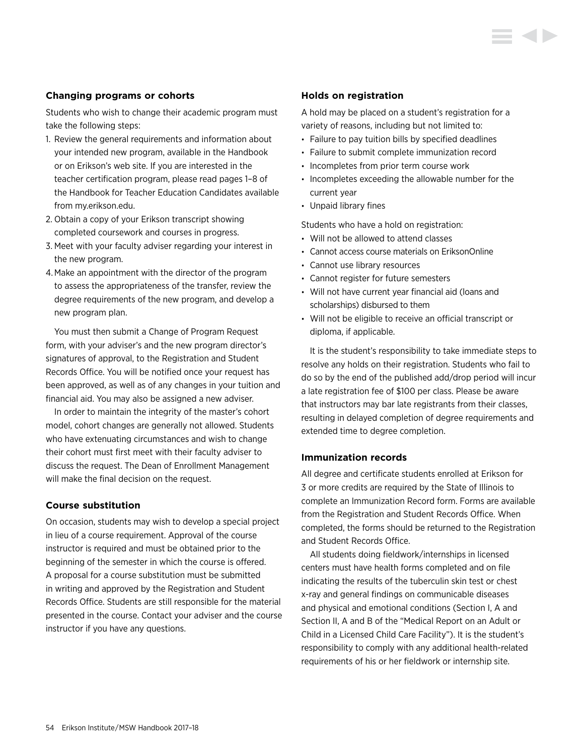### Changing programs or cohorts

Students who wish to change their academic program must take the following steps:

1. Review the general requirements and information about your intended new program, available in the Handbook or on Erikson's web site. If you are interested in the teacher certification program, please read pages 1–8 of the Handbook for Teacher Education Candidates available from my.erikson.edu.
2. Obtain a copy of your Erikson transcript showing completed coursework and courses in progress.
3. Meet with your faculty adviser regarding your interest in the new program.
4. Make an appointment with the director of the program to assess the appropriateness of the transfer, review the degree requirements of the new program, and develop a new program plan.

You must then submit a Change of Program Request form, with your adviser's and the new program director's signatures of approval, to the Registration and Student Records Office. You will be notified once your request has been approved, as well as of any changes in your tuition and financial aid. You may also be assigned a new adviser.

In order to maintain the integrity of the master's cohort model, cohort changes are generally not allowed. Students who have extenuating circumstances and wish to change their cohort must first meet with their faculty adviser to discuss the request. The Dean of Enrollment Management will make the final decision on the request.

### Course substitution

On occasion, students may wish to develop a special project in lieu of a course requirement. Approval of the course instructor is required and must be obtained prior to the beginning of the semester in which the course is offered. A proposal for a course substitution must be submitted in writing and approved by the Registration and Student Records Office. Students are still responsible for the material presented in the course. Contact your adviser and the course instructor if you have any questions.

### Holds on registration

A hold may be placed on a student's registration for a variety of reasons, including but not limited to:

- Failure to pay tuition bills by specified deadlines
- Failure to submit complete immunization record
- Incompletes from prior term course work
- Incompletes exceeding the allowable number for the current year
- Unpaid library fines

Students who have a hold on registration:

- Will not be allowed to attend classes
- Cannot access course materials on EriksonOnline
- Cannot use library resources
- Cannot register for future semesters
- Will not have current year financial aid (loans and scholarships) disbursed to them
- Will not be eligible to receive an official transcript or diploma, if applicable.

It is the student's responsibility to take immediate steps to resolve any holds on their registration. Students who fail to do so by the end of the published add/drop period will incur a late registration fee of $100 per class. Please be aware that instructors may bar late registrants from their classes, resulting in delayed completion of degree requirements and extended time to degree completion.

### Immunization records

All degree and certificate students enrolled at Erikson for 3 or more credits are required by the State of Illinois to complete an Immunization Record form. Forms are available from the Registration and Student Records Office. When completed, the forms should be returned to the Registration and Student Records Office.

All students doing fieldwork/internships in licensed centers must have health forms completed and on file indicating the results of the tuberculin skin test or chest x-ray and general findings on communicable diseases and physical and emotional conditions (Section I, A and Section II, A and B of the "Medical Report on an Adult or Child in a Licensed Child Care Facility"). It is the student's responsibility to comply with any additional health-related requirements of his or her fieldwork or internship site.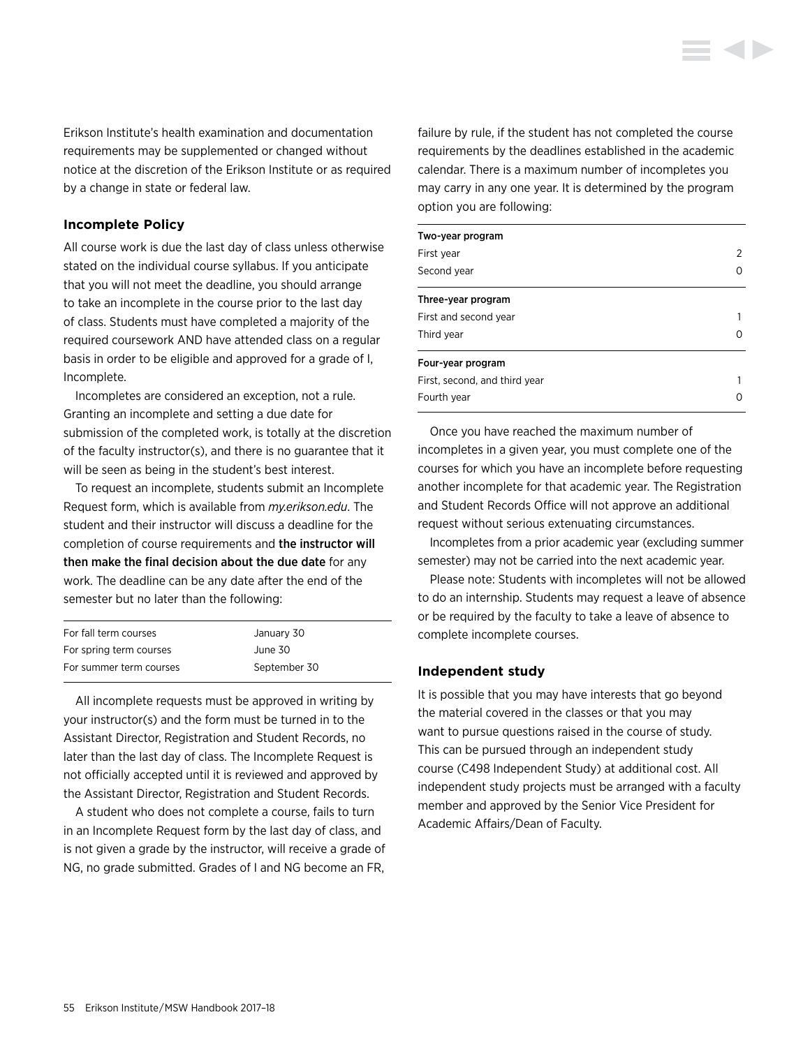Erikson Institute's health examination and documentation requirements may be supplemented or changed without notice at the discretion of the Erikson Institute or as required by a change in state or federal law.

### Incomplete Policy

All course work is due the last day of class unless otherwise stated on the individual course syllabus. If you anticipate that you will not meet the deadline, you should arrange to take an incomplete in the course prior to the last day of class. Students must have completed a majority of the required coursework AND have attended class on a regular basis in order to be eligible and approved for a grade of I, Incomplete.

Incompletes are considered an exception, not a rule. Granting an incomplete and setting a due date for submission of the completed work, is totally at the discretion of the faculty instructor(s), and there is no guarantee that it will be seen as being in the student's best interest.

To request an incomplete, students submit an Incomplete Request form, which is available from *my.erikson.edu*. The student and their instructor will discuss a deadline for the completion of course requirements and **the instructor will then make the final decision about the due date** for any work. The deadline can be any date after the end of the semester but no later than the following:

| | |
|---|---|
| For fall term courses | January 30 |
| For spring term courses | June 30 |
| For summer term courses | September 30 |

All incomplete requests must be approved in writing by your instructor(s) and the form must be turned in to the Assistant Director, Registration and Student Records, no later than the last day of class. The Incomplete Request is not officially accepted until it is reviewed and approved by the Assistant Director, Registration and Student Records.

A student who does not complete a course, fails to turn in an Incomplete Request form by the last day of class, and is not given a grade by the instructor, will receive a grade of NG, no grade submitted. Grades of I and NG become an FR, failure by rule, if the student has not completed the course requirements by the deadlines established in the academic calendar. There is a maximum number of incompletes you may carry in any one year. It is determined by the program option you are following:

| Two-year program | |
|---|---|
| First year | 2 |
| Second year | 0 |
| **Three-year program** | |
| First and second year | 1 |
| Third year | 0 |
| **Four-year program** | |
| First, second, and third year | 1 |
| Fourth year | 0 |

Once you have reached the maximum number of incompletes in a given year, you must complete one of the courses for which you have an incomplete before requesting another incomplete for that academic year. The Registration and Student Records Office will not approve an additional request without serious extenuating circumstances.

Incompletes from a prior academic year (excluding summer semester) may not be carried into the next academic year.

Please note: Students with incompletes will not be allowed to do an internship. Students may request a leave of absence or be required by the faculty to take a leave of absence to complete incomplete courses.

### Independent study

It is possible that you may have interests that go beyond the material covered in the classes or that you may want to pursue questions raised in the course of study. This can be pursued through an independent study course (C498 Independent Study) at additional cost. All independent study projects must be arranged with a faculty member and approved by the Senior Vice President for Academic Affairs/Dean of Faculty.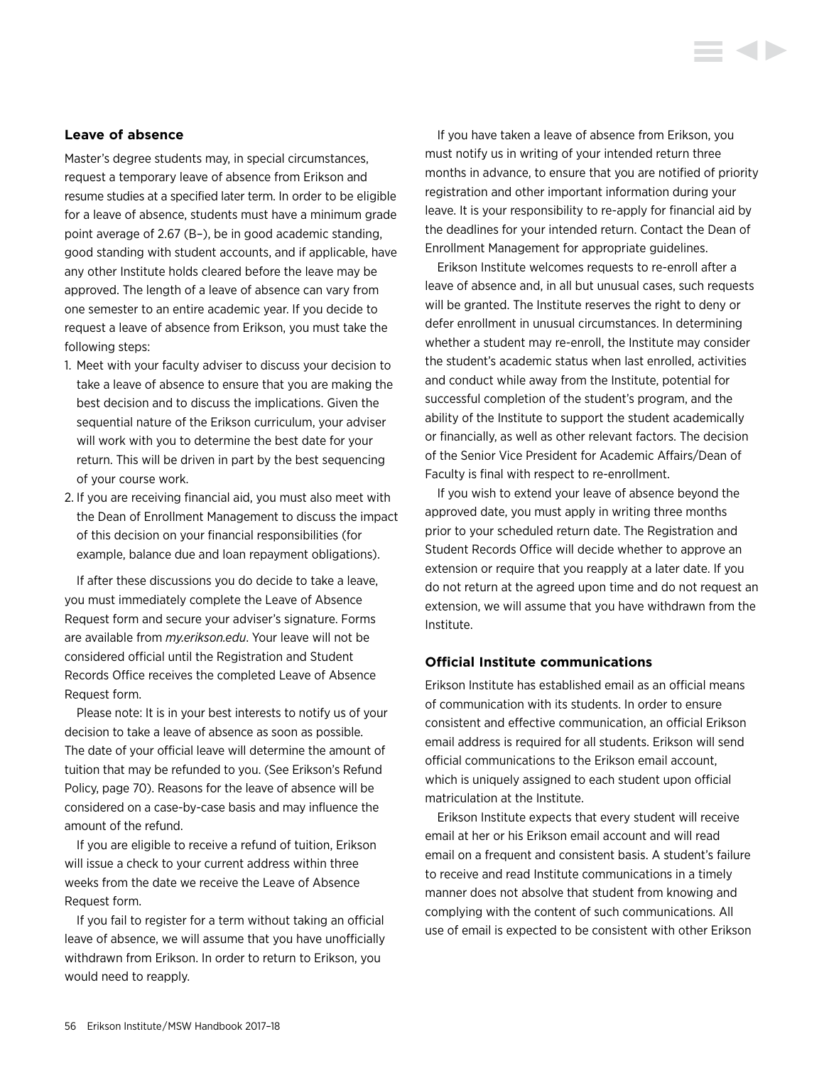### Leave of absence

Master's degree students may, in special circumstances, request a temporary leave of absence from Erikson and resume studies at a specified later term. In order to be eligible for a leave of absence, students must have a minimum grade point average of 2.67 (B–), be in good academic standing, good standing with student accounts, and if applicable, have any other Institute holds cleared before the leave may be approved. The length of a leave of absence can vary from one semester to an entire academic year. If you decide to request a leave of absence from Erikson, you must take the following steps:

1. Meet with your faculty adviser to discuss your decision to take a leave of absence to ensure that you are making the best decision and to discuss the implications. Given the sequential nature of the Erikson curriculum, your adviser will work with you to determine the best date for your return. This will be driven in part by the best sequencing of your course work.
2. If you are receiving financial aid, you must also meet with the Dean of Enrollment Management to discuss the impact of this decision on your financial responsibilities (for example, balance due and loan repayment obligations).

If after these discussions you do decide to take a leave, you must immediately complete the Leave of Absence Request form and secure your adviser's signature. Forms are available from *my.erikson.edu*. Your leave will not be considered official until the Registration and Student Records Office receives the completed Leave of Absence Request form.

Please note: It is in your best interests to notify us of your decision to take a leave of absence as soon as possible. The date of your official leave will determine the amount of tuition that may be refunded to you. (See Erikson's Refund Policy, page 70). Reasons for the leave of absence will be considered on a case-by-case basis and may influence the amount of the refund.

If you are eligible to receive a refund of tuition, Erikson will issue a check to your current address within three weeks from the date we receive the Leave of Absence Request form.

If you fail to register for a term without taking an official leave of absence, we will assume that you have unofficially withdrawn from Erikson. In order to return to Erikson, you would need to reapply.

If you have taken a leave of absence from Erikson, you must notify us in writing of your intended return three months in advance, to ensure that you are notified of priority registration and other important information during your leave. It is your responsibility to re-apply for financial aid by the deadlines for your intended return. Contact the Dean of Enrollment Management for appropriate guidelines.

Erikson Institute welcomes requests to re-enroll after a leave of absence and, in all but unusual cases, such requests will be granted. The Institute reserves the right to deny or defer enrollment in unusual circumstances. In determining whether a student may re-enroll, the Institute may consider the student's academic status when last enrolled, activities and conduct while away from the Institute, potential for successful completion of the student's program, and the ability of the Institute to support the student academically or financially, as well as other relevant factors. The decision of the Senior Vice President for Academic Affairs/Dean of Faculty is final with respect to re-enrollment.

If you wish to extend your leave of absence beyond the approved date, you must apply in writing three months prior to your scheduled return date. The Registration and Student Records Office will decide whether to approve an extension or require that you reapply at a later date. If you do not return at the agreed upon time and do not request an extension, we will assume that you have withdrawn from the Institute.

### Official Institute communications

Erikson Institute has established email as an official means of communication with its students. In order to ensure consistent and effective communication, an official Erikson email address is required for all students. Erikson will send official communications to the Erikson email account, which is uniquely assigned to each student upon official matriculation at the Institute.

Erikson Institute expects that every student will receive email at her or his Erikson email account and will read email on a frequent and consistent basis. A student's failure to receive and read Institute communications in a timely manner does not absolve that student from knowing and complying with the content of such communications. All use of email is expected to be consistent with other Erikson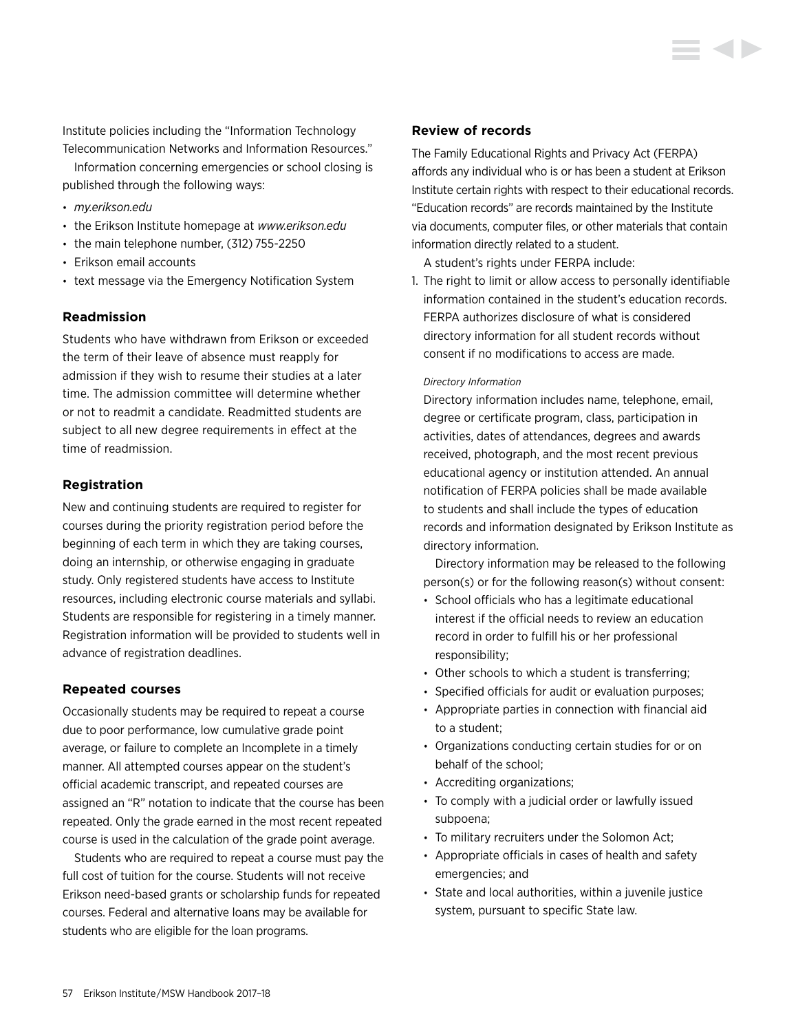Institute policies including the "Information Technology Telecommunication Networks and Information Resources."

Information concerning emergencies or school closing is published through the following ways:

- *my.erikson.edu*
- the Erikson Institute homepage at *www.erikson.edu*
- the main telephone number, (312) 755-2250
- Erikson email accounts
- text message via the Emergency Notification System

### Readmission

Students who have withdrawn from Erikson or exceeded the term of their leave of absence must reapply for admission if they wish to resume their studies at a later time. The admission committee will determine whether or not to readmit a candidate. Readmitted students are subject to all new degree requirements in effect at the time of readmission.

### Registration

New and continuing students are required to register for courses during the priority registration period before the beginning of each term in which they are taking courses, doing an internship, or otherwise engaging in graduate study. Only registered students have access to Institute resources, including electronic course materials and syllabi. Students are responsible for registering in a timely manner. Registration information will be provided to students well in advance of registration deadlines.

### Repeated courses

Occasionally students may be required to repeat a course due to poor performance, low cumulative grade point average, or failure to complete an Incomplete in a timely manner. All attempted courses appear on the student's official academic transcript, and repeated courses are assigned an "R" notation to indicate that the course has been repeated. Only the grade earned in the most recent repeated course is used in the calculation of the grade point average.

Students who are required to repeat a course must pay the full cost of tuition for the course. Students will not receive Erikson need-based grants or scholarship funds for repeated courses. Federal and alternative loans may be available for students who are eligible for the loan programs.

### Review of records

The Family Educational Rights and Privacy Act (FERPA) affords any individual who is or has been a student at Erikson Institute certain rights with respect to their educational records. "Education records" are records maintained by the Institute via documents, computer files, or other materials that contain information directly related to a student.

A student's rights under FERPA include:

1. The right to limit or allow access to personally identifiable information contained in the student's education records. FERPA authorizes disclosure of what is considered directory information for all student records without consent if no modifications to access are made.

   *Directory Information*

   Directory information includes name, telephone, email, degree or certificate program, class, participation in activities, dates of attendances, degrees and awards received, photograph, and the most recent previous educational agency or institution attended. An annual notification of FERPA policies shall be made available to students and shall include the types of education records and information designated by Erikson Institute as directory information.

   Directory information may be released to the following person(s) or for the following reason(s) without consent:

   - School officials who has a legitimate educational interest if the official needs to review an education record in order to fulfill his or her professional responsibility;
   - Other schools to which a student is transferring;
   - Specified officials for audit or evaluation purposes;
   - Appropriate parties in connection with financial aid to a student;
   - Organizations conducting certain studies for or on behalf of the school;
   - Accrediting organizations;
   - To comply with a judicial order or lawfully issued subpoena;
   - To military recruiters under the Solomon Act;
   - Appropriate officials in cases of health and safety emergencies; and
   - State and local authorities, within a juvenile justice system, pursuant to specific State law.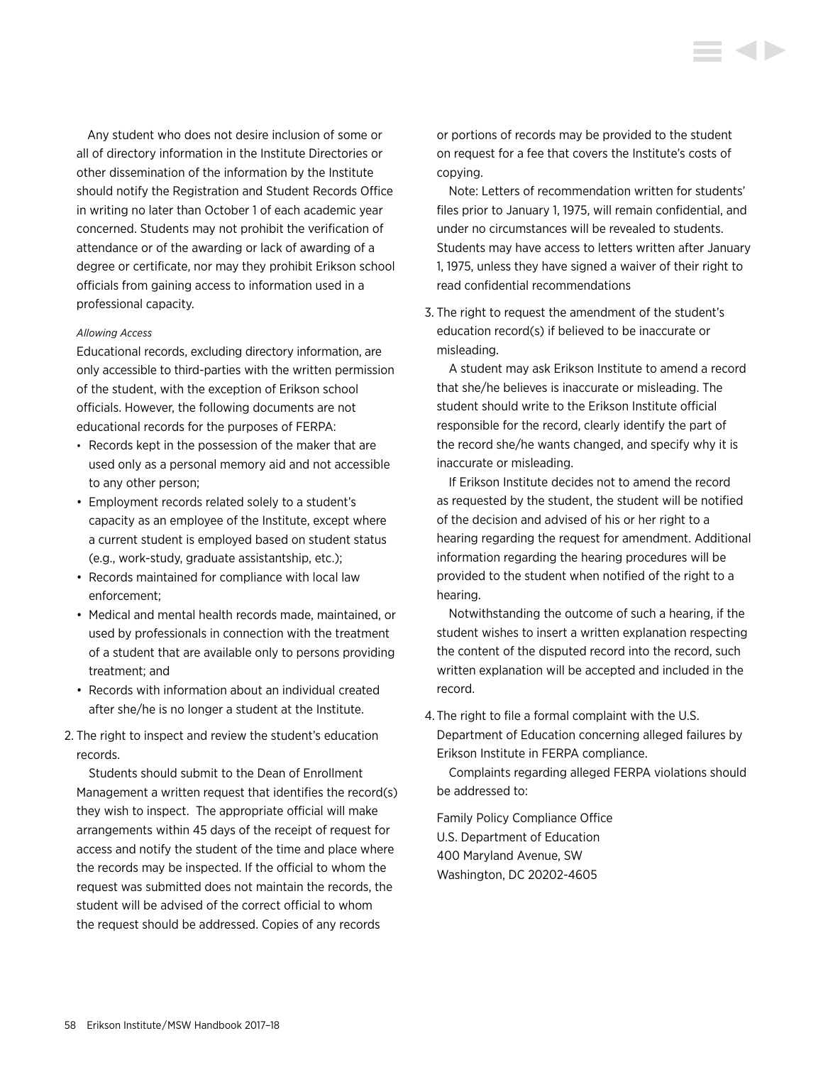Any student who does not desire inclusion of some or all of directory information in the Institute Directories or other dissemination of the information by the Institute should notify the Registration and Student Records Office in writing no later than October 1 of each academic year concerned. Students may not prohibit the verification of attendance or of the awarding or lack of awarding of a degree or certificate, nor may they prohibit Erikson school officials from gaining access to information used in a professional capacity.

*Allowing Access*

Educational records, excluding directory information, are only accessible to third-parties with the written permission of the student, with the exception of Erikson school officials. However, the following documents are not educational records for the purposes of FERPA:

- Records kept in the possession of the maker that are used only as a personal memory aid and not accessible to any other person;
- Employment records related solely to a student's capacity as an employee of the Institute, except where a current student is employed based on student status (e.g., work-study, graduate assistantship, etc.);
- Records maintained for compliance with local law enforcement;
- Medical and mental health records made, maintained, or used by professionals in connection with the treatment of a student that are available only to persons providing treatment; and
- Records with information about an individual created after she/he is no longer a student at the Institute.

2. The right to inspect and review the student's education records.

   Students should submit to the Dean of Enrollment Management a written request that identifies the record(s) they wish to inspect. The appropriate official will make arrangements within 45 days of the receipt of request for access and notify the student of the time and place where the records may be inspected. If the official to whom the request was submitted does not maintain the records, the student will be advised of the correct official to whom the request should be addressed. Copies of any records or portions of records may be provided to the student on request for a fee that covers the Institute's costs of copying.

   Note: Letters of recommendation written for students' files prior to January 1, 1975, will remain confidential, and under no circumstances will be revealed to students. Students may have access to letters written after January 1, 1975, unless they have signed a waiver of their right to read confidential recommendations

3. The right to request the amendment of the student's education record(s) if believed to be inaccurate or misleading.

   A student may ask Erikson Institute to amend a record that she/he believes is inaccurate or misleading. The student should write to the Erikson Institute official responsible for the record, clearly identify the part of the record she/he wants changed, and specify why it is inaccurate or misleading.

   If Erikson Institute decides not to amend the record as requested by the student, the student will be notified of the decision and advised of his or her right to a hearing regarding the request for amendment. Additional information regarding the hearing procedures will be provided to the student when notified of the right to a hearing.

   Notwithstanding the outcome of such a hearing, if the student wishes to insert a written explanation respecting the content of the disputed record into the record, such written explanation will be accepted and included in the record.

4. The right to file a formal complaint with the U.S. Department of Education concerning alleged failures by Erikson Institute in FERPA compliance.

   Complaints regarding alleged FERPA violations should be addressed to:

   Family Policy Compliance Office
   U.S. Department of Education
   400 Maryland Avenue, SW
   Washington, DC 20202-4605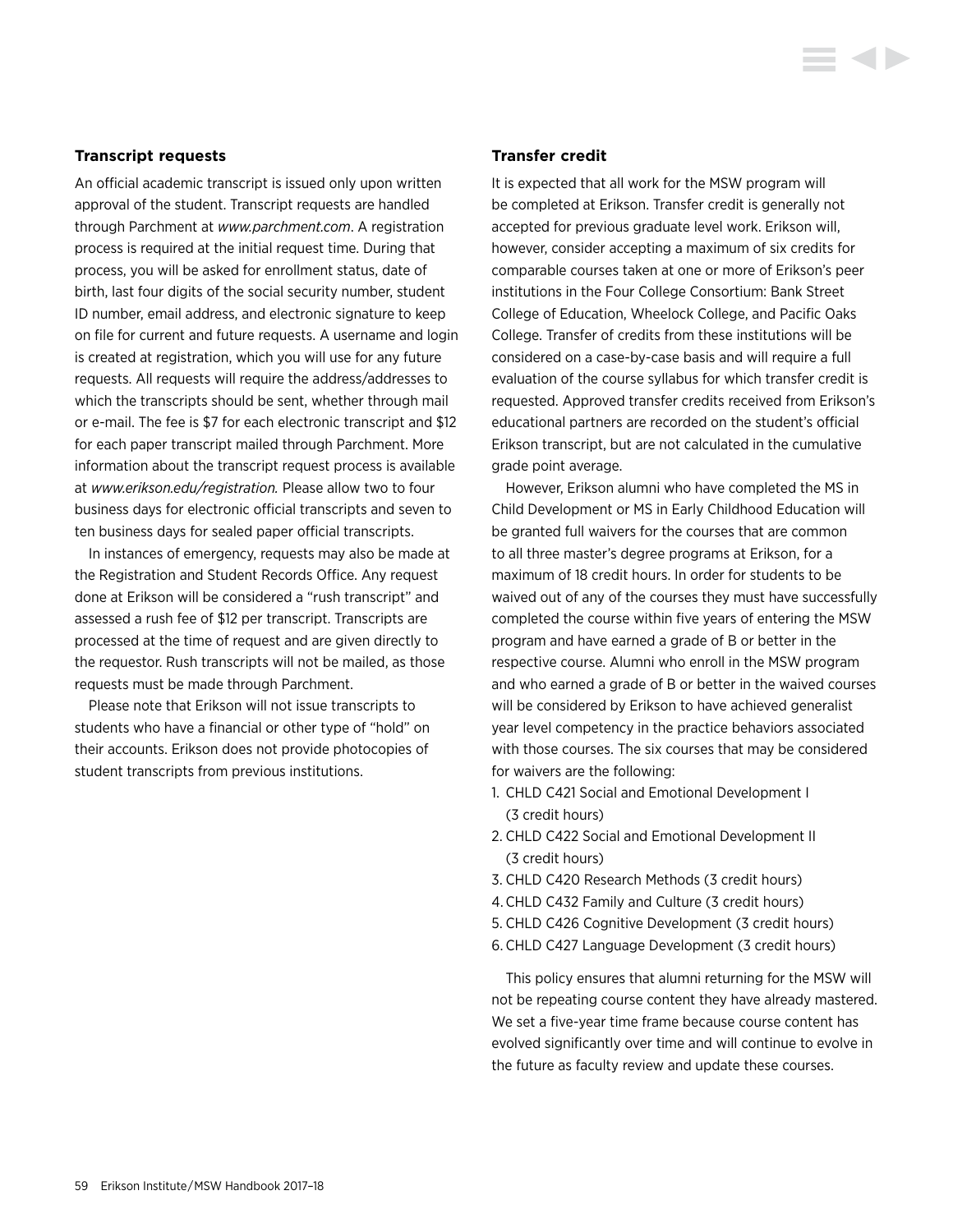### Transcript requests

An official academic transcript is issued only upon written approval of the student. Transcript requests are handled through Parchment at *www.parchment.com*. A registration process is required at the initial request time. During that process, you will be asked for enrollment status, date of birth, last four digits of the social security number, student ID number, email address, and electronic signature to keep on file for current and future requests. A username and login is created at registration, which you will use for any future requests. All requests will require the address/addresses to which the transcripts should be sent, whether through mail or e-mail. The fee is $7 for each electronic transcript and $12 for each paper transcript mailed through Parchment. More information about the transcript request process is available at *www.erikson.edu/registration.* Please allow two to four business days for electronic official transcripts and seven to ten business days for sealed paper official transcripts.

In instances of emergency, requests may also be made at the Registration and Student Records Office. Any request done at Erikson will be considered a "rush transcript" and assessed a rush fee of $12 per transcript. Transcripts are processed at the time of request and are given directly to the requestor. Rush transcripts will not be mailed, as those requests must be made through Parchment.

Please note that Erikson will not issue transcripts to students who have a financial or other type of "hold" on their accounts. Erikson does not provide photocopies of student transcripts from previous institutions.

### Transfer credit

It is expected that all work for the MSW program will be completed at Erikson. Transfer credit is generally not accepted for previous graduate level work. Erikson will, however, consider accepting a maximum of six credits for comparable courses taken at one or more of Erikson's peer institutions in the Four College Consortium: Bank Street College of Education, Wheelock College, and Pacific Oaks College. Transfer of credits from these institutions will be considered on a case-by-case basis and will require a full evaluation of the course syllabus for which transfer credit is requested. Approved transfer credits received from Erikson's educational partners are recorded on the student's official Erikson transcript, but are not calculated in the cumulative grade point average.

However, Erikson alumni who have completed the MS in Child Development or MS in Early Childhood Education will be granted full waivers for the courses that are common to all three master's degree programs at Erikson, for a maximum of 18 credit hours. In order for students to be waived out of any of the courses they must have successfully completed the course within five years of entering the MSW program and have earned a grade of B or better in the respective course. Alumni who enroll in the MSW program and who earned a grade of B or better in the waived courses will be considered by Erikson to have achieved generalist year level competency in the practice behaviors associated with those courses. The six courses that may be considered for waivers are the following:

1. CHLD C421 Social and Emotional Development I (3 credit hours)
2. CHLD C422 Social and Emotional Development II (3 credit hours)
3. CHLD C420 Research Methods (3 credit hours)
4. CHLD C432 Family and Culture (3 credit hours)
5. CHLD C426 Cognitive Development (3 credit hours)
6. CHLD C427 Language Development (3 credit hours)

This policy ensures that alumni returning for the MSW will not be repeating course content they have already mastered. We set a five-year time frame because course content has evolved significantly over time and will continue to evolve in the future as faculty review and update these courses.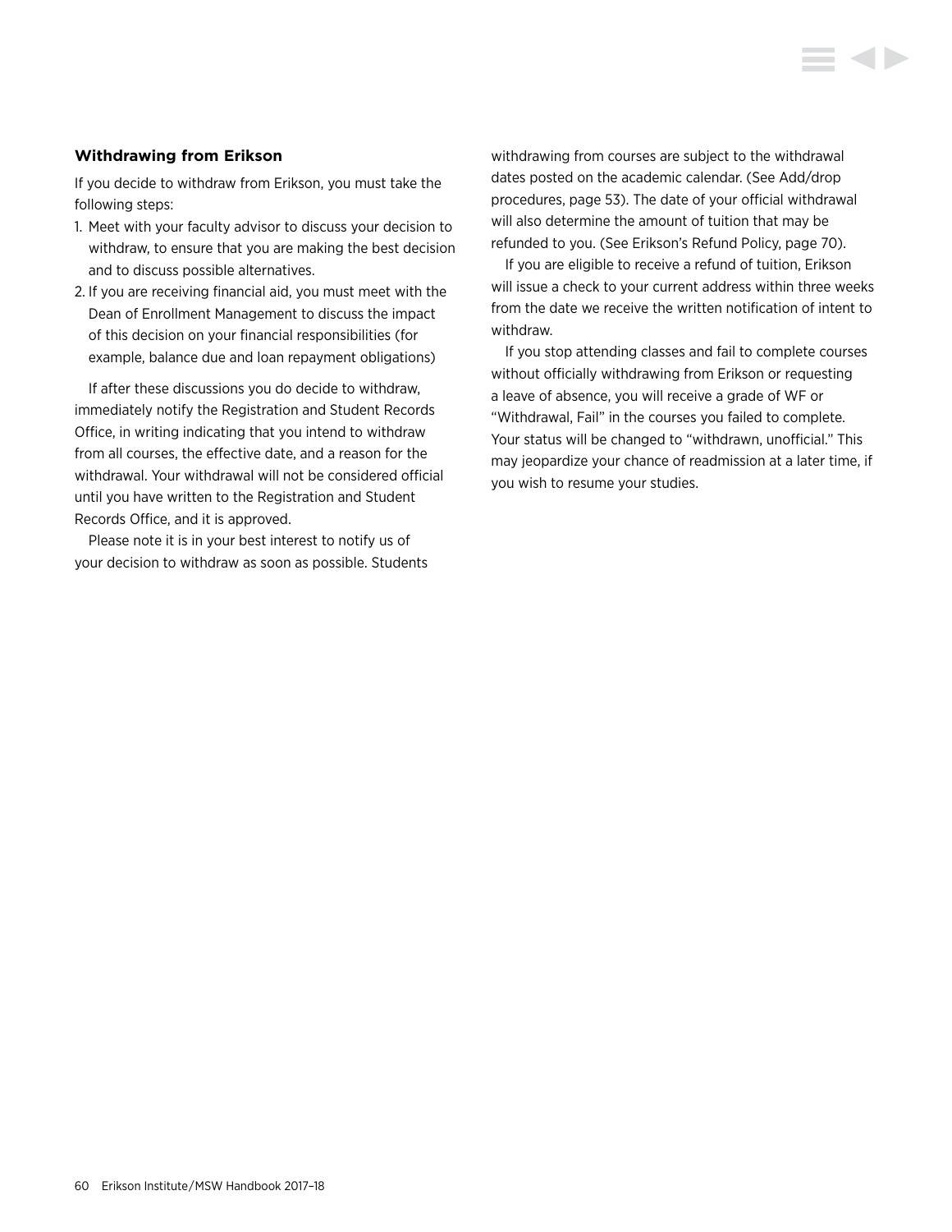### Withdrawing from Erikson

If you decide to withdraw from Erikson, you must take the following steps:

1. Meet with your faculty advisor to discuss your decision to withdraw, to ensure that you are making the best decision and to discuss possible alternatives.
2. If you are receiving financial aid, you must meet with the Dean of Enrollment Management to discuss the impact of this decision on your financial responsibilities (for example, balance due and loan repayment obligations)

If after these discussions you do decide to withdraw, immediately notify the Registration and Student Records Office, in writing indicating that you intend to withdraw from all courses, the effective date, and a reason for the withdrawal. Your withdrawal will not be considered official until you have written to the Registration and Student Records Office, and it is approved.

Please note it is in your best interest to notify us of your decision to withdraw as soon as possible. Students withdrawing from courses are subject to the withdrawal dates posted on the academic calendar. (See Add/drop procedures, page 53). The date of your official withdrawal will also determine the amount of tuition that may be refunded to you. (See Erikson's Refund Policy, page 70).

If you are eligible to receive a refund of tuition, Erikson will issue a check to your current address within three weeks from the date we receive the written notification of intent to withdraw.

If you stop attending classes and fail to complete courses without officially withdrawing from Erikson or requesting a leave of absence, you will receive a grade of WF or "Withdrawal, Fail" in the courses you failed to complete. Your status will be changed to "withdrawn, unofficial." This may jeopardize your chance of readmission at a later time, if you wish to resume your studies.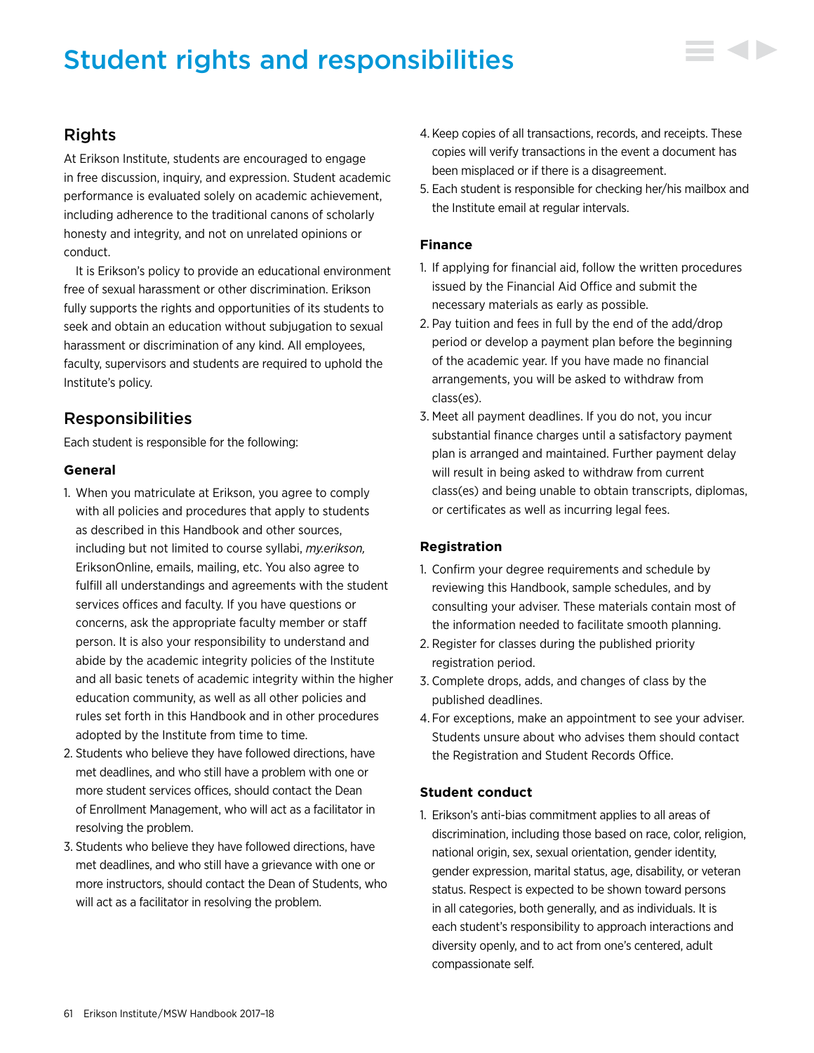# Student rights and responsibilities

## Rights

At Erikson Institute, students are encouraged to engage in free discussion, inquiry, and expression. Student academic performance is evaluated solely on academic achievement, including adherence to the traditional canons of scholarly honesty and integrity, and not on unrelated opinions or conduct.

It is Erikson's policy to provide an educational environment free of sexual harassment or other discrimination. Erikson fully supports the rights and opportunities of its students to seek and obtain an education without subjugation to sexual harassment or discrimination of any kind. All employees, faculty, supervisors and students are required to uphold the Institute's policy.

## Responsibilities

Each student is responsible for the following:

### General

1. When you matriculate at Erikson, you agree to comply with all policies and procedures that apply to students as described in this Handbook and other sources, including but not limited to course syllabi, *my.erikson,* EriksonOnline, emails, mailing, etc. You also agree to fulfill all understandings and agreements with the student services offices and faculty. If you have questions or concerns, ask the appropriate faculty member or staff person. It is also your responsibility to understand and abide by the academic integrity policies of the Institute and all basic tenets of academic integrity within the higher education community, as well as all other policies and rules set forth in this Handbook and in other procedures adopted by the Institute from time to time.
2. Students who believe they have followed directions, have met deadlines, and who still have a problem with one or more student services offices, should contact the Dean of Enrollment Management, who will act as a facilitator in resolving the problem.
3. Students who believe they have followed directions, have met deadlines, and who still have a grievance with one or more instructors, should contact the Dean of Students, who will act as a facilitator in resolving the problem.
4. Keep copies of all transactions, records, and receipts. These copies will verify transactions in the event a document has been misplaced or if there is a disagreement.
5. Each student is responsible for checking her/his mailbox and the Institute email at regular intervals.

### Finance

1. If applying for financial aid, follow the written procedures issued by the Financial Aid Office and submit the necessary materials as early as possible.
2. Pay tuition and fees in full by the end of the add/drop period or develop a payment plan before the beginning of the academic year. If you have made no financial arrangements, you will be asked to withdraw from class(es).
3. Meet all payment deadlines. If you do not, you incur substantial finance charges until a satisfactory payment plan is arranged and maintained. Further payment delay will result in being asked to withdraw from current class(es) and being unable to obtain transcripts, diplomas, or certificates as well as incurring legal fees.

### Registration

1. Confirm your degree requirements and schedule by reviewing this Handbook, sample schedules, and by consulting your adviser. These materials contain most of the information needed to facilitate smooth planning.
2. Register for classes during the published priority registration period.
3. Complete drops, adds, and changes of class by the published deadlines.
4. For exceptions, make an appointment to see your adviser. Students unsure about who advises them should contact the Registration and Student Records Office.

### Student conduct

1. Erikson's anti-bias commitment applies to all areas of discrimination, including those based on race, color, religion, national origin, sex, sexual orientation, gender identity, gender expression, marital status, age, disability, or veteran status. Respect is expected to be shown toward persons in all categories, both generally, and as individuals. It is each student's responsibility to approach interactions and diversity openly, and to act from one's centered, adult compassionate self.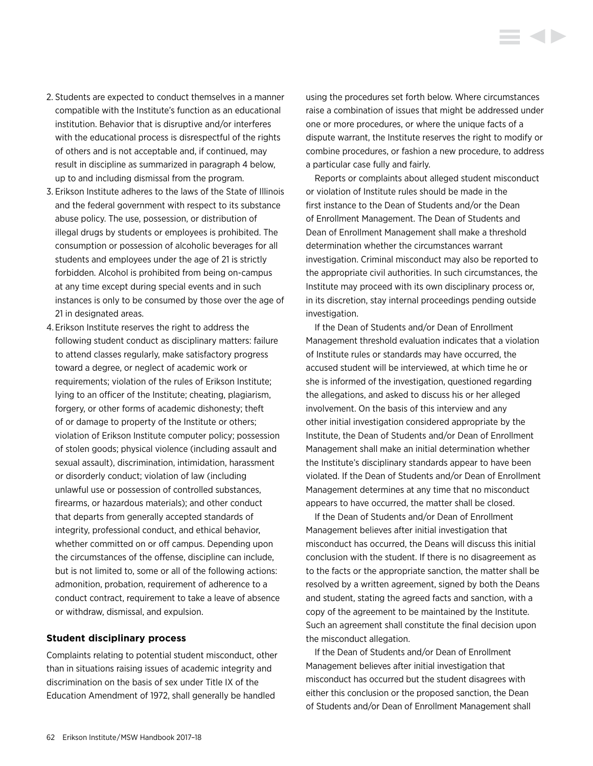2. Students are expected to conduct themselves in a manner compatible with the Institute's function as an educational institution. Behavior that is disruptive and/or interferes with the educational process is disrespectful of the rights of others and is not acceptable and, if continued, may result in discipline as summarized in paragraph 4 below, up to and including dismissal from the program.
3. Erikson Institute adheres to the laws of the State of Illinois and the federal government with respect to its substance abuse policy. The use, possession, or distribution of illegal drugs by students or employees is prohibited. The consumption or possession of alcoholic beverages for all students and employees under the age of 21 is strictly forbidden. Alcohol is prohibited from being on-campus at any time except during special events and in such instances is only to be consumed by those over the age of 21 in designated areas.
4. Erikson Institute reserves the right to address the following student conduct as disciplinary matters: failure to attend classes regularly, make satisfactory progress toward a degree, or neglect of academic work or requirements; violation of the rules of Erikson Institute; lying to an officer of the Institute; cheating, plagiarism, forgery, or other forms of academic dishonesty; theft of or damage to property of the Institute or others; violation of Erikson Institute computer policy; possession of stolen goods; physical violence (including assault and sexual assault), discrimination, intimidation, harassment or disorderly conduct; violation of law (including unlawful use or possession of controlled substances, firearms, or hazardous materials); and other conduct that departs from generally accepted standards of integrity, professional conduct, and ethical behavior, whether committed on or off campus. Depending upon the circumstances of the offense, discipline can include, but is not limited to, some or all of the following actions: admonition, probation, requirement of adherence to a conduct contract, requirement to take a leave of absence or withdraw, dismissal, and expulsion.

### Student disciplinary process

Complaints relating to potential student misconduct, other than in situations raising issues of academic integrity and discrimination on the basis of sex under Title IX of the Education Amendment of 1972, shall generally be handled using the procedures set forth below. Where circumstances raise a combination of issues that might be addressed under one or more procedures, or where the unique facts of a dispute warrant, the Institute reserves the right to modify or combine procedures, or fashion a new procedure, to address a particular case fully and fairly.

Reports or complaints about alleged student misconduct or violation of Institute rules should be made in the first instance to the Dean of Students and/or the Dean of Enrollment Management. The Dean of Students and Dean of Enrollment Management shall make a threshold determination whether the circumstances warrant investigation. Criminal misconduct may also be reported to the appropriate civil authorities. In such circumstances, the Institute may proceed with its own disciplinary process or, in its discretion, stay internal proceedings pending outside investigation.

If the Dean of Students and/or Dean of Enrollment Management threshold evaluation indicates that a violation of Institute rules or standards may have occurred, the accused student will be interviewed, at which time he or she is informed of the investigation, questioned regarding the allegations, and asked to discuss his or her alleged involvement. On the basis of this interview and any other initial investigation considered appropriate by the Institute, the Dean of Students and/or Dean of Enrollment Management shall make an initial determination whether the Institute's disciplinary standards appear to have been violated. If the Dean of Students and/or Dean of Enrollment Management determines at any time that no misconduct appears to have occurred, the matter shall be closed.

If the Dean of Students and/or Dean of Enrollment Management believes after initial investigation that misconduct has occurred, the Deans will discuss this initial conclusion with the student. If there is no disagreement as to the facts or the appropriate sanction, the matter shall be resolved by a written agreement, signed by both the Deans and student, stating the agreed facts and sanction, with a copy of the agreement to be maintained by the Institute. Such an agreement shall constitute the final decision upon the misconduct allegation.

If the Dean of Students and/or Dean of Enrollment Management believes after initial investigation that misconduct has occurred but the student disagrees with either this conclusion or the proposed sanction, the Dean of Students and/or Dean of Enrollment Management shall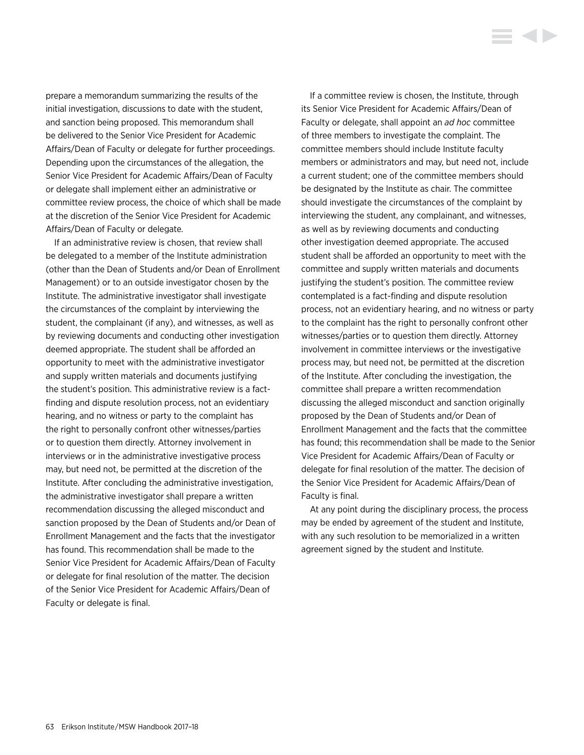prepare a memorandum summarizing the results of the initial investigation, discussions to date with the student, and sanction being proposed. This memorandum shall be delivered to the Senior Vice President for Academic Affairs/Dean of Faculty or delegate for further proceedings. Depending upon the circumstances of the allegation, the Senior Vice President for Academic Affairs/Dean of Faculty or delegate shall implement either an administrative or committee review process, the choice of which shall be made at the discretion of the Senior Vice President for Academic Affairs/Dean of Faculty or delegate.

If an administrative review is chosen, that review shall be delegated to a member of the Institute administration (other than the Dean of Students and/or Dean of Enrollment Management) or to an outside investigator chosen by the Institute. The administrative investigator shall investigate the circumstances of the complaint by interviewing the student, the complainant (if any), and witnesses, as well as by reviewing documents and conducting other investigation deemed appropriate. The student shall be afforded an opportunity to meet with the administrative investigator and supply written materials and documents justifying the student's position. This administrative review is a fact-finding and dispute resolution process, not an evidentiary hearing, and no witness or party to the complaint has the right to personally confront other witnesses/parties or to question them directly. Attorney involvement in interviews or in the administrative investigative process may, but need not, be permitted at the discretion of the Institute. After concluding the administrative investigation, the administrative investigator shall prepare a written recommendation discussing the alleged misconduct and sanction proposed by the Dean of Students and/or Dean of Enrollment Management and the facts that the investigator has found. This recommendation shall be made to the Senior Vice President for Academic Affairs/Dean of Faculty or delegate for final resolution of the matter. The decision of the Senior Vice President for Academic Affairs/Dean of Faculty or delegate is final.

If a committee review is chosen, the Institute, through its Senior Vice President for Academic Affairs/Dean of Faculty or delegate, shall appoint an *ad hoc* committee of three members to investigate the complaint. The committee members should include Institute faculty members or administrators and may, but need not, include a current student; one of the committee members should be designated by the Institute as chair. The committee should investigate the circumstances of the complaint by interviewing the student, any complainant, and witnesses, as well as by reviewing documents and conducting other investigation deemed appropriate. The accused student shall be afforded an opportunity to meet with the committee and supply written materials and documents justifying the student's position. The committee review contemplated is a fact-finding and dispute resolution process, not an evidentiary hearing, and no witness or party to the complaint has the right to personally confront other witnesses/parties or to question them directly. Attorney involvement in committee interviews or the investigative process may, but need not, be permitted at the discretion of the Institute. After concluding the investigation, the committee shall prepare a written recommendation discussing the alleged misconduct and sanction originally proposed by the Dean of Students and/or Dean of Enrollment Management and the facts that the committee has found; this recommendation shall be made to the Senior Vice President for Academic Affairs/Dean of Faculty or delegate for final resolution of the matter. The decision of the Senior Vice President for Academic Affairs/Dean of Faculty is final.

At any point during the disciplinary process, the process may be ended by agreement of the student and Institute, with any such resolution to be memorialized in a written agreement signed by the student and Institute.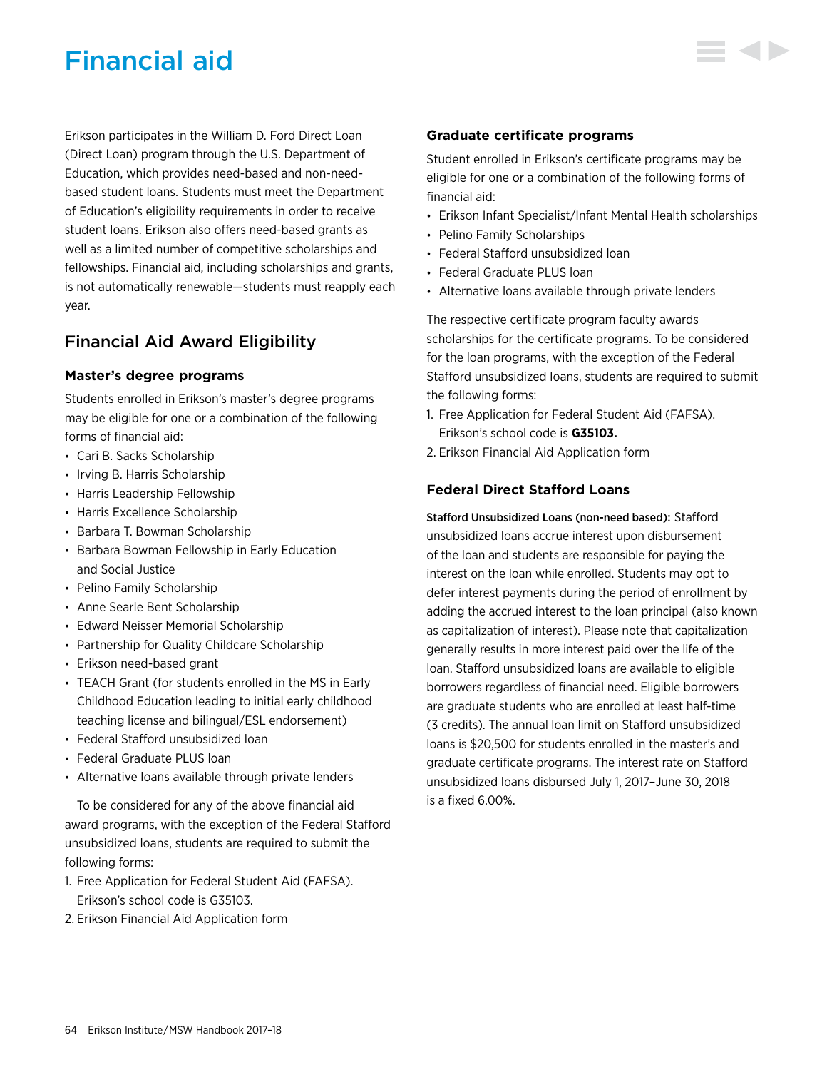# Financial aid

Erikson participates in the William D. Ford Direct Loan (Direct Loan) program through the U.S. Department of Education, which provides need-based and non-need-based student loans. Students must meet the Department of Education's eligibility requirements in order to receive student loans. Erikson also offers need-based grants as well as a limited number of competitive scholarships and fellowships. Financial aid, including scholarships and grants, is not automatically renewable—students must reapply each year.

## Financial Aid Award Eligibility

### Master's degree programs

Students enrolled in Erikson's master's degree programs may be eligible for one or a combination of the following forms of financial aid:

- Cari B. Sacks Scholarship
- Irving B. Harris Scholarship
- Harris Leadership Fellowship
- Harris Excellence Scholarship
- Barbara T. Bowman Scholarship
- Barbara Bowman Fellowship in Early Education and Social Justice
- Pelino Family Scholarship
- Anne Searle Bent Scholarship
- Edward Neisser Memorial Scholarship
- Partnership for Quality Childcare Scholarship
- Erikson need-based grant
- TEACH Grant (for students enrolled in the MS in Early Childhood Education leading to initial early childhood teaching license and bilingual/ESL endorsement)
- Federal Stafford unsubsidized loan
- Federal Graduate PLUS loan
- Alternative loans available through private lenders

To be considered for any of the above financial aid award programs, with the exception of the Federal Stafford unsubsidized loans, students are required to submit the following forms:

1. Free Application for Federal Student Aid (FAFSA). Erikson's school code is G35103.
2. Erikson Financial Aid Application form

### Graduate certificate programs

Student enrolled in Erikson's certificate programs may be eligible for one or a combination of the following forms of financial aid:

- Erikson Infant Specialist/Infant Mental Health scholarships
- Pelino Family Scholarships
- Federal Stafford unsubsidized loan
- Federal Graduate PLUS loan
- Alternative loans available through private lenders

The respective certificate program faculty awards scholarships for the certificate programs. To be considered for the loan programs, with the exception of the Federal Stafford unsubsidized loans, students are required to submit the following forms:

1. Free Application for Federal Student Aid (FAFSA). Erikson's school code is **G35103.**
2. Erikson Financial Aid Application form

### Federal Direct Stafford Loans

**Stafford Unsubsidized Loans (non-need based):** Stafford unsubsidized loans accrue interest upon disbursement of the loan and students are responsible for paying the interest on the loan while enrolled. Students may opt to defer interest payments during the period of enrollment by adding the accrued interest to the loan principal (also known as capitalization of interest). Please note that capitalization generally results in more interest paid over the life of the loan. Stafford unsubsidized loans are available to eligible borrowers regardless of financial need. Eligible borrowers are graduate students who are enrolled at least half-time (3 credits). The annual loan limit on Stafford unsubsidized loans is $20,500 for students enrolled in the master's and graduate certificate programs. The interest rate on Stafford unsubsidized loans disbursed July 1, 2017–June 30, 2018 is a fixed 6.00%.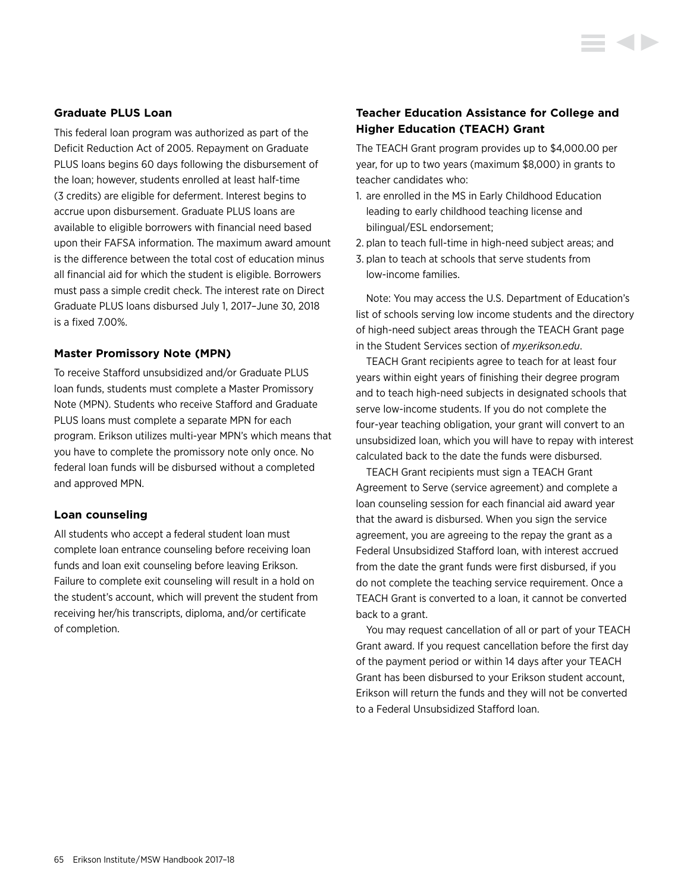### Graduate PLUS Loan

This federal loan program was authorized as part of the Deficit Reduction Act of 2005. Repayment on Graduate PLUS loans begins 60 days following the disbursement of the loan; however, students enrolled at least half-time (3 credits) are eligible for deferment. Interest begins to accrue upon disbursement. Graduate PLUS loans are available to eligible borrowers with financial need based upon their FAFSA information. The maximum award amount is the difference between the total cost of education minus all financial aid for which the student is eligible. Borrowers must pass a simple credit check. The interest rate on Direct Graduate PLUS loans disbursed July 1, 2017–June 30, 2018 is a fixed 7.00%.

### Master Promissory Note (MPN)

To receive Stafford unsubsidized and/or Graduate PLUS loan funds, students must complete a Master Promissory Note (MPN). Students who receive Stafford and Graduate PLUS loans must complete a separate MPN for each program. Erikson utilizes multi-year MPN's which means that you have to complete the promissory note only once. No federal loan funds will be disbursed without a completed and approved MPN.

### Loan counseling

All students who accept a federal student loan must complete loan entrance counseling before receiving loan funds and loan exit counseling before leaving Erikson. Failure to complete exit counseling will result in a hold on the student's account, which will prevent the student from receiving her/his transcripts, diploma, and/or certificate of completion.

### Teacher Education Assistance for College and Higher Education (TEACH) Grant

The TEACH Grant program provides up to $4,000.00 per year, for up to two years (maximum $8,000) in grants to teacher candidates who:

1. are enrolled in the MS in Early Childhood Education leading to early childhood teaching license and bilingual/ESL endorsement;
2. plan to teach full-time in high-need subject areas; and
3. plan to teach at schools that serve students from low-income families.

Note: You may access the U.S. Department of Education's list of schools serving low income students and the directory of high-need subject areas through the TEACH Grant page in the Student Services section of *my.erikson.edu*.

TEACH Grant recipients agree to teach for at least four years within eight years of finishing their degree program and to teach high-need subjects in designated schools that serve low-income students. If you do not complete the four-year teaching obligation, your grant will convert to an unsubsidized loan, which you will have to repay with interest calculated back to the date the funds were disbursed.

TEACH Grant recipients must sign a TEACH Grant Agreement to Serve (service agreement) and complete a loan counseling session for each financial aid award year that the award is disbursed. When you sign the service agreement, you are agreeing to the repay the grant as a Federal Unsubsidized Stafford loan, with interest accrued from the date the grant funds were first disbursed, if you do not complete the teaching service requirement. Once a TEACH Grant is converted to a loan, it cannot be converted back to a grant.

You may request cancellation of all or part of your TEACH Grant award. If you request cancellation before the first day of the payment period or within 14 days after your TEACH Grant has been disbursed to your Erikson student account, Erikson will return the funds and they will not be converted to a Federal Unsubsidized Stafford loan.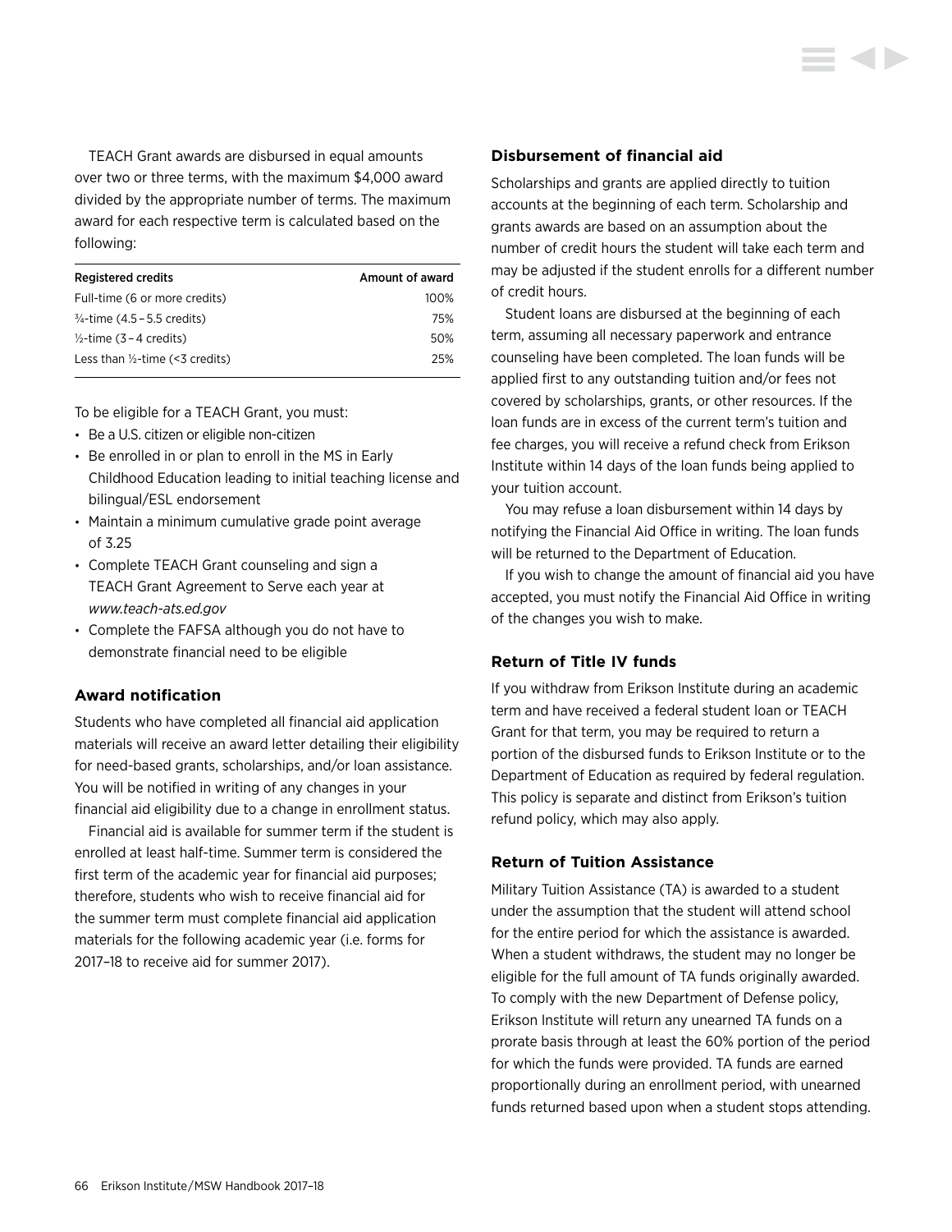TEACH Grant awards are disbursed in equal amounts over two or three terms, with the maximum $4,000 award divided by the appropriate number of terms. The maximum award for each respective term is calculated based on the following:

| Registered credits | Amount of award |
|---|---|
| Full-time (6 or more credits) | 100% |
| ¾-time (4.5 – 5.5 credits) | 75% |
| ½-time (3 – 4 credits) | 50% |
| Less than ½-time (<3 credits) | 25% |

To be eligible for a TEACH Grant, you must:

- Be a U.S. citizen or eligible non-citizen
- Be enrolled in or plan to enroll in the MS in Early Childhood Education leading to initial teaching license and bilingual/ESL endorsement
- Maintain a minimum cumulative grade point average of 3.25
- Complete TEACH Grant counseling and sign a TEACH Grant Agreement to Serve each year at *www.teach-ats.ed.gov*
- Complete the FAFSA although you do not have to demonstrate financial need to be eligible

### Award notification

Students who have completed all financial aid application materials will receive an award letter detailing their eligibility for need-based grants, scholarships, and/or loan assistance. You will be notified in writing of any changes in your financial aid eligibility due to a change in enrollment status.

Financial aid is available for summer term if the student is enrolled at least half-time. Summer term is considered the first term of the academic year for financial aid purposes; therefore, students who wish to receive financial aid for the summer term must complete financial aid application materials for the following academic year (i.e. forms for 2017–18 to receive aid for summer 2017).

### Disbursement of financial aid

Scholarships and grants are applied directly to tuition accounts at the beginning of each term. Scholarship and grants awards are based on an assumption about the number of credit hours the student will take each term and may be adjusted if the student enrolls for a different number of credit hours.

Student loans are disbursed at the beginning of each term, assuming all necessary paperwork and entrance counseling have been completed. The loan funds will be applied first to any outstanding tuition and/or fees not covered by scholarships, grants, or other resources. If the loan funds are in excess of the current term's tuition and fee charges, you will receive a refund check from Erikson Institute within 14 days of the loan funds being applied to your tuition account.

You may refuse a loan disbursement within 14 days by notifying the Financial Aid Office in writing. The loan funds will be returned to the Department of Education.

If you wish to change the amount of financial aid you have accepted, you must notify the Financial Aid Office in writing of the changes you wish to make.

### Return of Title IV funds

If you withdraw from Erikson Institute during an academic term and have received a federal student loan or TEACH Grant for that term, you may be required to return a portion of the disbursed funds to Erikson Institute or to the Department of Education as required by federal regulation. This policy is separate and distinct from Erikson's tuition refund policy, which may also apply.

### Return of Tuition Assistance

Military Tuition Assistance (TA) is awarded to a student under the assumption that the student will attend school for the entire period for which the assistance is awarded. When a student withdraws, the student may no longer be eligible for the full amount of TA funds originally awarded. To comply with the new Department of Defense policy, Erikson Institute will return any unearned TA funds on a prorate basis through at least the 60% portion of the period for which the funds were provided. TA funds are earned proportionally during an enrollment period, with unearned funds returned based upon when a student stops attending.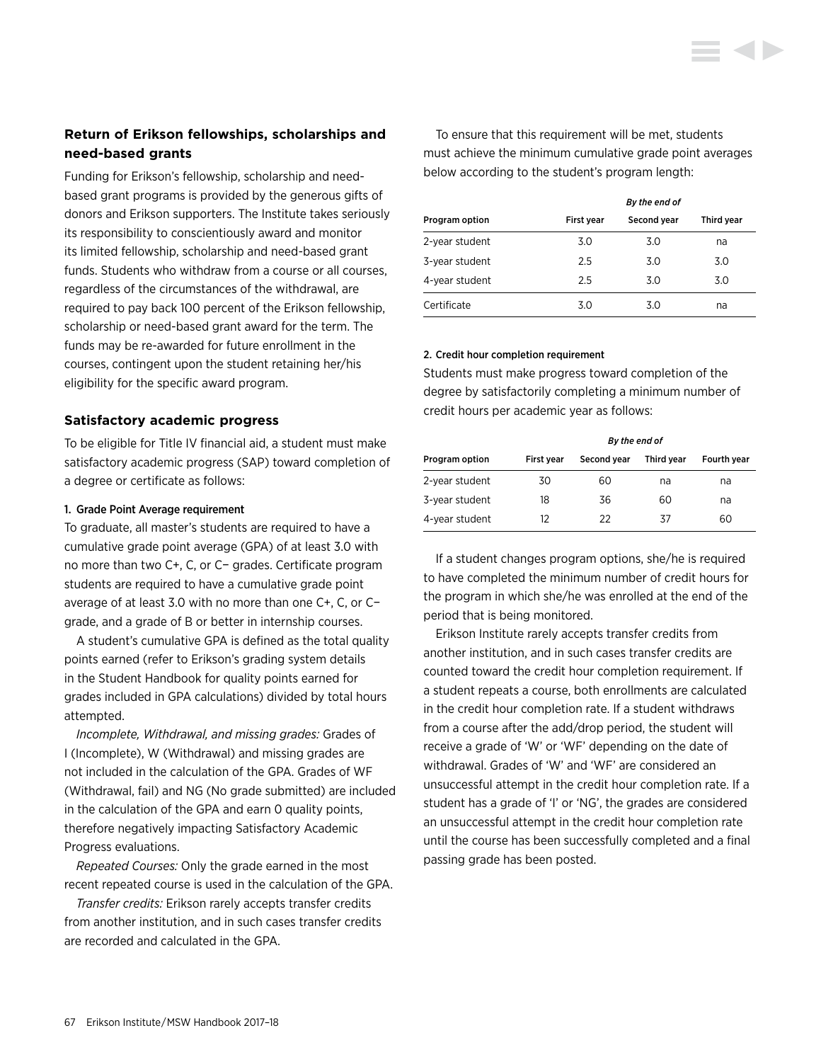### Return of Erikson fellowships, scholarships and need-based grants

Funding for Erikson's fellowship, scholarship and need-based grant programs is provided by the generous gifts of donors and Erikson supporters. The Institute takes seriously its responsibility to conscientiously award and monitor its limited fellowship, scholarship and need-based grant funds. Students who withdraw from a course or all courses, regardless of the circumstances of the withdrawal, are required to pay back 100 percent of the Erikson fellowship, scholarship or need-based grant award for the term. The funds may be re-awarded for future enrollment in the courses, contingent upon the student retaining her/his eligibility for the specific award program.

### Satisfactory academic progress

To be eligible for Title IV financial aid, a student must make satisfactory academic progress (SAP) toward completion of a degree or certificate as follows:

#### 1. Grade Point Average requirement

To graduate, all master's students are required to have a cumulative grade point average (GPA) of at least 3.0 with no more than two C+, C, or C− grades. Certificate program students are required to have a cumulative grade point average of at least 3.0 with no more than one C+, C, or C− grade, and a grade of B or better in internship courses.

A student's cumulative GPA is defined as the total quality points earned (refer to Erikson's grading system details in the Student Handbook for quality points earned for grades included in GPA calculations) divided by total hours attempted.

*Incomplete, Withdrawal, and missing grades:* Grades of I (Incomplete), W (Withdrawal) and missing grades are not included in the calculation of the GPA. Grades of WF (Withdrawal, fail) and NG (No grade submitted) are included in the calculation of the GPA and earn 0 quality points, therefore negatively impacting Satisfactory Academic Progress evaluations.

*Repeated Courses:* Only the grade earned in the most recent repeated course is used in the calculation of the GPA.

*Transfer credits:* Erikson rarely accepts transfer credits from another institution, and in such cases transfer credits are recorded and calculated in the GPA.

To ensure that this requirement will be met, students must achieve the minimum cumulative grade point averages below according to the student's program length:

| | *By the end of* | | |
|---|---|---|---|
| **Program option** | **First year** | **Second year** | **Third year** |
| 2-year student | 3.0 | 3.0 | na |
| 3-year student | 2.5 | 3.0 | 3.0 |
| 4-year student | 2.5 | 3.0 | 3.0 |
| Certificate | 3.0 | 3.0 | na |

#### 2. Credit hour completion requirement

Students must make progress toward completion of the degree by satisfactorily completing a minimum number of credit hours per academic year as follows:

| | *By the end of* | | | |
|---|---|---|---|---|
| **Program option** | **First year** | **Second year** | **Third year** | **Fourth year** |
| 2-year student | 30 | 60 | na | na |
| 3-year student | 18 | 36 | 60 | na |
| 4-year student | 12 | 22 | 37 | 60 |

If a student changes program options, she/he is required to have completed the minimum number of credit hours for the program in which she/he was enrolled at the end of the period that is being monitored.

Erikson Institute rarely accepts transfer credits from another institution, and in such cases transfer credits are counted toward the credit hour completion requirement. If a student repeats a course, both enrollments are calculated in the credit hour completion rate. If a student withdraws from a course after the add/drop period, the student will receive a grade of 'W' or 'WF' depending on the date of withdrawal. Grades of 'W' and 'WF' are considered an unsuccessful attempt in the credit hour completion rate. If a student has a grade of 'I' or 'NG', the grades are considered an unsuccessful attempt in the credit hour completion rate until the course has been successfully completed and a final passing grade has been posted.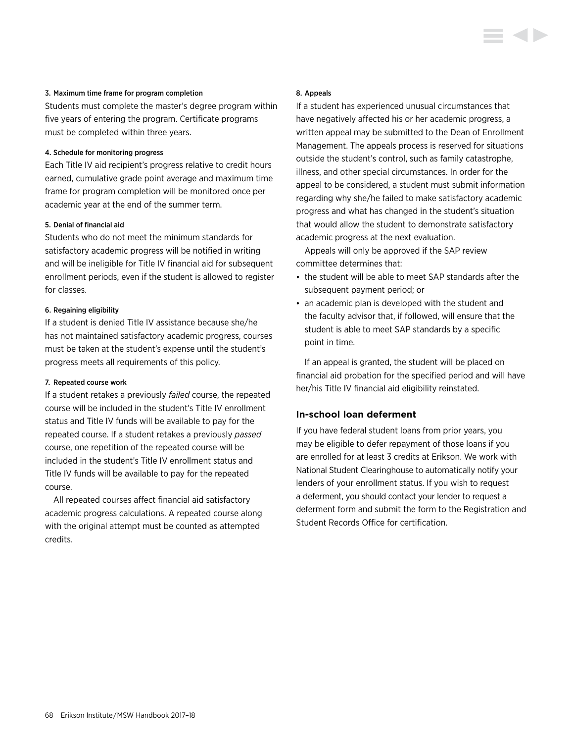#### 3. Maximum time frame for program completion

Students must complete the master's degree program within five years of entering the program. Certificate programs must be completed within three years.

#### 4. Schedule for monitoring progress

Each Title IV aid recipient's progress relative to credit hours earned, cumulative grade point average and maximum time frame for program completion will be monitored once per academic year at the end of the summer term.

#### 5. Denial of financial aid

Students who do not meet the minimum standards for satisfactory academic progress will be notified in writing and will be ineligible for Title IV financial aid for subsequent enrollment periods, even if the student is allowed to register for classes.

#### 6. Regaining eligibility

If a student is denied Title IV assistance because she/he has not maintained satisfactory academic progress, courses must be taken at the student's expense until the student's progress meets all requirements of this policy.

#### 7. Repeated course work

If a student retakes a previously *failed* course, the repeated course will be included in the student's Title IV enrollment status and Title IV funds will be available to pay for the repeated course. If a student retakes a previously *passed* course, one repetition of the repeated course will be included in the student's Title IV enrollment status and Title IV funds will be available to pay for the repeated course.

All repeated courses affect financial aid satisfactory academic progress calculations. A repeated course along with the original attempt must be counted as attempted credits.

#### 8. Appeals

If a student has experienced unusual circumstances that have negatively affected his or her academic progress, a written appeal may be submitted to the Dean of Enrollment Management. The appeals process is reserved for situations outside the student's control, such as family catastrophe, illness, and other special circumstances. In order for the appeal to be considered, a student must submit information regarding why she/he failed to make satisfactory academic progress and what has changed in the student's situation that would allow the student to demonstrate satisfactory academic progress at the next evaluation.

Appeals will only be approved if the SAP review committee determines that:

- the student will be able to meet SAP standards after the subsequent payment period; or
- an academic plan is developed with the student and the faculty advisor that, if followed, will ensure that the student is able to meet SAP standards by a specific point in time.

If an appeal is granted, the student will be placed on financial aid probation for the specified period and will have her/his Title IV financial aid eligibility reinstated.

### In-school loan deferment

If you have federal student loans from prior years, you may be eligible to defer repayment of those loans if you are enrolled for at least 3 credits at Erikson. We work with National Student Clearinghouse to automatically notify your lenders of your enrollment status. If you wish to request a deferment, you should contact your lender to request a deferment form and submit the form to the Registration and Student Records Office for certification.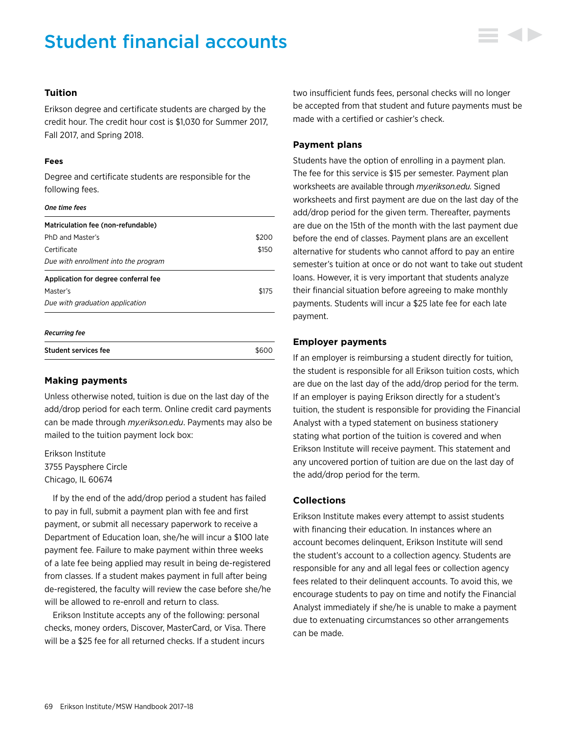# Student financial accounts

### Tuition

Erikson degree and certificate students are charged by the credit hour. The credit hour cost is $1,030 for Summer 2017, Fall 2017, and Spring 2018.

#### Fees

Degree and certificate students are responsible for the following fees.

***One time fees***

| **Matriculation fee (non-refundable)** | |
|---|---|
| PhD and Master's | $200 |
| Certificate | $150 |
| *Due with enrollment into the program* | |
| **Application for degree conferral fee** | |
| Master's | $175 |
| *Due with graduation application* | |

***Recurring fee***

| **Student services fee** | $600 |
|---|---|

### Making payments

Unless otherwise noted, tuition is due on the last day of the add/drop period for each term. Online credit card payments can be made through *my.erikson.edu*. Payments may also be mailed to the tuition payment lock box:

Erikson Institute
3755 Paysphere Circle
Chicago, IL 60674

If by the end of the add/drop period a student has failed to pay in full, submit a payment plan with fee and first payment, or submit all necessary paperwork to receive a Department of Education loan, she/he will incur a $100 late payment fee. Failure to make payment within three weeks of a late fee being applied may result in being de-registered from classes. If a student makes payment in full after being de-registered, the faculty will review the case before she/he will be allowed to re-enroll and return to class.

Erikson Institute accepts any of the following: personal checks, money orders, Discover, MasterCard, or Visa. There will be a $25 fee for all returned checks. If a student incurs two insufficient funds fees, personal checks will no longer be accepted from that student and future payments must be made with a certified or cashier's check.

### Payment plans

Students have the option of enrolling in a payment plan. The fee for this service is $15 per semester. Payment plan worksheets are available through *my.erikson.edu.* Signed worksheets and first payment are due on the last day of the add/drop period for the given term. Thereafter, payments are due on the 15th of the month with the last payment due before the end of classes. Payment plans are an excellent alternative for students who cannot afford to pay an entire semester's tuition at once or do not want to take out student loans. However, it is very important that students analyze their financial situation before agreeing to make monthly payments. Students will incur a $25 late fee for each late payment.

### Employer payments

If an employer is reimbursing a student directly for tuition, the student is responsible for all Erikson tuition costs, which are due on the last day of the add/drop period for the term. If an employer is paying Erikson directly for a student's tuition, the student is responsible for providing the Financial Analyst with a typed statement on business stationery stating what portion of the tuition is covered and when Erikson Institute will receive payment. This statement and any uncovered portion of tuition are due on the last day of the add/drop period for the term.

### Collections

Erikson Institute makes every attempt to assist students with financing their education. In instances where an account becomes delinquent, Erikson Institute will send the student's account to a collection agency. Students are responsible for any and all legal fees or collection agency fees related to their delinquent accounts. To avoid this, we encourage students to pay on time and notify the Financial Analyst immediately if she/he is unable to make a payment due to extenuating circumstances so other arrangements can be made.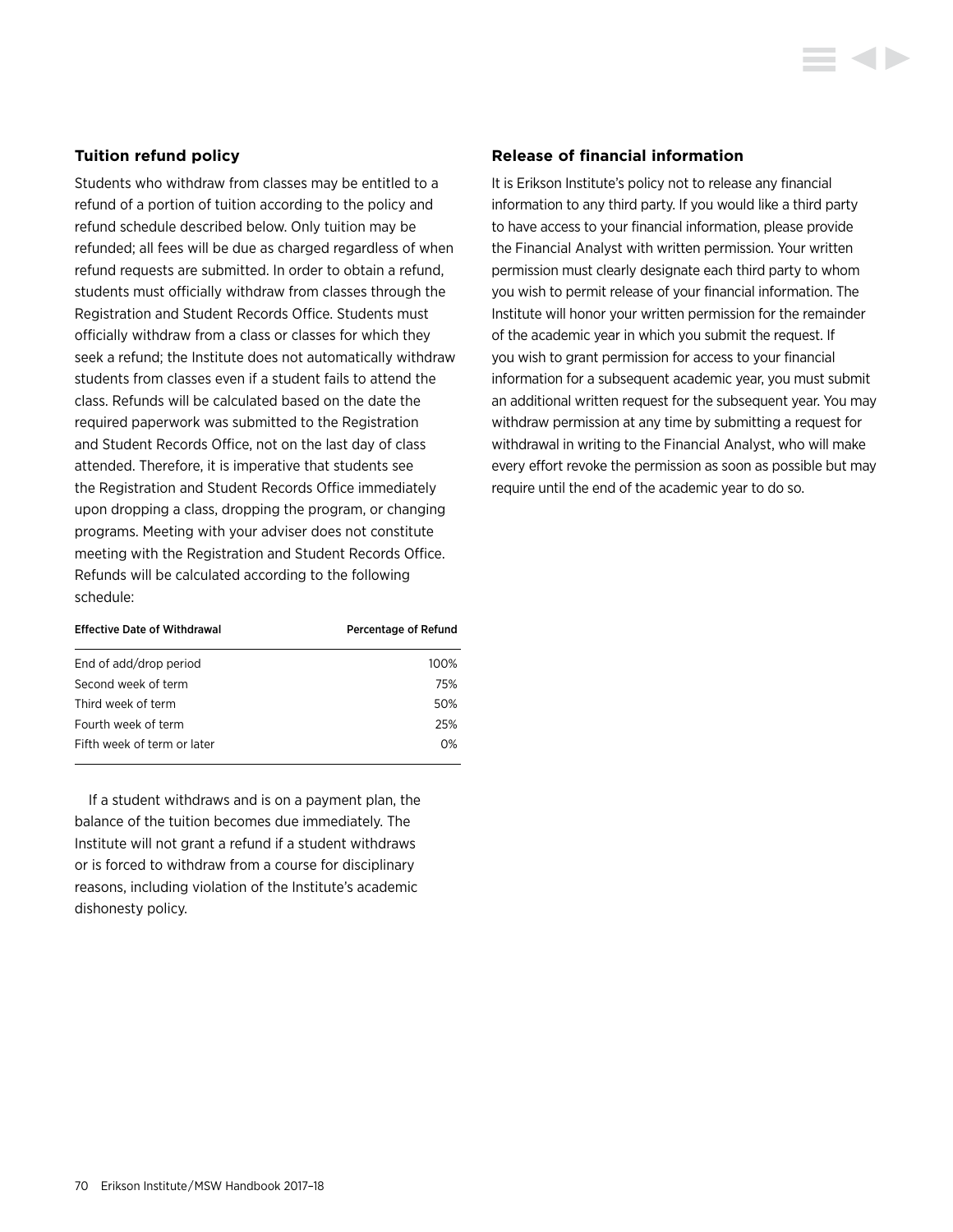### Tuition refund policy

Students who withdraw from classes may be entitled to a refund of a portion of tuition according to the policy and refund schedule described below. Only tuition may be refunded; all fees will be due as charged regardless of when refund requests are submitted. In order to obtain a refund, students must officially withdraw from classes through the Registration and Student Records Office. Students must officially withdraw from a class or classes for which they seek a refund; the Institute does not automatically withdraw students from classes even if a student fails to attend the class. Refunds will be calculated based on the date the required paperwork was submitted to the Registration and Student Records Office, not on the last day of class attended. Therefore, it is imperative that students see the Registration and Student Records Office immediately upon dropping a class, dropping the program, or changing programs. Meeting with your adviser does not constitute meeting with the Registration and Student Records Office. Refunds will be calculated according to the following schedule:

| Effective Date of Withdrawal | Percentage of Refund |
| --- | --- |
| End of add/drop period | 100% |
| Second week of term | 75% |
| Third week of term | 50% |
| Fourth week of term | 25% |
| Fifth week of term or later | 0% |

If a student withdraws and is on a payment plan, the balance of the tuition becomes due immediately. The Institute will not grant a refund if a student withdraws or is forced to withdraw from a course for disciplinary reasons, including violation of the Institute's academic dishonesty policy.

### Release of financial information

It is Erikson Institute's policy not to release any financial information to any third party. If you would like a third party to have access to your financial information, please provide the Financial Analyst with written permission. Your written permission must clearly designate each third party to whom you wish to permit release of your financial information. The Institute will honor your written permission for the remainder of the academic year in which you submit the request. If you wish to grant permission for access to your financial information for a subsequent academic year, you must submit an additional written request for the subsequent year. You may withdraw permission at any time by submitting a request for withdrawal in writing to the Financial Analyst, who will make every effort revoke the permission as soon as possible but may require until the end of the academic year to do so.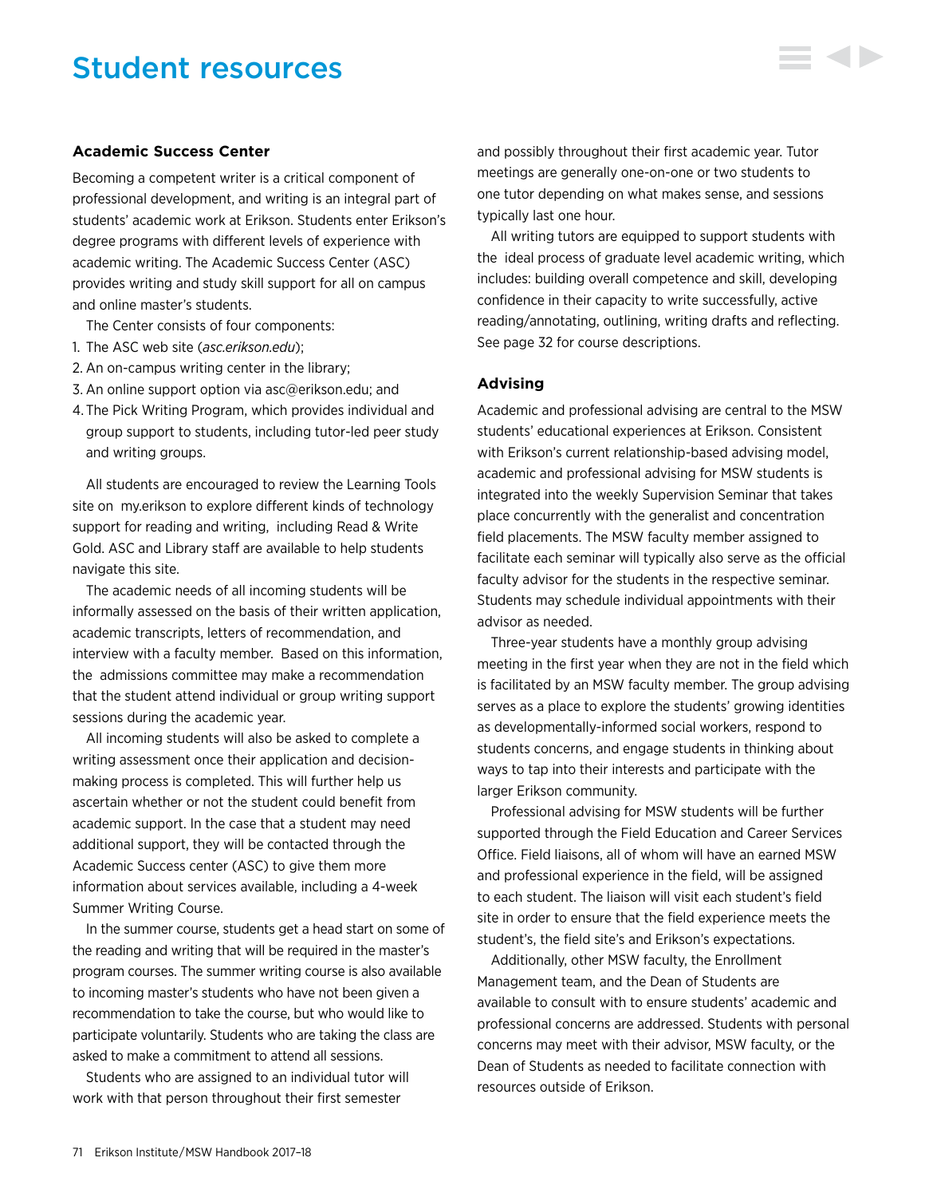# Student resources

## Academic Success Center

Becoming a competent writer is a critical component of professional development, and writing is an integral part of students' academic work at Erikson. Students enter Erikson's degree programs with different levels of experience with academic writing. The Academic Success Center (ASC) provides writing and study skill support for all on campus and online master's students.

The Center consists of four components:

1. The ASC web site (*asc.erikson.edu*);
2. An on-campus writing center in the library;
3. An online support option via asc@erikson.edu; and
4. The Pick Writing Program, which provides individual and group support to students, including tutor-led peer study and writing groups.

All students are encouraged to review the Learning Tools site on my.erikson to explore different kinds of technology support for reading and writing, including Read & Write Gold. ASC and Library staff are available to help students navigate this site.

The academic needs of all incoming students will be informally assessed on the basis of their written application, academic transcripts, letters of recommendation, and interview with a faculty member. Based on this information, the admissions committee may make a recommendation that the student attend individual or group writing support sessions during the academic year.

All incoming students will also be asked to complete a writing assessment once their application and decision-making process is completed. This will further help us ascertain whether or not the student could benefit from academic support. In the case that a student may need additional support, they will be contacted through the Academic Success center (ASC) to give them more information about services available, including a 4-week Summer Writing Course.

In the summer course, students get a head start on some of the reading and writing that will be required in the master's program courses. The summer writing course is also available to incoming master's students who have not been given a recommendation to take the course, but who would like to participate voluntarily. Students who are taking the class are asked to make a commitment to attend all sessions.

Students who are assigned to an individual tutor will work with that person throughout their first semester and possibly throughout their first academic year. Tutor meetings are generally one-on-one or two students to one tutor depending on what makes sense, and sessions typically last one hour.

All writing tutors are equipped to support students with the ideal process of graduate level academic writing, which includes: building overall competence and skill, developing confidence in their capacity to write successfully, active reading/annotating, outlining, writing drafts and reflecting. See page 32 for course descriptions.

## Advising

Academic and professional advising are central to the MSW students' educational experiences at Erikson. Consistent with Erikson's current relationship-based advising model, academic and professional advising for MSW students is integrated into the weekly Supervision Seminar that takes place concurrently with the generalist and concentration field placements. The MSW faculty member assigned to facilitate each seminar will typically also serve as the official faculty advisor for the students in the respective seminar. Students may schedule individual appointments with their advisor as needed.

Three-year students have a monthly group advising meeting in the first year when they are not in the field which is facilitated by an MSW faculty member. The group advising serves as a place to explore the students' growing identities as developmentally-informed social workers, respond to students concerns, and engage students in thinking about ways to tap into their interests and participate with the larger Erikson community.

Professional advising for MSW students will be further supported through the Field Education and Career Services Office. Field liaisons, all of whom will have an earned MSW and professional experience in the field, will be assigned to each student. The liaison will visit each student's field site in order to ensure that the field experience meets the student's, the field site's and Erikson's expectations.

Additionally, other MSW faculty, the Enrollment Management team, and the Dean of Students are available to consult with to ensure students' academic and professional concerns are addressed. Students with personal concerns may meet with their advisor, MSW faculty, or the Dean of Students as needed to facilitate connection with resources outside of Erikson.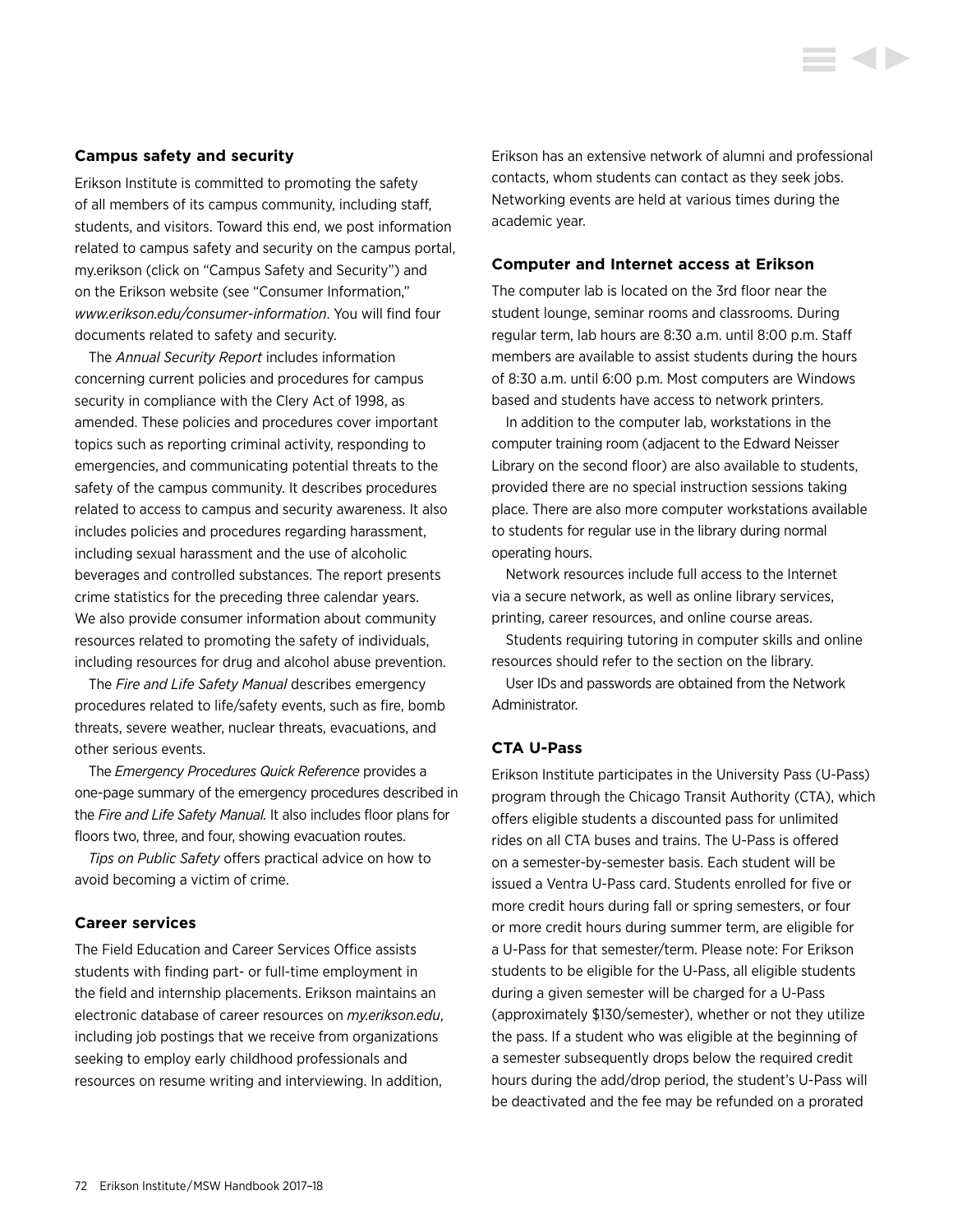### Campus safety and security

Erikson Institute is committed to promoting the safety of all members of its campus community, including staff, students, and visitors. Toward this end, we post information related to campus safety and security on the campus portal, my.erikson (click on "Campus Safety and Security") and on the Erikson website (see "Consumer Information," *www.erikson.edu/consumer-information*. You will find four documents related to safety and security.

The *Annual Security Report* includes information concerning current policies and procedures for campus security in compliance with the Clery Act of 1998, as amended. These policies and procedures cover important topics such as reporting criminal activity, responding to emergencies, and communicating potential threats to the safety of the campus community. It describes procedures related to access to campus and security awareness. It also includes policies and procedures regarding harassment, including sexual harassment and the use of alcoholic beverages and controlled substances. The report presents crime statistics for the preceding three calendar years. We also provide consumer information about community resources related to promoting the safety of individuals, including resources for drug and alcohol abuse prevention.

The *Fire and Life Safety Manual* describes emergency procedures related to life/safety events, such as fire, bomb threats, severe weather, nuclear threats, evacuations, and other serious events.

The *Emergency Procedures Quick Reference* provides a one-page summary of the emergency procedures described in the *Fire and Life Safety Manual.* It also includes floor plans for floors two, three, and four, showing evacuation routes.

*Tips on Public Safety* offers practical advice on how to avoid becoming a victim of crime.

### Career services

The Field Education and Career Services Office assists students with finding part- or full-time employment in the field and internship placements. Erikson maintains an electronic database of career resources on *my.erikson.edu*, including job postings that we receive from organizations seeking to employ early childhood professionals and resources on resume writing and interviewing. In addition, Erikson has an extensive network of alumni and professional contacts, whom students can contact as they seek jobs. Networking events are held at various times during the academic year.

### Computer and Internet access at Erikson

The computer lab is located on the 3rd floor near the student lounge, seminar rooms and classrooms. During regular term, lab hours are 8:30 a.m. until 8:00 p.m. Staff members are available to assist students during the hours of 8:30 a.m. until 6:00 p.m. Most computers are Windows based and students have access to network printers.

In addition to the computer lab, workstations in the computer training room (adjacent to the Edward Neisser Library on the second floor) are also available to students, provided there are no special instruction sessions taking place. There are also more computer workstations available to students for regular use in the library during normal operating hours.

Network resources include full access to the Internet via a secure network, as well as online library services, printing, career resources, and online course areas.

Students requiring tutoring in computer skills and online resources should refer to the section on the library.

User IDs and passwords are obtained from the Network Administrator.

### CTA U-Pass

Erikson Institute participates in the University Pass (U-Pass) program through the Chicago Transit Authority (CTA), which offers eligible students a discounted pass for unlimited rides on all CTA buses and trains. The U-Pass is offered on a semester-by-semester basis. Each student will be issued a Ventra U-Pass card. Students enrolled for five or more credit hours during fall or spring semesters, or four or more credit hours during summer term, are eligible for a U-Pass for that semester/term. Please note: For Erikson students to be eligible for the U-Pass, all eligible students during a given semester will be charged for a U-Pass (approximately $130/semester), whether or not they utilize the pass. If a student who was eligible at the beginning of a semester subsequently drops below the required credit hours during the add/drop period, the student's U-Pass will be deactivated and the fee may be refunded on a prorated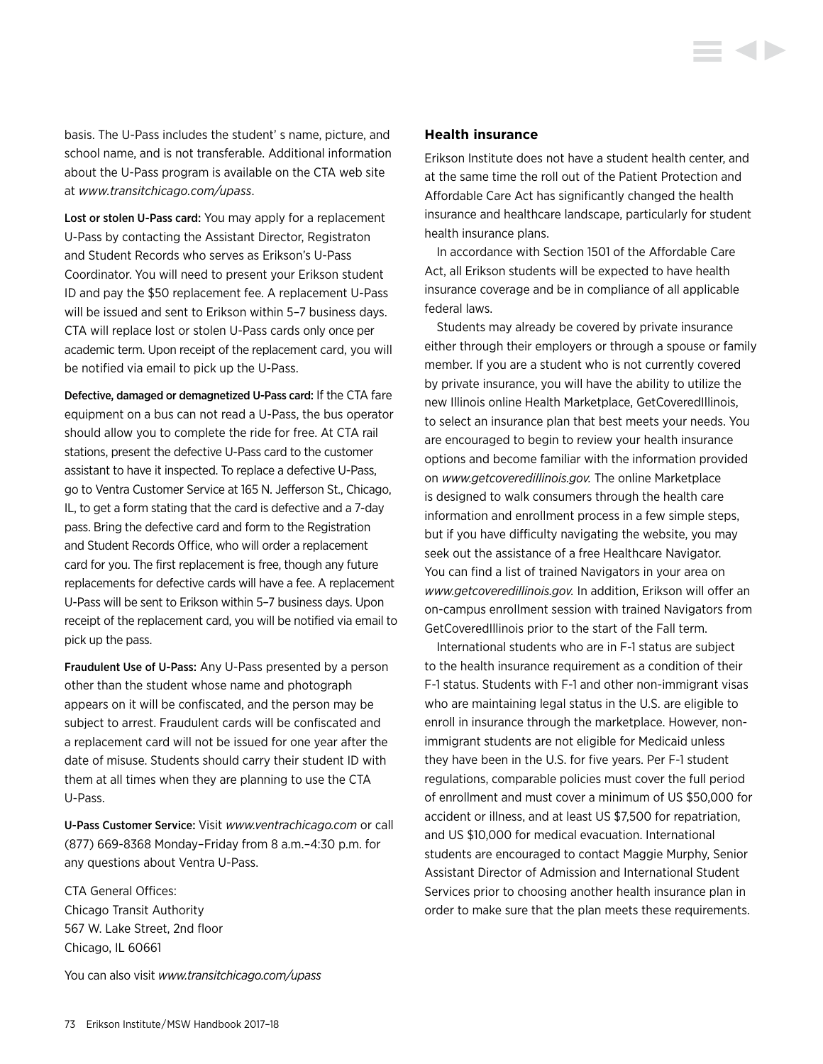basis. The U-Pass includes the student' s name, picture, and school name, and is not transferable. Additional information about the U-Pass program is available on the CTA web site at *www.transitchicago.com/upass*.

**Lost or stolen U-Pass card:** You may apply for a replacement U-Pass by contacting the Assistant Director, Registraton and Student Records who serves as Erikson's U-Pass Coordinator. You will need to present your Erikson student ID and pay the $50 replacement fee. A replacement U-Pass will be issued and sent to Erikson within 5–7 business days. CTA will replace lost or stolen U-Pass cards only once per academic term. Upon receipt of the replacement card, you will be notified via email to pick up the U-Pass.

**Defective, damaged or demagnetized U-Pass card:** If the CTA fare equipment on a bus can not read a U-Pass, the bus operator should allow you to complete the ride for free. At CTA rail stations, present the defective U-Pass card to the customer assistant to have it inspected. To replace a defective U-Pass, go to Ventra Customer Service at 165 N. Jefferson St., Chicago, IL, to get a form stating that the card is defective and a 7-day pass. Bring the defective card and form to the Registration and Student Records Office, who will order a replacement card for you. The first replacement is free, though any future replacements for defective cards will have a fee. A replacement U-Pass will be sent to Erikson within 5–7 business days. Upon receipt of the replacement card, you will be notified via email to pick up the pass.

**Fraudulent Use of U-Pass:** Any U-Pass presented by a person other than the student whose name and photograph appears on it will be confiscated, and the person may be subject to arrest. Fraudulent cards will be confiscated and a replacement card will not be issued for one year after the date of misuse. Students should carry their student ID with them at all times when they are planning to use the CTA U-Pass.

**U-Pass Customer Service:** Visit *www.ventrachicago.com* or call (877) 669-8368 Monday–Friday from 8 a.m.–4:30 p.m. for any questions about Ventra U-Pass.

CTA General Offices:
Chicago Transit Authority
567 W. Lake Street, 2nd floor
Chicago, IL 60661

You can also visit *www.transitchicago.com/upass*

### Health insurance

Erikson Institute does not have a student health center, and at the same time the roll out of the Patient Protection and Affordable Care Act has significantly changed the health insurance and healthcare landscape, particularly for student health insurance plans.

In accordance with Section 1501 of the Affordable Care Act, all Erikson students will be expected to have health insurance coverage and be in compliance of all applicable federal laws.

Students may already be covered by private insurance either through their employers or through a spouse or family member. If you are a student who is not currently covered by private insurance, you will have the ability to utilize the new Illinois online Health Marketplace, GetCoveredIllinois, to select an insurance plan that best meets your needs. You are encouraged to begin to review your health insurance options and become familiar with the information provided on *www.getcoveredillinois.gov.* The online Marketplace is designed to walk consumers through the health care information and enrollment process in a few simple steps, but if you have difficulty navigating the website, you may seek out the assistance of a free Healthcare Navigator. You can find a list of trained Navigators in your area on *www.getcoveredillinois.gov.* In addition, Erikson will offer an on-campus enrollment session with trained Navigators from GetCoveredIllinois prior to the start of the Fall term.

International students who are in F-1 status are subject to the health insurance requirement as a condition of their F-1 status. Students with F-1 and other non-immigrant visas who are maintaining legal status in the U.S. are eligible to enroll in insurance through the marketplace. However, non-immigrant students are not eligible for Medicaid unless they have been in the U.S. for five years. Per F-1 student regulations, comparable policies must cover the full period of enrollment and must cover a minimum of US $50,000 for accident or illness, and at least US $7,500 for repatriation, and US $10,000 for medical evacuation. International students are encouraged to contact Maggie Murphy, Senior Assistant Director of Admission and International Student Services prior to choosing another health insurance plan in order to make sure that the plan meets these requirements.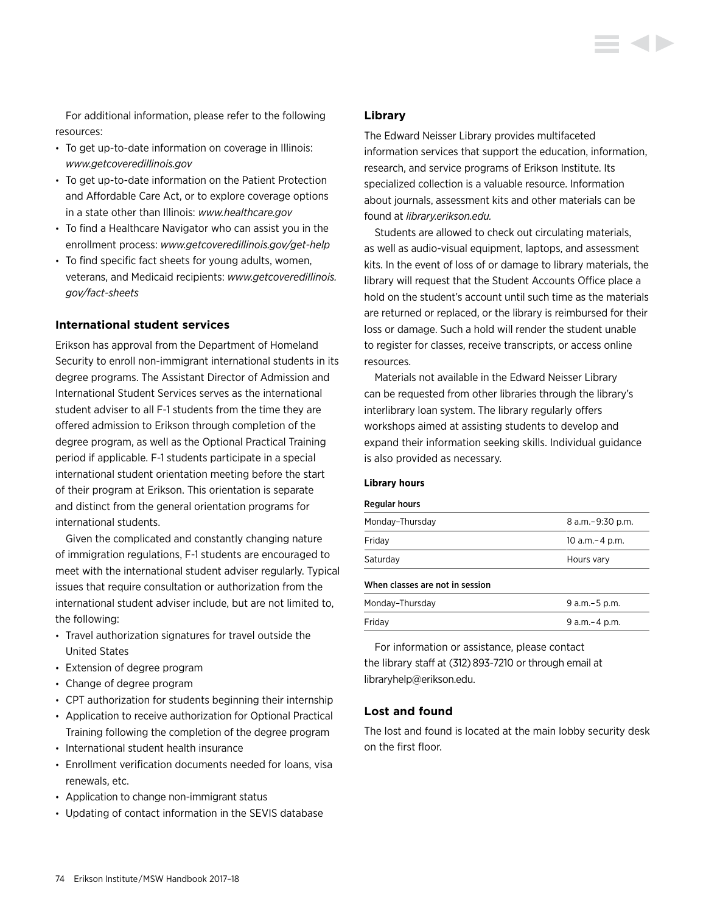For additional information, please refer to the following resources:

- To get up-to-date information on coverage in Illinois: *www.getcoveredillinois.gov*
- To get up-to-date information on the Patient Protection and Affordable Care Act, or to explore coverage options in a state other than Illinois: *www.healthcare.gov*
- To find a Healthcare Navigator who can assist you in the enrollment process: *www.getcoveredillinois.gov/get-help*
- To find specific fact sheets for young adults, women, veterans, and Medicaid recipients: *www.getcoveredillinois.gov/fact-sheets*

### International student services

Erikson has approval from the Department of Homeland Security to enroll non-immigrant international students in its degree programs. The Assistant Director of Admission and International Student Services serves as the international student adviser to all F-1 students from the time they are offered admission to Erikson through completion of the degree program, as well as the Optional Practical Training period if applicable. F-1 students participate in a special international student orientation meeting before the start of their program at Erikson. This orientation is separate and distinct from the general orientation programs for international students.

Given the complicated and constantly changing nature of immigration regulations, F-1 students are encouraged to meet with the international student adviser regularly. Typical issues that require consultation or authorization from the international student adviser include, but are not limited to, the following:

- Travel authorization signatures for travel outside the United States
- Extension of degree program
- Change of degree program
- CPT authorization for students beginning their internship
- Application to receive authorization for Optional Practical Training following the completion of the degree program
- International student health insurance
- Enrollment verification documents needed for loans, visa renewals, etc.
- Application to change non-immigrant status
- Updating of contact information in the SEVIS database

### Library

The Edward Neisser Library provides multifaceted information services that support the education, information, research, and service programs of Erikson Institute. Its specialized collection is a valuable resource. Information about journals, assessment kits and other materials can be found at *library.erikson.edu.*

Students are allowed to check out circulating materials, as well as audio-visual equipment, laptops, and assessment kits. In the event of loss of or damage to library materials, the library will request that the Student Accounts Office place a hold on the student's account until such time as the materials are returned or replaced, or the library is reimbursed for their loss or damage. Such a hold will render the student unable to register for classes, receive transcripts, or access online resources.

Materials not available in the Edward Neisser Library can be requested from other libraries through the library's interlibrary loan system. The library regularly offers workshops aimed at assisting students to develop and expand their information seeking skills. Individual guidance is also provided as necessary.

**Library hours**

| Regular hours | |
|---|---|
| Monday–Thursday | 8 a.m.–9:30 p.m. |
| Friday | 10 a.m.–4 p.m. |
| Saturday | Hours vary |
| **When classes are not in session** | |
| Monday–Thursday | 9 a.m.–5 p.m. |
| Friday | 9 a.m.–4 p.m. |

For information or assistance, please contact the library staff at (312) 893-7210 or through email at libraryhelp@erikson.edu.

### Lost and found

The lost and found is located at the main lobby security desk on the first floor.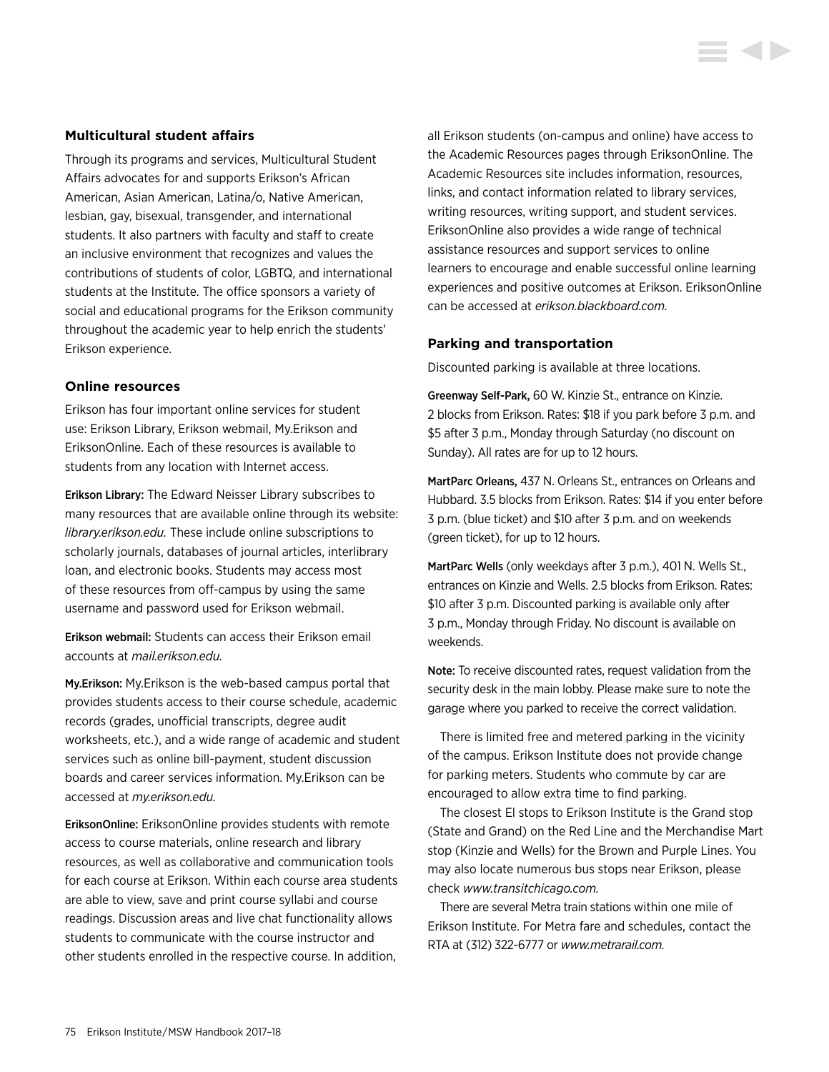### Multicultural student affairs

Through its programs and services, Multicultural Student Affairs advocates for and supports Erikson's African American, Asian American, Latina/o, Native American, lesbian, gay, bisexual, transgender, and international students. It also partners with faculty and staff to create an inclusive environment that recognizes and values the contributions of students of color, LGBTQ, and international students at the Institute. The office sponsors a variety of social and educational programs for the Erikson community throughout the academic year to help enrich the students' Erikson experience.

### Online resources

Erikson has four important online services for student use: Erikson Library, Erikson webmail, My.Erikson and EriksonOnline. Each of these resources is available to students from any location with Internet access.

**Erikson Library:** The Edward Neisser Library subscribes to many resources that are available online through its website: *library.erikson.edu.* These include online subscriptions to scholarly journals, databases of journal articles, interlibrary loan, and electronic books. Students may access most of these resources from off-campus by using the same username and password used for Erikson webmail.

**Erikson webmail:** Students can access their Erikson email accounts at *mail.erikson.edu.*

**My.Erikson:** My.Erikson is the web-based campus portal that provides students access to their course schedule, academic records (grades, unofficial transcripts, degree audit worksheets, etc.), and a wide range of academic and student services such as online bill-payment, student discussion boards and career services information. My.Erikson can be accessed at *my.erikson.edu.*

**EriksonOnline:** EriksonOnline provides students with remote access to course materials, online research and library resources, as well as collaborative and communication tools for each course at Erikson. Within each course area students are able to view, save and print course syllabi and course readings. Discussion areas and live chat functionality allows students to communicate with the course instructor and other students enrolled in the respective course. In addition, all Erikson students (on-campus and online) have access to the Academic Resources pages through EriksonOnline. The Academic Resources site includes information, resources, links, and contact information related to library services, writing resources, writing support, and student services. EriksonOnline also provides a wide range of technical assistance resources and support services to online learners to encourage and enable successful online learning experiences and positive outcomes at Erikson. EriksonOnline can be accessed at *erikson.blackboard.com.*

### Parking and transportation

Discounted parking is available at three locations.

**Greenway Self-Park,** 60 W. Kinzie St., entrance on Kinzie. 2 blocks from Erikson. Rates: $18 if you park before 3 p.m. and $5 after 3 p.m., Monday through Saturday (no discount on Sunday). All rates are for up to 12 hours.

**MartParc Orleans,** 437 N. Orleans St., entrances on Orleans and Hubbard. 3.5 blocks from Erikson. Rates: $14 if you enter before 3 p.m. (blue ticket) and $10 after 3 p.m. and on weekends (green ticket), for up to 12 hours.

**MartParc Wells** (only weekdays after 3 p.m.), 401 N. Wells St., entrances on Kinzie and Wells. 2.5 blocks from Erikson. Rates: $10 after 3 p.m. Discounted parking is available only after 3 p.m., Monday through Friday. No discount is available on weekends.

**Note:** To receive discounted rates, request validation from the security desk in the main lobby. Please make sure to note the garage where you parked to receive the correct validation.

There is limited free and metered parking in the vicinity of the campus. Erikson Institute does not provide change for parking meters. Students who commute by car are encouraged to allow extra time to find parking.

The closest El stops to Erikson Institute is the Grand stop (State and Grand) on the Red Line and the Merchandise Mart stop (Kinzie and Wells) for the Brown and Purple Lines. You may also locate numerous bus stops near Erikson, please check *www.transitchicago.com.*

There are several Metra train stations within one mile of Erikson Institute. For Metra fare and schedules, contact the RTA at (312) 322-6777 or *www.metrarail.com.*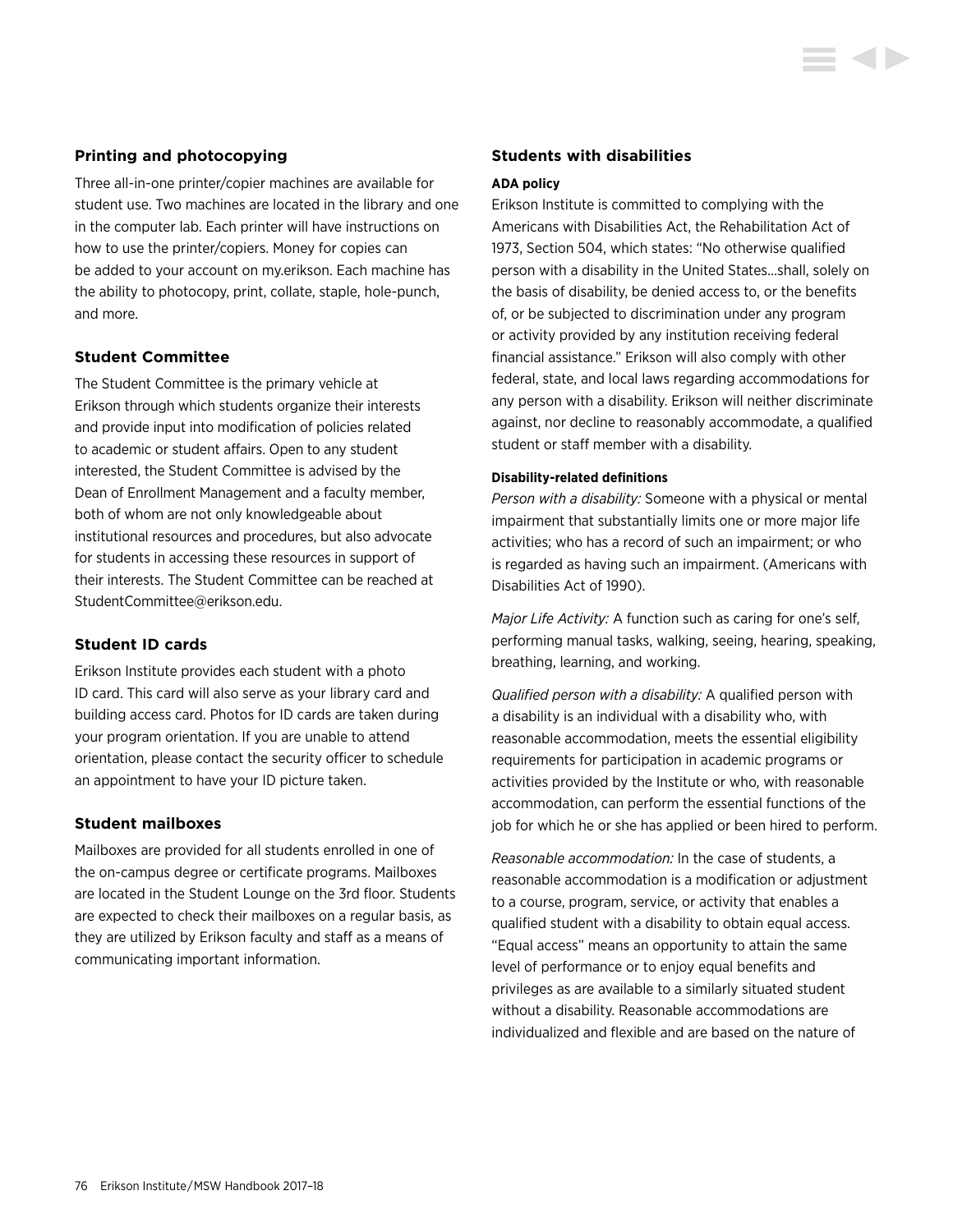## Printing and photocopying

Three all-in-one printer/copier machines are available for student use. Two machines are located in the library and one in the computer lab. Each printer will have instructions on how to use the printer/copiers. Money for copies can be added to your account on my.erikson. Each machine has the ability to photocopy, print, collate, staple, hole-punch, and more.

## Student Committee

The Student Committee is the primary vehicle at Erikson through which students organize their interests and provide input into modification of policies related to academic or student affairs. Open to any student interested, the Student Committee is advised by the Dean of Enrollment Management and a faculty member, both of whom are not only knowledgeable about institutional resources and procedures, but also advocate for students in accessing these resources in support of their interests. The Student Committee can be reached at StudentCommittee@erikson.edu.

## Student ID cards

Erikson Institute provides each student with a photo ID card. This card will also serve as your library card and building access card. Photos for ID cards are taken during your program orientation. If you are unable to attend orientation, please contact the security officer to schedule an appointment to have your ID picture taken.

## Student mailboxes

Mailboxes are provided for all students enrolled in one of the on-campus degree or certificate programs. Mailboxes are located in the Student Lounge on the 3rd floor. Students are expected to check their mailboxes on a regular basis, as they are utilized by Erikson faculty and staff as a means of communicating important information.

## Students with disabilities

### ADA policy

Erikson Institute is committed to complying with the Americans with Disabilities Act, the Rehabilitation Act of 1973, Section 504, which states: "No otherwise qualified person with a disability in the United States…shall, solely on the basis of disability, be denied access to, or the benefits of, or be subjected to discrimination under any program or activity provided by any institution receiving federal financial assistance." Erikson will also comply with other federal, state, and local laws regarding accommodations for any person with a disability. Erikson will neither discriminate against, nor decline to reasonably accommodate, a qualified student or staff member with a disability.

#### Disability-related definitions

*Person with a disability:* Someone with a physical or mental impairment that substantially limits one or more major life activities; who has a record of such an impairment; or who is regarded as having such an impairment. (Americans with Disabilities Act of 1990).

*Major Life Activity:* A function such as caring for one's self, performing manual tasks, walking, seeing, hearing, speaking, breathing, learning, and working.

*Qualified person with a disability:* A qualified person with a disability is an individual with a disability who, with reasonable accommodation, meets the essential eligibility requirements for participation in academic programs or activities provided by the Institute or who, with reasonable accommodation, can perform the essential functions of the job for which he or she has applied or been hired to perform.

*Reasonable accommodation:* In the case of students, a reasonable accommodation is a modification or adjustment to a course, program, service, or activity that enables a qualified student with a disability to obtain equal access. "Equal access" means an opportunity to attain the same level of performance or to enjoy equal benefits and privileges as are available to a similarly situated student without a disability. Reasonable accommodations are individualized and flexible and are based on the nature of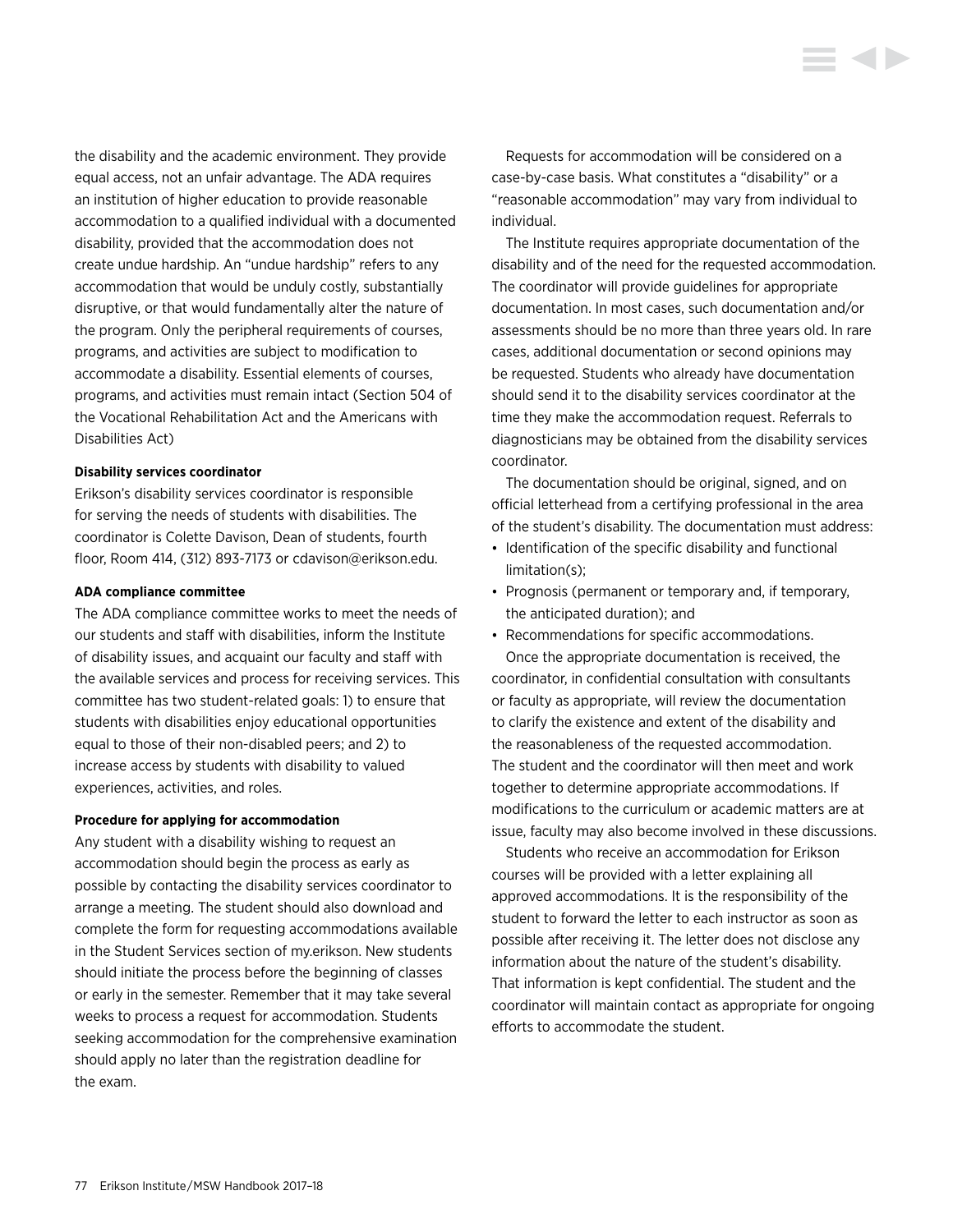the disability and the academic environment. They provide equal access, not an unfair advantage. The ADA requires an institution of higher education to provide reasonable accommodation to a qualified individual with a documented disability, provided that the accommodation does not create undue hardship. An "undue hardship" refers to any accommodation that would be unduly costly, substantially disruptive, or that would fundamentally alter the nature of the program. Only the peripheral requirements of courses, programs, and activities are subject to modification to accommodate a disability. Essential elements of courses, programs, and activities must remain intact (Section 504 of the Vocational Rehabilitation Act and the Americans with Disabilities Act)

**Disability services coordinator**

Erikson's disability services coordinator is responsible for serving the needs of students with disabilities. The coordinator is Colette Davison, Dean of students, fourth floor, Room 414, (312) 893-7173 or cdavison@erikson.edu.

**ADA compliance committee**

The ADA compliance committee works to meet the needs of our students and staff with disabilities, inform the Institute of disability issues, and acquaint our faculty and staff with the available services and process for receiving services. This committee has two student-related goals: 1) to ensure that students with disabilities enjoy educational opportunities equal to those of their non-disabled peers; and 2) to increase access by students with disability to valued experiences, activities, and roles.

**Procedure for applying for accommodation**

Any student with a disability wishing to request an accommodation should begin the process as early as possible by contacting the disability services coordinator to arrange a meeting. The student should also download and complete the form for requesting accommodations available in the Student Services section of my.erikson. New students should initiate the process before the beginning of classes or early in the semester. Remember that it may take several weeks to process a request for accommodation. Students seeking accommodation for the comprehensive examination should apply no later than the registration deadline for the exam.

Requests for accommodation will be considered on a case-by-case basis. What constitutes a "disability" or a "reasonable accommodation" may vary from individual to individual.

The Institute requires appropriate documentation of the disability and of the need for the requested accommodation. The coordinator will provide guidelines for appropriate documentation. In most cases, such documentation and/or assessments should be no more than three years old. In rare cases, additional documentation or second opinions may be requested. Students who already have documentation should send it to the disability services coordinator at the time they make the accommodation request. Referrals to diagnosticians may be obtained from the disability services coordinator.

The documentation should be original, signed, and on official letterhead from a certifying professional in the area of the student's disability. The documentation must address:

- Identification of the specific disability and functional limitation(s);
- Prognosis (permanent or temporary and, if temporary, the anticipated duration); and
- Recommendations for specific accommodations.

Once the appropriate documentation is received, the coordinator, in confidential consultation with consultants or faculty as appropriate, will review the documentation to clarify the existence and extent of the disability and the reasonableness of the requested accommodation. The student and the coordinator will then meet and work together to determine appropriate accommodations. If modifications to the curriculum or academic matters are at issue, faculty may also become involved in these discussions.

Students who receive an accommodation for Erikson courses will be provided with a letter explaining all approved accommodations. It is the responsibility of the student to forward the letter to each instructor as soon as possible after receiving it. The letter does not disclose any information about the nature of the student's disability. That information is kept confidential. The student and the coordinator will maintain contact as appropriate for ongoing efforts to accommodate the student.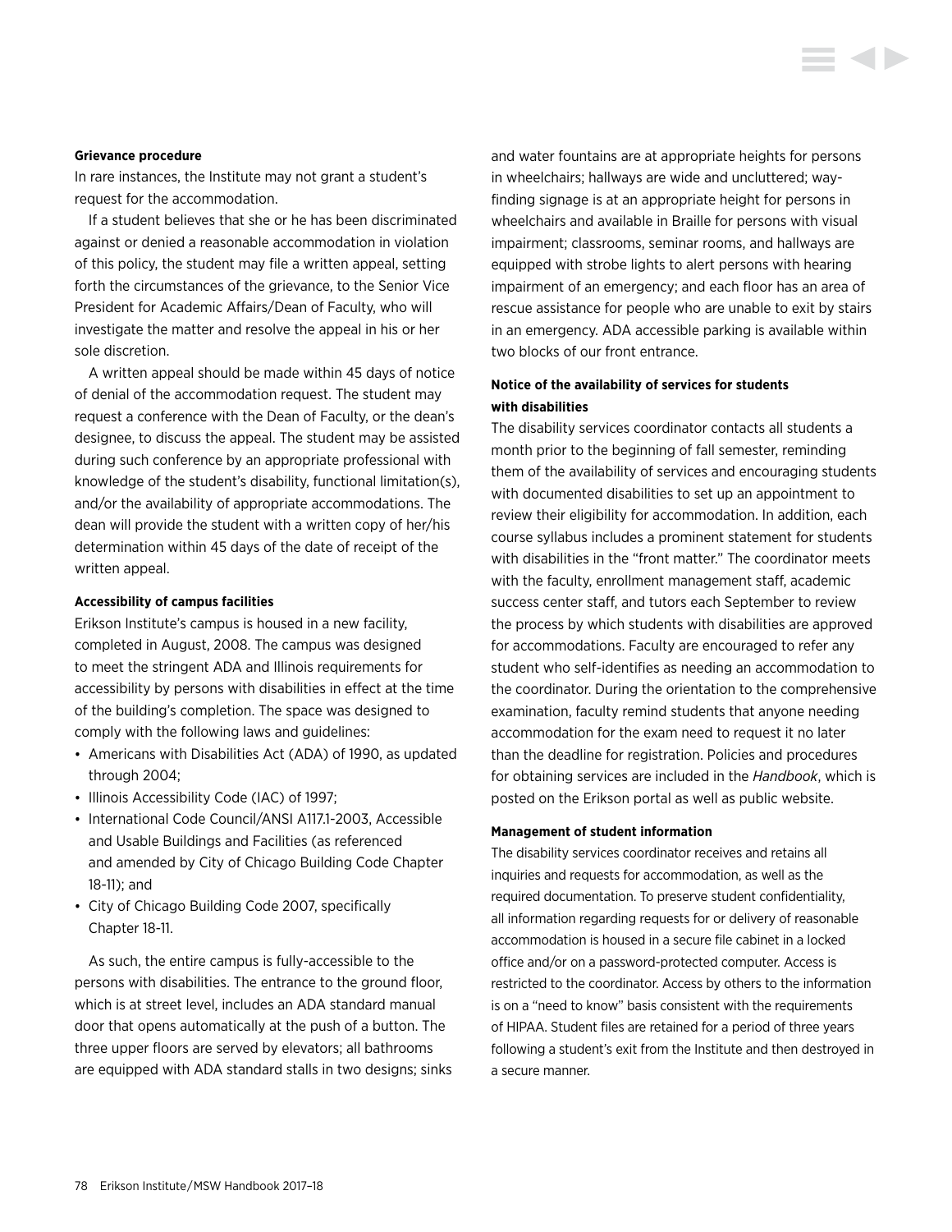**Grievance procedure**

In rare instances, the Institute may not grant a student's request for the accommodation.

If a student believes that she or he has been discriminated against or denied a reasonable accommodation in violation of this policy, the student may file a written appeal, setting forth the circumstances of the grievance, to the Senior Vice President for Academic Affairs/Dean of Faculty, who will investigate the matter and resolve the appeal in his or her sole discretion.

A written appeal should be made within 45 days of notice of denial of the accommodation request. The student may request a conference with the Dean of Faculty, or the dean's designee, to discuss the appeal. The student may be assisted during such conference by an appropriate professional with knowledge of the student's disability, functional limitation(s), and/or the availability of appropriate accommodations. The dean will provide the student with a written copy of her/his determination within 45 days of the date of receipt of the written appeal.

**Accessibility of campus facilities**

Erikson Institute's campus is housed in a new facility, completed in August, 2008. The campus was designed to meet the stringent ADA and Illinois requirements for accessibility by persons with disabilities in effect at the time of the building's completion. The space was designed to comply with the following laws and guidelines:

- Americans with Disabilities Act (ADA) of 1990, as updated through 2004;
- Illinois Accessibility Code (IAC) of 1997;
- International Code Council/ANSI A117.1-2003, Accessible and Usable Buildings and Facilities (as referenced and amended by City of Chicago Building Code Chapter 18-11); and
- City of Chicago Building Code 2007, specifically Chapter 18-11.

As such, the entire campus is fully-accessible to the persons with disabilities. The entrance to the ground floor, which is at street level, includes an ADA standard manual door that opens automatically at the push of a button. The three upper floors are served by elevators; all bathrooms are equipped with ADA standard stalls in two designs; sinks and water fountains are at appropriate heights for persons in wheelchairs; hallways are wide and uncluttered; way-finding signage is at an appropriate height for persons in wheelchairs and available in Braille for persons with visual impairment; classrooms, seminar rooms, and hallways are equipped with strobe lights to alert persons with hearing impairment of an emergency; and each floor has an area of rescue assistance for people who are unable to exit by stairs in an emergency. ADA accessible parking is available within two blocks of our front entrance.

**Notice of the availability of services for students with disabilities**

The disability services coordinator contacts all students a month prior to the beginning of fall semester, reminding them of the availability of services and encouraging students with documented disabilities to set up an appointment to review their eligibility for accommodation. In addition, each course syllabus includes a prominent statement for students with disabilities in the "front matter." The coordinator meets with the faculty, enrollment management staff, academic success center staff, and tutors each September to review the process by which students with disabilities are approved for accommodations. Faculty are encouraged to refer any student who self-identifies as needing an accommodation to the coordinator. During the orientation to the comprehensive examination, faculty remind students that anyone needing accommodation for the exam need to request it no later than the deadline for registration. Policies and procedures for obtaining services are included in the *Handbook*, which is posted on the Erikson portal as well as public website.

**Management of student information**

The disability services coordinator receives and retains all inquiries and requests for accommodation, as well as the required documentation. To preserve student confidentiality, all information regarding requests for or delivery of reasonable accommodation is housed in a secure file cabinet in a locked office and/or on a password-protected computer. Access is restricted to the coordinator. Access by others to the information is on a "need to know" basis consistent with the requirements of HIPAA. Student files are retained for a period of three years following a student's exit from the Institute and then destroyed in a secure manner.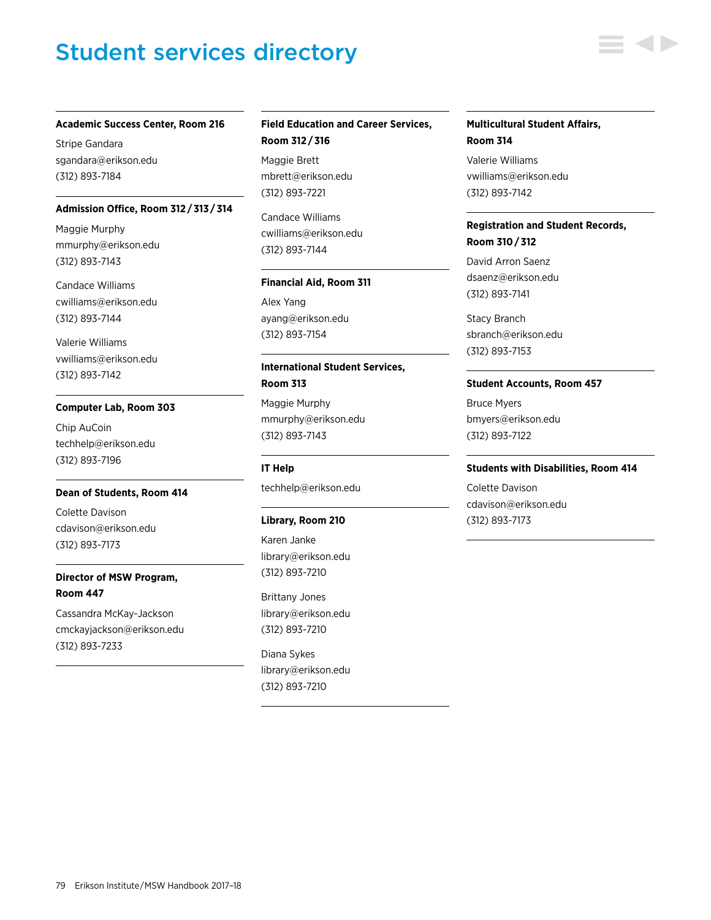# Student services directory

**Academic Success Center, Room 216**

Stripe Gandara
sgandara@erikson.edu
(312) 893-7184

**Admission Office, Room 312 / 313 / 314**

Maggie Murphy
mmurphy@erikson.edu
(312) 893-7143

Candace Williams
cwilliams@erikson.edu
(312) 893-7144

Valerie Williams
vwilliams@erikson.edu
(312) 893-7142

**Computer Lab, Room 303**

Chip AuCoin
techhelp@erikson.edu
(312) 893-7196

**Dean of Students, Room 414**

Colette Davison
cdavison@erikson.edu
(312) 893-7173

**Director of MSW Program, Room 447**

Cassandra McKay-Jackson
cmckayjackson@erikson.edu
(312) 893-7233

**Field Education and Career Services, Room 312 / 316**

Maggie Brett
mbrett@erikson.edu
(312) 893-7221

Candace Williams
cwilliams@erikson.edu
(312) 893-7144

**Financial Aid, Room 311**

Alex Yang
ayang@erikson.edu
(312) 893-7154

**International Student Services, Room 313**

Maggie Murphy
mmurphy@erikson.edu
(312) 893-7143

**IT Help**

techhelp@erikson.edu

**Library, Room 210**

Karen Janke
library@erikson.edu
(312) 893-7210

Brittany Jones
library@erikson.edu
(312) 893-7210

Diana Sykes
library@erikson.edu
(312) 893-7210

**Multicultural Student Affairs, Room 314**

Valerie Williams
vwilliams@erikson.edu
(312) 893-7142

**Registration and Student Records, Room 310 / 312**

David Arron Saenz
dsaenz@erikson.edu
(312) 893-7141

Stacy Branch
sbranch@erikson.edu
(312) 893-7153

**Student Accounts, Room 457**

Bruce Myers
bmyers@erikson.edu
(312) 893-7122

**Students with Disabilities, Room 414**

Colette Davison
cdavison@erikson.edu
(312) 893-7173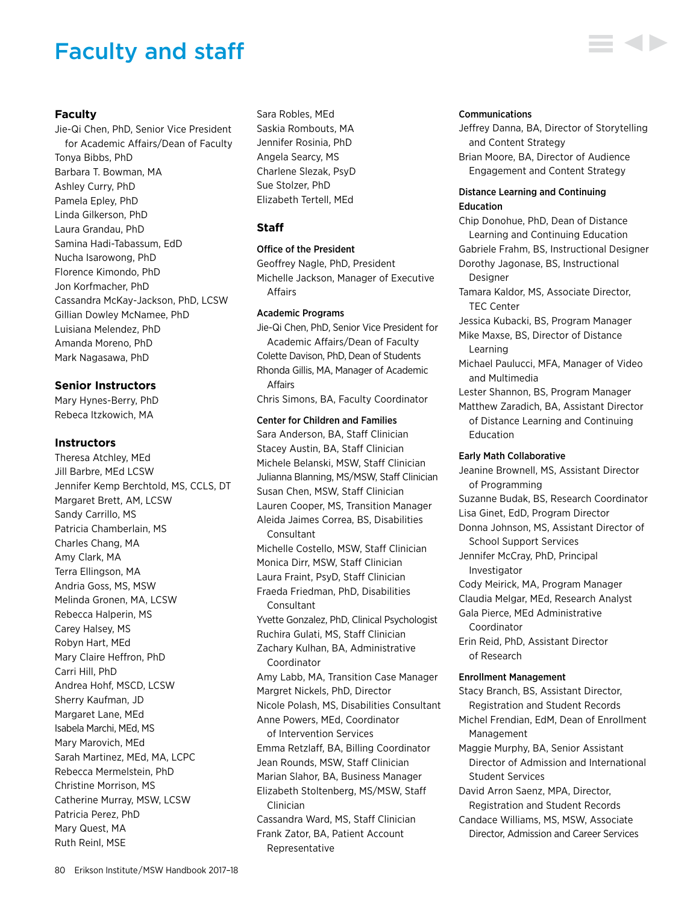# Faculty and staff

## Faculty

Jie-Qi Chen, PhD, Senior Vice President for Academic Affairs/Dean of Faculty
Tonya Bibbs, PhD
Barbara T. Bowman, MA
Ashley Curry, PhD
Pamela Epley, PhD
Linda Gilkerson, PhD
Laura Grandau, PhD
Samina Hadi-Tabassum, EdD
Nucha Isarowong, PhD
Florence Kimondo, PhD
Jon Korfmacher, PhD
Cassandra McKay-Jackson, PhD, LCSW
Gillian Dowley McNamee, PhD
Luisiana Melendez, PhD
Amanda Moreno, PhD
Mark Nagasawa, PhD

## Senior Instructors

Mary Hynes-Berry, PhD
Rebeca Itzkowich, MA

## Instructors

Theresa Atchley, MEd
Jill Barbre, MEd LCSW
Jennifer Kemp Berchtold, MS, CCLS, DT
Margaret Brett, AM, LCSW
Sandy Carrillo, MS
Patricia Chamberlain, MS
Charles Chang, MA
Amy Clark, MA
Terra Ellingson, MA
Andria Goss, MS, MSW
Melinda Gronen, MA, LCSW
Rebecca Halperin, MS
Carey Halsey, MS
Robyn Hart, MEd
Mary Claire Heffron, PhD
Carri Hill, PhD
Andrea Hohf, MSCD, LCSW
Sherry Kaufman, JD
Margaret Lane, MEd
Isabela Marchi, MEd, MS
Mary Marovich, MEd
Sarah Martinez, MEd, MA, LCPC
Rebecca Mermelstein, PhD
Christine Morrison, MS
Catherine Murray, MSW, LCSW
Patricia Perez, PhD
Mary Quest, MA
Ruth Reinl, MSE
Sara Robles, MEd
Saskia Rombouts, MA
Jennifer Rosinia, PhD
Angela Searcy, MS
Charlene Slezak, PsyD
Sue Stolzer, PhD
Elizabeth Tertell, MEd

## Staff

### Office of the President

Geoffrey Nagle, PhD, President
Michelle Jackson, Manager of Executive Affairs

### Academic Programs

Jie-Qi Chen, PhD, Senior Vice President for Academic Affairs/Dean of Faculty
Colette Davison, PhD, Dean of Students
Rhonda Gillis, MA, Manager of Academic Affairs
Chris Simons, BA, Faculty Coordinator

### Center for Children and Families

Sara Anderson, BA, Staff Clinician
Stacey Austin, BA, Staff Clinician
Michele Belanski, MSW, Staff Clinician
Julianna Blanning, MS/MSW, Staff Clinician
Susan Chen, MSW, Staff Clinician
Lauren Cooper, MS, Transition Manager
Aleida Jaimes Correa, BS, Disabilities Consultant
Michelle Costello, MSW, Staff Clinician
Monica Dirr, MSW, Staff Clinician
Laura Fraint, PsyD, Staff Clinician
Fraeda Friedman, PhD, Disabilities Consultant
Yvette Gonzalez, PhD, Clinical Psychologist
Ruchira Gulati, MS, Staff Clinician
Zachary Kulhan, BA, Administrative Coordinator
Amy Labb, MA, Transition Case Manager
Margret Nickels, PhD, Director
Nicole Polash, MS, Disabilities Consultant
Anne Powers, MEd, Coordinator of Intervention Services
Emma Retzlaff, BA, Billing Coordinator
Jean Rounds, MSW, Staff Clinician
Marian Slahor, BA, Business Manager
Elizabeth Stoltenberg, MS/MSW, Staff Clinician
Cassandra Ward, MS, Staff Clinician
Frank Zator, BA, Patient Account Representative

### Communications

Jeffrey Danna, BA, Director of Storytelling and Content Strategy
Brian Moore, BA, Director of Audience Engagement and Content Strategy

### Distance Learning and Continuing Education

Chip Donohue, PhD, Dean of Distance Learning and Continuing Education
Gabriele Frahm, BS, Instructional Designer
Dorothy Jagonase, BS, Instructional Designer
Tamara Kaldor, MS, Associate Director, TEC Center
Jessica Kubacki, BS, Program Manager
Mike Maxse, BS, Director of Distance Learning
Michael Paulucci, MFA, Manager of Video and Multimedia
Lester Shannon, BS, Program Manager
Matthew Zaradich, BA, Assistant Director of Distance Learning and Continuing Education

### Early Math Collaborative

Jeanine Brownell, MS, Assistant Director of Programming
Suzanne Budak, BS, Research Coordinator
Lisa Ginet, EdD, Program Director
Donna Johnson, MS, Assistant Director of School Support Services
Jennifer McCray, PhD, Principal Investigator
Cody Meirick, MA, Program Manager
Claudia Melgar, MEd, Research Analyst
Gala Pierce, MEd Administrative Coordinator
Erin Reid, PhD, Assistant Director of Research

### Enrollment Management

Stacy Branch, BS, Assistant Director, Registration and Student Records
Michel Frendian, EdM, Dean of Enrollment Management
Maggie Murphy, BA, Senior Assistant Director of Admission and International Student Services
David Arron Saenz, MPA, Director, Registration and Student Records
Candace Williams, MS, MSW, Associate Director, Admission and Career Services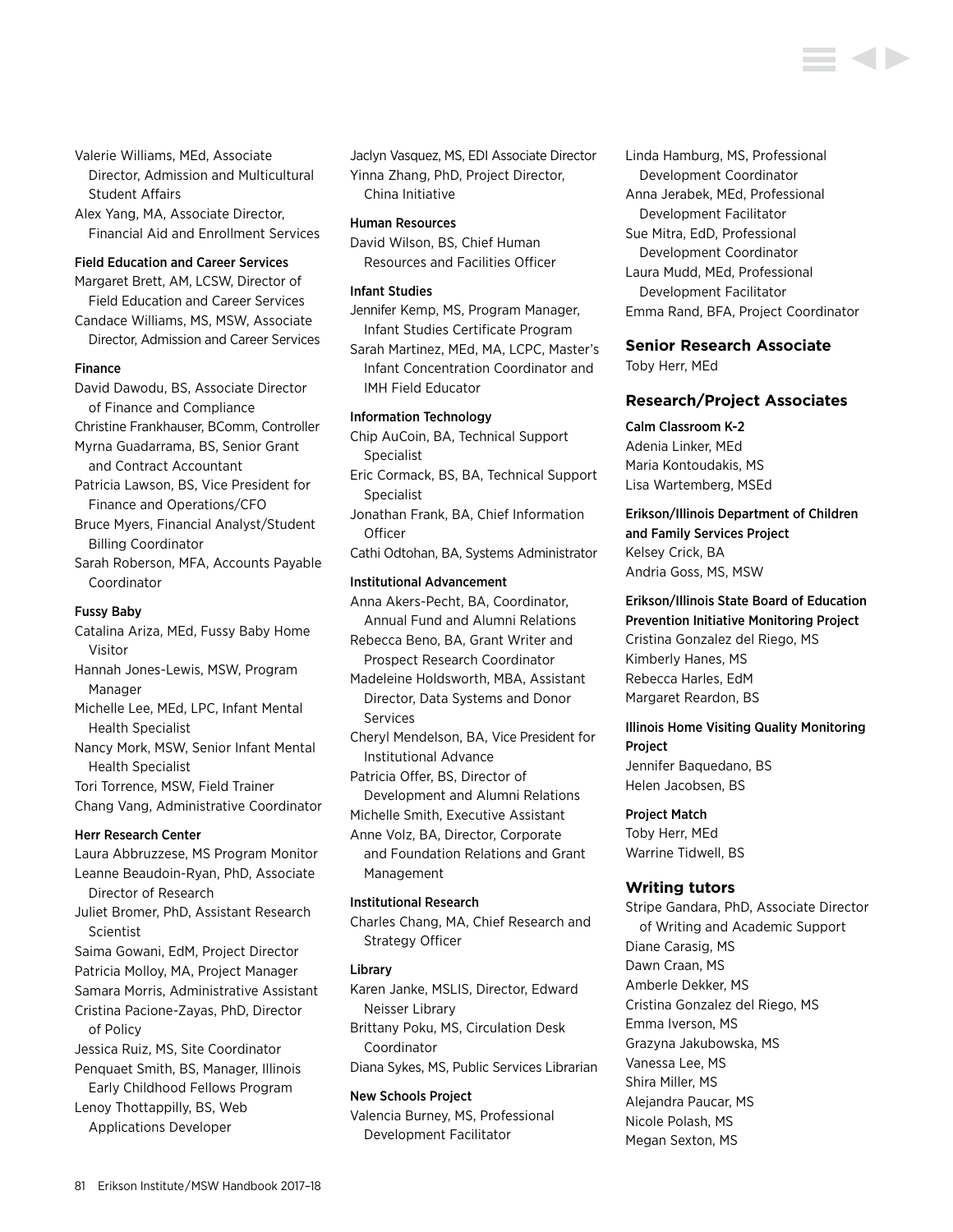Valerie Williams, MEd, Associate Director, Admission and Multicultural Student Affairs

Alex Yang, MA, Associate Director, Financial Aid and Enrollment Services

### Field Education and Career Services

Margaret Brett, AM, LCSW, Director of Field Education and Career Services

Candace Williams, MS, MSW, Associate Director, Admission and Career Services

### Finance

David Dawodu, BS, Associate Director of Finance and Compliance

Christine Frankhauser, BComm, Controller

Myrna Guadarrama, BS, Senior Grant and Contract Accountant

Patricia Lawson, BS, Vice President for Finance and Operations/CFO

Bruce Myers, Financial Analyst/Student Billing Coordinator

Sarah Roberson, MFA, Accounts Payable Coordinator

### Fussy Baby

Catalina Ariza, MEd, Fussy Baby Home Visitor

Hannah Jones-Lewis, MSW, Program Manager

Michelle Lee, MEd, LPC, Infant Mental Health Specialist

Nancy Mork, MSW, Senior Infant Mental Health Specialist

Tori Torrence, MSW, Field Trainer

Chang Vang, Administrative Coordinator

### Herr Research Center

Laura Abbruzzese, MS Program Monitor

Leanne Beaudoin-Ryan, PhD, Associate Director of Research

Juliet Bromer, PhD, Assistant Research Scientist

Saima Gowani, EdM, Project Director

Patricia Molloy, MA, Project Manager

Samara Morris, Administrative Assistant

Cristina Pacione-Zayas, PhD, Director of Policy

Jessica Ruiz, MS, Site Coordinator

Penquaet Smith, BS, Manager, Illinois Early Childhood Fellows Program

Lenoy Thottappilly, BS, Web Applications Developer

Jaclyn Vasquez, MS, EDI Associate Director

Yinna Zhang, PhD, Project Director, China Initiative

### Human Resources

David Wilson, BS, Chief Human Resources and Facilities Officer

### Infant Studies

Jennifer Kemp, MS, Program Manager, Infant Studies Certificate Program

Sarah Martinez, MEd, MA, LCPC, Master's Infant Concentration Coordinator and IMH Field Educator

### Information Technology

Chip AuCoin, BA, Technical Support Specialist

Eric Cormack, BS, BA, Technical Support Specialist

Jonathan Frank, BA, Chief Information Officer

Cathi Odtohan, BA, Systems Administrator

### Institutional Advancement

Anna Akers-Pecht, BA, Coordinator, Annual Fund and Alumni Relations

Rebecca Beno, BA, Grant Writer and Prospect Research Coordinator

Madeleine Holdsworth, MBA, Assistant Director, Data Systems and Donor Services

Cheryl Mendelson, BA, Vice President for Institutional Advance

Patricia Offer, BS, Director of Development and Alumni Relations

Michelle Smith, Executive Assistant

Anne Volz, BA, Director, Corporate and Foundation Relations and Grant Management

### Institutional Research

Charles Chang, MA, Chief Research and Strategy Officer

### Library

Karen Janke, MSLIS, Director, Edward Neisser Library

Brittany Poku, MS, Circulation Desk Coordinator

Diana Sykes, MS, Public Services Librarian

### New Schools Project

Valencia Burney, MS, Professional Development Facilitator

Linda Hamburg, MS, Professional Development Coordinator

Anna Jerabek, MEd, Professional Development Facilitator

Sue Mitra, EdD, Professional Development Coordinator

Laura Mudd, MEd, Professional Development Facilitator

Emma Rand, BFA, Project Coordinator

## Senior Research Associate

Toby Herr, MEd

## Research/Project Associates

### Calm Classroom K-2

Adenia Linker, MEd

Maria Kontoudakis, MS

Lisa Wartemberg, MSEd

### Erikson/Illinois Department of Children and Family Services Project

Kelsey Crick, BA

Andria Goss, MS, MSW

### Erikson/Illinois State Board of Education Prevention Initiative Monitoring Project

Cristina Gonzalez del Riego, MS

Kimberly Hanes, MS

Rebecca Harles, EdM

Margaret Reardon, BS

### Illinois Home Visiting Quality Monitoring Project

Jennifer Baquedano, BS

Helen Jacobsen, BS

### Project Match

Toby Herr, MEd

Warrine Tidwell, BS

## Writing tutors

Stripe Gandara, PhD, Associate Director of Writing and Academic Support

Diane Carasig, MS

Dawn Craan, MS

Amberle Dekker, MS

Cristina Gonzalez del Riego, MS

Emma Iverson, MS

Grazyna Jakubowska, MS

Vanessa Lee, MS

Shira Miller, MS

Alejandra Paucar, MS

Nicole Polash, MS

Megan Sexton, MS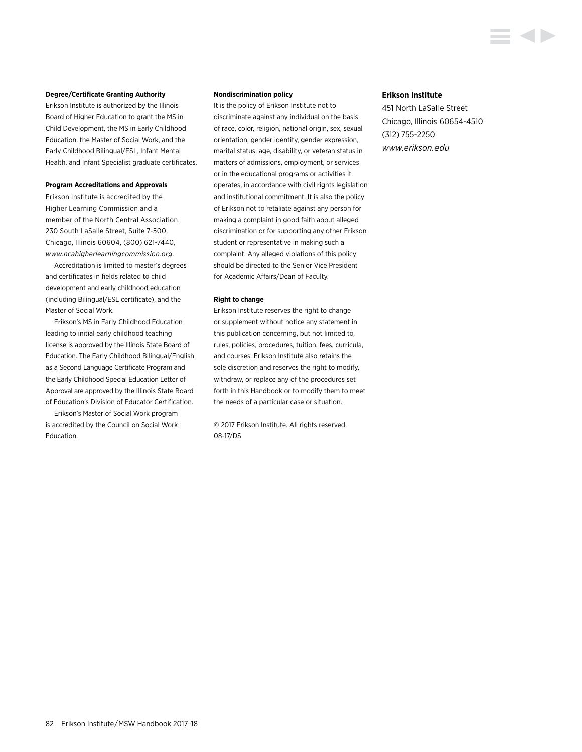**Degree/Certificate Granting Authority**

Erikson Institute is authorized by the Illinois Board of Higher Education to grant the MS in Child Development, the MS in Early Childhood Education, the Master of Social Work, and the Early Childhood Bilingual/ESL, Infant Mental Health, and Infant Specialist graduate certificates.

**Program Accreditations and Approvals**

Erikson Institute is accredited by the Higher Learning Commission and a member of the North Central Association, 230 South LaSalle Street, Suite 7-500, Chicago, Illinois 60604, (800) 621-7440, *www.ncahigherlearningcommission.org*.

Accreditation is limited to master's degrees and certificates in fields related to child development and early childhood education (including Bilingual/ESL certificate), and the Master of Social Work.

Erikson's MS in Early Childhood Education leading to initial early childhood teaching license is approved by the Illinois State Board of Education. The Early Childhood Bilingual/English as a Second Language Certificate Program and the Early Childhood Special Education Letter of Approval are approved by the Illinois State Board of Education's Division of Educator Certification.

Erikson's Master of Social Work program is accredited by the Council on Social Work Education.

**Nondiscrimination policy**

It is the policy of Erikson Institute not to discriminate against any individual on the basis of race, color, religion, national origin, sex, sexual orientation, gender identity, gender expression, marital status, age, disability, or veteran status in matters of admissions, employment, or services or in the educational programs or activities it operates, in accordance with civil rights legislation and institutional commitment. It is also the policy of Erikson not to retaliate against any person for making a complaint in good faith about alleged discrimination or for supporting any other Erikson student or representative in making such a complaint. Any alleged violations of this policy should be directed to the Senior Vice President for Academic Affairs/Dean of Faculty.

**Right to change**

Erikson Institute reserves the right to change or supplement without notice any statement in this publication concerning, but not limited to, rules, policies, procedures, tuition, fees, curricula, and courses. Erikson Institute also retains the sole discretion and reserves the right to modify, withdraw, or replace any of the procedures set forth in this Handbook or to modify them to meet the needs of a particular case or situation.

© 2017 Erikson Institute. All rights reserved.
08-17/DS

**Erikson Institute**

451 North LaSalle Street
Chicago, Illinois 60654-4510
(312) 755-2250
*www.erikson.edu*